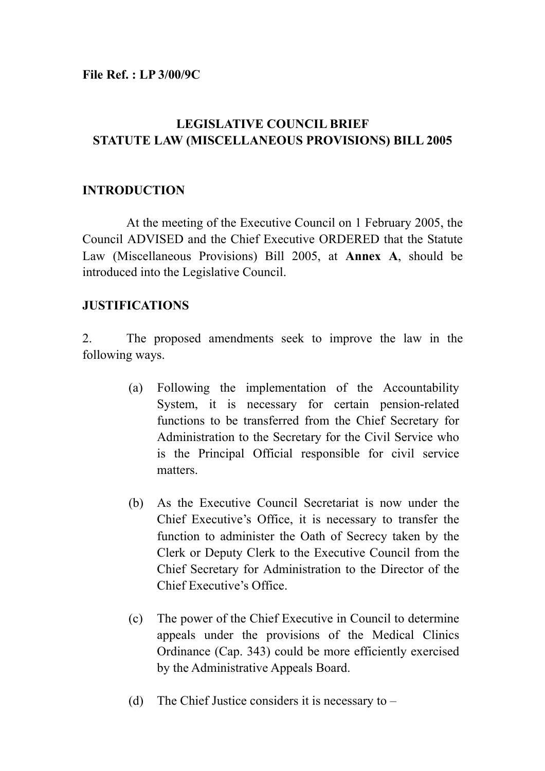**File Ref. : LP 3/00/9C**

# LEGISLATIVE COUNCIL BRIEF
# STATUTE LAW (MISCELLANEOUS PROVISIONS) BILL 2005

## INTRODUCTION

At the meeting of the Executive Council on 1 February 2005, the Council ADVISED and the Chief Executive ORDERED that the Statute Law (Miscellaneous Provisions) Bill 2005, at **Annex A**, should be introduced into the Legislative Council.

## JUSTIFICATIONS

2. The proposed amendments seek to improve the law in the following ways.

(a) Following the implementation of the Accountability System, it is necessary for certain pension-related functions to be transferred from the Chief Secretary for Administration to the Secretary for the Civil Service who is the Principal Official responsible for civil service matters.

(b) As the Executive Council Secretariat is now under the Chief Executive's Office, it is necessary to transfer the function to administer the Oath of Secrecy taken by the Clerk or Deputy Clerk to the Executive Council from the Chief Secretary for Administration to the Director of the Chief Executive's Office.

(c) The power of the Chief Executive in Council to determine appeals under the provisions of the Medical Clinics Ordinance (Cap. 343) could be more efficiently exercised by the Administrative Appeals Board.

(d) The Chief Justice considers it is necessary to –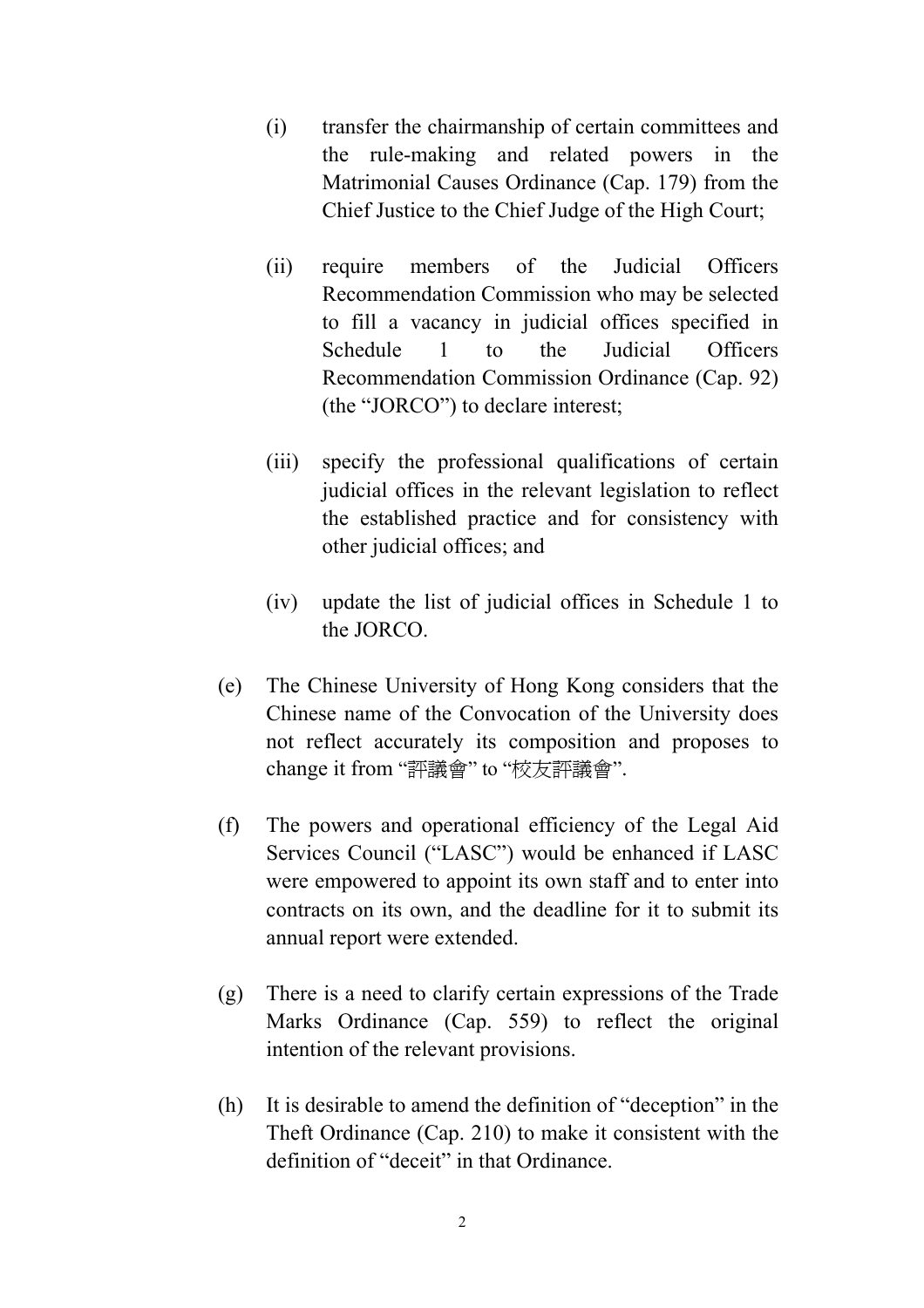(i) transfer the chairmanship of certain committees and the rule-making and related powers in the Matrimonial Causes Ordinance (Cap. 179) from the Chief Justice to the Chief Judge of the High Court;

(ii) require members of the Judicial Officers Recommendation Commission who may be selected to fill a vacancy in judicial offices specified in Schedule 1 to the Judicial Officers Recommendation Commission Ordinance (Cap. 92) (the "JORCO") to declare interest;

(iii) specify the professional qualifications of certain judicial offices in the relevant legislation to reflect the established practice and for consistency with other judicial offices; and

(iv) update the list of judicial offices in Schedule 1 to the JORCO.

(e) The Chinese University of Hong Kong considers that the Chinese name of the Convocation of the University does not reflect accurately its composition and proposes to change it from "評議會" to "校友評議會".

(f) The powers and operational efficiency of the Legal Aid Services Council ("LASC") would be enhanced if LASC were empowered to appoint its own staff and to enter into contracts on its own, and the deadline for it to submit its annual report were extended.

(g) There is a need to clarify certain expressions of the Trade Marks Ordinance (Cap. 559) to reflect the original intention of the relevant provisions.

(h) It is desirable to amend the definition of "deception" in the Theft Ordinance (Cap. 210) to make it consistent with the definition of "deceit" in that Ordinance.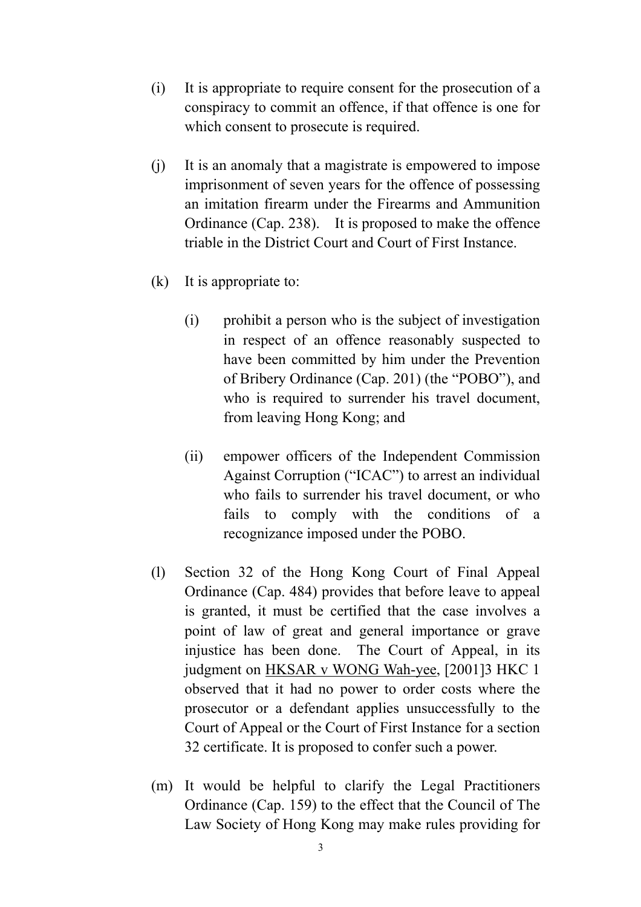(i) It is appropriate to require consent for the prosecution of a conspiracy to commit an offence, if that offence is one for which consent to prosecute is required.

(j) It is an anomaly that a magistrate is empowered to impose imprisonment of seven years for the offence of possessing an imitation firearm under the Firearms and Ammunition Ordinance (Cap. 238). It is proposed to make the offence triable in the District Court and Court of First Instance.

(k) It is appropriate to:

   (i) prohibit a person who is the subject of investigation in respect of an offence reasonably suspected to have been committed by him under the Prevention of Bribery Ordinance (Cap. 201) (the "POBO"), and who is required to surrender his travel document, from leaving Hong Kong; and

   (ii) empower officers of the Independent Commission Against Corruption ("ICAC") to arrest an individual who fails to surrender his travel document, or who fails to comply with the conditions of a recognizance imposed under the POBO.

(l) Section 32 of the Hong Kong Court of Final Appeal Ordinance (Cap. 484) provides that before leave to appeal is granted, it must be certified that the case involves a point of law of great and general importance or grave injustice has been done. The Court of Appeal, in its judgment on HKSAR v WONG Wah-yee, [2001]3 HKC 1 observed that it had no power to order costs where the prosecutor or a defendant applies unsuccessfully to the Court of Appeal or the Court of First Instance for a section 32 certificate. It is proposed to confer such a power.

(m) It would be helpful to clarify the Legal Practitioners Ordinance (Cap. 159) to the effect that the Council of The Law Society of Hong Kong may make rules providing for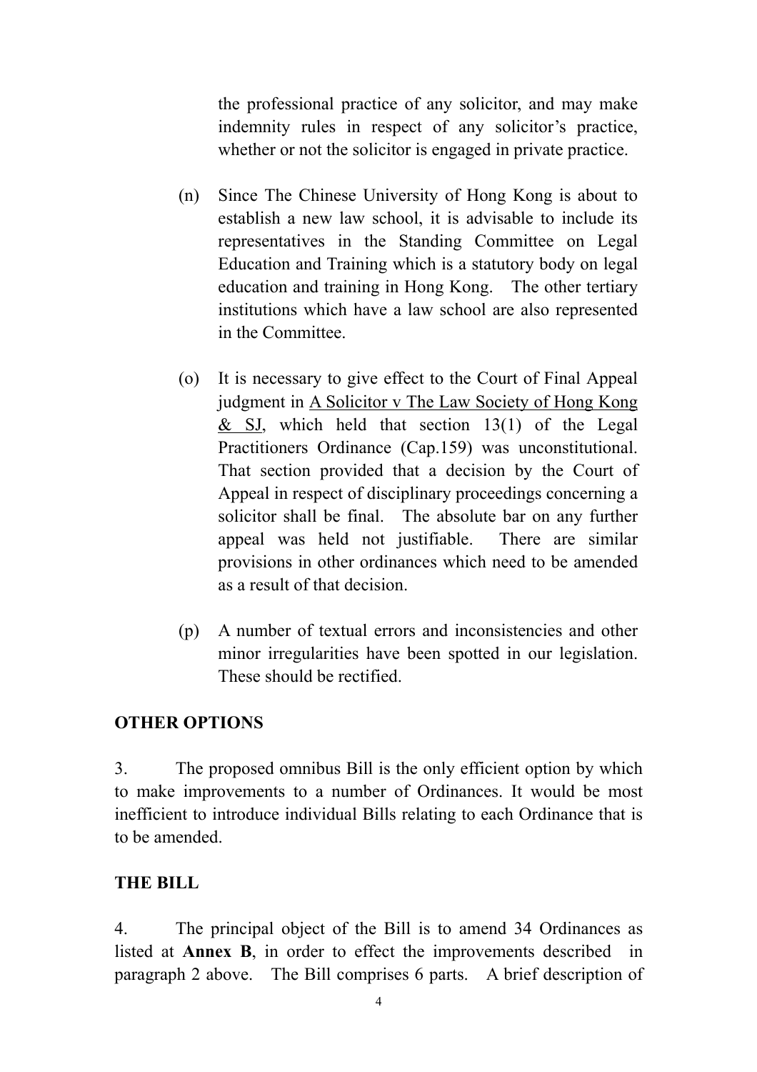the professional practice of any solicitor, and may make indemnity rules in respect of any solicitor's practice, whether or not the solicitor is engaged in private practice.

(n) Since The Chinese University of Hong Kong is about to establish a new law school, it is advisable to include its representatives in the Standing Committee on Legal Education and Training which is a statutory body on legal education and training in Hong Kong. The other tertiary institutions which have a law school are also represented in the Committee.

(o) It is necessary to give effect to the Court of Final Appeal judgment in <u>A Solicitor v The Law Society of Hong Kong & SJ</u>, which held that section 13(1) of the Legal Practitioners Ordinance (Cap.159) was unconstitutional. That section provided that a decision by the Court of Appeal in respect of disciplinary proceedings concerning a solicitor shall be final. The absolute bar on any further appeal was held not justifiable. There are similar provisions in other ordinances which need to be amended as a result of that decision.

(p) A number of textual errors and inconsistencies and other minor irregularities have been spotted in our legislation. These should be rectified.

## OTHER OPTIONS

3. The proposed omnibus Bill is the only efficient option by which to make improvements to a number of Ordinances. It would be most inefficient to introduce individual Bills relating to each Ordinance that is to be amended.

## THE BILL

4. The principal object of the Bill is to amend 34 Ordinances as listed at **Annex B**, in order to effect the improvements described in paragraph 2 above. The Bill comprises 6 parts. A brief description of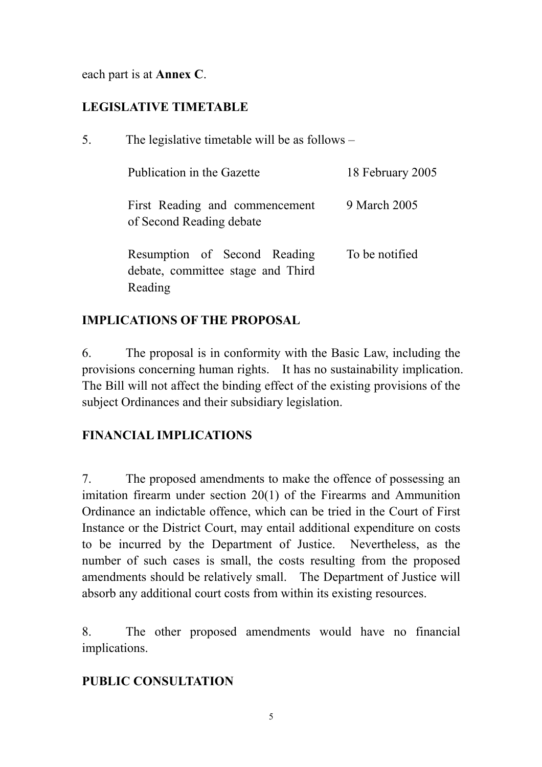each part is at **Annex C**.

## LEGISLATIVE TIMETABLE

5. The legislative timetable will be as follows –

| | |
|---|---|
| Publication in the Gazette | 18 February 2005 |
| First Reading and commencement of Second Reading debate | 9 March 2005 |
| Resumption of Second Reading debate, committee stage and Third Reading | To be notified |

## IMPLICATIONS OF THE PROPOSAL

6. The proposal is in conformity with the Basic Law, including the provisions concerning human rights. It has no sustainability implication. The Bill will not affect the binding effect of the existing provisions of the subject Ordinances and their subsidiary legislation.

## FINANCIAL IMPLICATIONS

7. The proposed amendments to make the offence of possessing an imitation firearm under section 20(1) of the Firearms and Ammunition Ordinance an indictable offence, which can be tried in the Court of First Instance or the District Court, may entail additional expenditure on costs to be incurred by the Department of Justice. Nevertheless, as the number of such cases is small, the costs resulting from the proposed amendments should be relatively small. The Department of Justice will absorb any additional court costs from within its existing resources.

8. The other proposed amendments would have no financial implications.

## PUBLIC CONSULTATION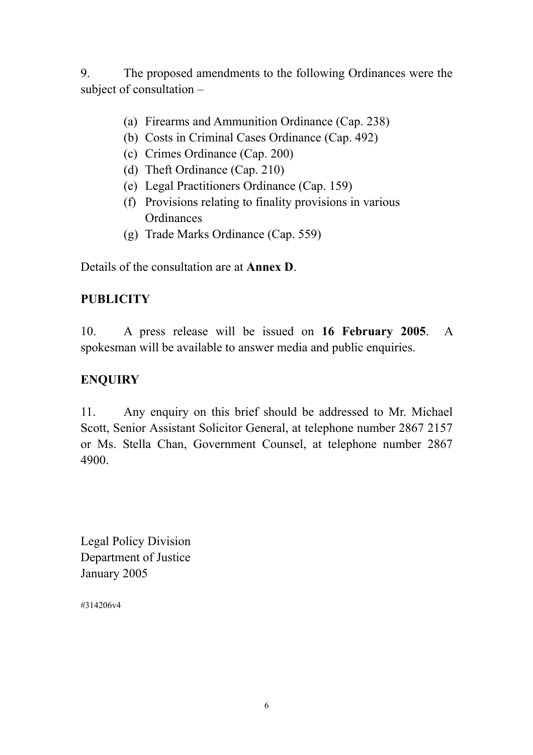9. The proposed amendments to the following Ordinances were the subject of consultation –

(a) Firearms and Ammunition Ordinance (Cap. 238)
(b) Costs in Criminal Cases Ordinance (Cap. 492)
(c) Crimes Ordinance (Cap. 200)
(d) Theft Ordinance (Cap. 210)
(e) Legal Practitioners Ordinance (Cap. 159)
(f) Provisions relating to finality provisions in various Ordinances
(g) Trade Marks Ordinance (Cap. 559)

Details of the consultation are at **Annex D**.

**PUBLICITY**

10. A press release will be issued on **16 February 2005**. A spokesman will be available to answer media and public enquiries.

**ENQUIRY**

11. Any enquiry on this brief should be addressed to Mr. Michael Scott, Senior Assistant Solicitor General, at telephone number 2867 2157 or Ms. Stella Chan, Government Counsel, at telephone number 2867 4900.

Legal Policy Division
Department of Justice
January 2005

#314206v4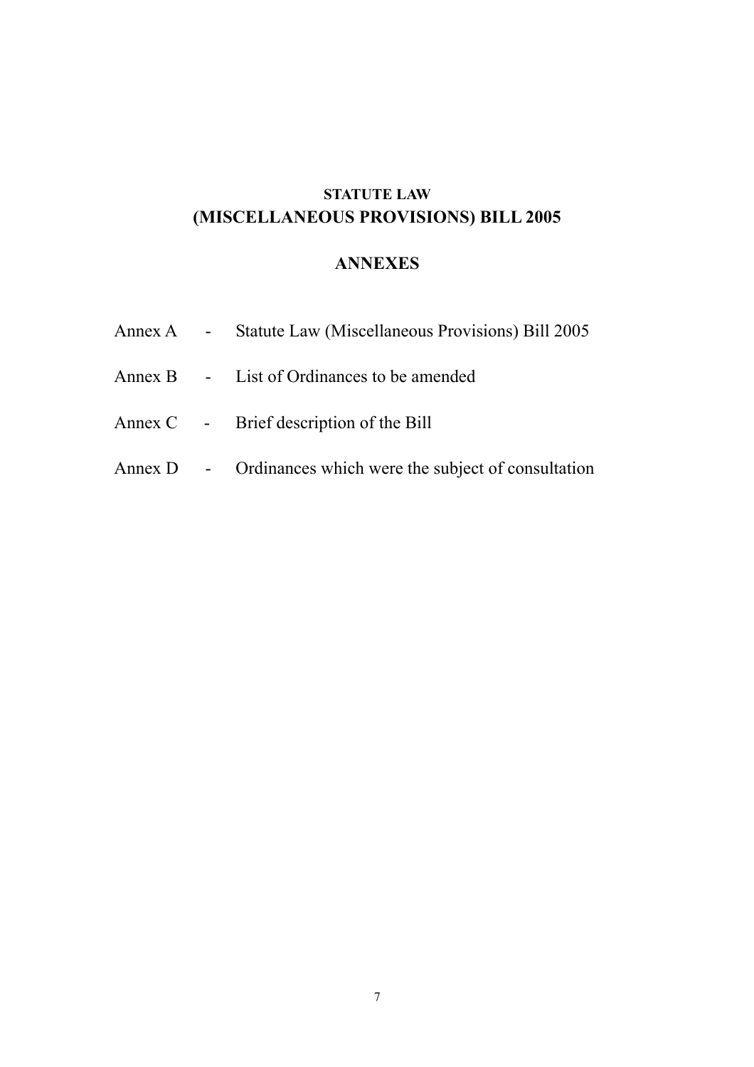# STATUTE LAW
# (MISCELLANEOUS PROVISIONS) BILL 2005

## ANNEXES

Annex A - Statute Law (Miscellaneous Provisions) Bill 2005

Annex B - List of Ordinances to be amended

Annex C - Brief description of the Bill

Annex D - Ordinances which were the subject of consultation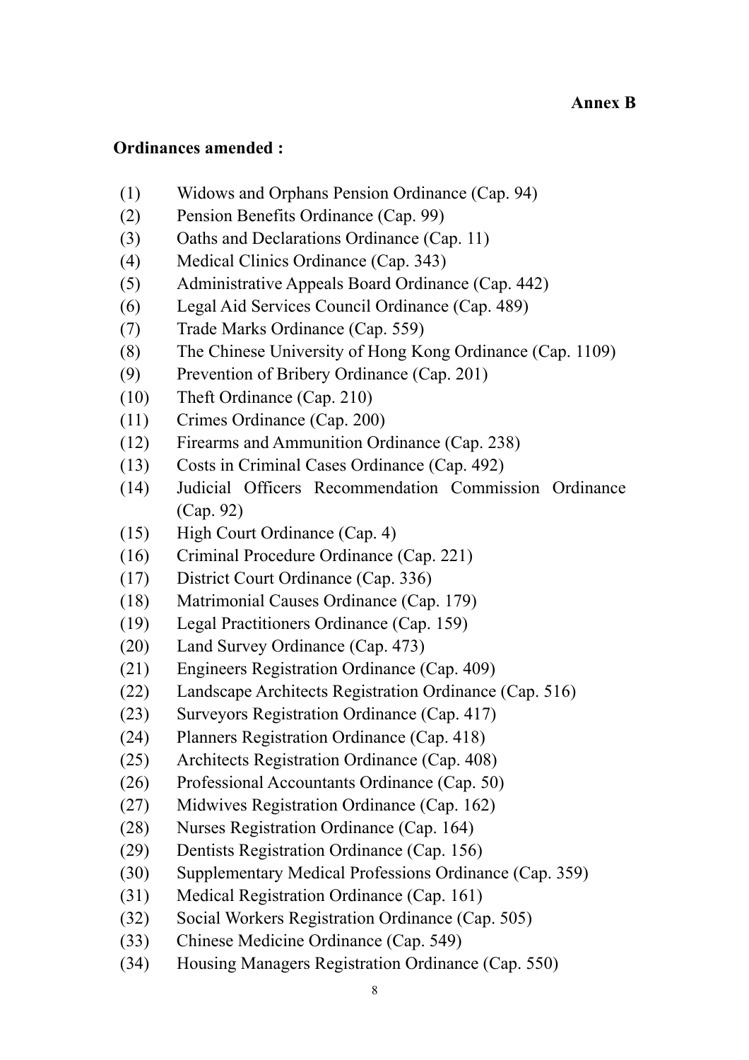**Annex B**

**Ordinances amended :**

(1) Widows and Orphans Pension Ordinance (Cap. 94)
(2) Pension Benefits Ordinance (Cap. 99)
(3) Oaths and Declarations Ordinance (Cap. 11)
(4) Medical Clinics Ordinance (Cap. 343)
(5) Administrative Appeals Board Ordinance (Cap. 442)
(6) Legal Aid Services Council Ordinance (Cap. 489)
(7) Trade Marks Ordinance (Cap. 559)
(8) The Chinese University of Hong Kong Ordinance (Cap. 1109)
(9) Prevention of Bribery Ordinance (Cap. 201)
(10) Theft Ordinance (Cap. 210)
(11) Crimes Ordinance (Cap. 200)
(12) Firearms and Ammunition Ordinance (Cap. 238)
(13) Costs in Criminal Cases Ordinance (Cap. 492)
(14) Judicial Officers Recommendation Commission Ordinance (Cap. 92)
(15) High Court Ordinance (Cap. 4)
(16) Criminal Procedure Ordinance (Cap. 221)
(17) District Court Ordinance (Cap. 336)
(18) Matrimonial Causes Ordinance (Cap. 179)
(19) Legal Practitioners Ordinance (Cap. 159)
(20) Land Survey Ordinance (Cap. 473)
(21) Engineers Registration Ordinance (Cap. 409)
(22) Landscape Architects Registration Ordinance (Cap. 516)
(23) Surveyors Registration Ordinance (Cap. 417)
(24) Planners Registration Ordinance (Cap. 418)
(25) Architects Registration Ordinance (Cap. 408)
(26) Professional Accountants Ordinance (Cap. 50)
(27) Midwives Registration Ordinance (Cap. 162)
(28) Nurses Registration Ordinance (Cap. 164)
(29) Dentists Registration Ordinance (Cap. 156)
(30) Supplementary Medical Professions Ordinance (Cap. 359)
(31) Medical Registration Ordinance (Cap. 161)
(32) Social Workers Registration Ordinance (Cap. 505)
(33) Chinese Medicine Ordinance (Cap. 549)
(34) Housing Managers Registration Ordinance (Cap. 550)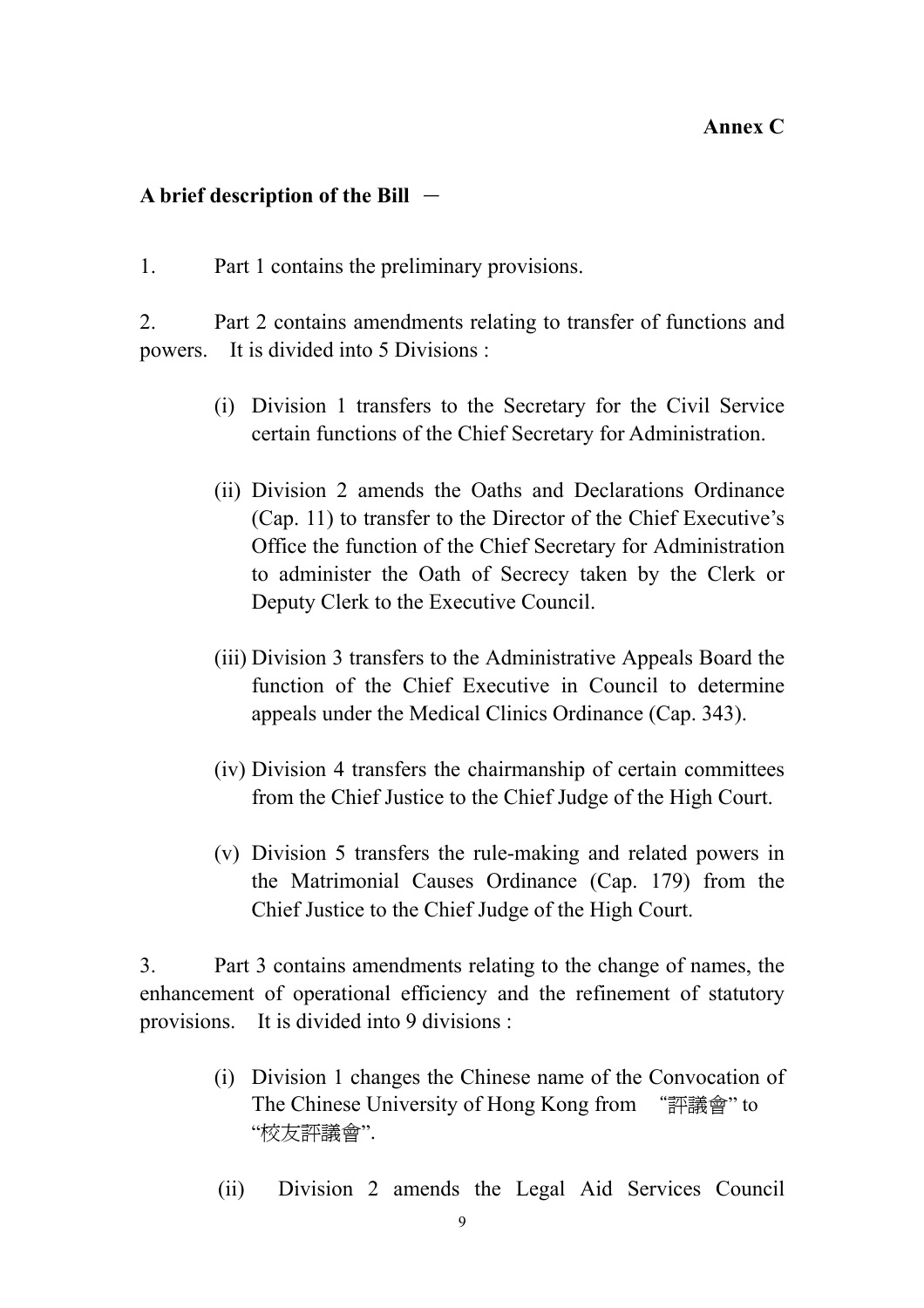**Annex C**

**A brief description of the Bill** －

1. Part 1 contains the preliminary provisions.

2. Part 2 contains amendments relating to transfer of functions and powers. It is divided into 5 Divisions :

(i) Division 1 transfers to the Secretary for the Civil Service certain functions of the Chief Secretary for Administration.

(ii) Division 2 amends the Oaths and Declarations Ordinance (Cap. 11) to transfer to the Director of the Chief Executive's Office the function of the Chief Secretary for Administration to administer the Oath of Secrecy taken by the Clerk or Deputy Clerk to the Executive Council.

(iii) Division 3 transfers to the Administrative Appeals Board the function of the Chief Executive in Council to determine appeals under the Medical Clinics Ordinance (Cap. 343).

(iv) Division 4 transfers the chairmanship of certain committees from the Chief Justice to the Chief Judge of the High Court.

(v) Division 5 transfers the rule-making and related powers in the Matrimonial Causes Ordinance (Cap. 179) from the Chief Justice to the Chief Judge of the High Court.

3. Part 3 contains amendments relating to the change of names, the enhancement of operational efficiency and the refinement of statutory provisions. It is divided into 9 divisions :

(i) Division 1 changes the Chinese name of the Convocation of The Chinese University of Hong Kong from "評議會" to "校友評議會".

(ii) Division 2 amends the Legal Aid Services Council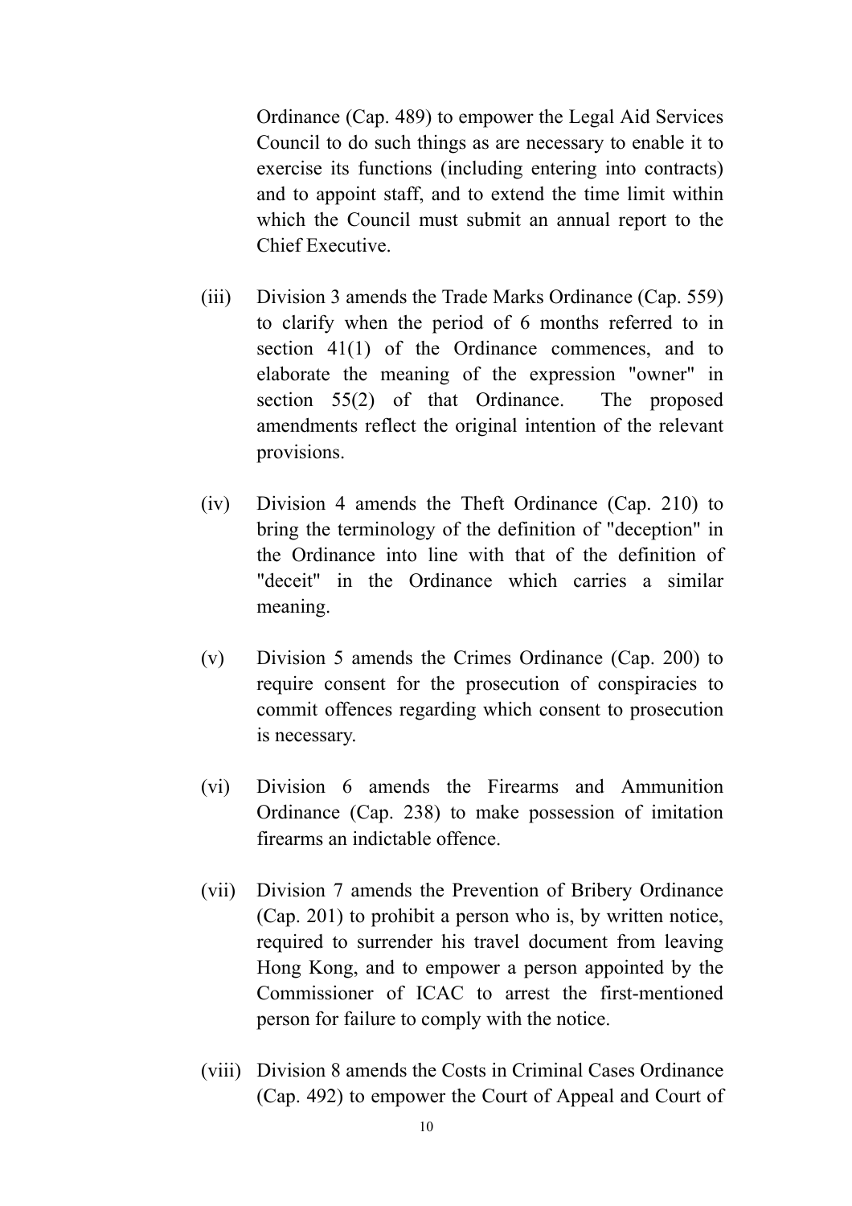Ordinance (Cap. 489) to empower the Legal Aid Services Council to do such things as are necessary to enable it to exercise its functions (including entering into contracts) and to appoint staff, and to extend the time limit within which the Council must submit an annual report to the Chief Executive.

(iii) Division 3 amends the Trade Marks Ordinance (Cap. 559) to clarify when the period of 6 months referred to in section 41(1) of the Ordinance commences, and to elaborate the meaning of the expression "owner" in section 55(2) of that Ordinance. The proposed amendments reflect the original intention of the relevant provisions.

(iv) Division 4 amends the Theft Ordinance (Cap. 210) to bring the terminology of the definition of "deception" in the Ordinance into line with that of the definition of "deceit" in the Ordinance which carries a similar meaning.

(v) Division 5 amends the Crimes Ordinance (Cap. 200) to require consent for the prosecution of conspiracies to commit offences regarding which consent to prosecution is necessary.

(vi) Division 6 amends the Firearms and Ammunition Ordinance (Cap. 238) to make possession of imitation firearms an indictable offence.

(vii) Division 7 amends the Prevention of Bribery Ordinance (Cap. 201) to prohibit a person who is, by written notice, required to surrender his travel document from leaving Hong Kong, and to empower a person appointed by the Commissioner of ICAC to arrest the first-mentioned person for failure to comply with the notice.

(viii) Division 8 amends the Costs in Criminal Cases Ordinance (Cap. 492) to empower the Court of Appeal and Court of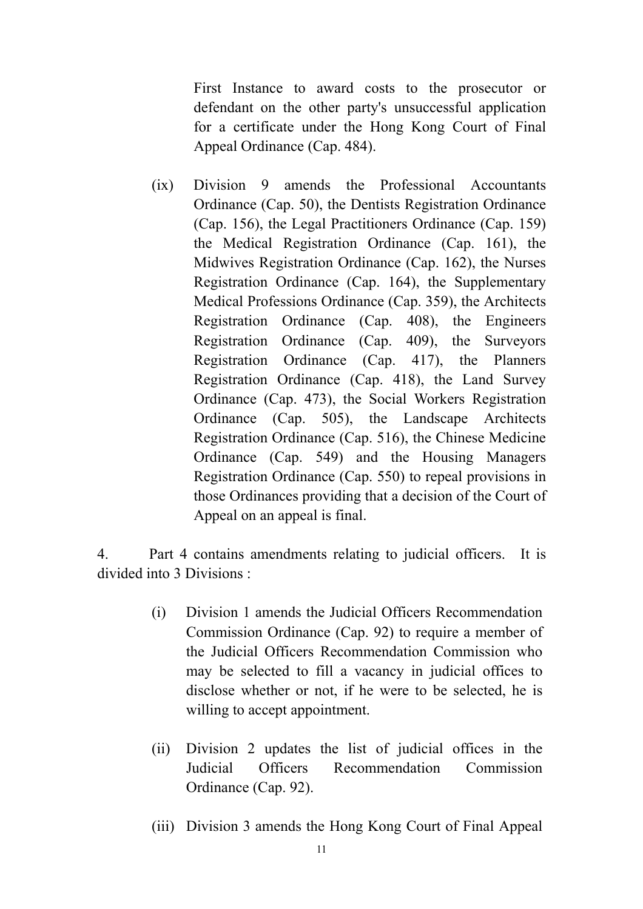First Instance to award costs to the prosecutor or defendant on the other party's unsuccessful application for a certificate under the Hong Kong Court of Final Appeal Ordinance (Cap. 484).

(ix) Division 9 amends the Professional Accountants Ordinance (Cap. 50), the Dentists Registration Ordinance (Cap. 156), the Legal Practitioners Ordinance (Cap. 159) the Medical Registration Ordinance (Cap. 161), the Midwives Registration Ordinance (Cap. 162), the Nurses Registration Ordinance (Cap. 164), the Supplementary Medical Professions Ordinance (Cap. 359), the Architects Registration Ordinance (Cap. 408), the Engineers Registration Ordinance (Cap. 409), the Surveyors Registration Ordinance (Cap. 417), the Planners Registration Ordinance (Cap. 418), the Land Survey Ordinance (Cap. 473), the Social Workers Registration Ordinance (Cap. 505), the Landscape Architects Registration Ordinance (Cap. 516), the Chinese Medicine Ordinance (Cap. 549) and the Housing Managers Registration Ordinance (Cap. 550) to repeal provisions in those Ordinances providing that a decision of the Court of Appeal on an appeal is final.

4. Part 4 contains amendments relating to judicial officers. It is divided into 3 Divisions :

(i) Division 1 amends the Judicial Officers Recommendation Commission Ordinance (Cap. 92) to require a member of the Judicial Officers Recommendation Commission who may be selected to fill a vacancy in judicial offices to disclose whether or not, if he were to be selected, he is willing to accept appointment.

(ii) Division 2 updates the list of judicial offices in the Judicial Officers Recommendation Commission Ordinance (Cap. 92).

(iii) Division 3 amends the Hong Kong Court of Final Appeal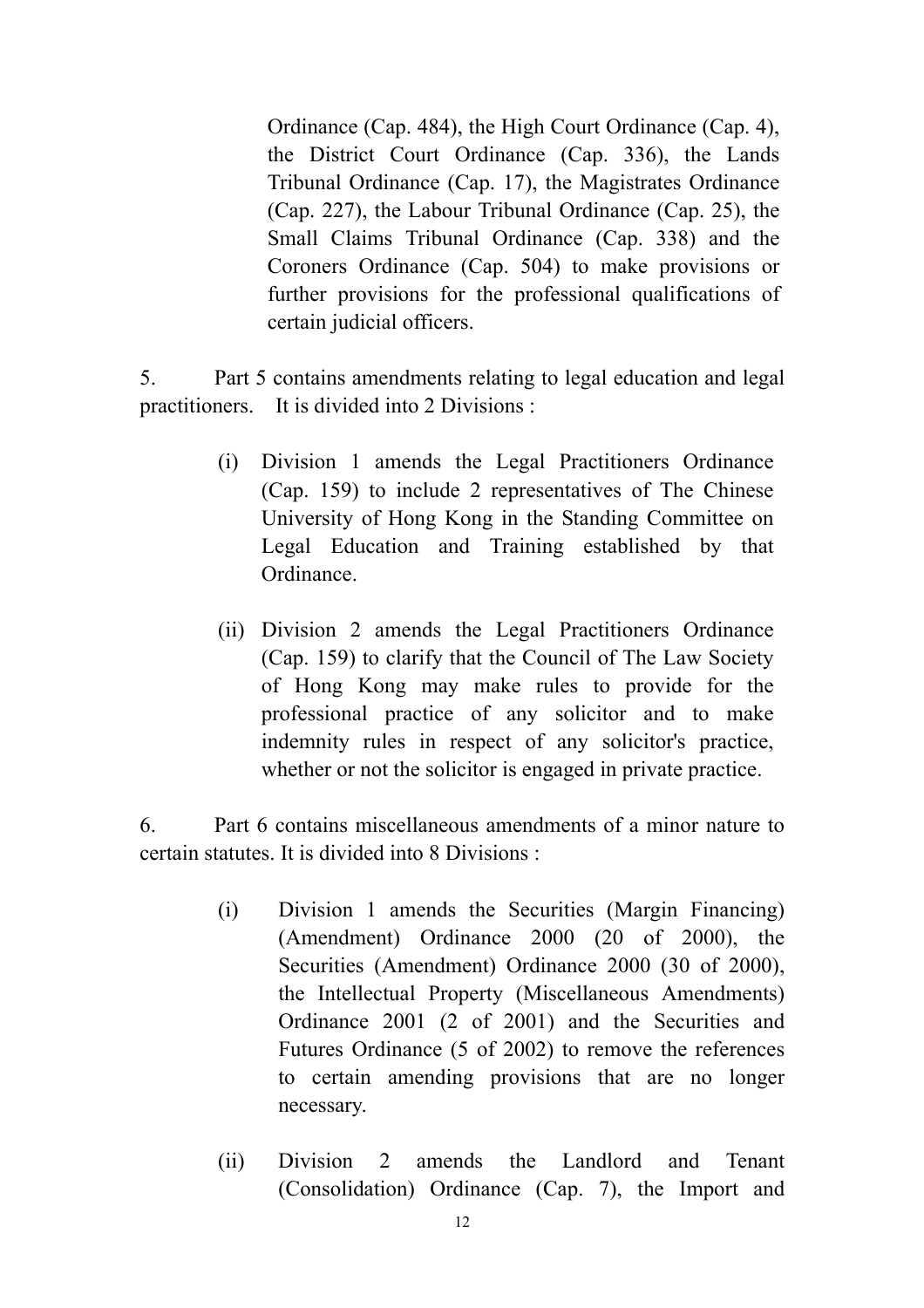Ordinance (Cap. 484), the High Court Ordinance (Cap. 4), the District Court Ordinance (Cap. 336), the Lands Tribunal Ordinance (Cap. 17), the Magistrates Ordinance (Cap. 227), the Labour Tribunal Ordinance (Cap. 25), the Small Claims Tribunal Ordinance (Cap. 338) and the Coroners Ordinance (Cap. 504) to make provisions or further provisions for the professional qualifications of certain judicial officers.

5. Part 5 contains amendments relating to legal education and legal practitioners. It is divided into 2 Divisions :

(i) Division 1 amends the Legal Practitioners Ordinance (Cap. 159) to include 2 representatives of The Chinese University of Hong Kong in the Standing Committee on Legal Education and Training established by that Ordinance.

(ii) Division 2 amends the Legal Practitioners Ordinance (Cap. 159) to clarify that the Council of The Law Society of Hong Kong may make rules to provide for the professional practice of any solicitor and to make indemnity rules in respect of any solicitor's practice, whether or not the solicitor is engaged in private practice.

6. Part 6 contains miscellaneous amendments of a minor nature to certain statutes. It is divided into 8 Divisions :

(i) Division 1 amends the Securities (Margin Financing) (Amendment) Ordinance 2000 (20 of 2000), the Securities (Amendment) Ordinance 2000 (30 of 2000), the Intellectual Property (Miscellaneous Amendments) Ordinance 2001 (2 of 2001) and the Securities and Futures Ordinance (5 of 2002) to remove the references to certain amending provisions that are no longer necessary.

(ii) Division 2 amends the Landlord and Tenant (Consolidation) Ordinance (Cap. 7), the Import and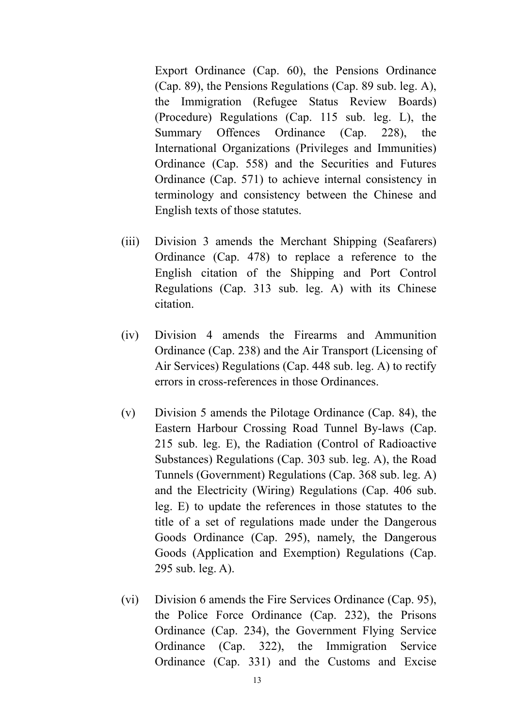Export Ordinance (Cap. 60), the Pensions Ordinance (Cap. 89), the Pensions Regulations (Cap. 89 sub. leg. A), the Immigration (Refugee Status Review Boards) (Procedure) Regulations (Cap. 115 sub. leg. L), the Summary Offences Ordinance (Cap. 228), the International Organizations (Privileges and Immunities) Ordinance (Cap. 558) and the Securities and Futures Ordinance (Cap. 571) to achieve internal consistency in terminology and consistency between the Chinese and English texts of those statutes.

(iii) Division 3 amends the Merchant Shipping (Seafarers) Ordinance (Cap. 478) to replace a reference to the English citation of the Shipping and Port Control Regulations (Cap. 313 sub. leg. A) with its Chinese citation.

(iv) Division 4 amends the Firearms and Ammunition Ordinance (Cap. 238) and the Air Transport (Licensing of Air Services) Regulations (Cap. 448 sub. leg. A) to rectify errors in cross-references in those Ordinances.

(v) Division 5 amends the Pilotage Ordinance (Cap. 84), the Eastern Harbour Crossing Road Tunnel By-laws (Cap. 215 sub. leg. E), the Radiation (Control of Radioactive Substances) Regulations (Cap. 303 sub. leg. A), the Road Tunnels (Government) Regulations (Cap. 368 sub. leg. A) and the Electricity (Wiring) Regulations (Cap. 406 sub. leg. E) to update the references in those statutes to the title of a set of regulations made under the Dangerous Goods Ordinance (Cap. 295), namely, the Dangerous Goods (Application and Exemption) Regulations (Cap. 295 sub. leg. A).

(vi) Division 6 amends the Fire Services Ordinance (Cap. 95), the Police Force Ordinance (Cap. 232), the Prisons Ordinance (Cap. 234), the Government Flying Service Ordinance (Cap. 322), the Immigration Service Ordinance (Cap. 331) and the Customs and Excise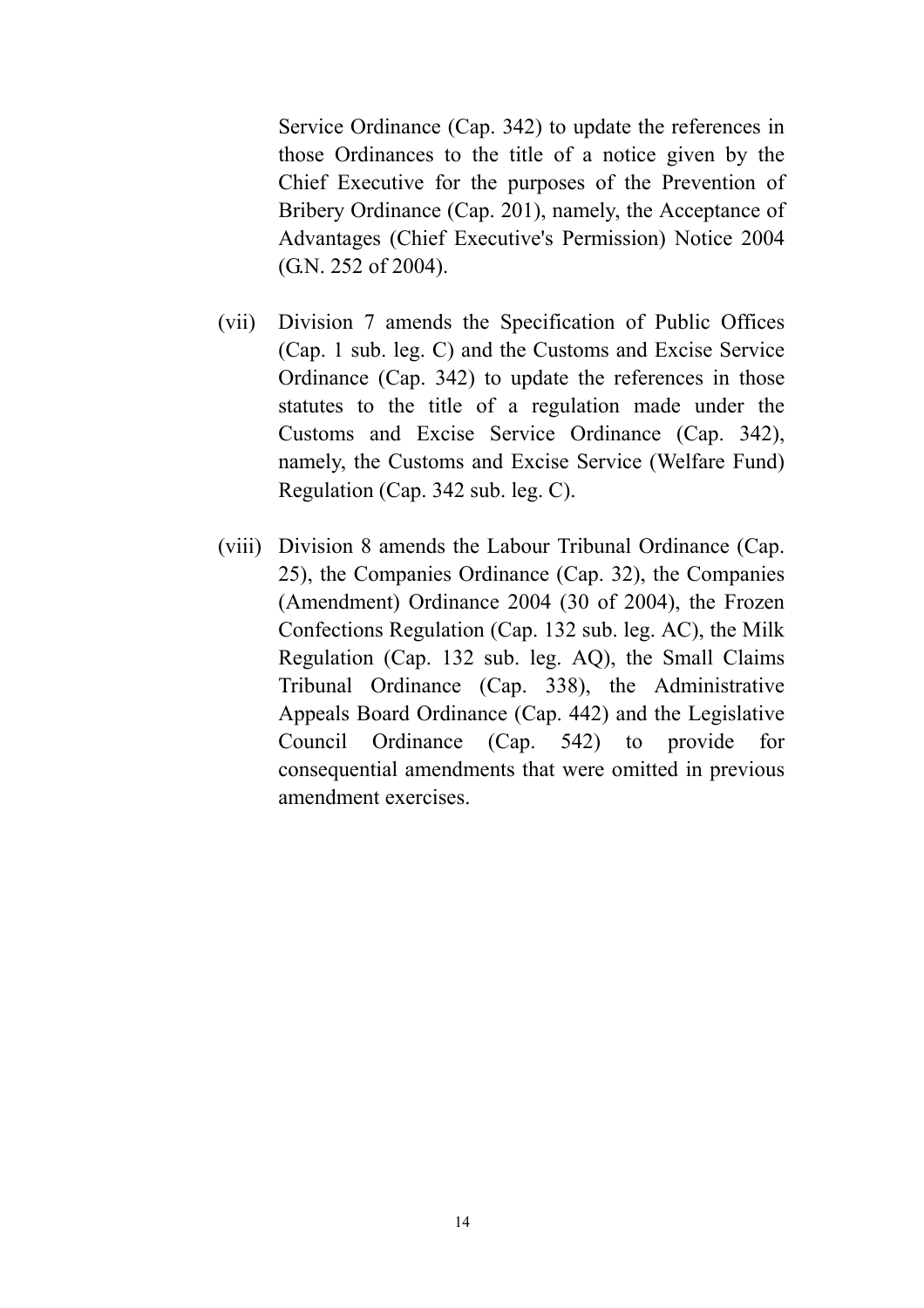Service Ordinance (Cap. 342) to update the references in those Ordinances to the title of a notice given by the Chief Executive for the purposes of the Prevention of Bribery Ordinance (Cap. 201), namely, the Acceptance of Advantages (Chief Executive's Permission) Notice 2004 (G.N. 252 of 2004).

(vii) Division 7 amends the Specification of Public Offices (Cap. 1 sub. leg. C) and the Customs and Excise Service Ordinance (Cap. 342) to update the references in those statutes to the title of a regulation made under the Customs and Excise Service Ordinance (Cap. 342), namely, the Customs and Excise Service (Welfare Fund) Regulation (Cap. 342 sub. leg. C).

(viii) Division 8 amends the Labour Tribunal Ordinance (Cap. 25), the Companies Ordinance (Cap. 32), the Companies (Amendment) Ordinance 2004 (30 of 2004), the Frozen Confections Regulation (Cap. 132 sub. leg. AC), the Milk Regulation (Cap. 132 sub. leg. AQ), the Small Claims Tribunal Ordinance (Cap. 338), the Administrative Appeals Board Ordinance (Cap. 442) and the Legislative Council Ordinance (Cap. 542) to provide for consequential amendments that were omitted in previous amendment exercises.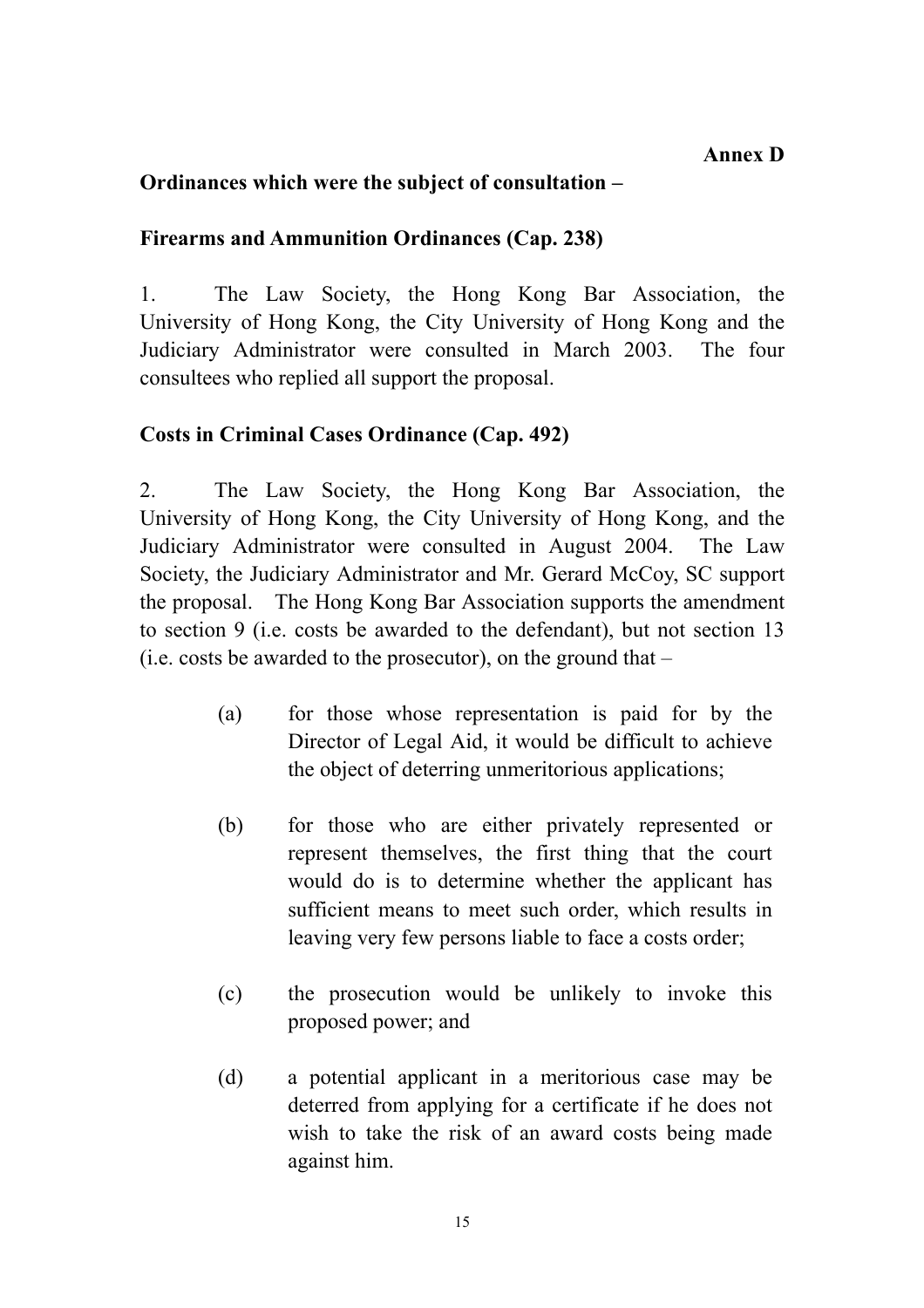**Annex D**

**Ordinances which were the subject of consultation –**

**Firearms and Ammunition Ordinances (Cap. 238)**

1. The Law Society, the Hong Kong Bar Association, the University of Hong Kong, the City University of Hong Kong and the Judiciary Administrator were consulted in March 2003. The four consultees who replied all support the proposal.

**Costs in Criminal Cases Ordinance (Cap. 492)**

2. The Law Society, the Hong Kong Bar Association, the University of Hong Kong, the City University of Hong Kong, and the Judiciary Administrator were consulted in August 2004. The Law Society, the Judiciary Administrator and Mr. Gerard McCoy, SC support the proposal. The Hong Kong Bar Association supports the amendment to section 9 (i.e. costs be awarded to the defendant), but not section 13 (i.e. costs be awarded to the prosecutor), on the ground that –

(a) for those whose representation is paid for by the Director of Legal Aid, it would be difficult to achieve the object of deterring unmeritorious applications;

(b) for those who are either privately represented or represent themselves, the first thing that the court would do is to determine whether the applicant has sufficient means to meet such order, which results in leaving very few persons liable to face a costs order;

(c) the prosecution would be unlikely to invoke this proposed power; and

(d) a potential applicant in a meritorious case may be deterred from applying for a certificate if he does not wish to take the risk of an award costs being made against him.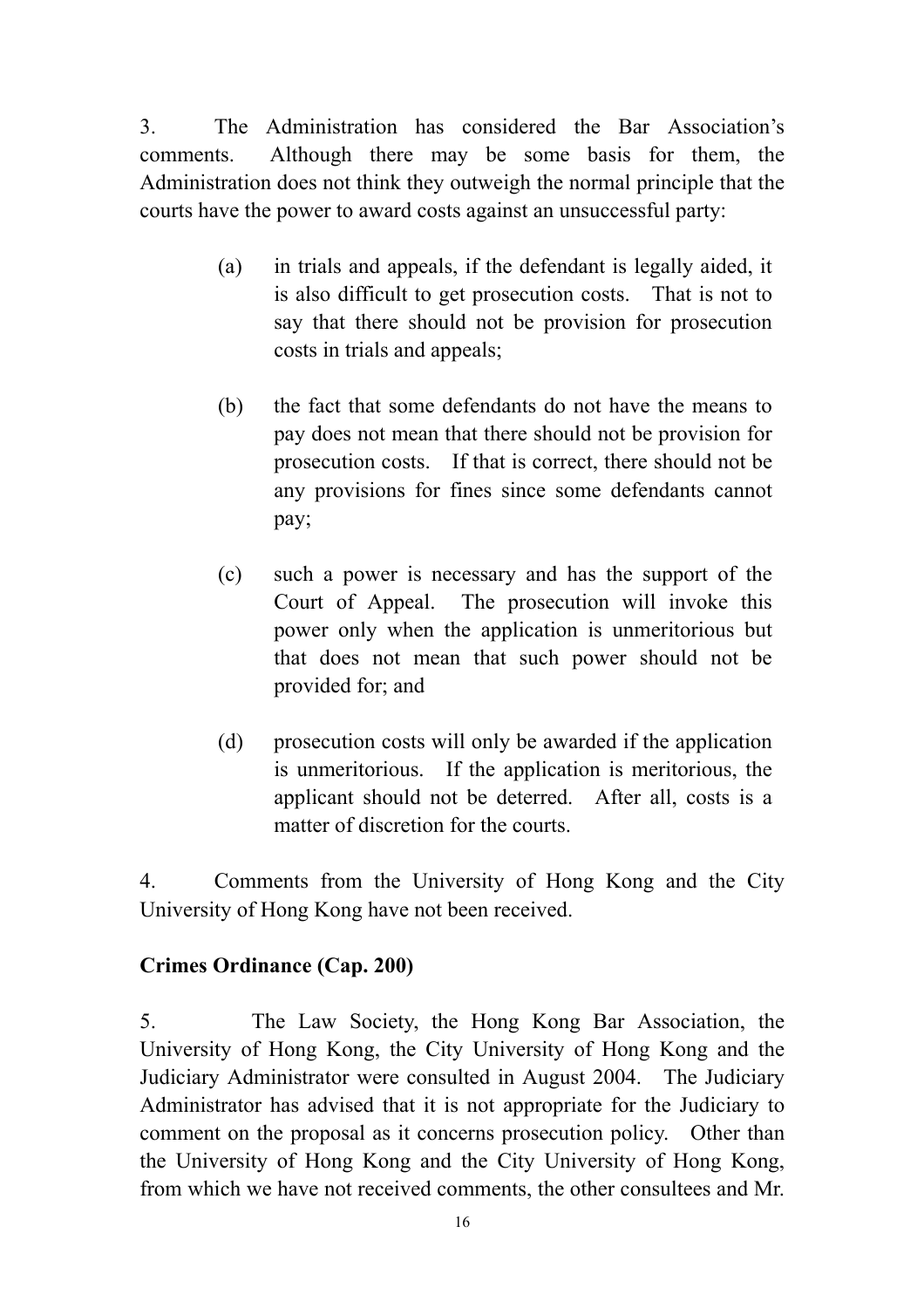3. The Administration has considered the Bar Association's comments. Although there may be some basis for them, the Administration does not think they outweigh the normal principle that the courts have the power to award costs against an unsuccessful party:

(a) in trials and appeals, if the defendant is legally aided, it is also difficult to get prosecution costs. That is not to say that there should not be provision for prosecution costs in trials and appeals;

(b) the fact that some defendants do not have the means to pay does not mean that there should not be provision for prosecution costs. If that is correct, there should not be any provisions for fines since some defendants cannot pay;

(c) such a power is necessary and has the support of the Court of Appeal. The prosecution will invoke this power only when the application is unmeritorious but that does not mean that such power should not be provided for; and

(d) prosecution costs will only be awarded if the application is unmeritorious. If the application is meritorious, the applicant should not be deterred. After all, costs is a matter of discretion for the courts.

4. Comments from the University of Hong Kong and the City University of Hong Kong have not been received.

**Crimes Ordinance (Cap. 200)**

5. The Law Society, the Hong Kong Bar Association, the University of Hong Kong, the City University of Hong Kong and the Judiciary Administrator were consulted in August 2004. The Judiciary Administrator has advised that it is not appropriate for the Judiciary to comment on the proposal as it concerns prosecution policy. Other than the University of Hong Kong and the City University of Hong Kong, from which we have not received comments, the other consultees and Mr.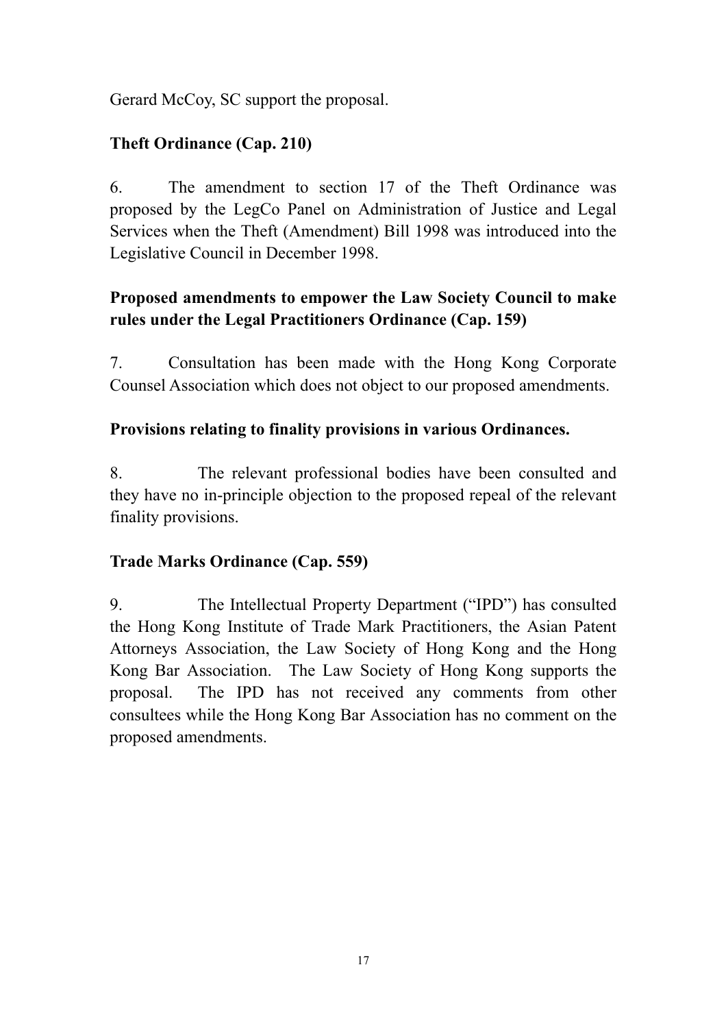Gerard McCoy, SC support the proposal.

**Theft Ordinance (Cap. 210)**

6. The amendment to section 17 of the Theft Ordinance was proposed by the LegCo Panel on Administration of Justice and Legal Services when the Theft (Amendment) Bill 1998 was introduced into the Legislative Council in December 1998.

**Proposed amendments to empower the Law Society Council to make rules under the Legal Practitioners Ordinance (Cap. 159)**

7. Consultation has been made with the Hong Kong Corporate Counsel Association which does not object to our proposed amendments.

**Provisions relating to finality provisions in various Ordinances.**

8. The relevant professional bodies have been consulted and they have no in-principle objection to the proposed repeal of the relevant finality provisions.

**Trade Marks Ordinance (Cap. 559)**

9. The Intellectual Property Department ("IPD") has consulted the Hong Kong Institute of Trade Mark Practitioners, the Asian Patent Attorneys Association, the Law Society of Hong Kong and the Hong Kong Bar Association. The Law Society of Hong Kong supports the proposal. The IPD has not received any comments from other consultees while the Hong Kong Bar Association has no comment on the proposed amendments.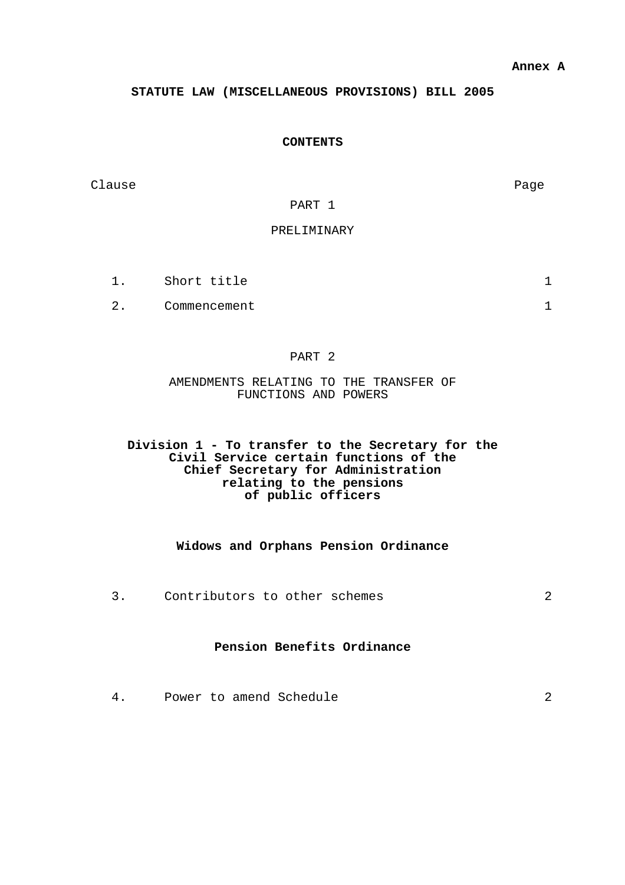**Annex A**

# STATUTE LAW (MISCELLANEOUS PROVISIONS) BILL 2005

## CONTENTS

| Clause | | Page |
|---|---|---|
| | PART 1 | |
| | PRELIMINARY | |
| 1. | Short title | 1 |
| 2. | Commencement | 1 |
| | PART 2 | |
| | AMENDMENTS RELATING TO THE TRANSFER OF FUNCTIONS AND POWERS | |
| | **Division 1 - To transfer to the Secretary for the Civil Service certain functions of the Chief Secretary for Administration relating to the pensions of public officers** | |
| | **Widows and Orphans Pension Ordinance** | |
| 3. | Contributors to other schemes | 2 |
| | **Pension Benefits Ordinance** | |
| 4. | Power to amend Schedule | 2 |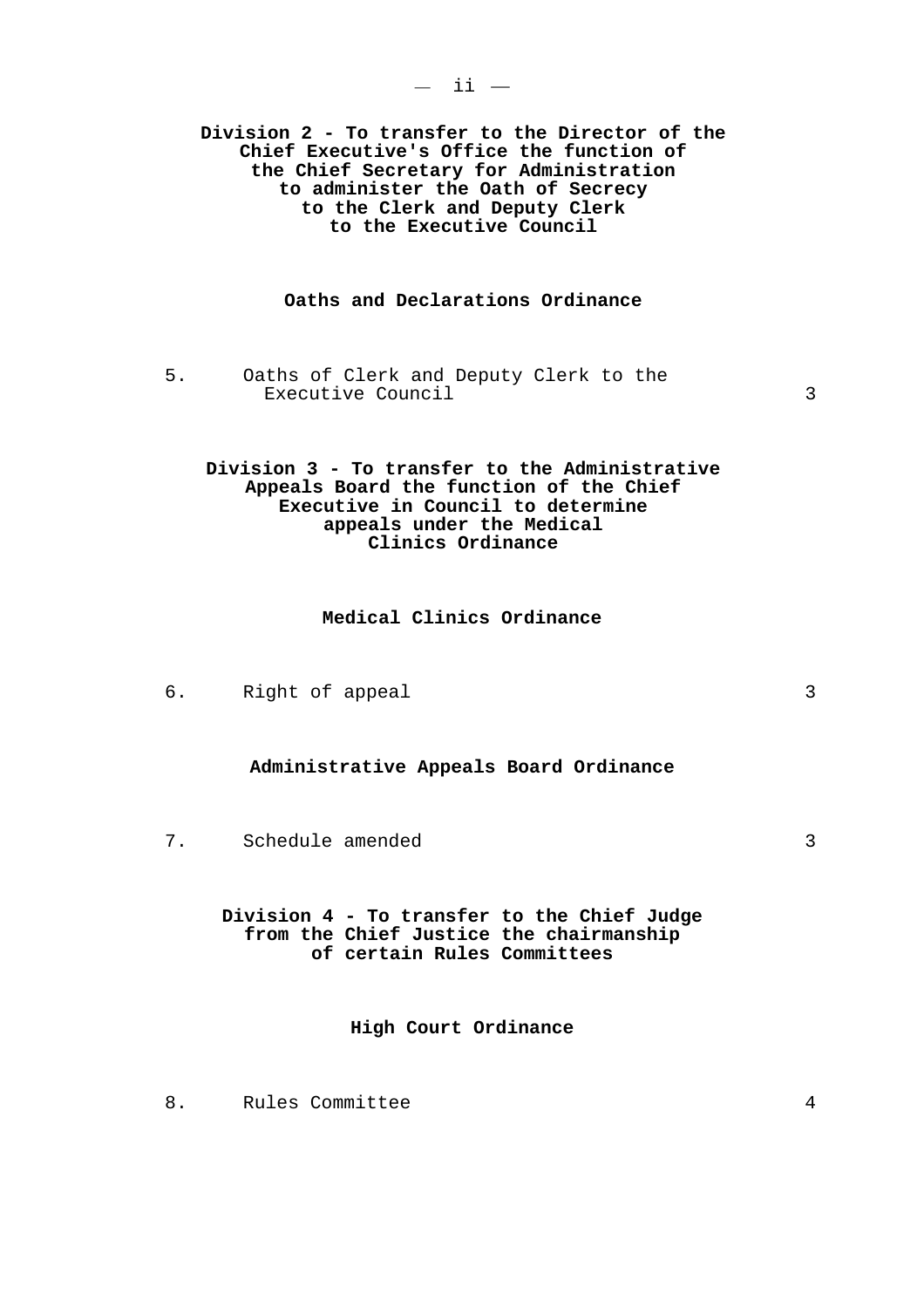**Division 2 - To transfer to the Director of the Chief Executive's Office the function of the Chief Secretary for Administration to administer the Oath of Secrecy to the Clerk and Deputy Clerk to the Executive Council**

**Oaths and Declarations Ordinance**

| | | |
|---|---|---|
| 5. | Oaths of Clerk and Deputy Clerk to the Executive Council | 3 |

**Division 3 - To transfer to the Administrative Appeals Board the function of the Chief Executive in Council to determine appeals under the Medical Clinics Ordinance**

**Medical Clinics Ordinance**

| | | |
|---|---|---|
| 6. | Right of appeal | 3 |

**Administrative Appeals Board Ordinance**

| | | |
|---|---|---|
| 7. | Schedule amended | 3 |

**Division 4 - To transfer to the Chief Judge from the Chief Justice the chairmanship of certain Rules Committees**

**High Court Ordinance**

| | | |
|---|---|---|
| 8. | Rules Committee | 4 |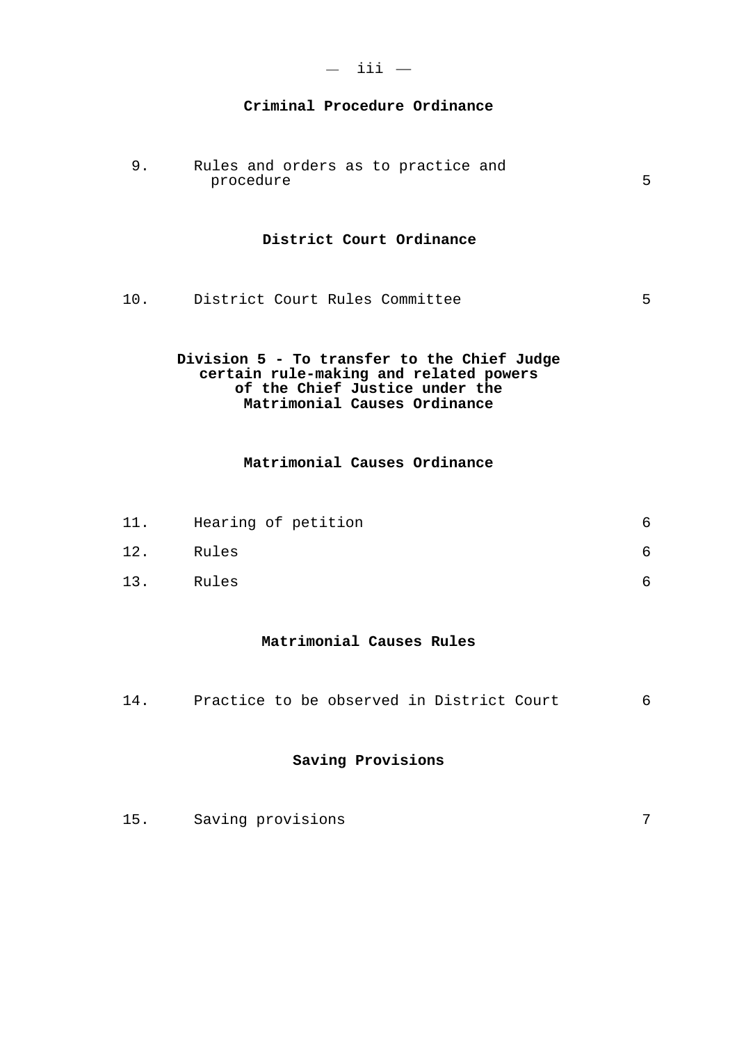**Criminal Procedure Ordinance**

| | | |
|---|---|---|
| 9. | Rules and orders as to practice and procedure | 5 |

**District Court Ordinance**

| | | |
|---|---|---|
| 10. | District Court Rules Committee | 5 |

**Division 5 - To transfer to the Chief Judge certain rule-making and related powers of the Chief Justice under the Matrimonial Causes Ordinance**

**Matrimonial Causes Ordinance**

| | | |
|---|---|---|
| 11. | Hearing of petition | 6 |
| 12. | Rules | 6 |
| 13. | Rules | 6 |

**Matrimonial Causes Rules**

| | | |
|---|---|---|
| 14. | Practice to be observed in District Court | 6 |

**Saving Provisions**

| | | |
|---|---|---|
| 15. | Saving provisions | 7 |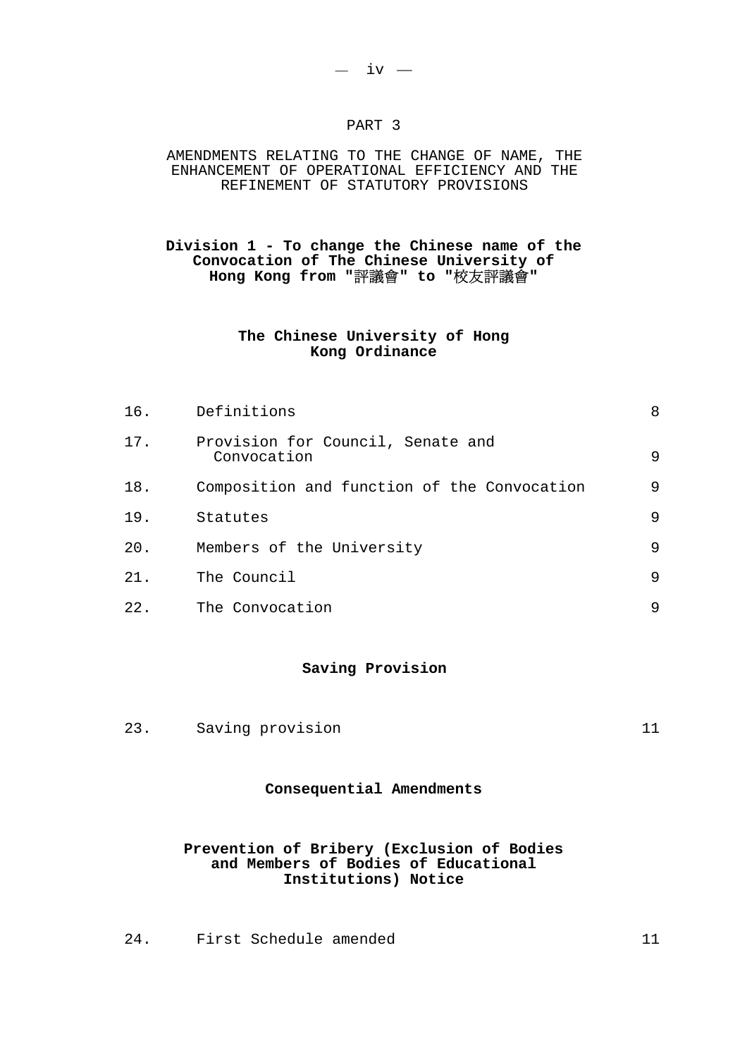## PART 3

### AMENDMENTS RELATING TO THE CHANGE OF NAME, THE ENHANCEMENT OF OPERATIONAL EFFICIENCY AND THE REFINEMENT OF STATUTORY PROVISIONS

**Division 1 - To change the Chinese name of the Convocation of The Chinese University of Hong Kong from "評議會" to "校友評議會"**

**The Chinese University of Hong Kong Ordinance**

| | | |
|---|---|---|
| 16. | Definitions | 8 |
| 17. | Provision for Council, Senate and Convocation | 9 |
| 18. | Composition and function of the Convocation | 9 |
| 19. | Statutes | 9 |
| 20. | Members of the University | 9 |
| 21. | The Council | 9 |
| 22. | The Convocation | 9 |

**Saving Provision**

| | | |
|---|---|---|
| 23. | Saving provision | 11 |

**Consequential Amendments**

**Prevention of Bribery (Exclusion of Bodies and Members of Bodies of Educational Institutions) Notice**

| | | |
|---|---|---|
| 24. | First Schedule amended | 11 |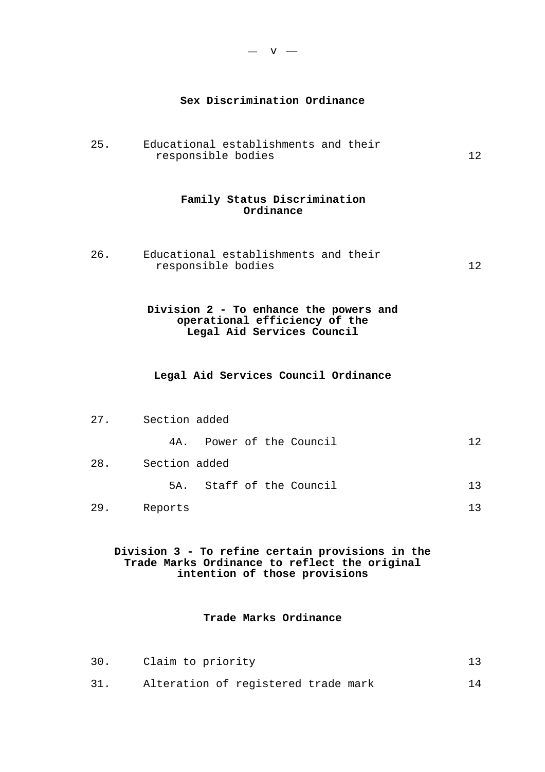**Sex Discrimination Ordinance**

| | | |
|---|---|---|
| 25. | Educational establishments and their responsible bodies | 12 |

**Family Status Discrimination Ordinance**

| | | |
|---|---|---|
| 26. | Educational establishments and their responsible bodies | 12 |

**Division 2 - To enhance the powers and operational efficiency of the Legal Aid Services Council**

**Legal Aid Services Council Ordinance**

| | | |
|---|---|---|
| 27. | Section added | |
| | 4A. Power of the Council | 12 |
| 28. | Section added | |
| | 5A. Staff of the Council | 13 |
| 29. | Reports | 13 |

**Division 3 - To refine certain provisions in the Trade Marks Ordinance to reflect the original intention of those provisions**

**Trade Marks Ordinance**

| | | |
|---|---|---|
| 30. | Claim to priority | 13 |
| 31. | Alteration of registered trade mark | 14 |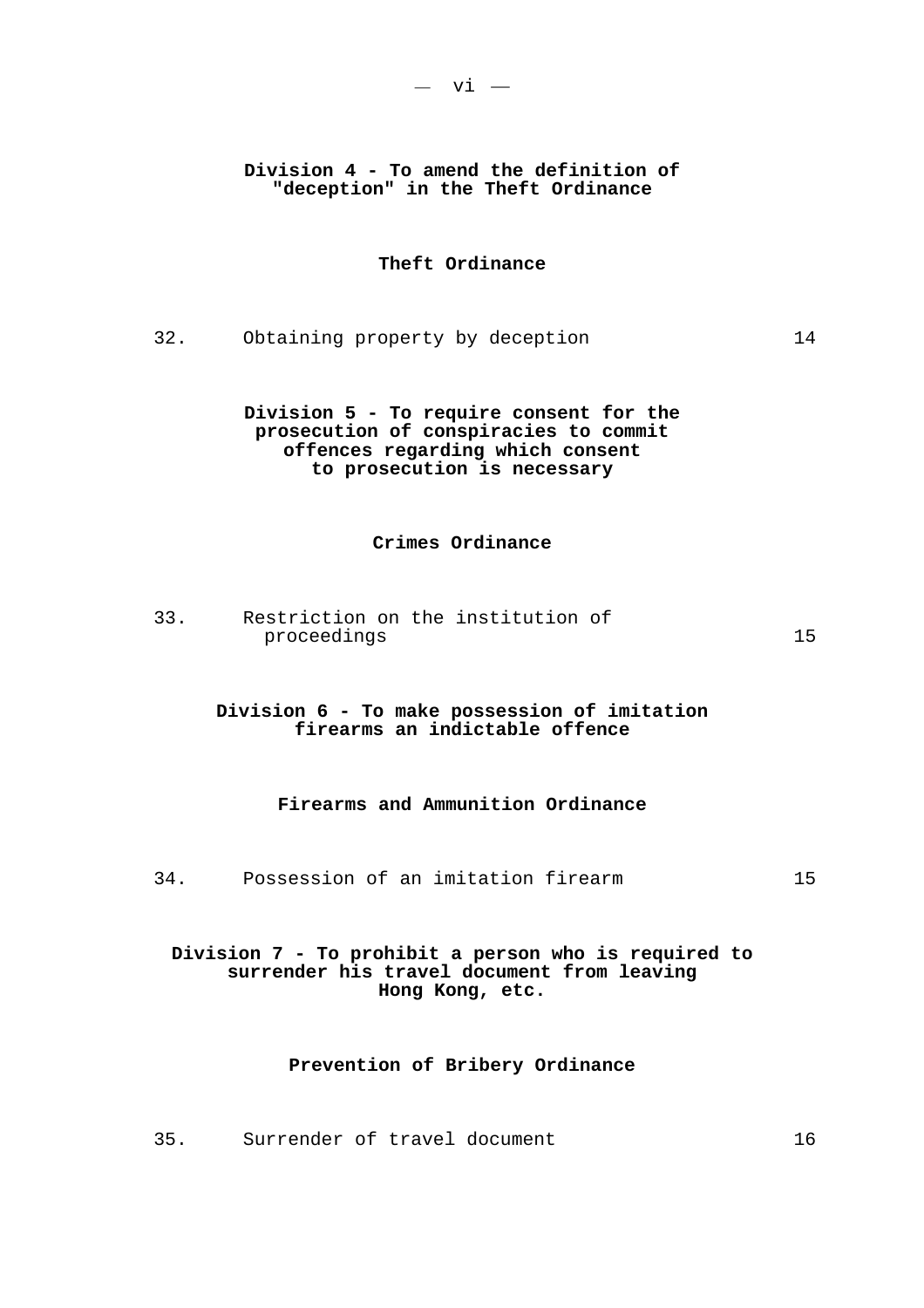**Division 4 - To amend the definition of "deception" in the Theft Ordinance**

**Theft Ordinance**

| | | |
|---|---|---|
| 32. | Obtaining property by deception | 14 |

**Division 5 - To require consent for the prosecution of conspiracies to commit offences regarding which consent to prosecution is necessary**

**Crimes Ordinance**

| | | |
|---|---|---|
| 33. | Restriction on the institution of proceedings | 15 |

**Division 6 - To make possession of imitation firearms an indictable offence**

**Firearms and Ammunition Ordinance**

| | | |
|---|---|---|
| 34. | Possession of an imitation firearm | 15 |

**Division 7 - To prohibit a person who is required to surrender his travel document from leaving Hong Kong, etc.**

**Prevention of Bribery Ordinance**

| | | |
|---|---|---|
| 35. | Surrender of travel document | 16 |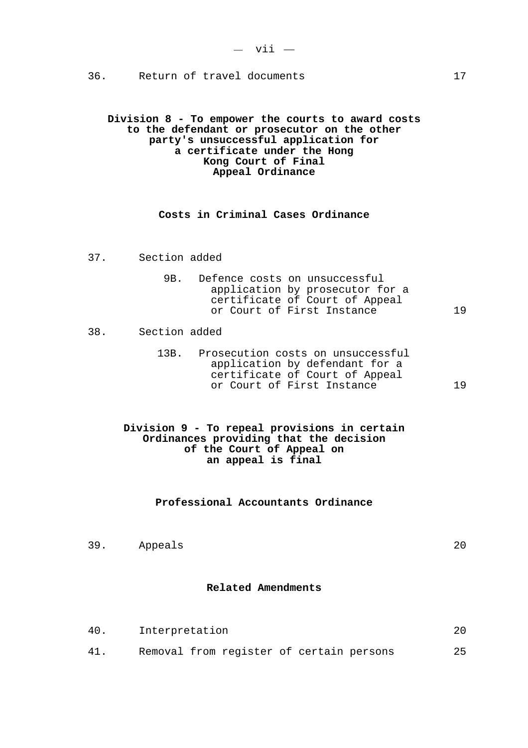| | | |
|---|---|---|
| 36. | Return of travel documents | 17 |

**Division 8 - To empower the courts to award costs to the defendant or prosecutor on the other party's unsuccessful application for a certificate under the Hong Kong Court of Final Appeal Ordinance**

**Costs in Criminal Cases Ordinance**

| | | |
|---|---|---|
| 37. | Section added | |
| | 9B. Defence costs on unsuccessful application by prosecutor for a certificate of Court of Appeal or Court of First Instance | 19 |
| 38. | Section added | |
| | 13B. Prosecution costs on unsuccessful application by defendant for a certificate of Court of Appeal or Court of First Instance | 19 |

**Division 9 - To repeal provisions in certain Ordinances providing that the decision of the Court of Appeal on an appeal is final**

**Professional Accountants Ordinance**

| | | |
|---|---|---|
| 39. | Appeals | 20 |

**Related Amendments**

| | | |
|---|---|---|
| 40. | Interpretation | 20 |
| 41. | Removal from register of certain persons | 25 |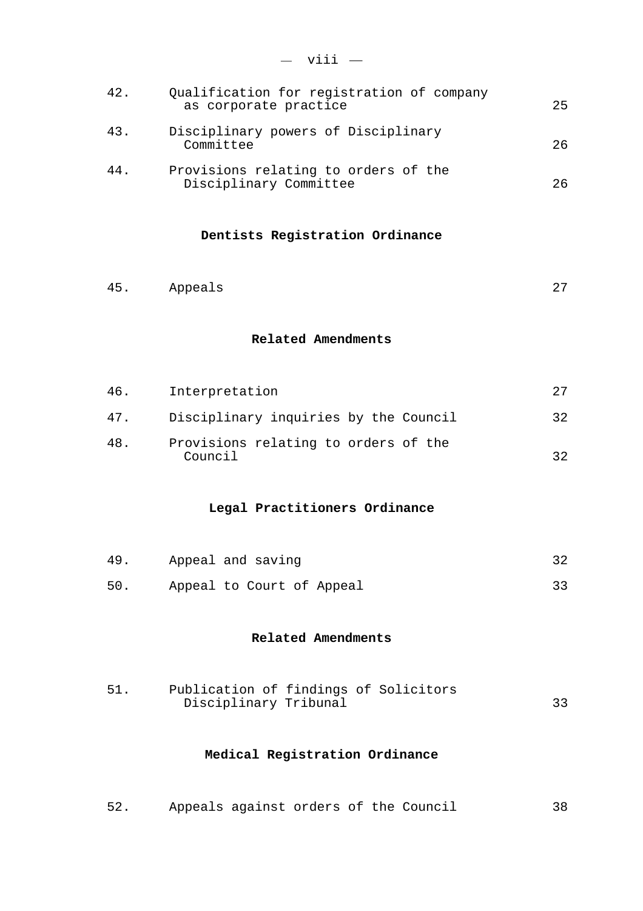| | | |
|---|---|---|
| 42. | Qualification for registration of company as corporate practice | 25 |
| 43. | Disciplinary powers of Disciplinary Committee | 26 |
| 44. | Provisions relating to orders of the Disciplinary Committee | 26 |

**Dentists Registration Ordinance**

| | | |
|---|---|---|
| 45. | Appeals | 27 |

**Related Amendments**

| | | |
|---|---|---|
| 46. | Interpretation | 27 |
| 47. | Disciplinary inquiries by the Council | 32 |
| 48. | Provisions relating to orders of the Council | 32 |

**Legal Practitioners Ordinance**

| | | |
|---|---|---|
| 49. | Appeal and saving | 32 |
| 50. | Appeal to Court of Appeal | 33 |

**Related Amendments**

| | | |
|---|---|---|
| 51. | Publication of findings of Solicitors Disciplinary Tribunal | 33 |

**Medical Registration Ordinance**

| | | |
|---|---|---|
| 52. | Appeals against orders of the Council | 38 |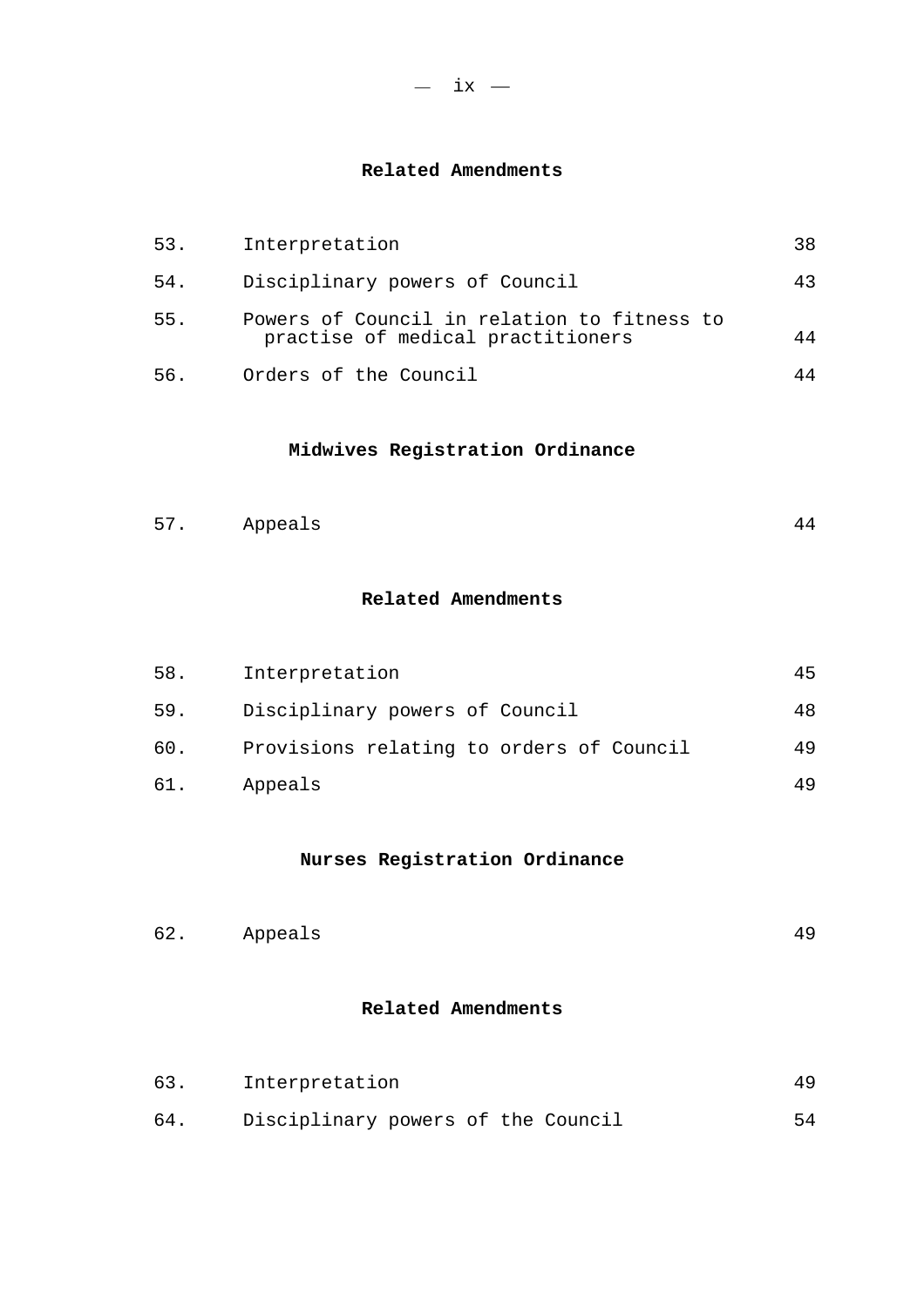### Related Amendments

| | | |
|---|---|---|
| 53. | Interpretation | 38 |
| 54. | Disciplinary powers of Council | 43 |
| 55. | Powers of Council in relation to fitness to practise of medical practitioners | 44 |
| 56. | Orders of the Council | 44 |

### Midwives Registration Ordinance

| | | |
|---|---|---|
| 57. | Appeals | 44 |

### Related Amendments

| | | |
|---|---|---|
| 58. | Interpretation | 45 |
| 59. | Disciplinary powers of Council | 48 |
| 60. | Provisions relating to orders of Council | 49 |
| 61. | Appeals | 49 |

### Nurses Registration Ordinance

| | | |
|---|---|---|
| 62. | Appeals | 49 |

### Related Amendments

| | | |
|---|---|---|
| 63. | Interpretation | 49 |
| 64. | Disciplinary powers of the Council | 54 |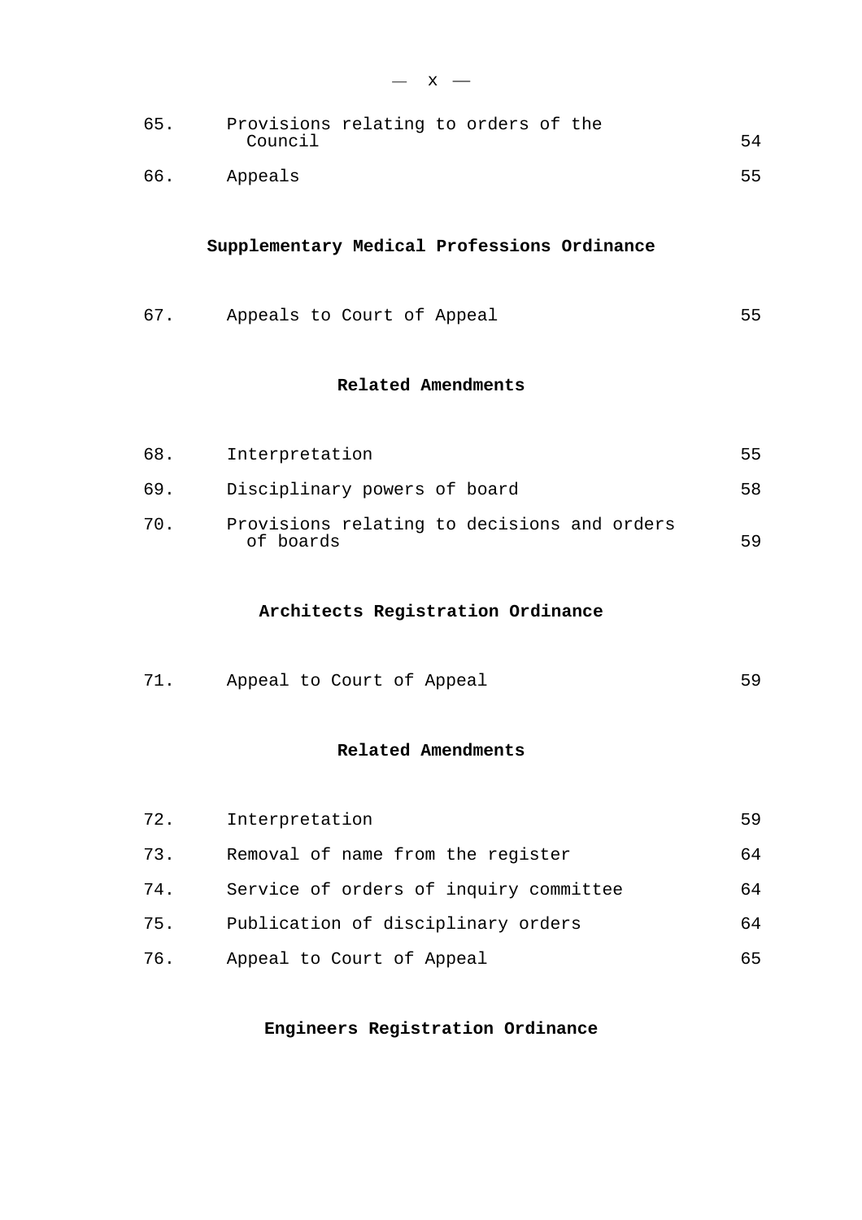| | | |
|---|---|---|
| 65. | Provisions relating to orders of the Council | 54 |
| 66. | Appeals | 55 |

**Supplementary Medical Professions Ordinance**

| | | |
|---|---|---|
| 67. | Appeals to Court of Appeal | 55 |

**Related Amendments**

| | | |
|---|---|---|
| 68. | Interpretation | 55 |
| 69. | Disciplinary powers of board | 58 |
| 70. | Provisions relating to decisions and orders of boards | 59 |

**Architects Registration Ordinance**

| | | |
|---|---|---|
| 71. | Appeal to Court of Appeal | 59 |

**Related Amendments**

| | | |
|---|---|---|
| 72. | Interpretation | 59 |
| 73. | Removal of name from the register | 64 |
| 74. | Service of orders of inquiry committee | 64 |
| 75. | Publication of disciplinary orders | 64 |
| 76. | Appeal to Court of Appeal | 65 |

**Engineers Registration Ordinance**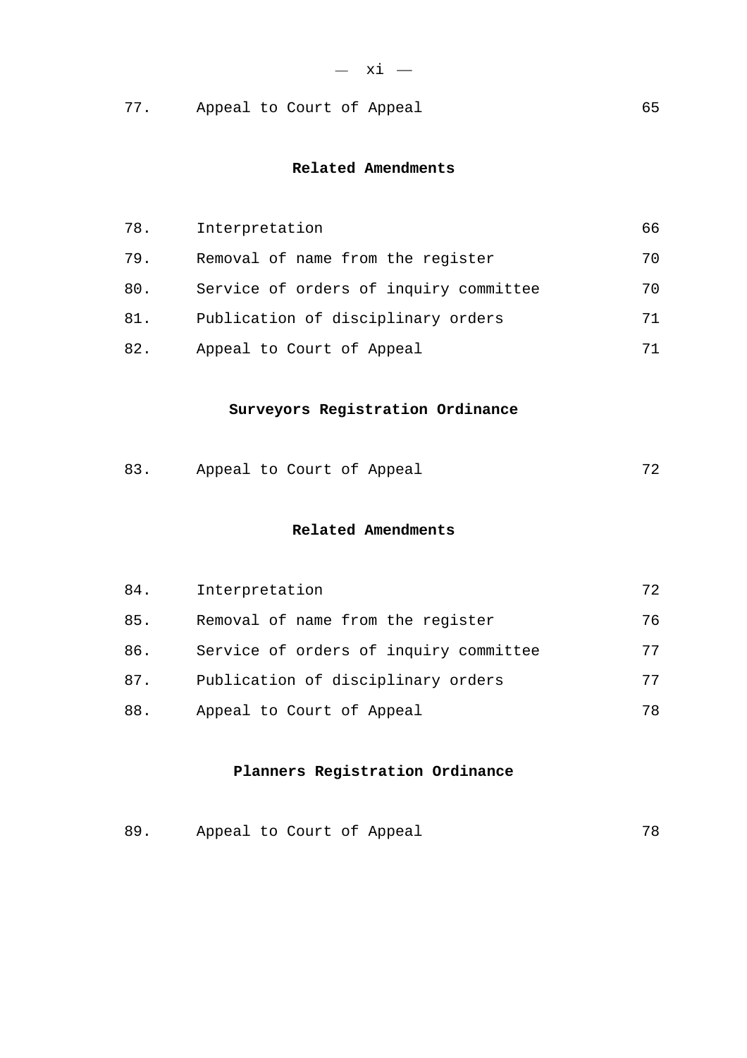| | | |
|---|---|---|
| 77. | Appeal to Court of Appeal | 65 |

**Related Amendments**

| | | |
|---|---|---|
| 78. | Interpretation | 66 |
| 79. | Removal of name from the register | 70 |
| 80. | Service of orders of inquiry committee | 70 |
| 81. | Publication of disciplinary orders | 71 |
| 82. | Appeal to Court of Appeal | 71 |

**Surveyors Registration Ordinance**

| | | |
|---|---|---|
| 83. | Appeal to Court of Appeal | 72 |

**Related Amendments**

| | | |
|---|---|---|
| 84. | Interpretation | 72 |
| 85. | Removal of name from the register | 76 |
| 86. | Service of orders of inquiry committee | 77 |
| 87. | Publication of disciplinary orders | 77 |
| 88. | Appeal to Court of Appeal | 78 |

**Planners Registration Ordinance**

| | | |
|---|---|---|
| 89. | Appeal to Court of Appeal | 78 |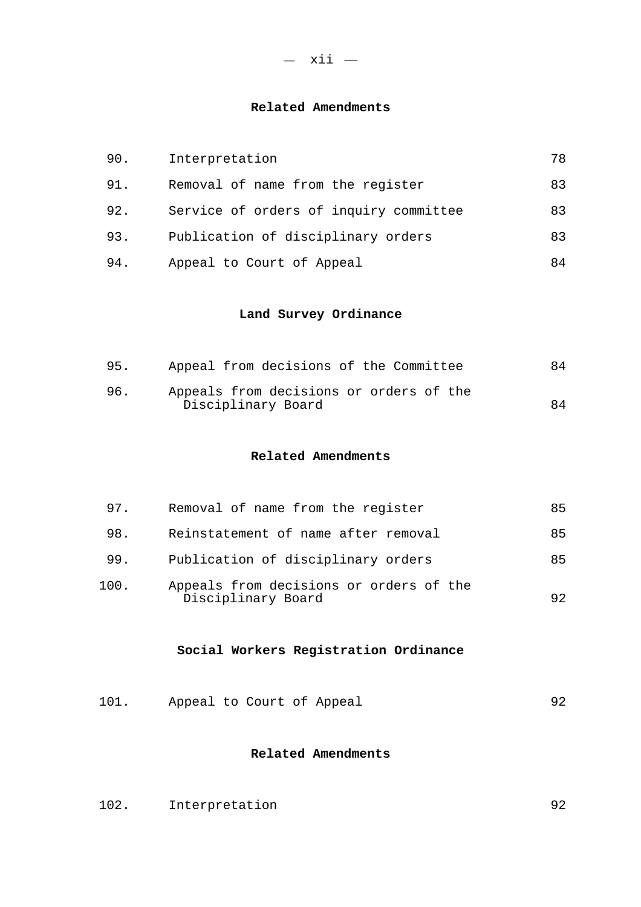## Related Amendments

| | | |
|---|---|---|
| 90. | Interpretation | 78 |
| 91. | Removal of name from the register | 83 |
| 92. | Service of orders of inquiry committee | 83 |
| 93. | Publication of disciplinary orders | 83 |
| 94. | Appeal to Court of Appeal | 84 |

## Land Survey Ordinance

| | | |
|---|---|---|
| 95. | Appeal from decisions of the Committee | 84 |
| 96. | Appeals from decisions or orders of the Disciplinary Board | 84 |

## Related Amendments

| | | |
|---|---|---|
| 97. | Removal of name from the register | 85 |
| 98. | Reinstatement of name after removal | 85 |
| 99. | Publication of disciplinary orders | 85 |
| 100. | Appeals from decisions or orders of the Disciplinary Board | 92 |

## Social Workers Registration Ordinance

| | | |
|---|---|---|
| 101. | Appeal to Court of Appeal | 92 |

## Related Amendments

| | | |
|---|---|---|
| 102. | Interpretation | 92 |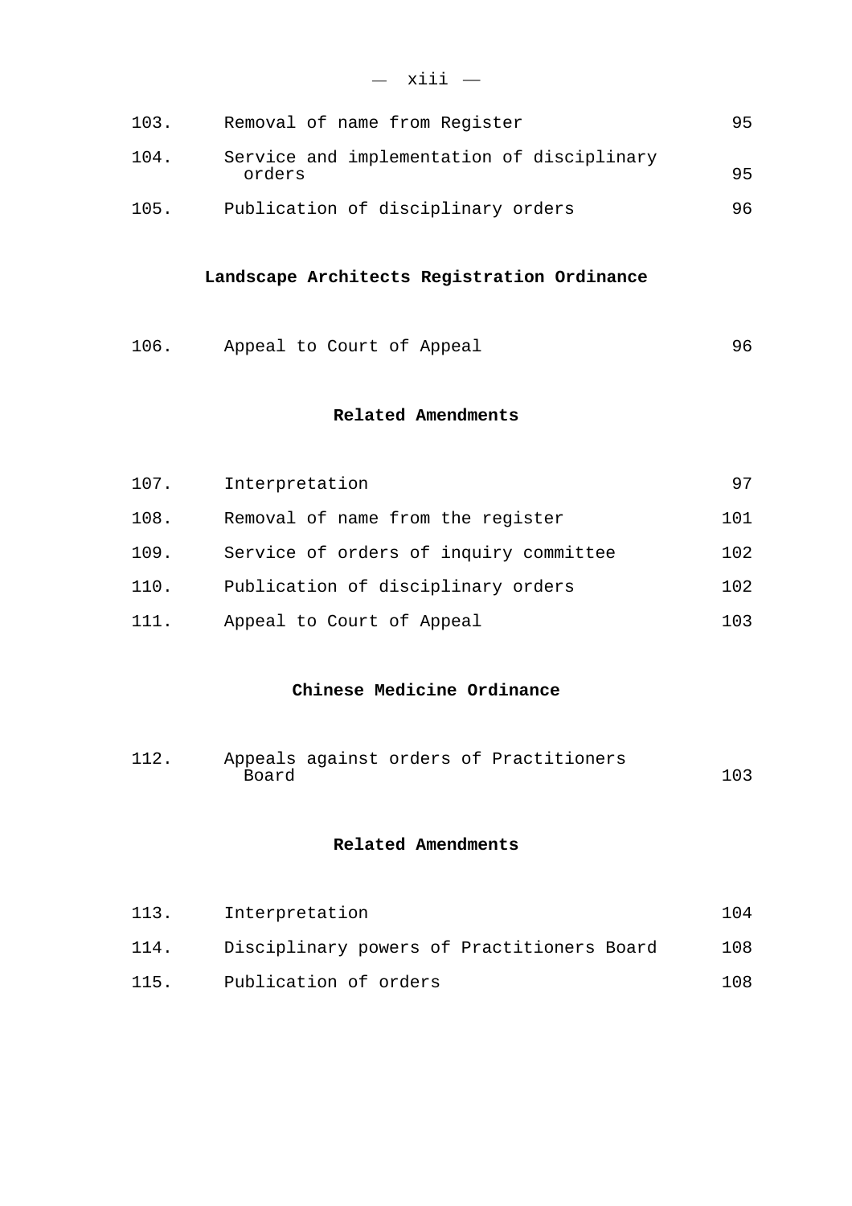| | | |
|---|---|---|
| 103. | Removal of name from Register | 95 |
| 104. | Service and implementation of disciplinary orders | 95 |
| 105. | Publication of disciplinary orders | 96 |

**Landscape Architects Registration Ordinance**

| | | |
|---|---|---|
| 106. | Appeal to Court of Appeal | 96 |

**Related Amendments**

| | | |
|---|---|---|
| 107. | Interpretation | 97 |
| 108. | Removal of name from the register | 101 |
| 109. | Service of orders of inquiry committee | 102 |
| 110. | Publication of disciplinary orders | 102 |
| 111. | Appeal to Court of Appeal | 103 |

**Chinese Medicine Ordinance**

| | | |
|---|---|---|
| 112. | Appeals against orders of Practitioners Board | 103 |

**Related Amendments**

| | | |
|---|---|---|
| 113. | Interpretation | 104 |
| 114. | Disciplinary powers of Practitioners Board | 108 |
| 115. | Publication of orders | 108 |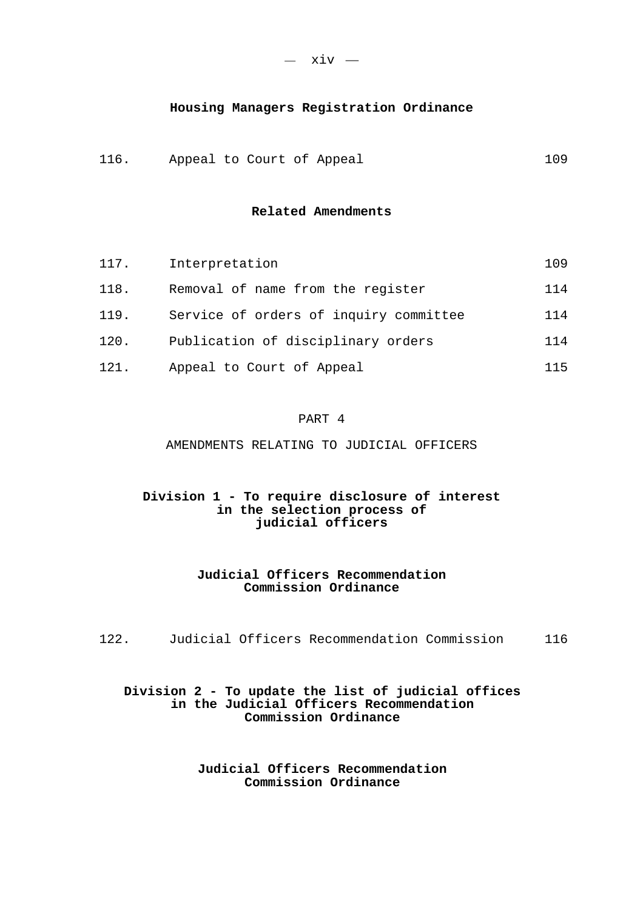**Housing Managers Registration Ordinance**

| | | |
|---|---|---|
| 116. | Appeal to Court of Appeal | 109 |

**Related Amendments**

| | | |
|---|---|---|
| 117. | Interpretation | 109 |
| 118. | Removal of name from the register | 114 |
| 119. | Service of orders of inquiry committee | 114 |
| 120. | Publication of disciplinary orders | 114 |
| 121. | Appeal to Court of Appeal | 115 |

PART 4

AMENDMENTS RELATING TO JUDICIAL OFFICERS

**Division 1 - To require disclosure of interest in the selection process of judicial officers**

**Judicial Officers Recommendation Commission Ordinance**

| | | |
|---|---|---|
| 122. | Judicial Officers Recommendation Commission | 116 |

**Division 2 - To update the list of judicial offices in the Judicial Officers Recommendation Commission Ordinance**

**Judicial Officers Recommendation Commission Ordinance**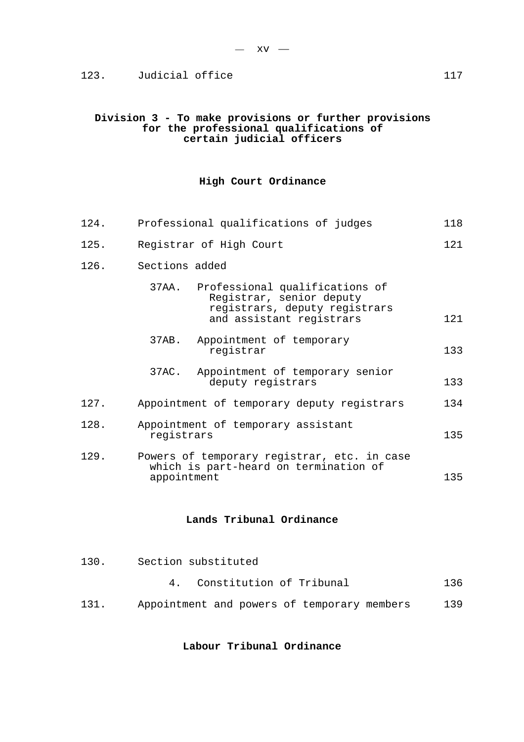| | | |
|---|---|---|
| 123. | Judicial office | 117 |

**Division 3 - To make provisions or further provisions for the professional qualifications of certain judicial officers**

**High Court Ordinance**

| | | |
|---|---|---|
| 124. | Professional qualifications of judges | 118 |
| 125. | Registrar of High Court | 121 |
| 126. | Sections added | |
| | 37AA. Professional qualifications of Registrar, senior deputy registrars, deputy registrars and assistant registrars | 121 |
| | 37AB. Appointment of temporary registrar | 133 |
| | 37AC. Appointment of temporary senior deputy registrars | 133 |
| 127. | Appointment of temporary deputy registrars | 134 |
| 128. | Appointment of temporary assistant registrars | 135 |
| 129. | Powers of temporary registrar, etc. in case which is part-heard on termination of appointment | 135 |

**Lands Tribunal Ordinance**

| | | |
|---|---|---|
| 130. | Section substituted | |
| | 4. Constitution of Tribunal | 136 |
| 131. | Appointment and powers of temporary members | 139 |

**Labour Tribunal Ordinance**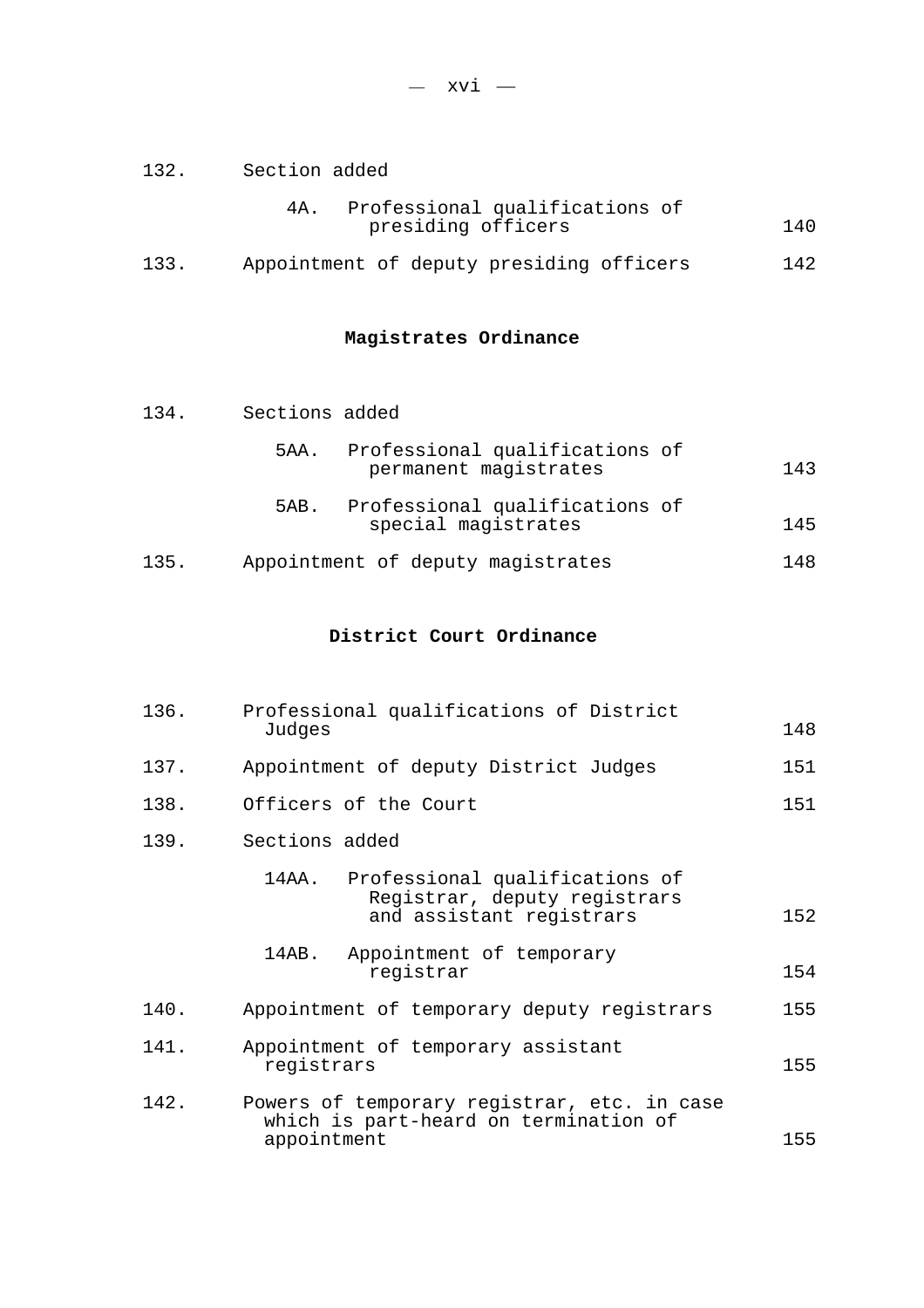| | | |
|---|---|---|
| 132. | Section added | |
| | 4A. Professional qualifications of presiding officers | 140 |
| 133. | Appointment of deputy presiding officers | 142 |

## Magistrates Ordinance

| | | |
|---|---|---|
| 134. | Sections added | |
| | 5AA. Professional qualifications of permanent magistrates | 143 |
| | 5AB. Professional qualifications of special magistrates | 145 |
| 135. | Appointment of deputy magistrates | 148 |

## District Court Ordinance

| | | |
|---|---|---|
| 136. | Professional qualifications of District Judges | 148 |
| 137. | Appointment of deputy District Judges | 151 |
| 138. | Officers of the Court | 151 |
| 139. | Sections added | |
| | 14AA. Professional qualifications of Registrar, deputy registrars and assistant registrars | 152 |
| | 14AB. Appointment of temporary registrar | 154 |
| 140. | Appointment of temporary deputy registrars | 155 |
| 141. | Appointment of temporary assistant registrars | 155 |
| 142. | Powers of temporary registrar, etc. in case which is part-heard on termination of appointment | 155 |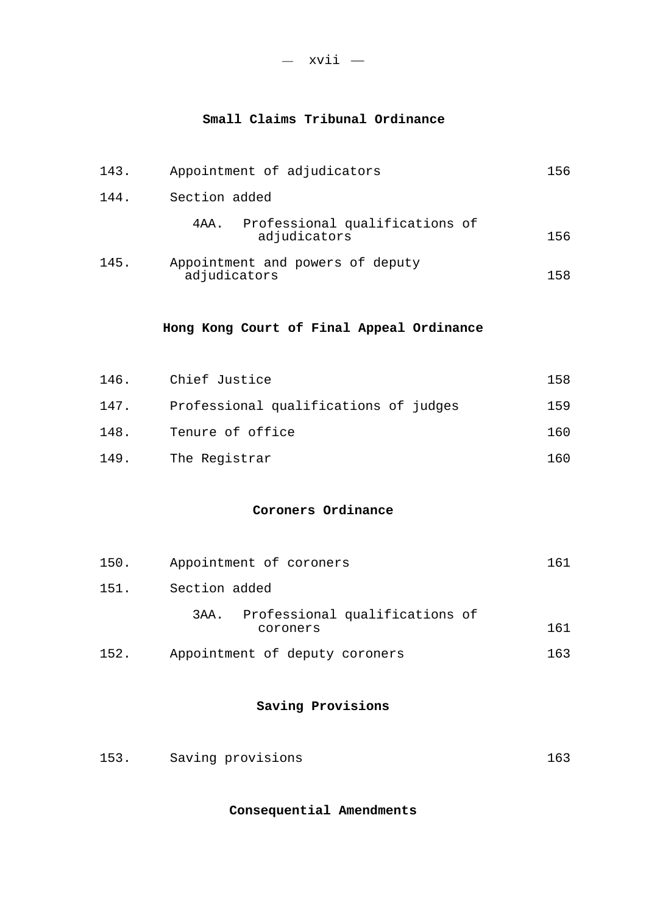## Small Claims Tribunal Ordinance

| | | |
|---|---|---|
| 143. | Appointment of adjudicators | 156 |
| 144. | Section added | |
| | 4AA. Professional qualifications of adjudicators | 156 |
| 145. | Appointment and powers of deputy adjudicators | 158 |

## Hong Kong Court of Final Appeal Ordinance

| | | |
|---|---|---|
| 146. | Chief Justice | 158 |
| 147. | Professional qualifications of judges | 159 |
| 148. | Tenure of office | 160 |
| 149. | The Registrar | 160 |

## Coroners Ordinance

| | | |
|---|---|---|
| 150. | Appointment of coroners | 161 |
| 151. | Section added | |
| | 3AA. Professional qualifications of coroners | 161 |
| 152. | Appointment of deputy coroners | 163 |

## Saving Provisions

| | | |
|---|---|---|
| 153. | Saving provisions | 163 |

## Consequential Amendments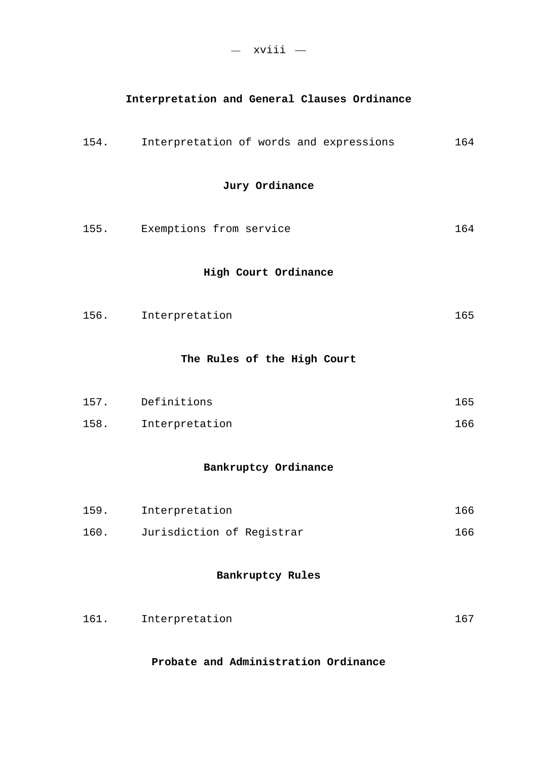### Interpretation and General Clauses Ordinance

| | | |
|---|---|---|
| 154. | Interpretation of words and expressions | 164 |

### Jury Ordinance

| | | |
|---|---|---|
| 155. | Exemptions from service | 164 |

### High Court Ordinance

| | | |
|---|---|---|
| 156. | Interpretation | 165 |

### The Rules of the High Court

| | | |
|---|---|---|
| 157. | Definitions | 165 |
| 158. | Interpretation | 166 |

### Bankruptcy Ordinance

| | | |
|---|---|---|
| 159. | Interpretation | 166 |
| 160. | Jurisdiction of Registrar | 166 |

### Bankruptcy Rules

| | | |
|---|---|---|
| 161. | Interpretation | 167 |

### Probate and Administration Ordinance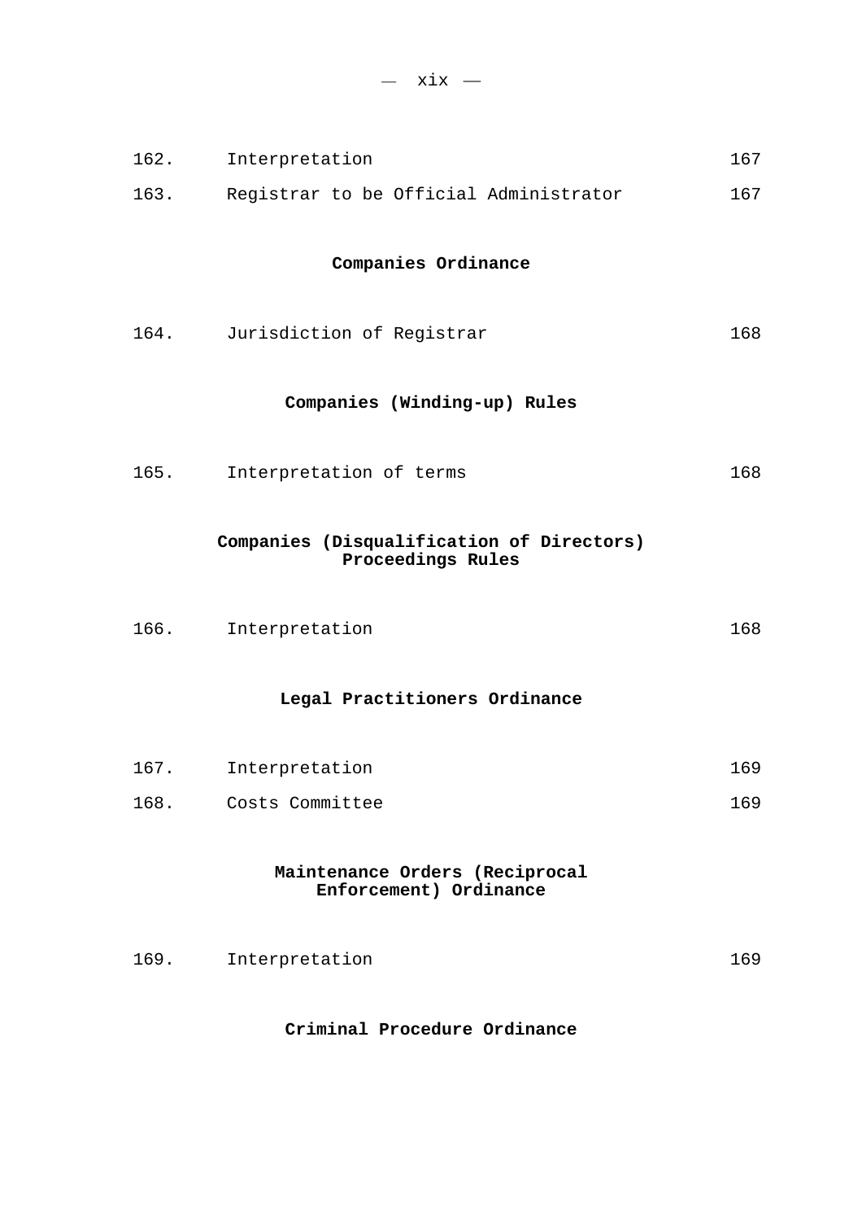| | | |
|---|---|---|
| 162. | Interpretation | 167 |
| 163. | Registrar to be Official Administrator | 167 |

**Companies Ordinance**

| | | |
|---|---|---|
| 164. | Jurisdiction of Registrar | 168 |

**Companies (Winding-up) Rules**

| | | |
|---|---|---|
| 165. | Interpretation of terms | 168 |

**Companies (Disqualification of Directors) Proceedings Rules**

| | | |
|---|---|---|
| 166. | Interpretation | 168 |

**Legal Practitioners Ordinance**

| | | |
|---|---|---|
| 167. | Interpretation | 169 |
| 168. | Costs Committee | 169 |

**Maintenance Orders (Reciprocal Enforcement) Ordinance**

| | | |
|---|---|---|
| 169. | Interpretation | 169 |

**Criminal Procedure Ordinance**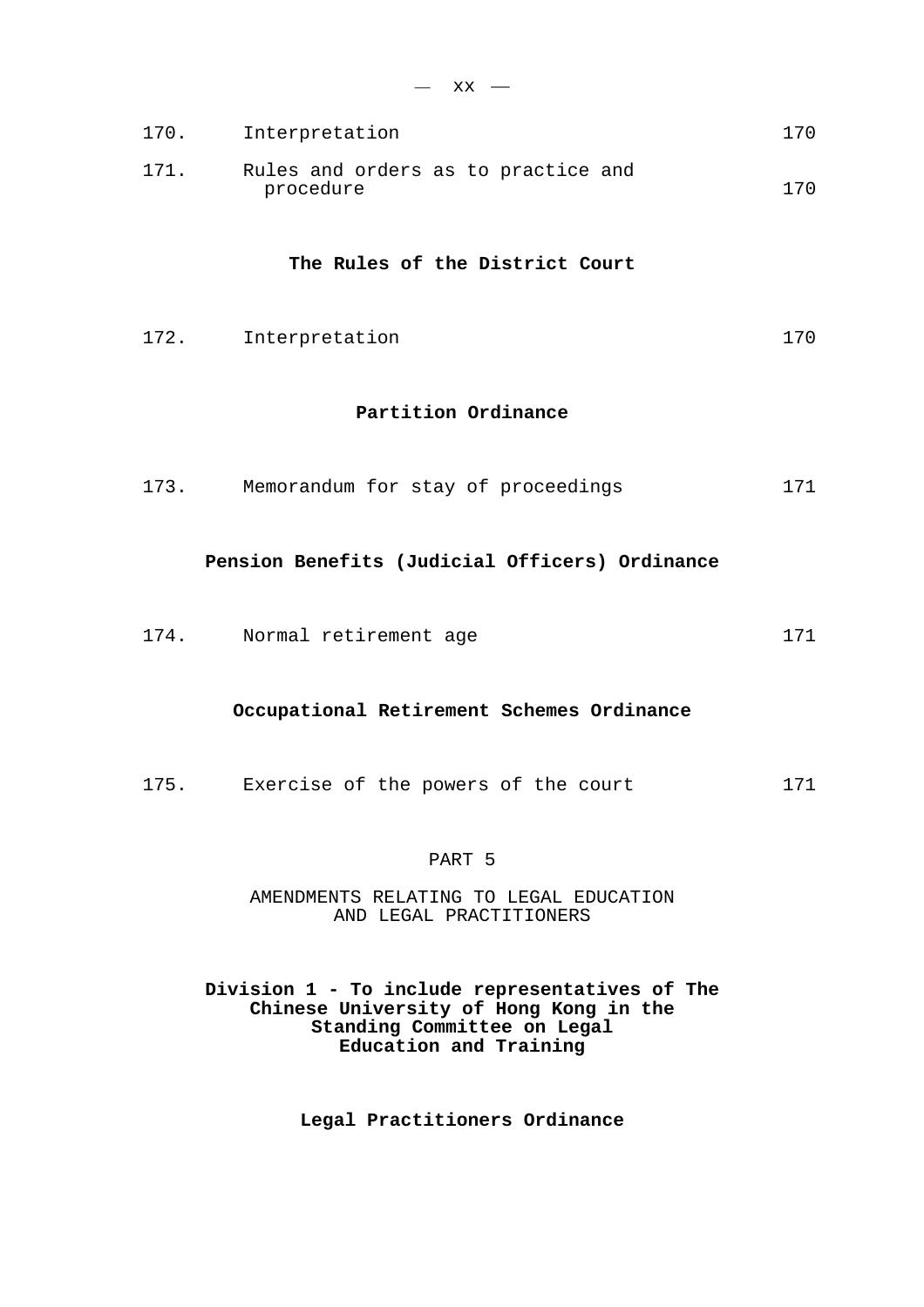| | | |
|---|---|---|
| 170. | Interpretation | 170 |
| 171. | Rules and orders as to practice and procedure | 170 |

**The Rules of the District Court**

| | | |
|---|---|---|
| 172. | Interpretation | 170 |

**Partition Ordinance**

| | | |
|---|---|---|
| 173. | Memorandum for stay of proceedings | 171 |

**Pension Benefits (Judicial Officers) Ordinance**

| | | |
|---|---|---|
| 174. | Normal retirement age | 171 |

**Occupational Retirement Schemes Ordinance**

| | | |
|---|---|---|
| 175. | Exercise of the powers of the court | 171 |

PART 5

AMENDMENTS RELATING TO LEGAL EDUCATION AND LEGAL PRACTITIONERS

**Division 1 - To include representatives of The Chinese University of Hong Kong in the Standing Committee on Legal Education and Training**

**Legal Practitioners Ordinance**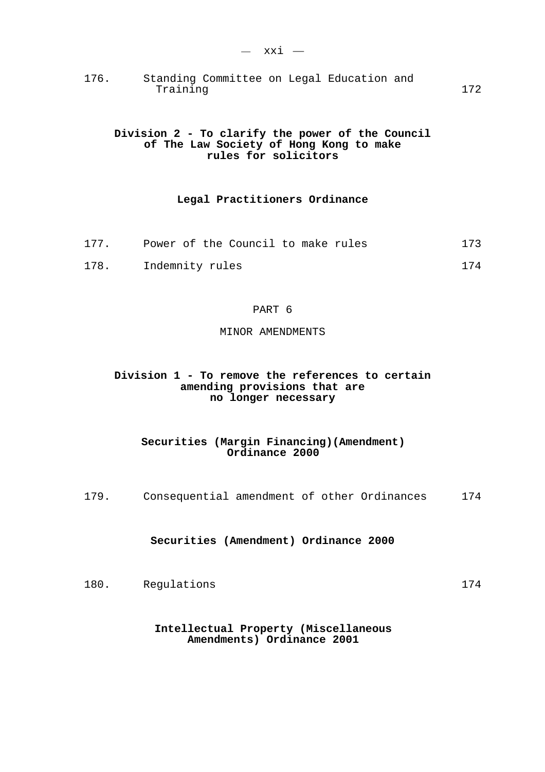| | | |
|---|---|---|
| 176. | Standing Committee on Legal Education and Training | 172 |

**Division 2 - To clarify the power of the Council of The Law Society of Hong Kong to make rules for solicitors**

**Legal Practitioners Ordinance**

| | | |
|---|---|---|
| 177. | Power of the Council to make rules | 173 |
| 178. | Indemnity rules | 174 |

PART 6

MINOR AMENDMENTS

**Division 1 - To remove the references to certain amending provisions that are no longer necessary**

**Securities (Margin Financing)(Amendment) Ordinance 2000**

| | | |
|---|---|---|
| 179. | Consequential amendment of other Ordinances | 174 |

**Securities (Amendment) Ordinance 2000**

| | | |
|---|---|---|
| 180. | Regulations | 174 |

**Intellectual Property (Miscellaneous Amendments) Ordinance 2001**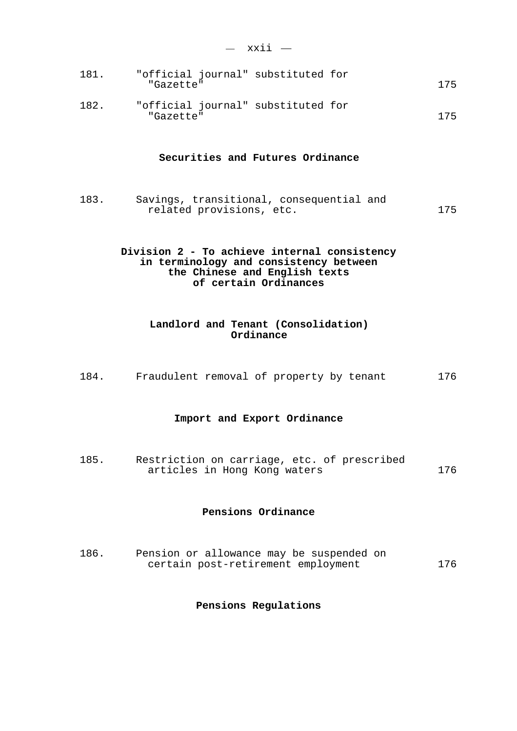| | | |
|---|---|---|
| 181. | "official journal" substituted for "Gazette" | 175 |
| 182. | "official journal" substituted for "Gazette" | 175 |

**Securities and Futures Ordinance**

| | | |
|---|---|---|
| 183. | Savings, transitional, consequential and related provisions, etc. | 175 |

**Division 2 - To achieve internal consistency in terminology and consistency between the Chinese and English texts of certain Ordinances**

**Landlord and Tenant (Consolidation) Ordinance**

| | | |
|---|---|---|
| 184. | Fraudulent removal of property by tenant | 176 |

**Import and Export Ordinance**

| | | |
|---|---|---|
| 185. | Restriction on carriage, etc. of prescribed articles in Hong Kong waters | 176 |

**Pensions Ordinance**

| | | |
|---|---|---|
| 186. | Pension or allowance may be suspended on certain post-retirement employment | 176 |

**Pensions Regulations**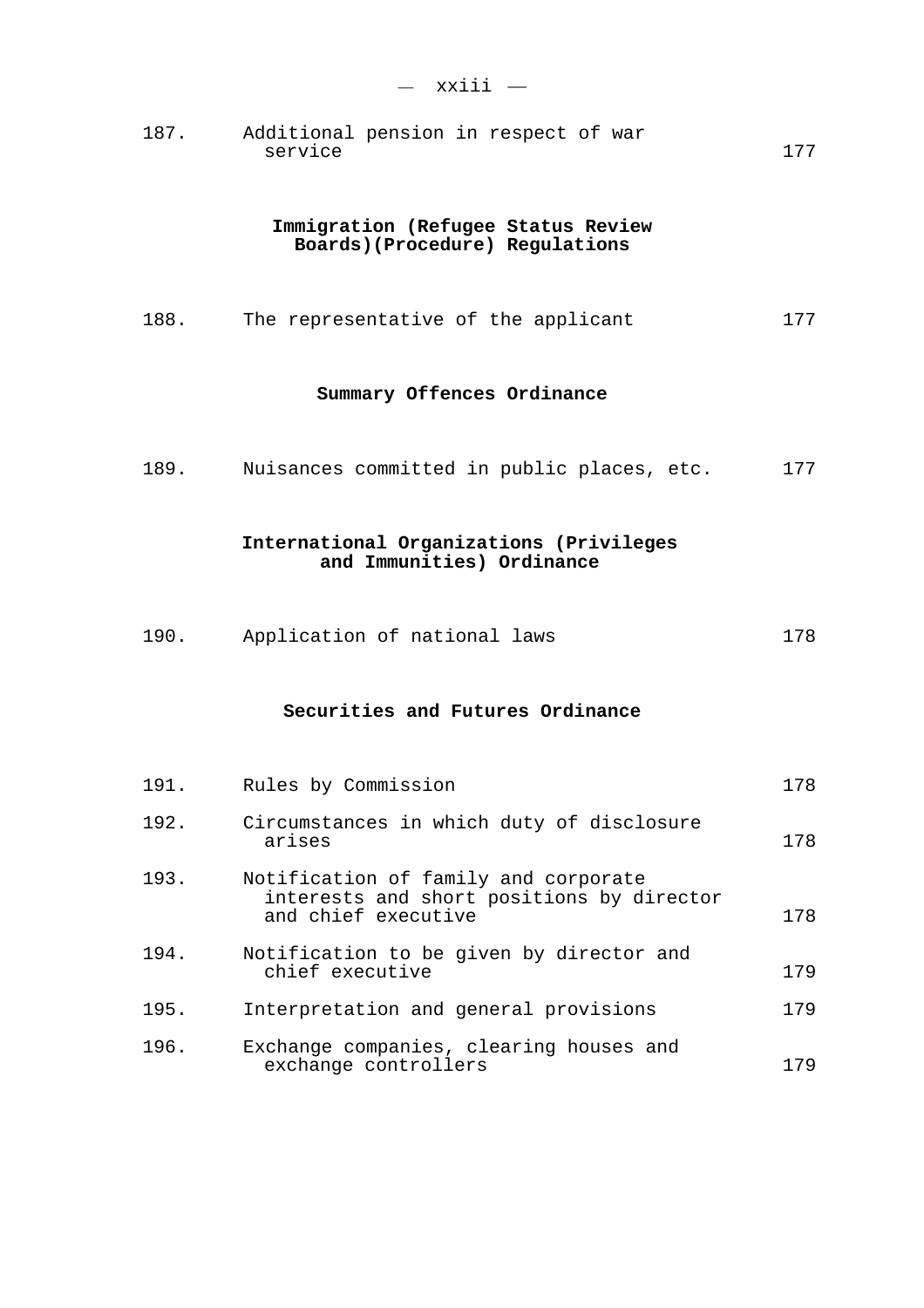| | | |
|---|---|---|
| 187. | Additional pension in respect of war service | 177 |

**Immigration (Refugee Status Review Boards)(Procedure) Regulations**

| | | |
|---|---|---|
| 188. | The representative of the applicant | 177 |

**Summary Offences Ordinance**

| | | |
|---|---|---|
| 189. | Nuisances committed in public places, etc. | 177 |

**International Organizations (Privileges and Immunities) Ordinance**

| | | |
|---|---|---|
| 190. | Application of national laws | 178 |

**Securities and Futures Ordinance**

| | | |
|---|---|---|
| 191. | Rules by Commission | 178 |
| 192. | Circumstances in which duty of disclosure arises | 178 |
| 193. | Notification of family and corporate interests and short positions by director and chief executive | 178 |
| 194. | Notification to be given by director and chief executive | 179 |
| 195. | Interpretation and general provisions | 179 |
| 196. | Exchange companies, clearing houses and exchange controllers | 179 |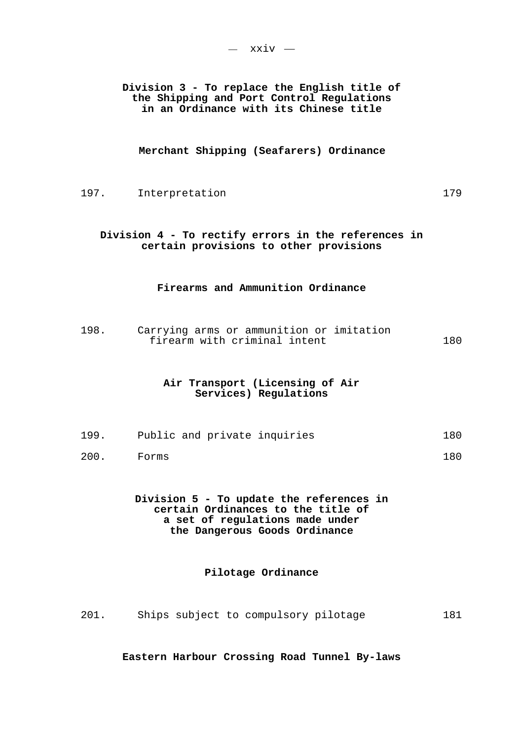**Division 3 - To replace the English title of the Shipping and Port Control Regulations in an Ordinance with its Chinese title**

**Merchant Shipping (Seafarers) Ordinance**

| | | |
|---|---|---|
| 197. | Interpretation | 179 |

**Division 4 - To rectify errors in the references in certain provisions to other provisions**

**Firearms and Ammunition Ordinance**

| | | |
|---|---|---|
| 198. | Carrying arms or ammunition or imitation firearm with criminal intent | 180 |

**Air Transport (Licensing of Air Services) Regulations**

| | | |
|---|---|---|
| 199. | Public and private inquiries | 180 |
| 200. | Forms | 180 |

**Division 5 - To update the references in certain Ordinances to the title of a set of regulations made under the Dangerous Goods Ordinance**

**Pilotage Ordinance**

| | | |
|---|---|---|
| 201. | Ships subject to compulsory pilotage | 181 |

**Eastern Harbour Crossing Road Tunnel By-laws**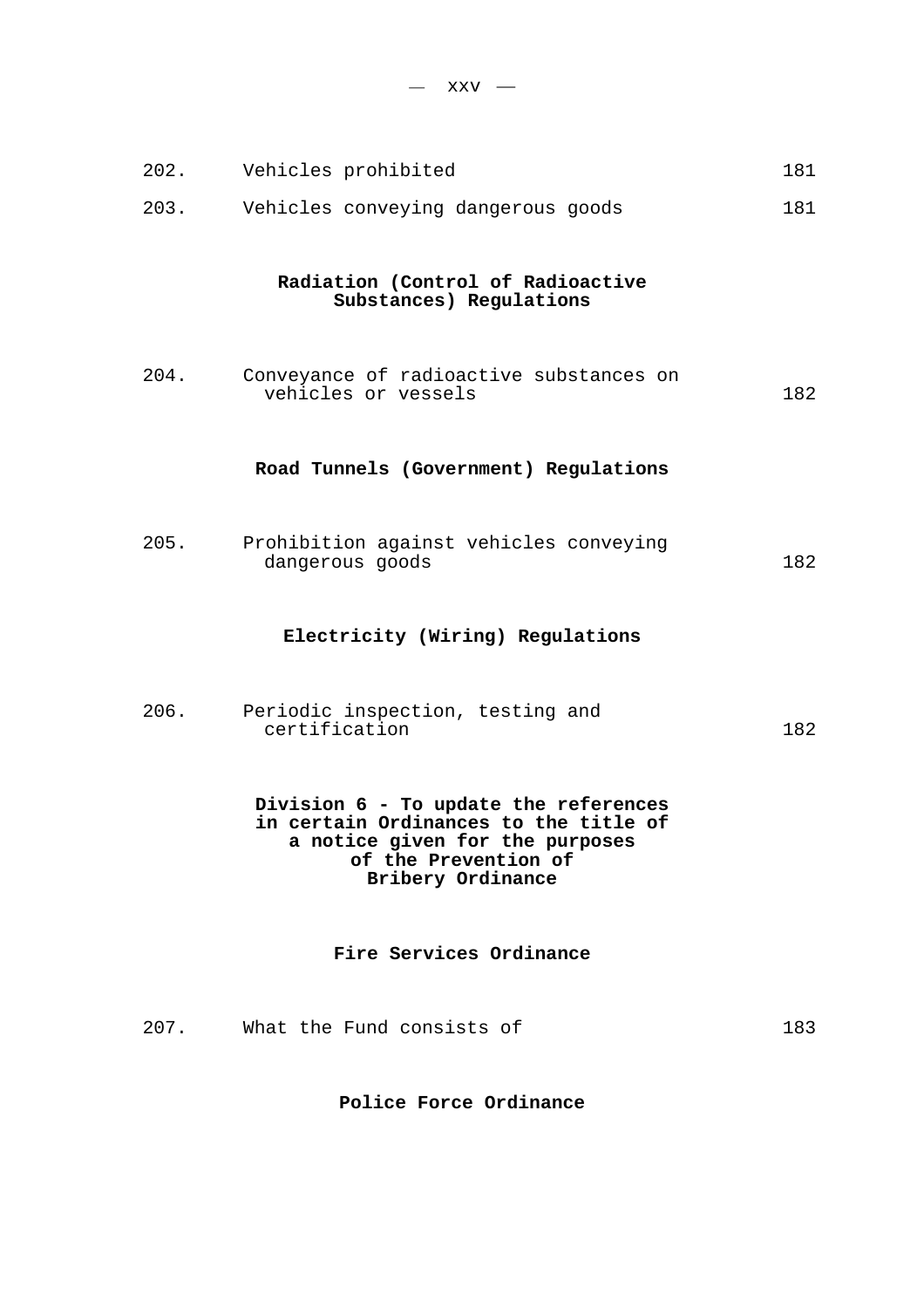| | | |
|---|---|---|
| 202. | Vehicles prohibited | 181 |
| 203. | Vehicles conveying dangerous goods | 181 |

**Radiation (Control of Radioactive Substances) Regulations**

| | | |
|---|---|---|
| 204. | Conveyance of radioactive substances on vehicles or vessels | 182 |

**Road Tunnels (Government) Regulations**

| | | |
|---|---|---|
| 205. | Prohibition against vehicles conveying dangerous goods | 182 |

**Electricity (Wiring) Regulations**

| | | |
|---|---|---|
| 206. | Periodic inspection, testing and certification | 182 |

**Division 6 - To update the references in certain Ordinances to the title of a notice given for the purposes of the Prevention of Bribery Ordinance**

**Fire Services Ordinance**

| | | |
|---|---|---|
| 207. | What the Fund consists of | 183 |

**Police Force Ordinance**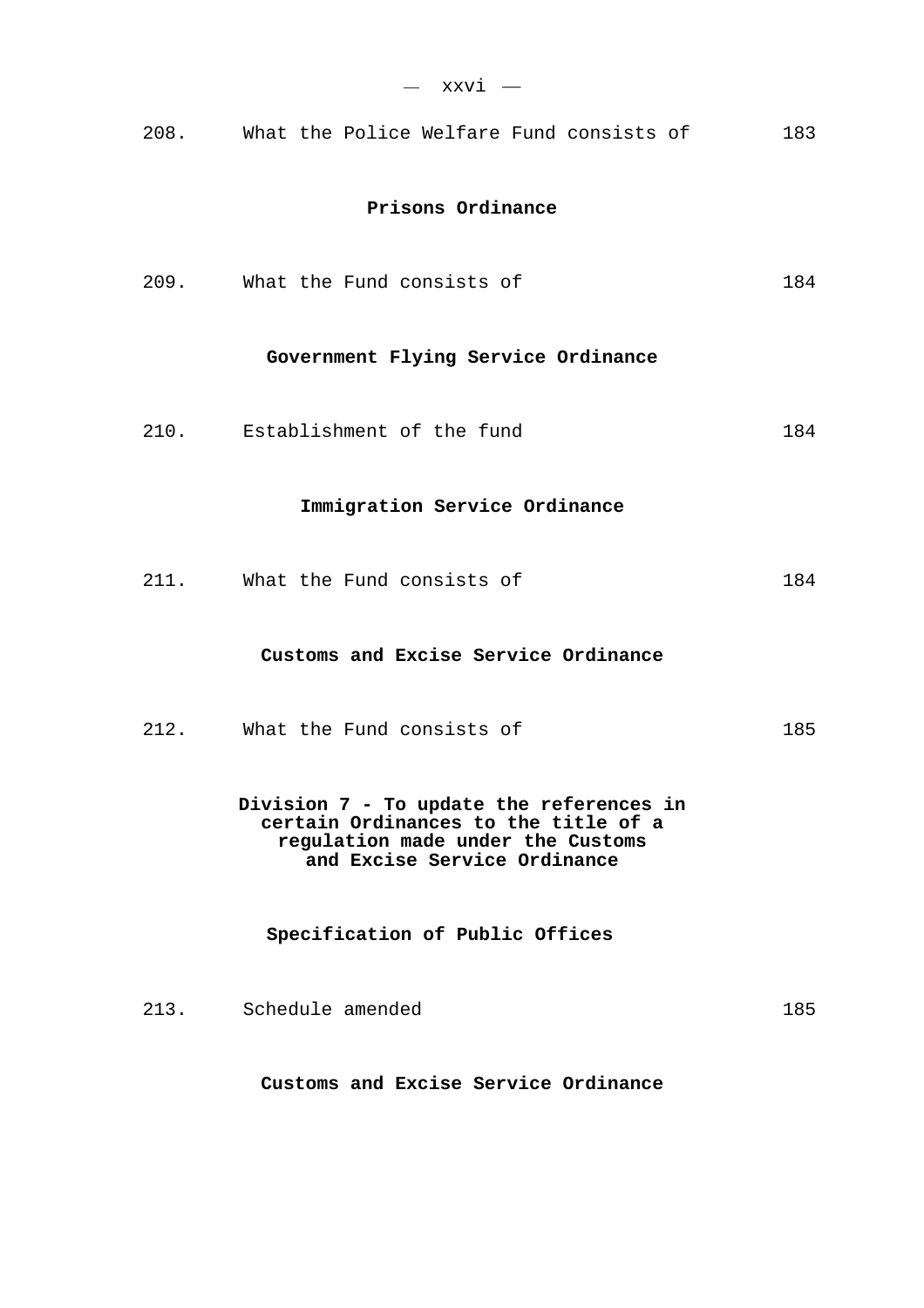| | | |
|---|---|---|
| 208. | What the Police Welfare Fund consists of | 183 |

**Prisons Ordinance**

| | | |
|---|---|---|
| 209. | What the Fund consists of | 184 |

**Government Flying Service Ordinance**

| | | |
|---|---|---|
| 210. | Establishment of the fund | 184 |

**Immigration Service Ordinance**

| | | |
|---|---|---|
| 211. | What the Fund consists of | 184 |

**Customs and Excise Service Ordinance**

| | | |
|---|---|---|
| 212. | What the Fund consists of | 185 |

**Division 7 - To update the references in certain Ordinances to the title of a regulation made under the Customs and Excise Service Ordinance**

**Specification of Public Offices**

| | | |
|---|---|---|
| 213. | Schedule amended | 185 |

**Customs and Excise Service Ordinance**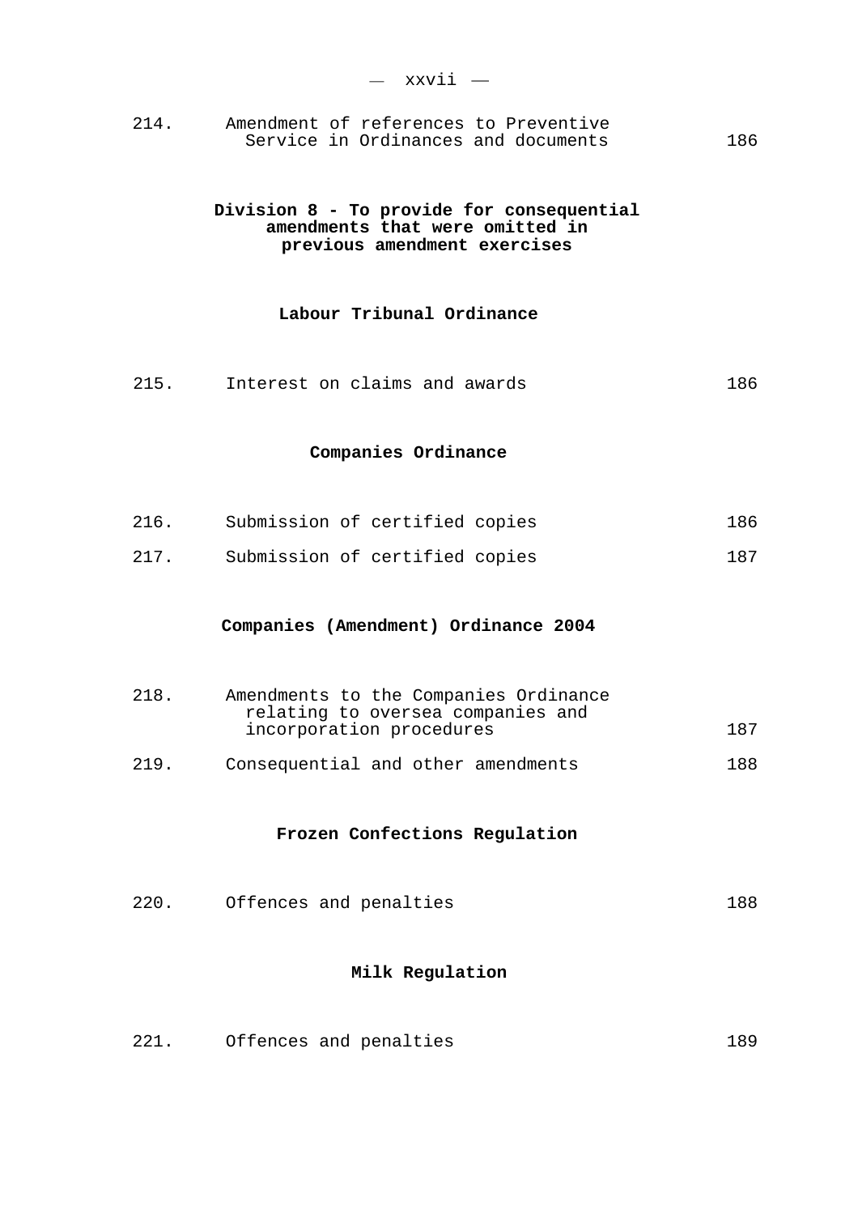| | | |
|---|---|---|
| 214. | Amendment of references to Preventive Service in Ordinances and documents | 186 |

**Division 8 - To provide for consequential amendments that were omitted in previous amendment exercises**

**Labour Tribunal Ordinance**

| | | |
|---|---|---|
| 215. | Interest on claims and awards | 186 |

**Companies Ordinance**

| | | |
|---|---|---|
| 216. | Submission of certified copies | 186 |
| 217. | Submission of certified copies | 187 |

**Companies (Amendment) Ordinance 2004**

| | | |
|---|---|---|
| 218. | Amendments to the Companies Ordinance relating to oversea companies and incorporation procedures | 187 |
| 219. | Consequential and other amendments | 188 |

**Frozen Confections Regulation**

| | | |
|---|---|---|
| 220. | Offences and penalties | 188 |

**Milk Regulation**

| | | |
|---|---|---|
| 221. | Offences and penalties | 189 |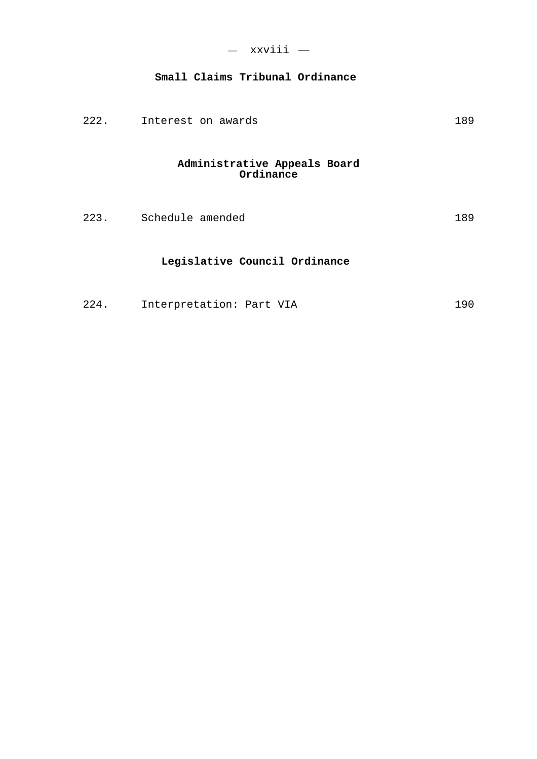**Small Claims Tribunal Ordinance**

| | | |
|---|---|---|
| 222. | Interest on awards | 189 |

**Administrative Appeals Board Ordinance**

| | | |
|---|---|---|
| 223. | Schedule amended | 189 |

**Legislative Council Ordinance**

| | | |
|---|---|---|
| 224. | Interpretation: Part VIA | 190 |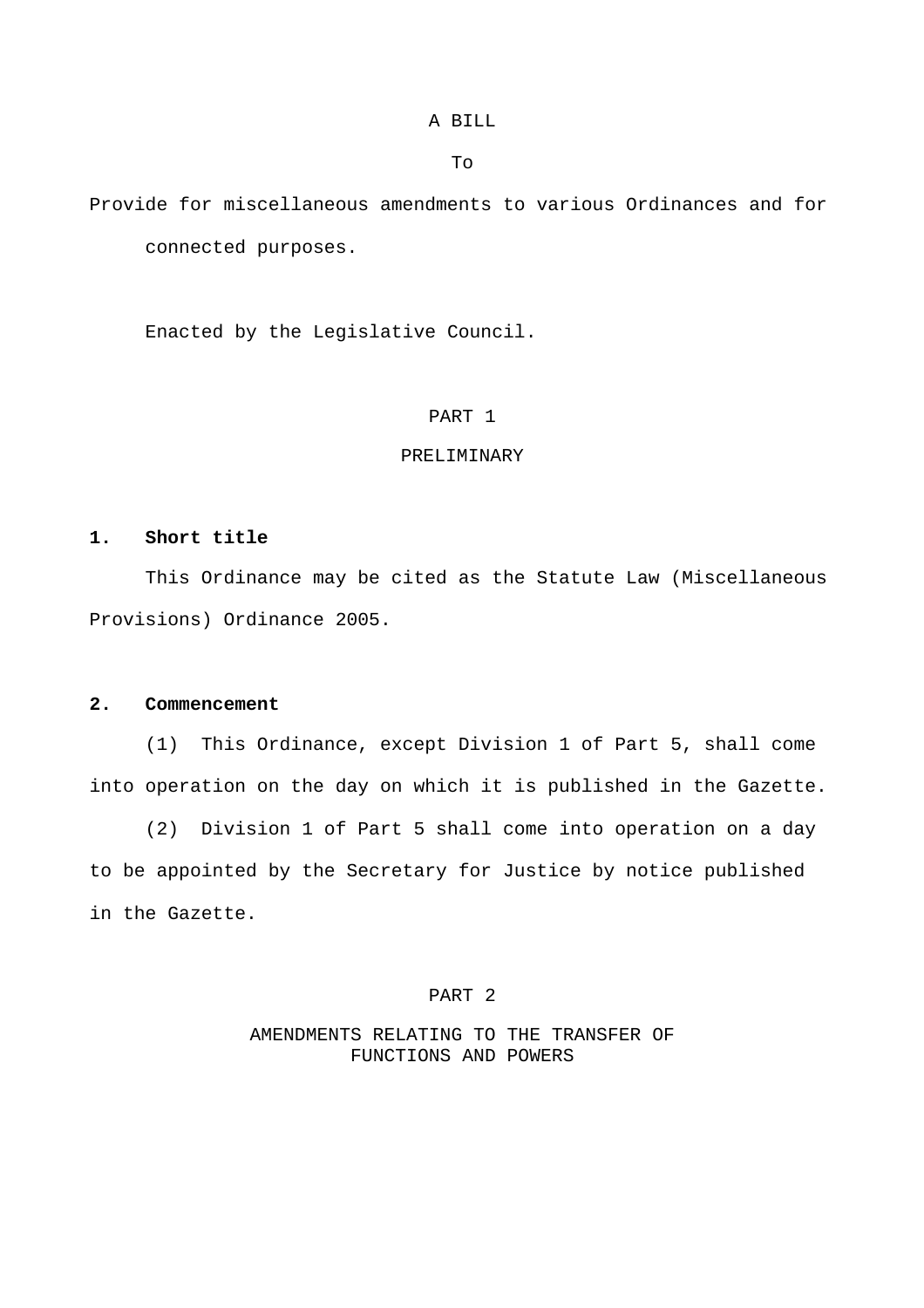A BILL

To

Provide for miscellaneous amendments to various Ordinances and for connected purposes.

Enacted by the Legislative Council.

PART 1

PRELIMINARY

**1. Short title**

This Ordinance may be cited as the Statute Law (Miscellaneous Provisions) Ordinance 2005.

**2. Commencement**

(1) This Ordinance, except Division 1 of Part 5, shall come into operation on the day on which it is published in the Gazette.

(2) Division 1 of Part 5 shall come into operation on a day to be appointed by the Secretary for Justice by notice published in the Gazette.

PART 2

AMENDMENTS RELATING TO THE TRANSFER OF FUNCTIONS AND POWERS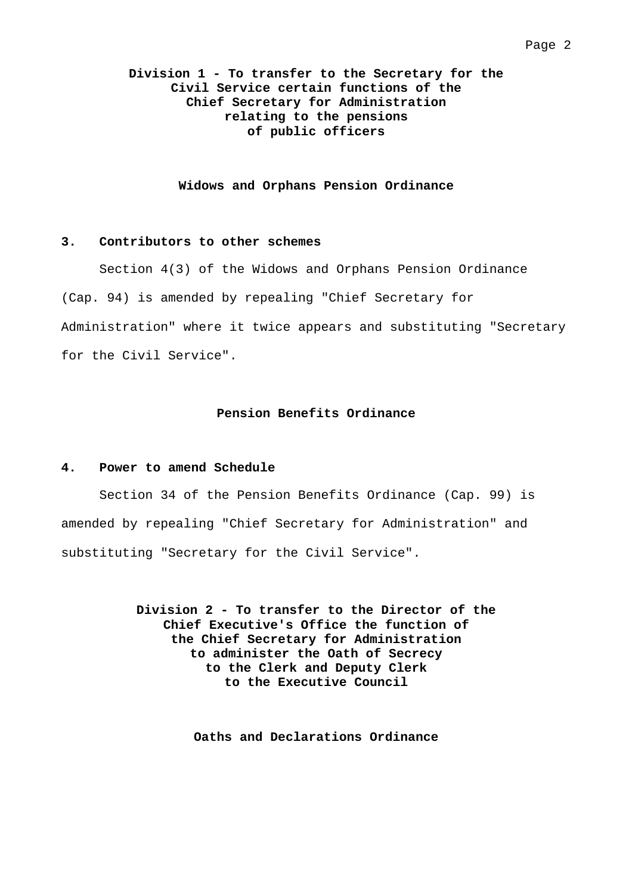**Division 1 - To transfer to the Secretary for the Civil Service certain functions of the Chief Secretary for Administration relating to the pensions of public officers**

**Widows and Orphans Pension Ordinance**

**3. Contributors to other schemes**

Section 4(3) of the Widows and Orphans Pension Ordinance (Cap. 94) is amended by repealing "Chief Secretary for Administration" where it twice appears and substituting "Secretary for the Civil Service".

**Pension Benefits Ordinance**

**4. Power to amend Schedule**

Section 34 of the Pension Benefits Ordinance (Cap. 99) is amended by repealing "Chief Secretary for Administration" and substituting "Secretary for the Civil Service".

**Division 2 - To transfer to the Director of the Chief Executive's Office the function of the Chief Secretary for Administration to administer the Oath of Secrecy to the Clerk and Deputy Clerk to the Executive Council**

**Oaths and Declarations Ordinance**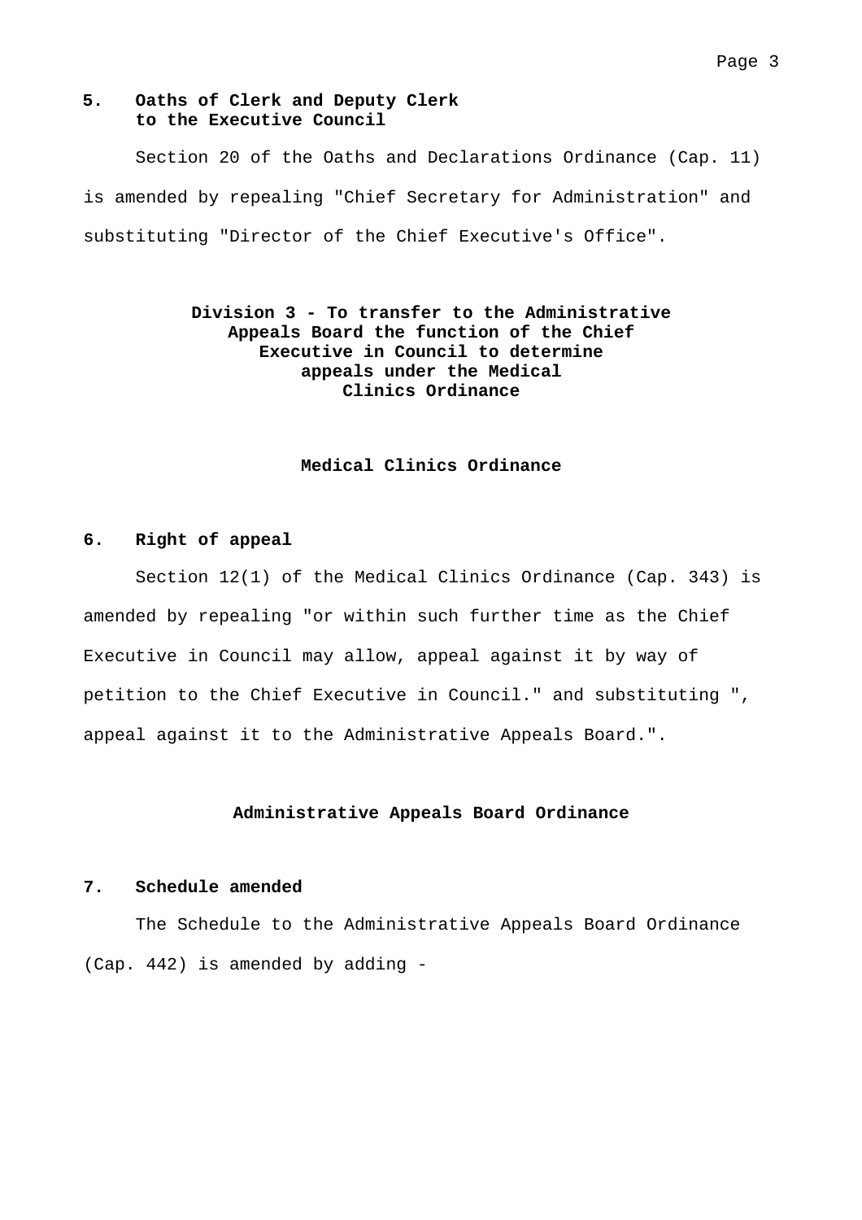**5. Oaths of Clerk and Deputy Clerk to the Executive Council**

Section 20 of the Oaths and Declarations Ordinance (Cap. 11) is amended by repealing "Chief Secretary for Administration" and substituting "Director of the Chief Executive's Office".

## Division 3 - To transfer to the Administrative Appeals Board the function of the Chief Executive in Council to determine appeals under the Medical Clinics Ordinance

### Medical Clinics Ordinance

**6. Right of appeal**

Section 12(1) of the Medical Clinics Ordinance (Cap. 343) is amended by repealing "or within such further time as the Chief Executive in Council may allow, appeal against it by way of petition to the Chief Executive in Council." and substituting ", appeal against it to the Administrative Appeals Board.".

### Administrative Appeals Board Ordinance

**7. Schedule amended**

The Schedule to the Administrative Appeals Board Ordinance (Cap. 442) is amended by adding -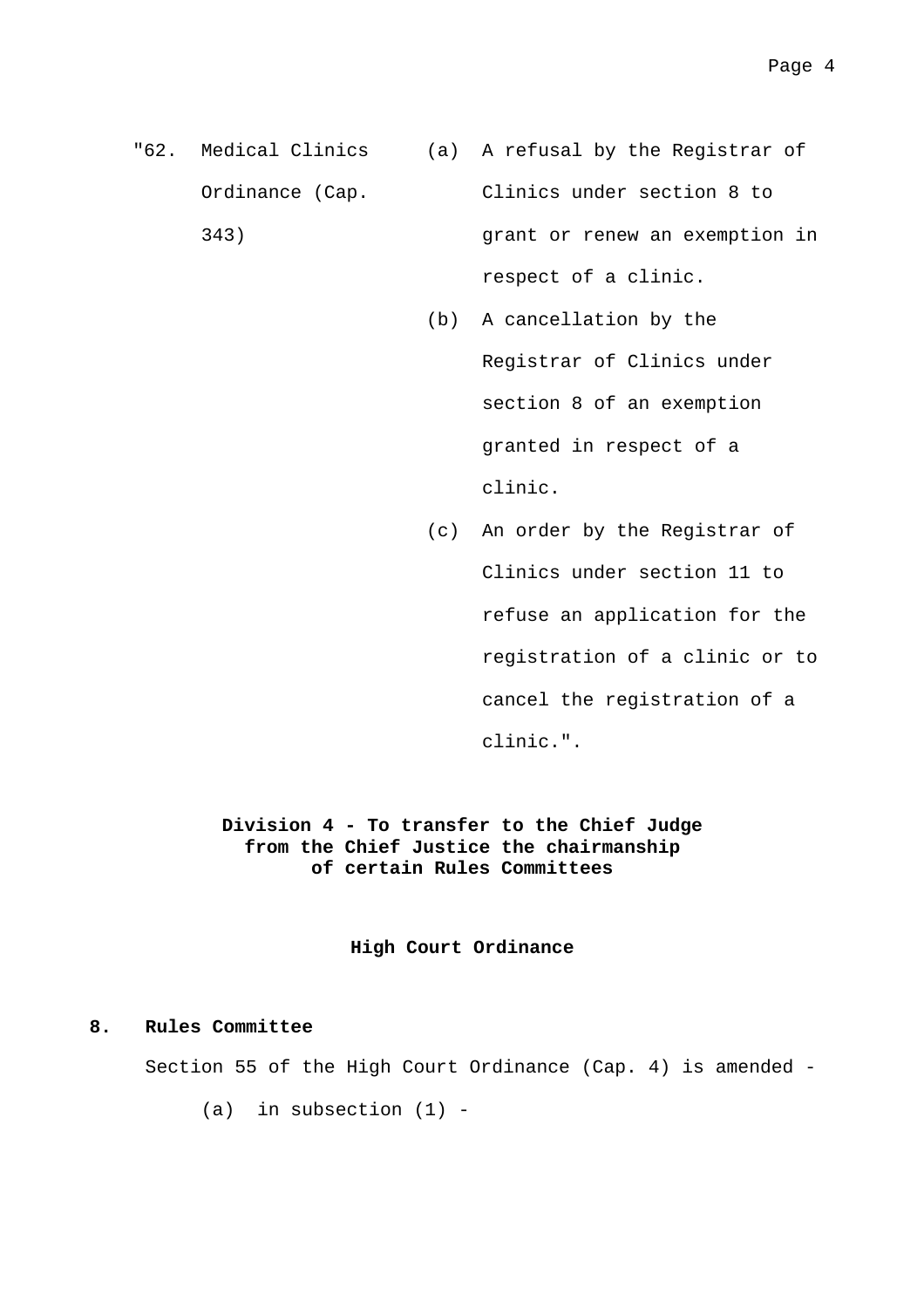| "62. | Medical Clinics Ordinance (Cap. 343) | (a) A refusal by the Registrar of Clinics under section 8 to grant or renew an exemption in respect of a clinic. |
|---|---|---|
| | | (b) A cancellation by the Registrar of Clinics under section 8 of an exemption granted in respect of a clinic. |
| | | (c) An order by the Registrar of Clinics under section 11 to refuse an application for the registration of a clinic or to cancel the registration of a clinic.". |

## Division 4 - To transfer to the Chief Judge from the Chief Justice the chairmanship of certain Rules Committees

### High Court Ordinance

**8. Rules Committee**

Section 55 of the High Court Ordinance (Cap. 4) is amended -

(a) in subsection (1) -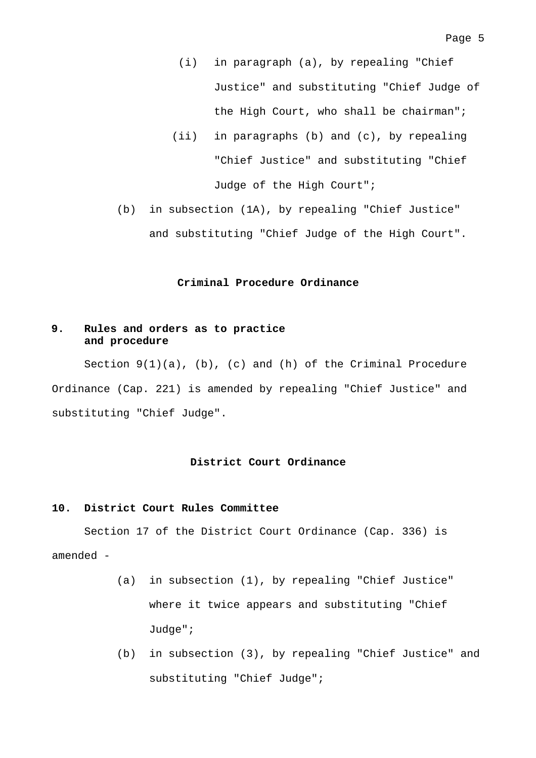(i) in paragraph (a), by repealing "Chief Justice" and substituting "Chief Judge of the High Court, who shall be chairman";

(ii) in paragraphs (b) and (c), by repealing "Chief Justice" and substituting "Chief Judge of the High Court";

(b) in subsection (1A), by repealing "Chief Justice" and substituting "Chief Judge of the High Court".

### Criminal Procedure Ordinance

**9. Rules and orders as to practice and procedure**

Section 9(1)(a), (b), (c) and (h) of the Criminal Procedure Ordinance (Cap. 221) is amended by repealing "Chief Justice" and substituting "Chief Judge".

### District Court Ordinance

**10. District Court Rules Committee**

Section 17 of the District Court Ordinance (Cap. 336) is amended -

(a) in subsection (1), by repealing "Chief Justice" where it twice appears and substituting "Chief Judge";

(b) in subsection (3), by repealing "Chief Justice" and substituting "Chief Judge";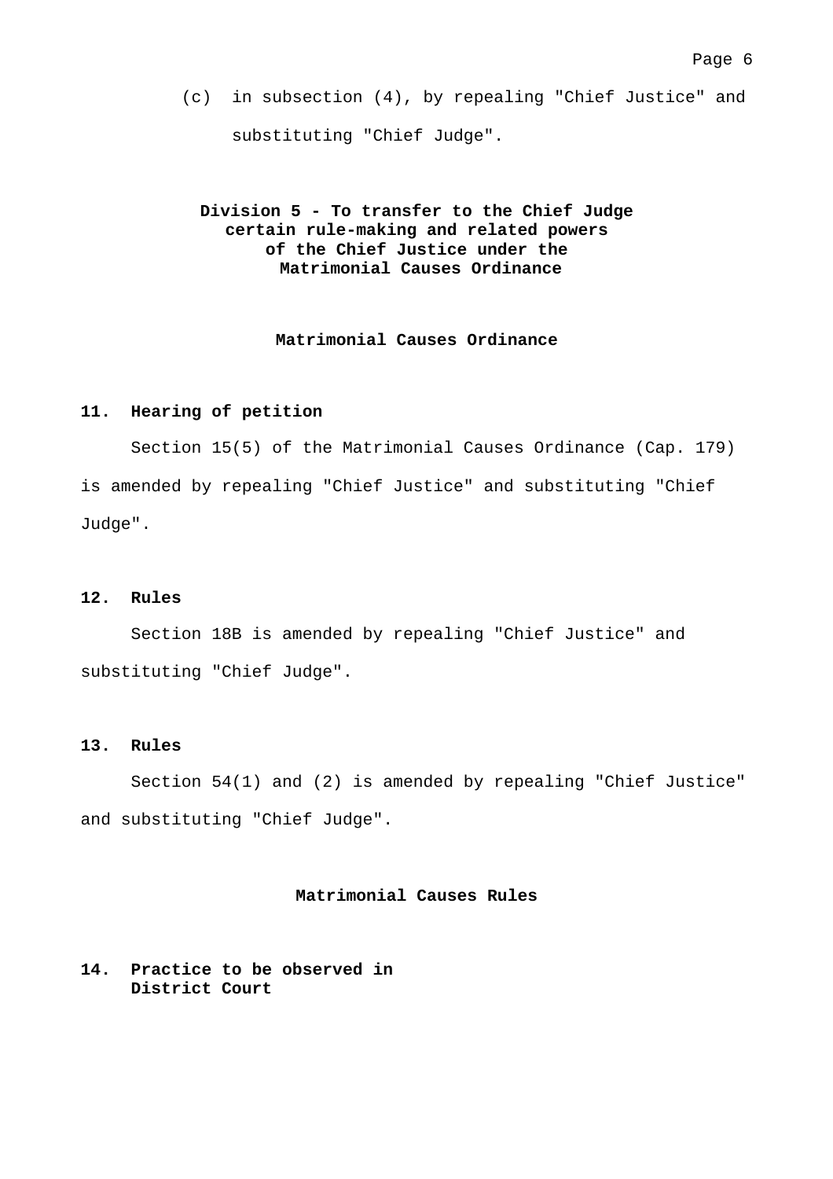(c) in subsection (4), by repealing "Chief Justice" and substituting "Chief Judge".

## Division 5 - To transfer to the Chief Judge certain rule-making and related powers of the Chief Justice under the Matrimonial Causes Ordinance

### Matrimonial Causes Ordinance

**11. Hearing of petition**

Section 15(5) of the Matrimonial Causes Ordinance (Cap. 179) is amended by repealing "Chief Justice" and substituting "Chief Judge".

**12. Rules**

Section 18B is amended by repealing "Chief Justice" and substituting "Chief Judge".

**13. Rules**

Section 54(1) and (2) is amended by repealing "Chief Justice" and substituting "Chief Judge".

### Matrimonial Causes Rules

**14. Practice to be observed in District Court**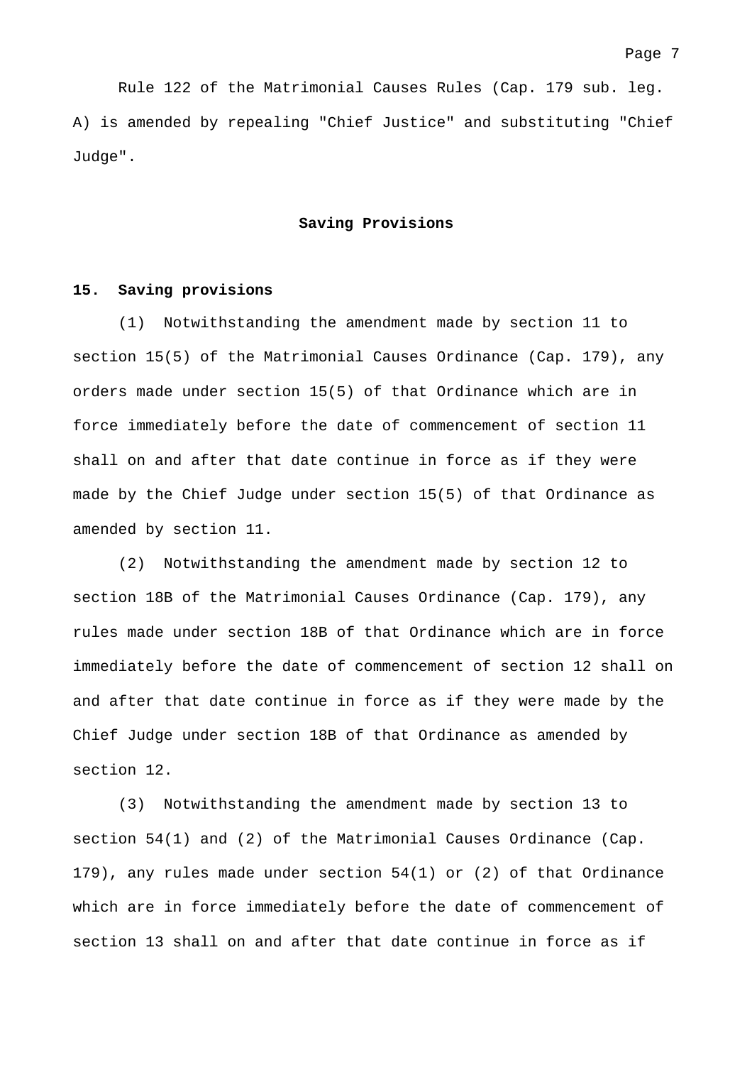Rule 122 of the Matrimonial Causes Rules (Cap. 179 sub. leg. A) is amended by repealing "Chief Justice" and substituting "Chief Judge".

## Saving Provisions

### 15. Saving provisions

(1) Notwithstanding the amendment made by section 11 to section 15(5) of the Matrimonial Causes Ordinance (Cap. 179), any orders made under section 15(5) of that Ordinance which are in force immediately before the date of commencement of section 11 shall on and after that date continue in force as if they were made by the Chief Judge under section 15(5) of that Ordinance as amended by section 11.

(2) Notwithstanding the amendment made by section 12 to section 18B of the Matrimonial Causes Ordinance (Cap. 179), any rules made under section 18B of that Ordinance which are in force immediately before the date of commencement of section 12 shall on and after that date continue in force as if they were made by the Chief Judge under section 18B of that Ordinance as amended by section 12.

(3) Notwithstanding the amendment made by section 13 to section 54(1) and (2) of the Matrimonial Causes Ordinance (Cap. 179), any rules made under section 54(1) or (2) of that Ordinance which are in force immediately before the date of commencement of section 13 shall on and after that date continue in force as if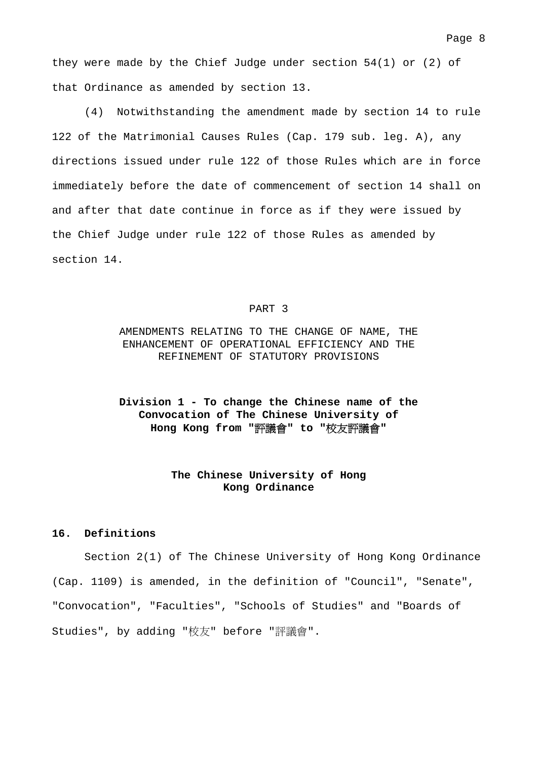they were made by the Chief Judge under section 54(1) or (2) of that Ordinance as amended by section 13.

(4) Notwithstanding the amendment made by section 14 to rule 122 of the Matrimonial Causes Rules (Cap. 179 sub. leg. A), any directions issued under rule 122 of those Rules which are in force immediately before the date of commencement of section 14 shall on and after that date continue in force as if they were issued by the Chief Judge under rule 122 of those Rules as amended by section 14.

## PART 3

## AMENDMENTS RELATING TO THE CHANGE OF NAME, THE ENHANCEMENT OF OPERATIONAL EFFICIENCY AND THE REFINEMENT OF STATUTORY PROVISIONS

### Division 1 - To change the Chinese name of the Convocation of The Chinese University of Hong Kong from "評議會" to "校友評議會"

### The Chinese University of Hong Kong Ordinance

**16. Definitions**

Section 2(1) of The Chinese University of Hong Kong Ordinance (Cap. 1109) is amended, in the definition of "Council", "Senate", "Convocation", "Faculties", "Schools of Studies" and "Boards of Studies", by adding "校友" before "評議會".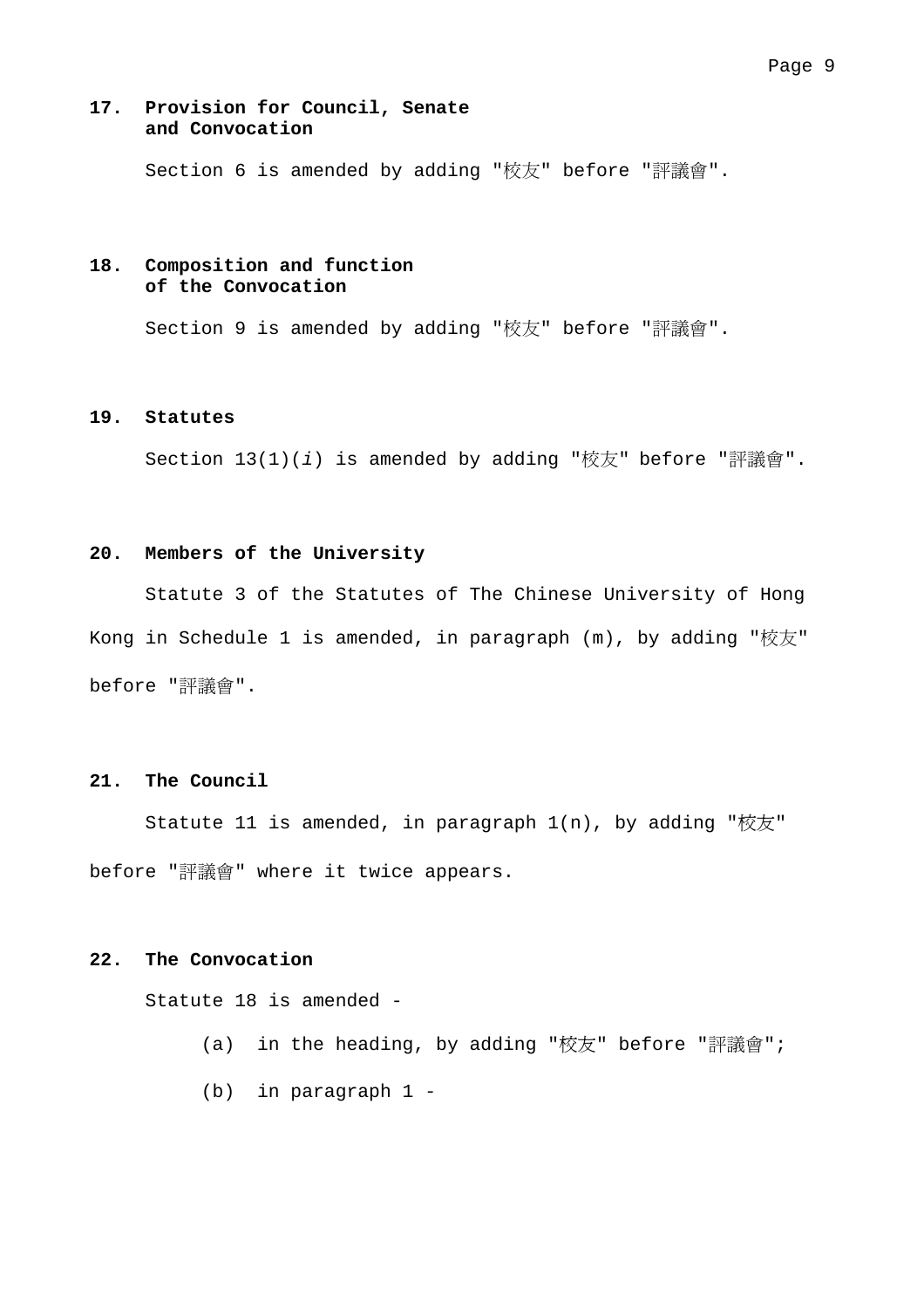**17. Provision for Council, Senate and Convocation**

Section 6 is amended by adding "校友" before "評議會".

**18. Composition and function of the Convocation**

Section 9 is amended by adding "校友" before "評議會".

**19. Statutes**

Section 13(1)(*i*) is amended by adding "校友" before "評議會".

**20. Members of the University**

Statute 3 of the Statutes of The Chinese University of Hong Kong in Schedule 1 is amended, in paragraph (m), by adding "校友" before "評議會".

**21. The Council**

Statute 11 is amended, in paragraph 1(n), by adding "校友" before "評議會" where it twice appears.

**22. The Convocation**

Statute 18 is amended -

(a) in the heading, by adding "校友" before "評議會";

(b) in paragraph 1 -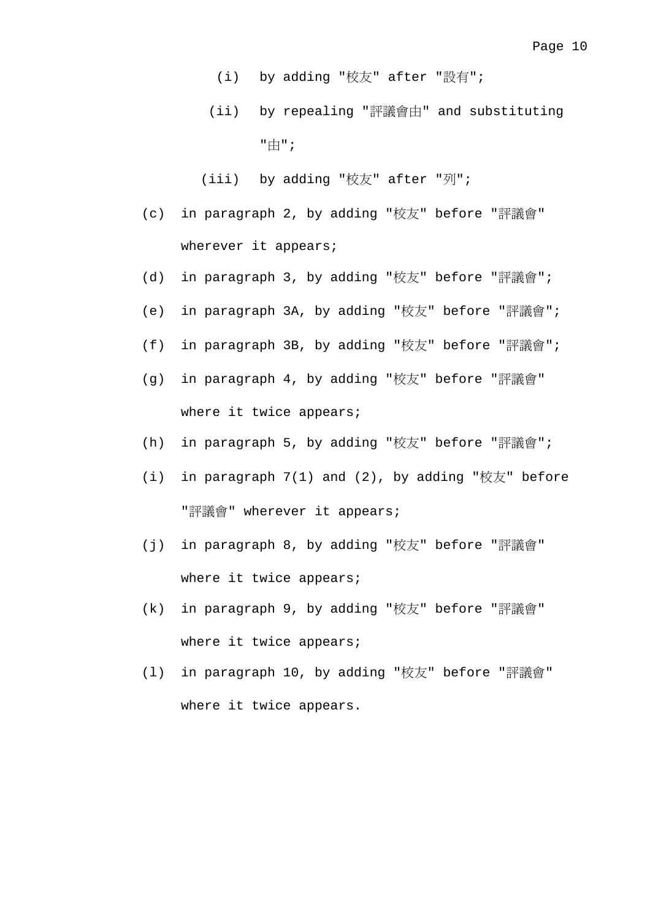(i) by adding "校友" after "設有";

(ii) by repealing "評議會由" and substituting "由";

(iii) by adding "校友" after "列";

(c) in paragraph 2, by adding "校友" before "評議會" wherever it appears;

(d) in paragraph 3, by adding "校友" before "評議會";

(e) in paragraph 3A, by adding "校友" before "評議會";

(f) in paragraph 3B, by adding "校友" before "評議會";

(g) in paragraph 4, by adding "校友" before "評議會" where it twice appears;

(h) in paragraph 5, by adding "校友" before "評議會";

(i) in paragraph 7(1) and (2), by adding "校友" before "評議會" wherever it appears;

(j) in paragraph 8, by adding "校友" before "評議會" where it twice appears;

(k) in paragraph 9, by adding "校友" before "評議會" where it twice appears;

(l) in paragraph 10, by adding "校友" before "評議會" where it twice appears.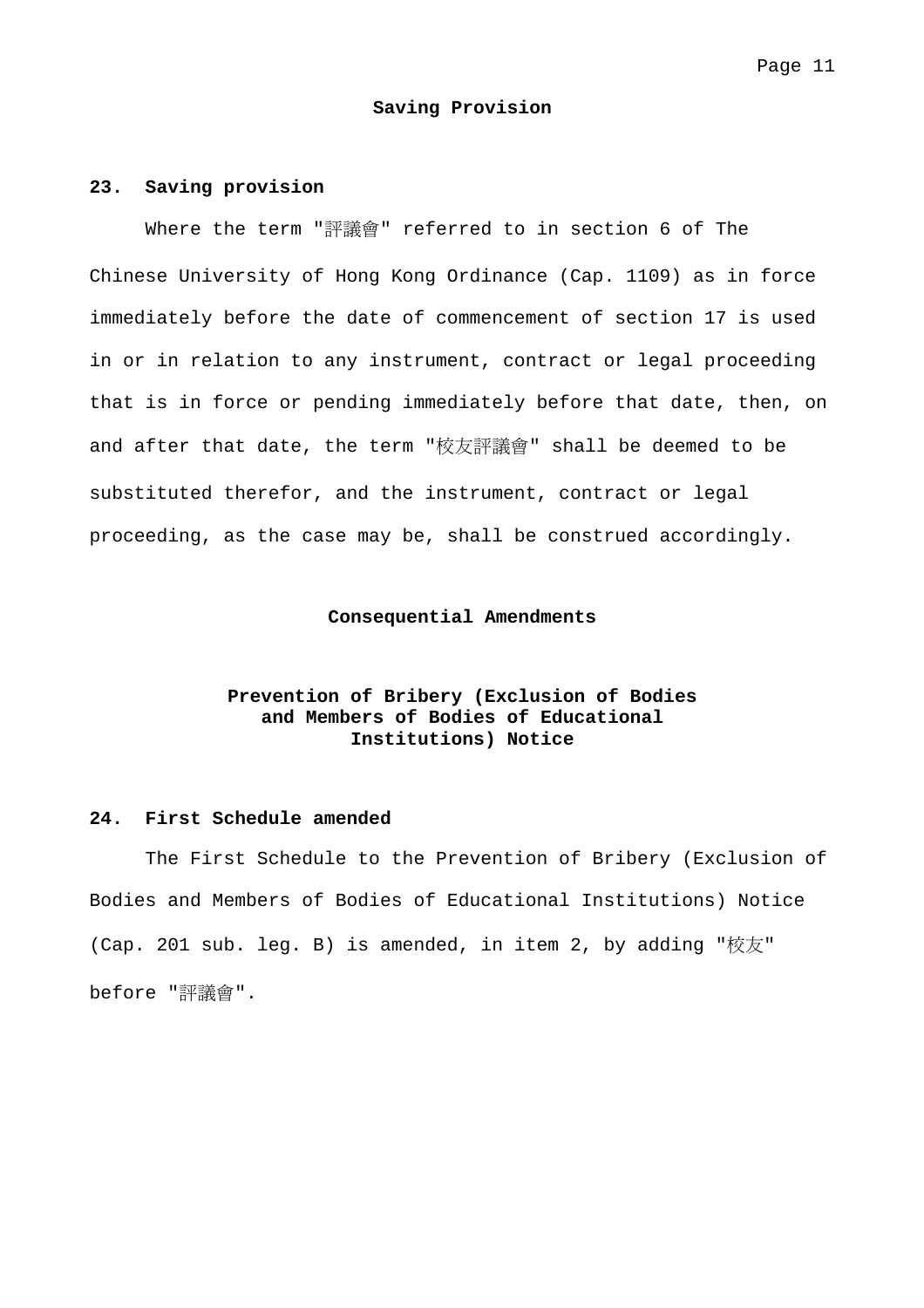## Saving Provision

### 23. Saving provision

Where the term "評議會" referred to in section 6 of The Chinese University of Hong Kong Ordinance (Cap. 1109) as in force immediately before the date of commencement of section 17 is used in or in relation to any instrument, contract or legal proceeding that is in force or pending immediately before that date, then, on and after that date, the term "校友評議會" shall be deemed to be substituted therefor, and the instrument, contract or legal proceeding, as the case may be, shall be construed accordingly.

## Consequential Amendments

### Prevention of Bribery (Exclusion of Bodies and Members of Bodies of Educational Institutions) Notice

### 24. First Schedule amended

The First Schedule to the Prevention of Bribery (Exclusion of Bodies and Members of Bodies of Educational Institutions) Notice (Cap. 201 sub. leg. B) is amended, in item 2, by adding "校友" before "評議會".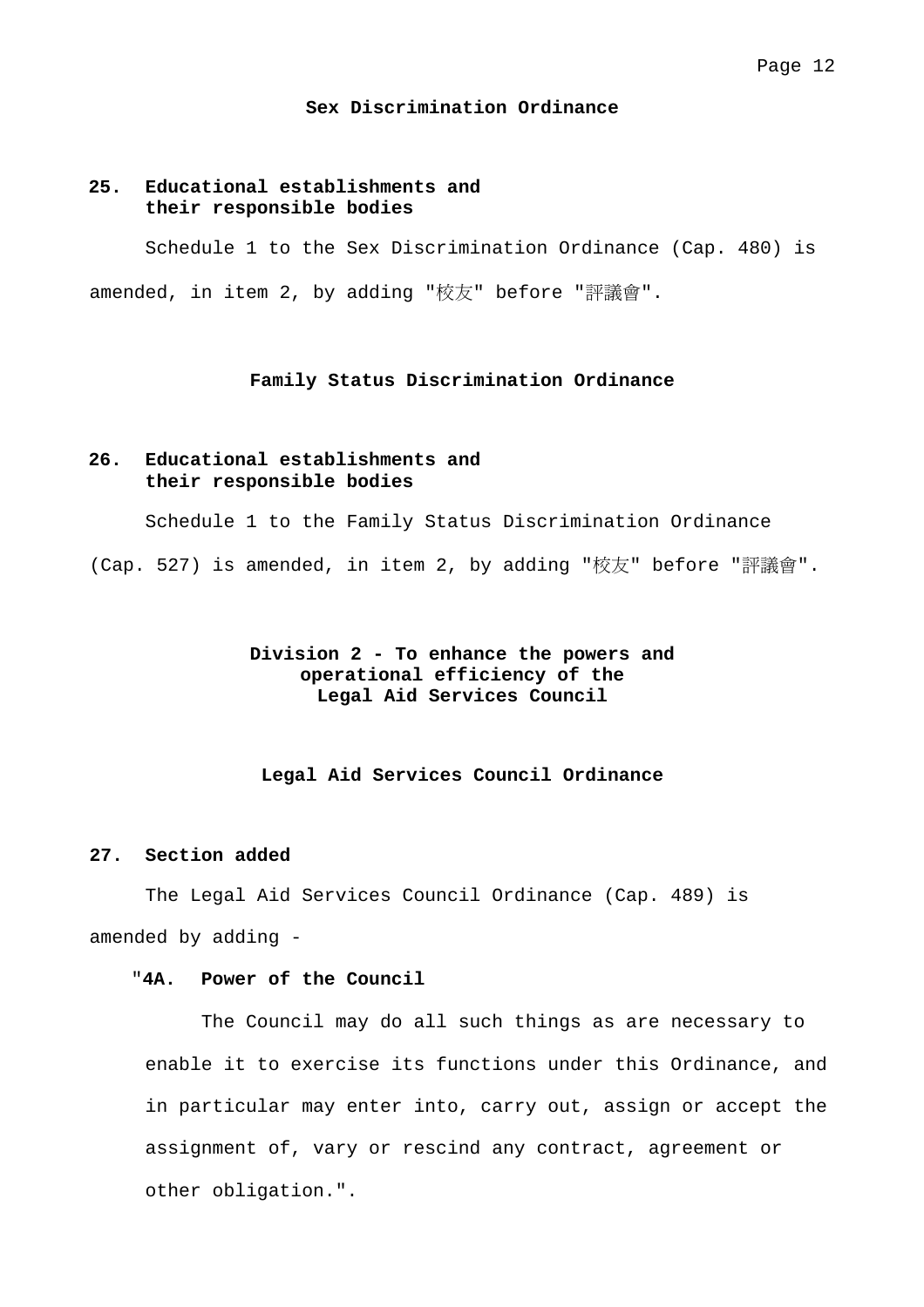## Sex Discrimination Ordinance

### 25. Educational establishments and their responsible bodies

Schedule 1 to the Sex Discrimination Ordinance (Cap. 480) is amended, in item 2, by adding "校友" before "評議會".

## Family Status Discrimination Ordinance

### 26. Educational establishments and their responsible bodies

Schedule 1 to the Family Status Discrimination Ordinance (Cap. 527) is amended, in item 2, by adding "校友" before "評議會".

## Division 2 - To enhance the powers and operational efficiency of the Legal Aid Services Council

## Legal Aid Services Council Ordinance

### 27. Section added

The Legal Aid Services Council Ordinance (Cap. 489) is amended by adding -

"**4A. Power of the Council**

The Council may do all such things as are necessary to enable it to exercise its functions under this Ordinance, and in particular may enter into, carry out, assign or accept the assignment of, vary or rescind any contract, agreement or other obligation.".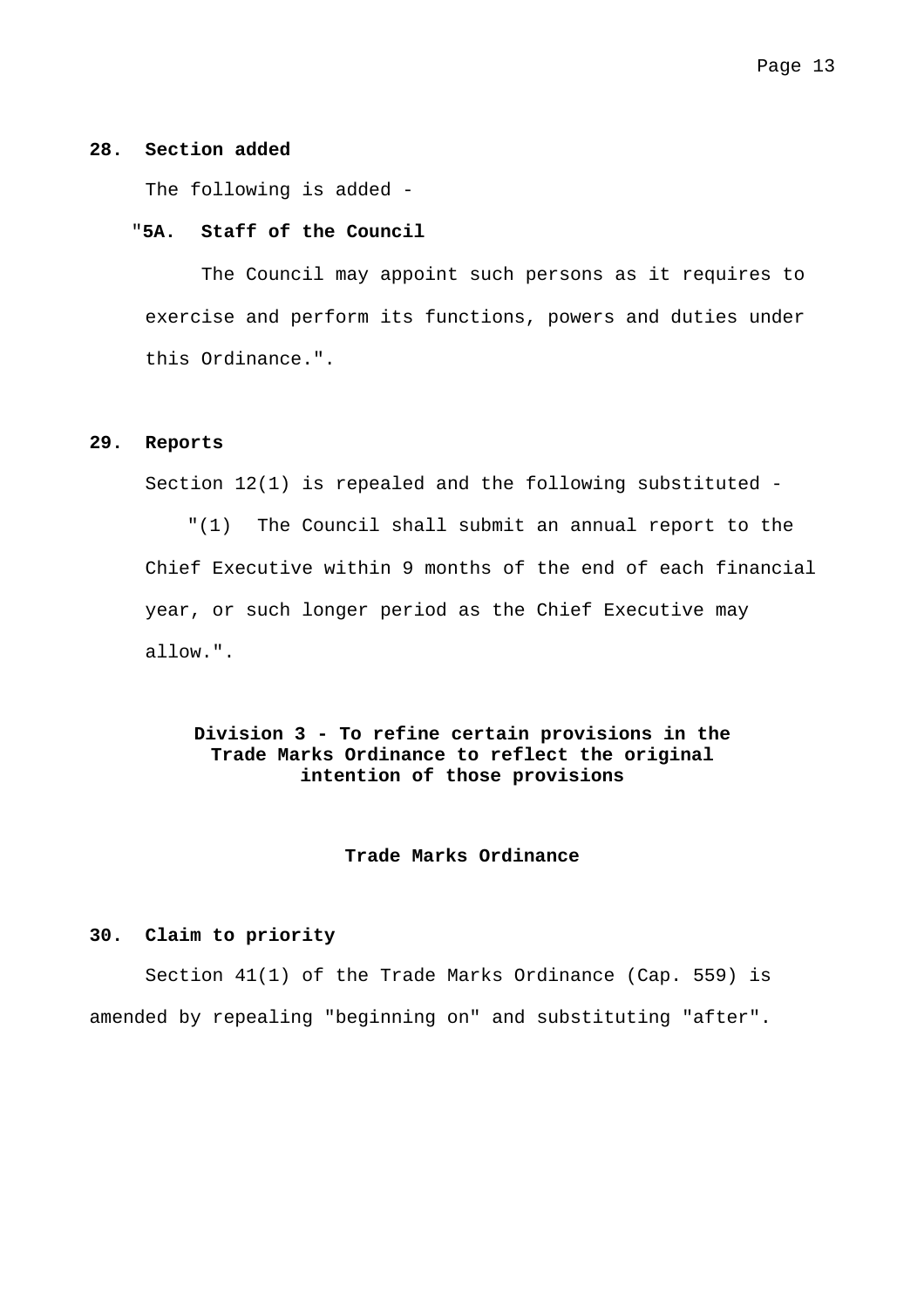**28. Section added**

The following is added -

"**5A. Staff of the Council**

The Council may appoint such persons as it requires to exercise and perform its functions, powers and duties under this Ordinance.".

**29. Reports**

Section 12(1) is repealed and the following substituted -

"(1) The Council shall submit an annual report to the Chief Executive within 9 months of the end of each financial year, or such longer period as the Chief Executive may allow.".

**Division 3 - To refine certain provisions in the Trade Marks Ordinance to reflect the original intention of those provisions**

**Trade Marks Ordinance**

**30. Claim to priority**

Section 41(1) of the Trade Marks Ordinance (Cap. 559) is amended by repealing "beginning on" and substituting "after".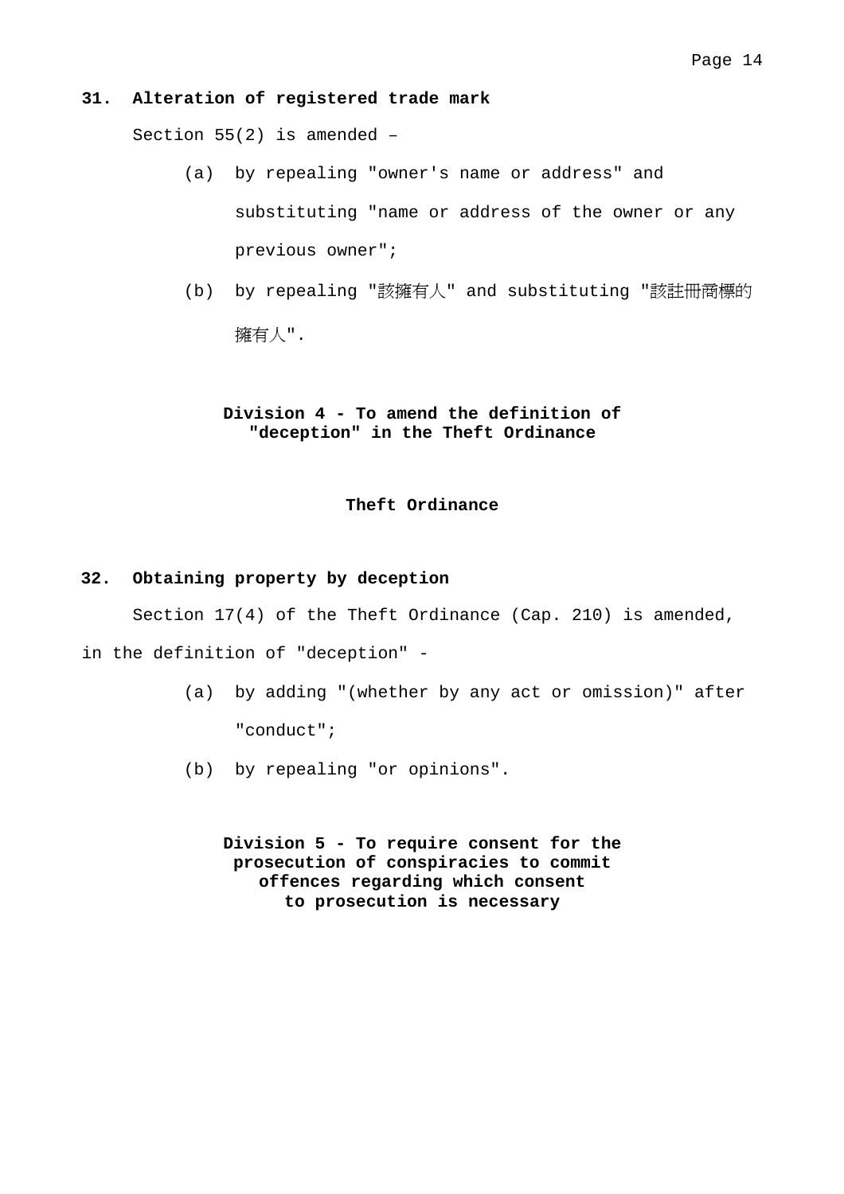**31. Alteration of registered trade mark**

Section 55(2) is amended –

(a) by repealing "owner's name or address" and substituting "name or address of the owner or any previous owner";

(b) by repealing "該擁有人" and substituting "該註冊商標的擁有人".

**Division 4 - To amend the definition of "deception" in the Theft Ordinance**

**Theft Ordinance**

**32. Obtaining property by deception**

Section 17(4) of the Theft Ordinance (Cap. 210) is amended, in the definition of "deception" -

(a) by adding "(whether by any act or omission)" after "conduct";

(b) by repealing "or opinions".

**Division 5 - To require consent for the prosecution of conspiracies to commit offences regarding which consent to prosecution is necessary**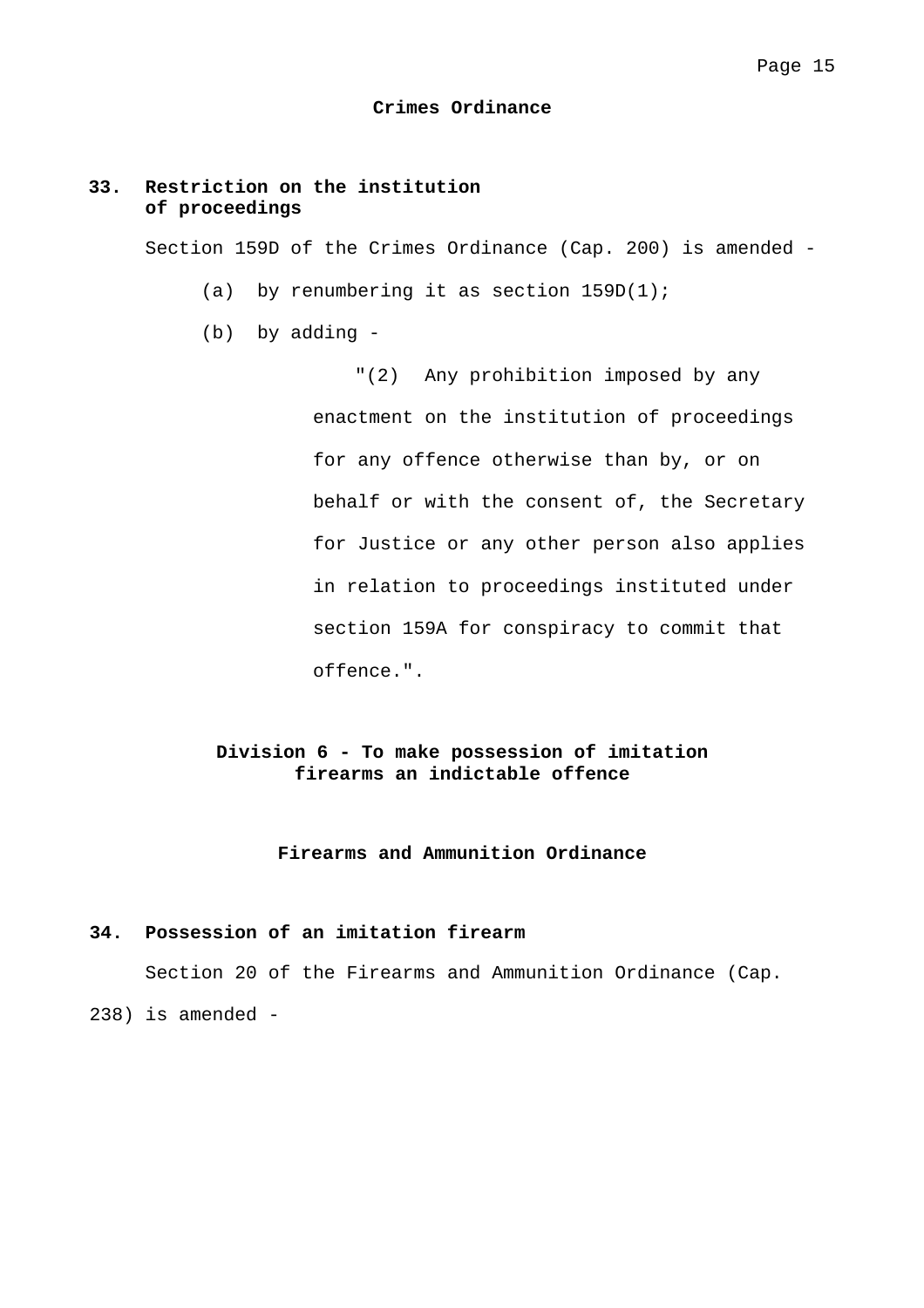## Crimes Ordinance

### 33. Restriction on the institution of proceedings

Section 159D of the Crimes Ordinance (Cap. 200) is amended -

(a) by renumbering it as section 159D(1);

(b) by adding -

"(2) Any prohibition imposed by any enactment on the institution of proceedings for any offence otherwise than by, or on behalf or with the consent of, the Secretary for Justice or any other person also applies in relation to proceedings instituted under section 159A for conspiracy to commit that offence.".

## Division 6 - To make possession of imitation firearms an indictable offence

## Firearms and Ammunition Ordinance

### 34. Possession of an imitation firearm

Section 20 of the Firearms and Ammunition Ordinance (Cap. 238) is amended -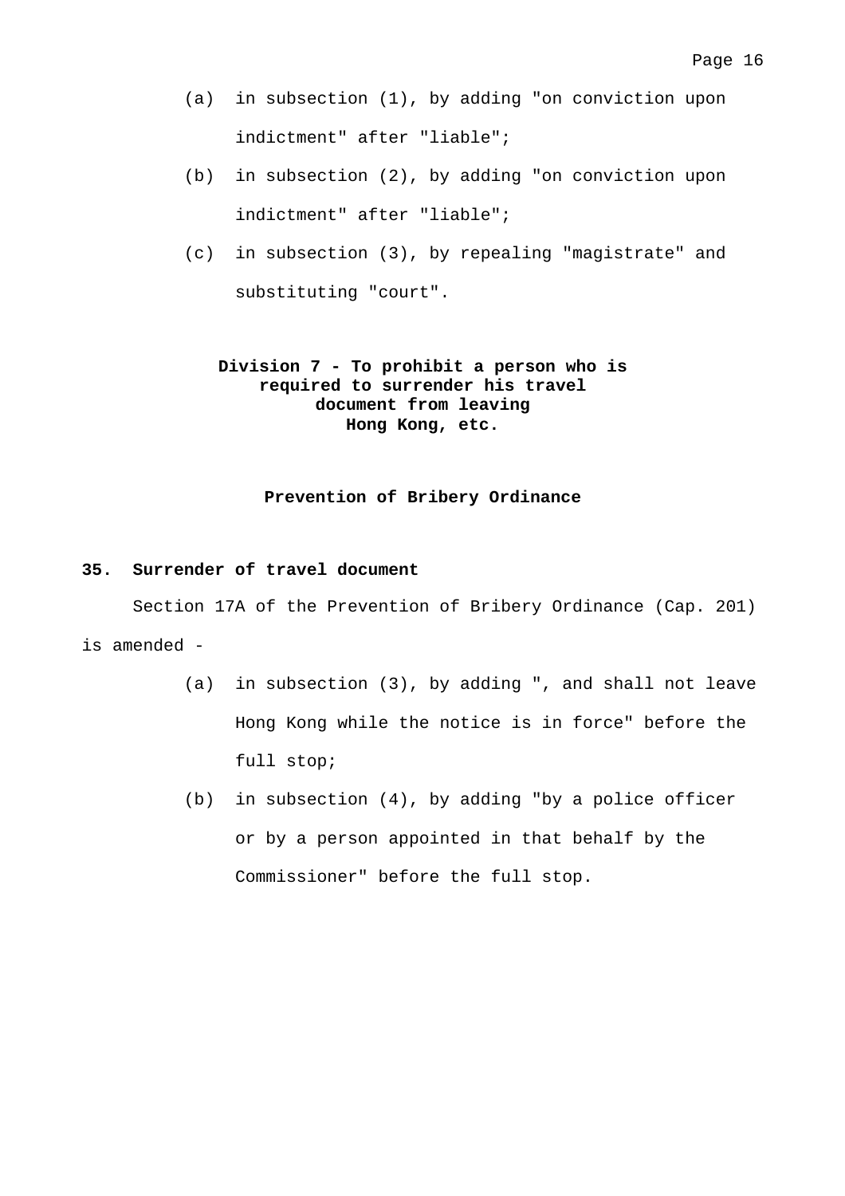(a) in subsection (1), by adding "on conviction upon indictment" after "liable";

(b) in subsection (2), by adding "on conviction upon indictment" after "liable";

(c) in subsection (3), by repealing "magistrate" and substituting "court".

## Division 7 - To prohibit a person who is required to surrender his travel document from leaving Hong Kong, etc.

### Prevention of Bribery Ordinance

**35. Surrender of travel document**

Section 17A of the Prevention of Bribery Ordinance (Cap. 201) is amended -

(a) in subsection (3), by adding ", and shall not leave Hong Kong while the notice is in force" before the full stop;

(b) in subsection (4), by adding "by a police officer or by a person appointed in that behalf by the Commissioner" before the full stop.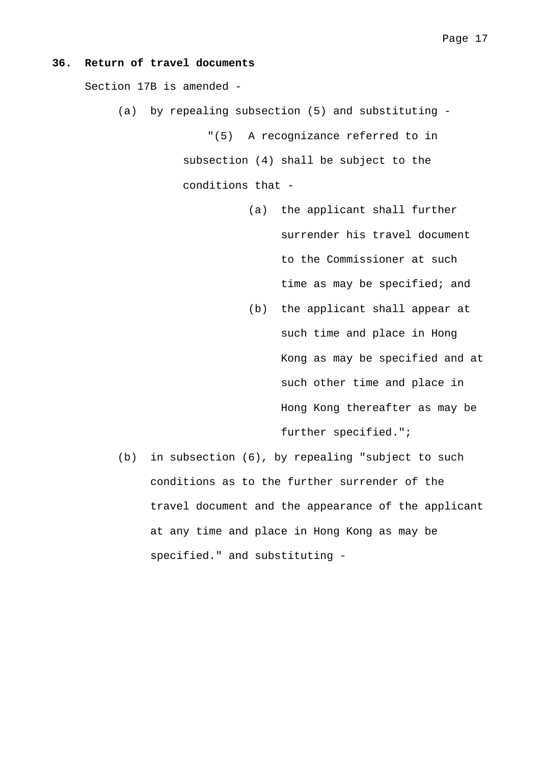**36. Return of travel documents**

Section 17B is amended -

(a) by repealing subsection (5) and substituting -

"(5) A recognizance referred to in subsection (4) shall be subject to the conditions that -

(a) the applicant shall further surrender his travel document to the Commissioner at such time as may be specified; and

(b) the applicant shall appear at such time and place in Hong Kong as may be specified and at such other time and place in Hong Kong thereafter as may be further specified.";

(b) in subsection (6), by repealing "subject to such conditions as to the further surrender of the travel document and the appearance of the applicant at any time and place in Hong Kong as may be specified." and substituting -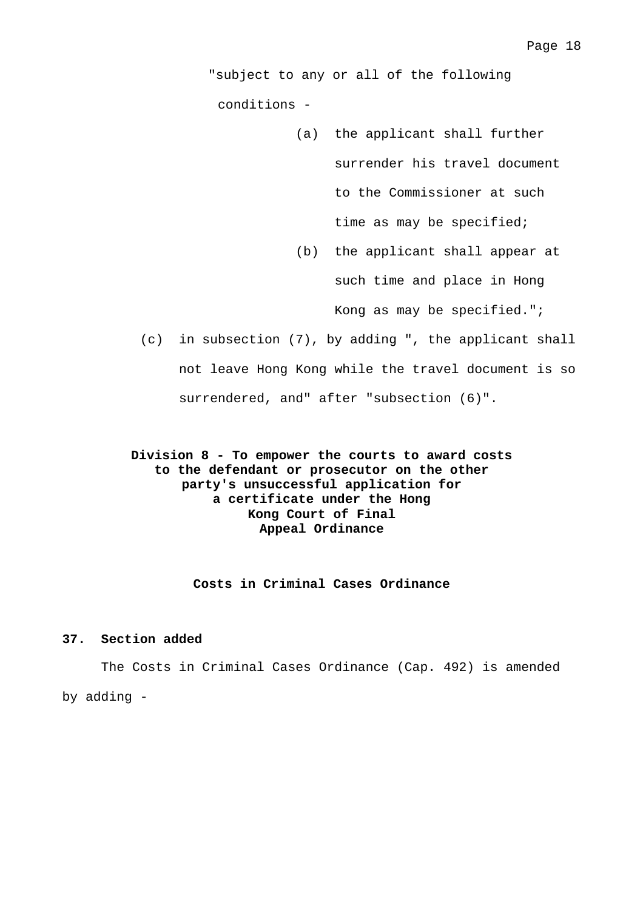"subject to any or all of the following conditions -

(a) the applicant shall further surrender his travel document to the Commissioner at such time as may be specified;

(b) the applicant shall appear at such time and place in Hong Kong as may be specified.";

(c) in subsection (7), by adding ", the applicant shall not leave Hong Kong while the travel document is so surrendered, and" after "subsection (6)".

**Division 8 - To empower the courts to award costs to the defendant or prosecutor on the other party's unsuccessful application for a certificate under the Hong Kong Court of Final Appeal Ordinance**

**Costs in Criminal Cases Ordinance**

**37. Section added**

The Costs in Criminal Cases Ordinance (Cap. 492) is amended by adding -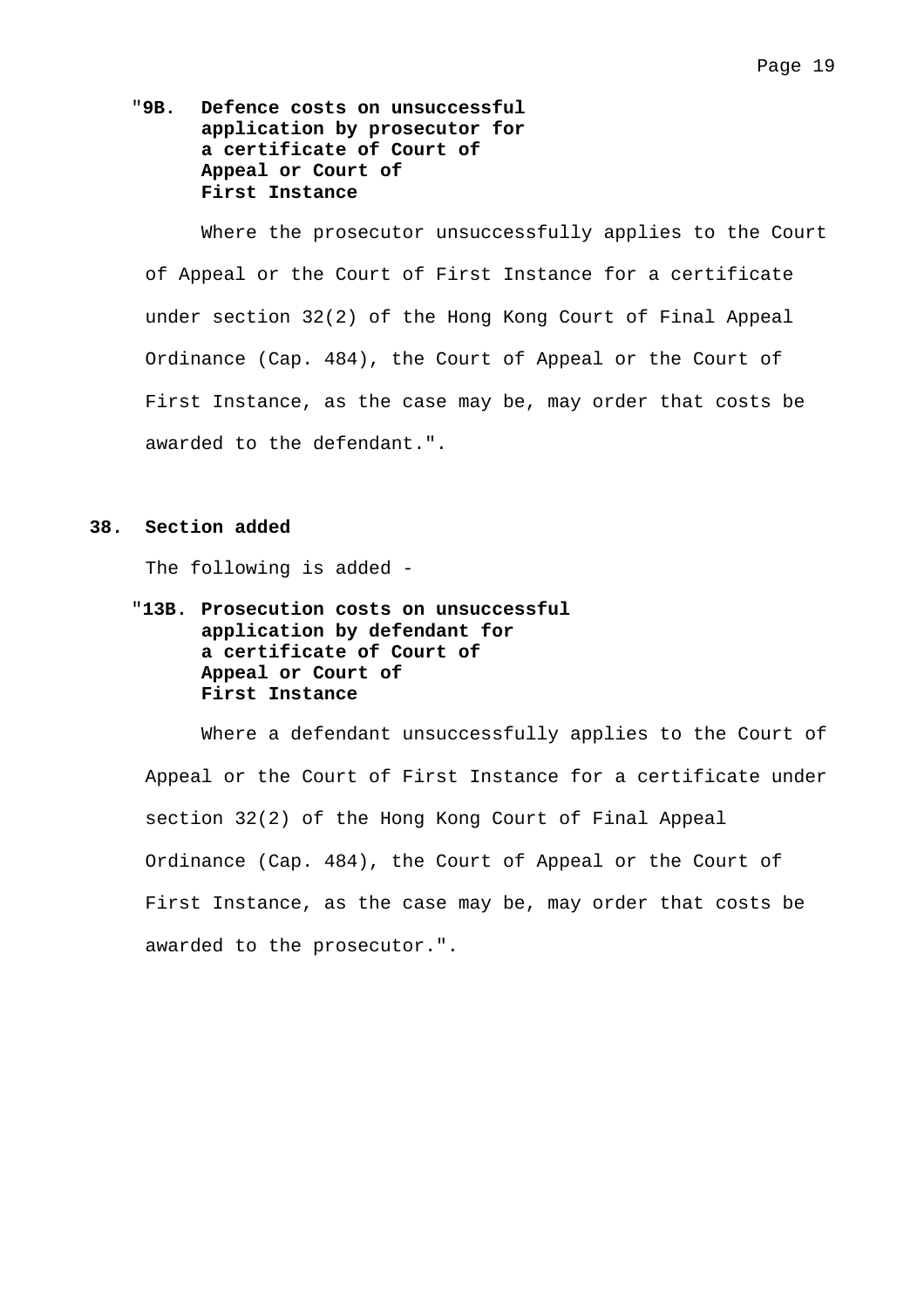"**9B. Defence costs on unsuccessful application by prosecutor for a certificate of Court of Appeal or Court of First Instance**

Where the prosecutor unsuccessfully applies to the Court of Appeal or the Court of First Instance for a certificate under section 32(2) of the Hong Kong Court of Final Appeal Ordinance (Cap. 484), the Court of Appeal or the Court of First Instance, as the case may be, may order that costs be awarded to the defendant.".

**38. Section added**

The following is added -

"**13B. Prosecution costs on unsuccessful application by defendant for a certificate of Court of Appeal or Court of First Instance**

Where a defendant unsuccessfully applies to the Court of Appeal or the Court of First Instance for a certificate under section 32(2) of the Hong Kong Court of Final Appeal Ordinance (Cap. 484), the Court of Appeal or the Court of First Instance, as the case may be, may order that costs be awarded to the prosecutor.".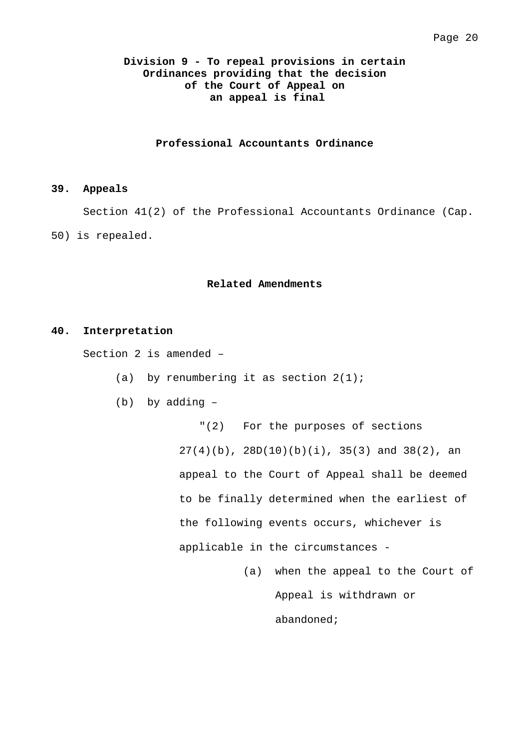## Division 9 - To repeal provisions in certain Ordinances providing that the decision of the Court of Appeal on an appeal is final

### Professional Accountants Ordinance

**39. Appeals**

Section 41(2) of the Professional Accountants Ordinance (Cap. 50) is repealed.

### Related Amendments

**40. Interpretation**

Section 2 is amended –

(a) by renumbering it as section 2(1);

(b) by adding –

"(2) For the purposes of sections 27(4)(b), 28D(10)(b)(i), 35(3) and 38(2), an appeal to the Court of Appeal shall be deemed to be finally determined when the earliest of the following events occurs, whichever is applicable in the circumstances -

(a) when the appeal to the Court of Appeal is withdrawn or abandoned;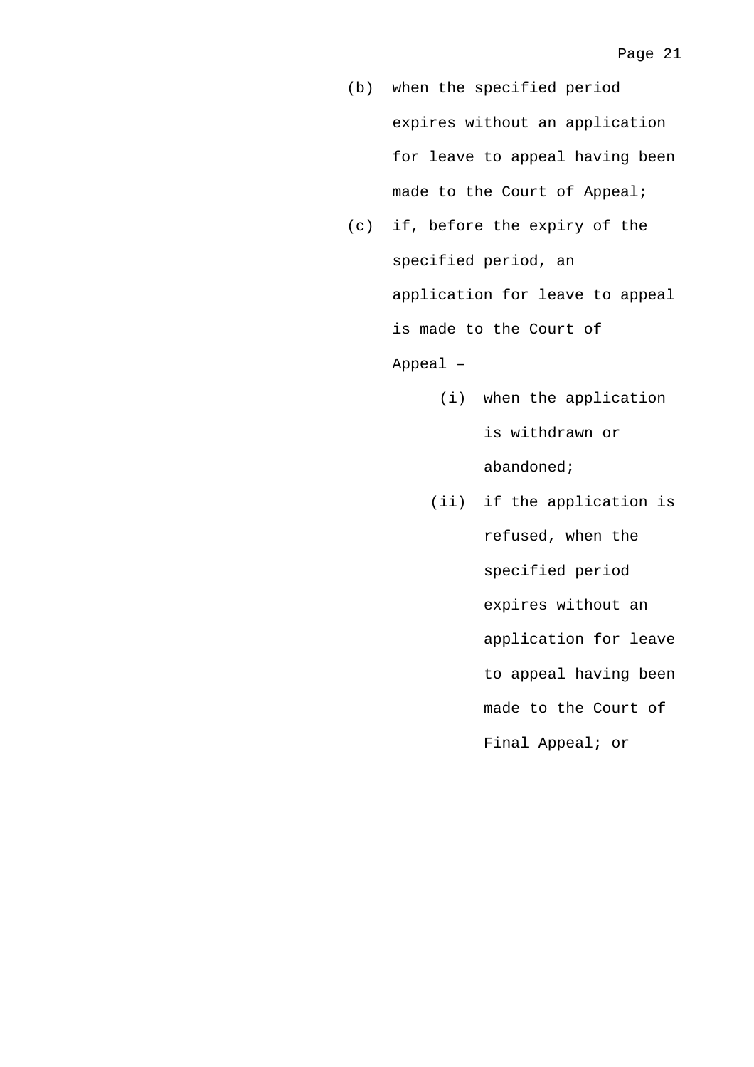(b) when the specified period expires without an application for leave to appeal having been made to the Court of Appeal;

(c) if, before the expiry of the specified period, an application for leave to appeal is made to the Court of Appeal –

   (i) when the application is withdrawn or abandoned;

   (ii) if the application is refused, when the specified period expires without an application for leave to appeal having been made to the Court of Final Appeal; or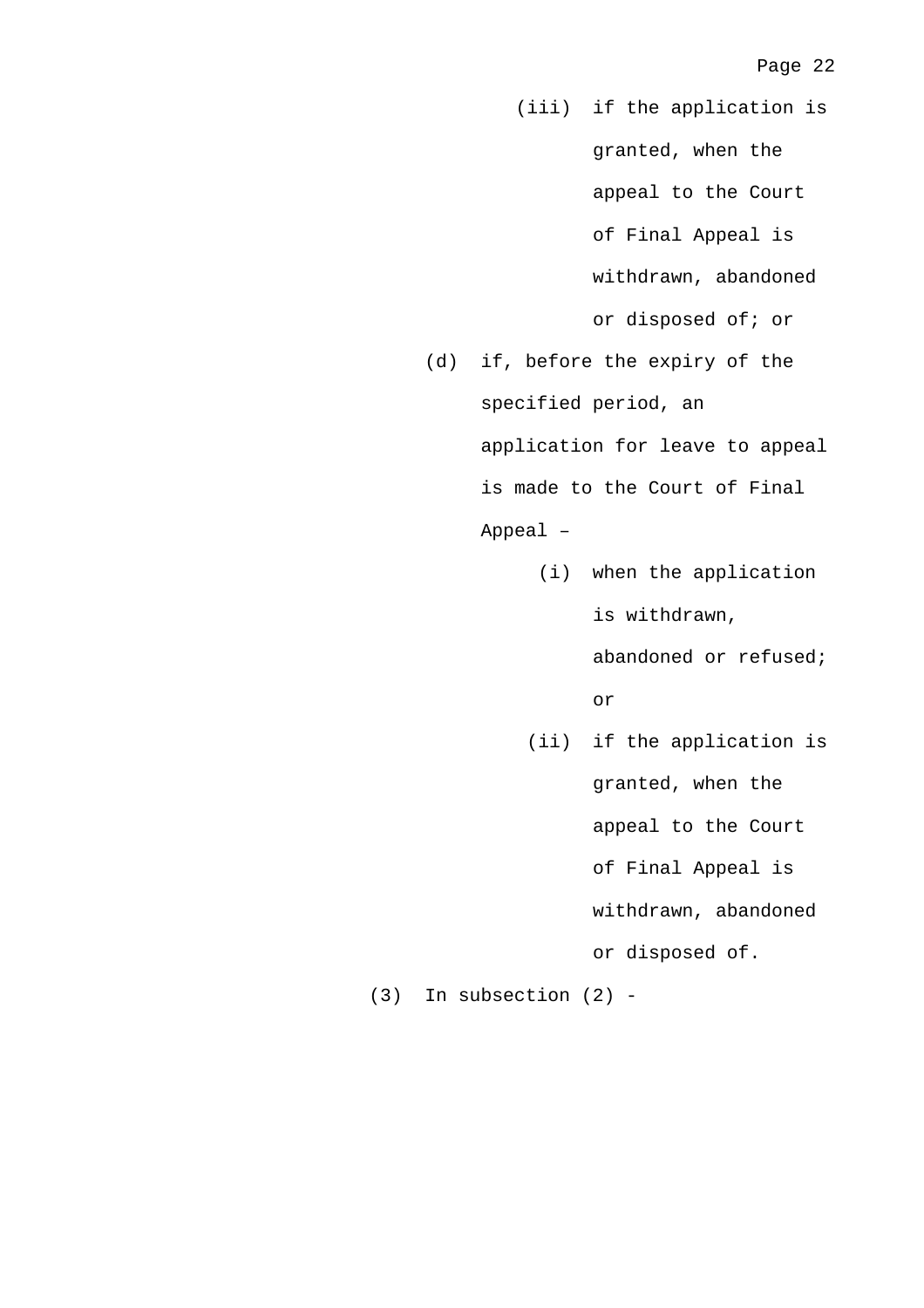(iii) if the application is granted, when the appeal to the Court of Final Appeal is withdrawn, abandoned or disposed of; or

(d) if, before the expiry of the specified period, an application for leave to appeal is made to the Court of Final Appeal –

(i) when the application is withdrawn, abandoned or refused; or

(ii) if the application is granted, when the appeal to the Court of Final Appeal is withdrawn, abandoned or disposed of.

(3) In subsection (2) -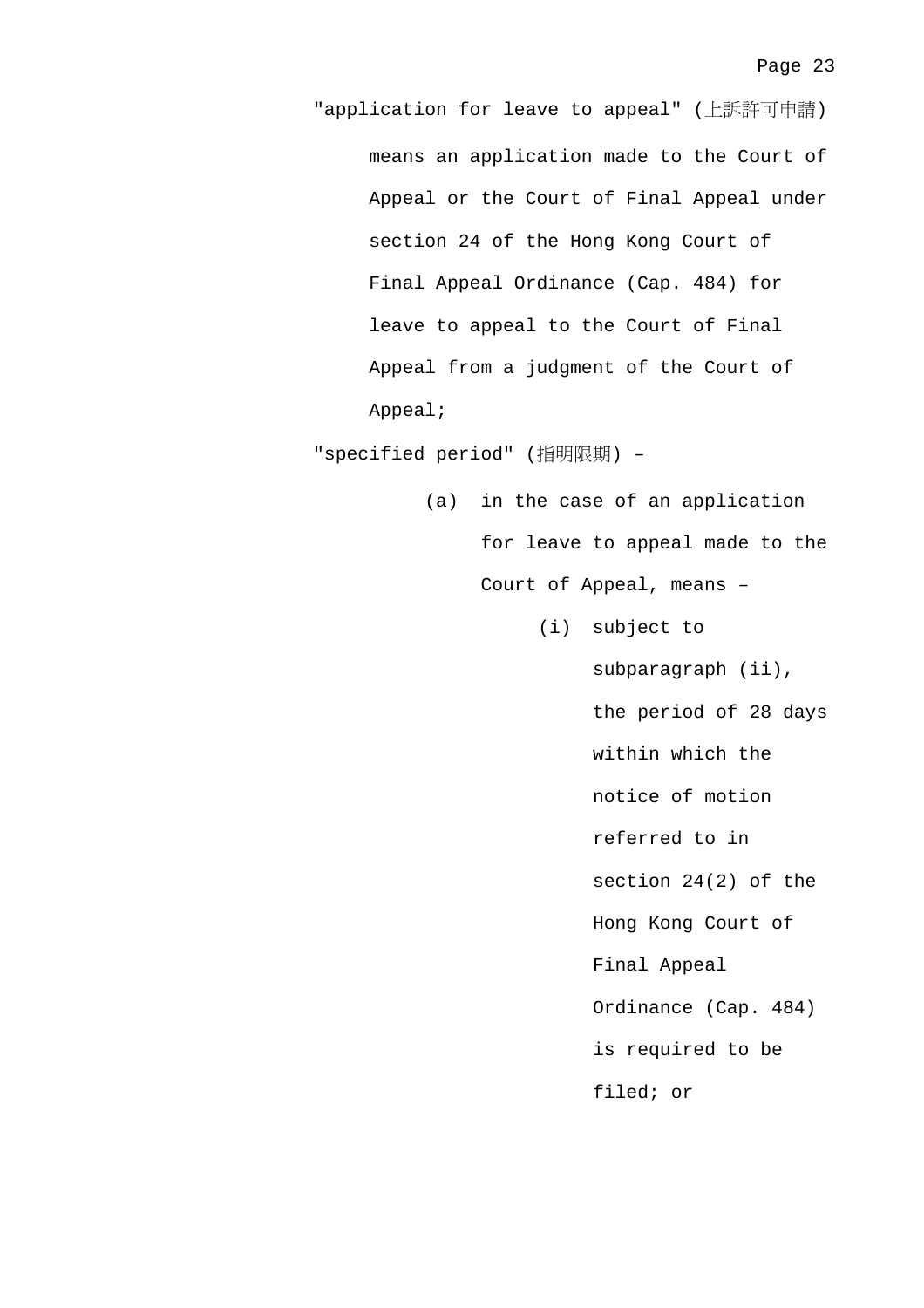"application for leave to appeal" (上訴許可申請) means an application made to the Court of Appeal or the Court of Final Appeal under section 24 of the Hong Kong Court of Final Appeal Ordinance (Cap. 484) for leave to appeal to the Court of Final Appeal from a judgment of the Court of Appeal;

"specified period" (指明限期) –

(a) in the case of an application for leave to appeal made to the Court of Appeal, means –

(i) subject to subparagraph (ii), the period of 28 days within which the notice of motion referred to in section 24(2) of the Hong Kong Court of Final Appeal Ordinance (Cap. 484) is required to be filed; or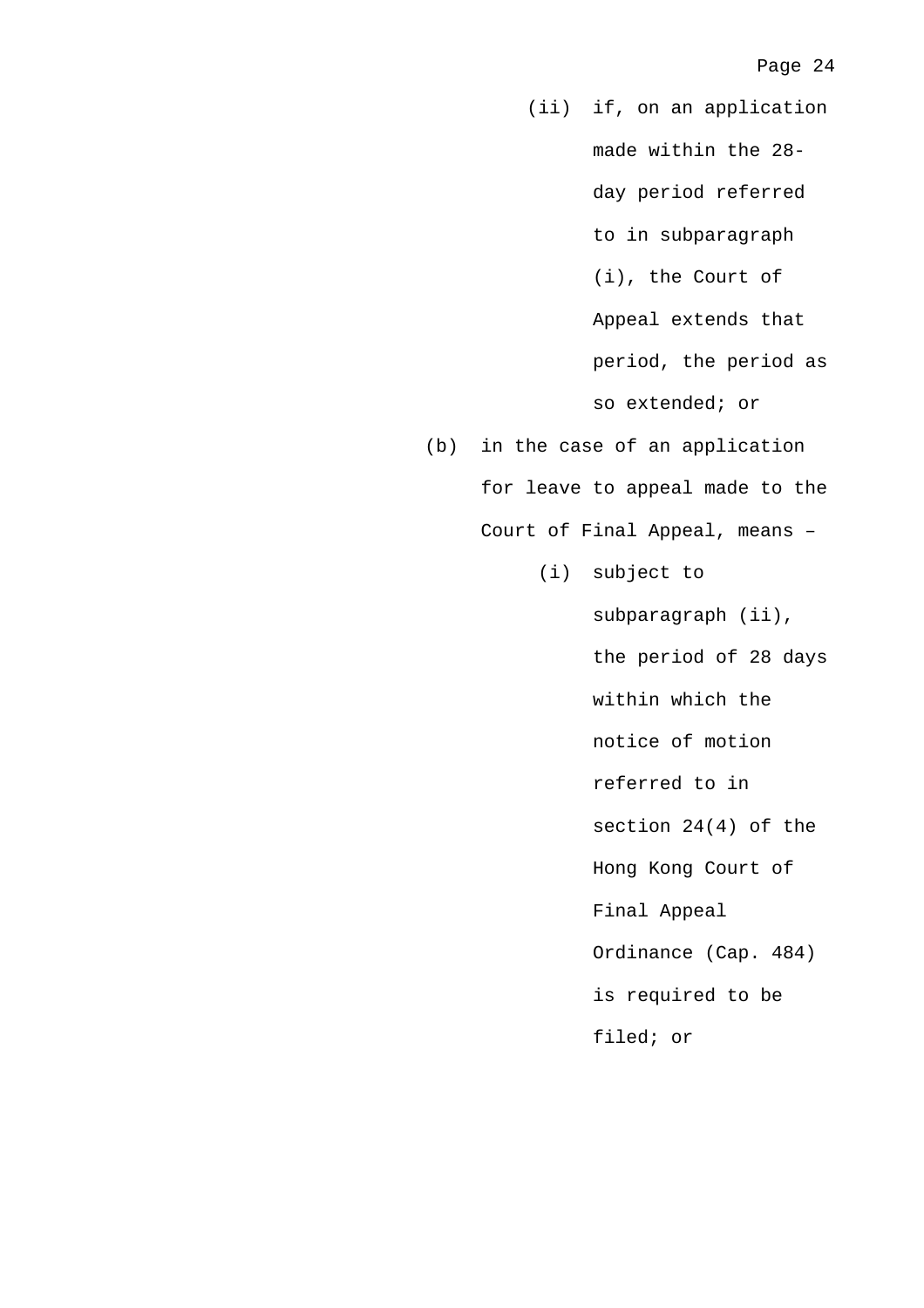(ii) if, on an application made within the 28-day period referred to in subparagraph (i), the Court of Appeal extends that period, the period as so extended; or

(b) in the case of an application for leave to appeal made to the Court of Final Appeal, means –

(i) subject to subparagraph (ii), the period of 28 days within which the notice of motion referred to in section 24(4) of the Hong Kong Court of Final Appeal Ordinance (Cap. 484) is required to be filed; or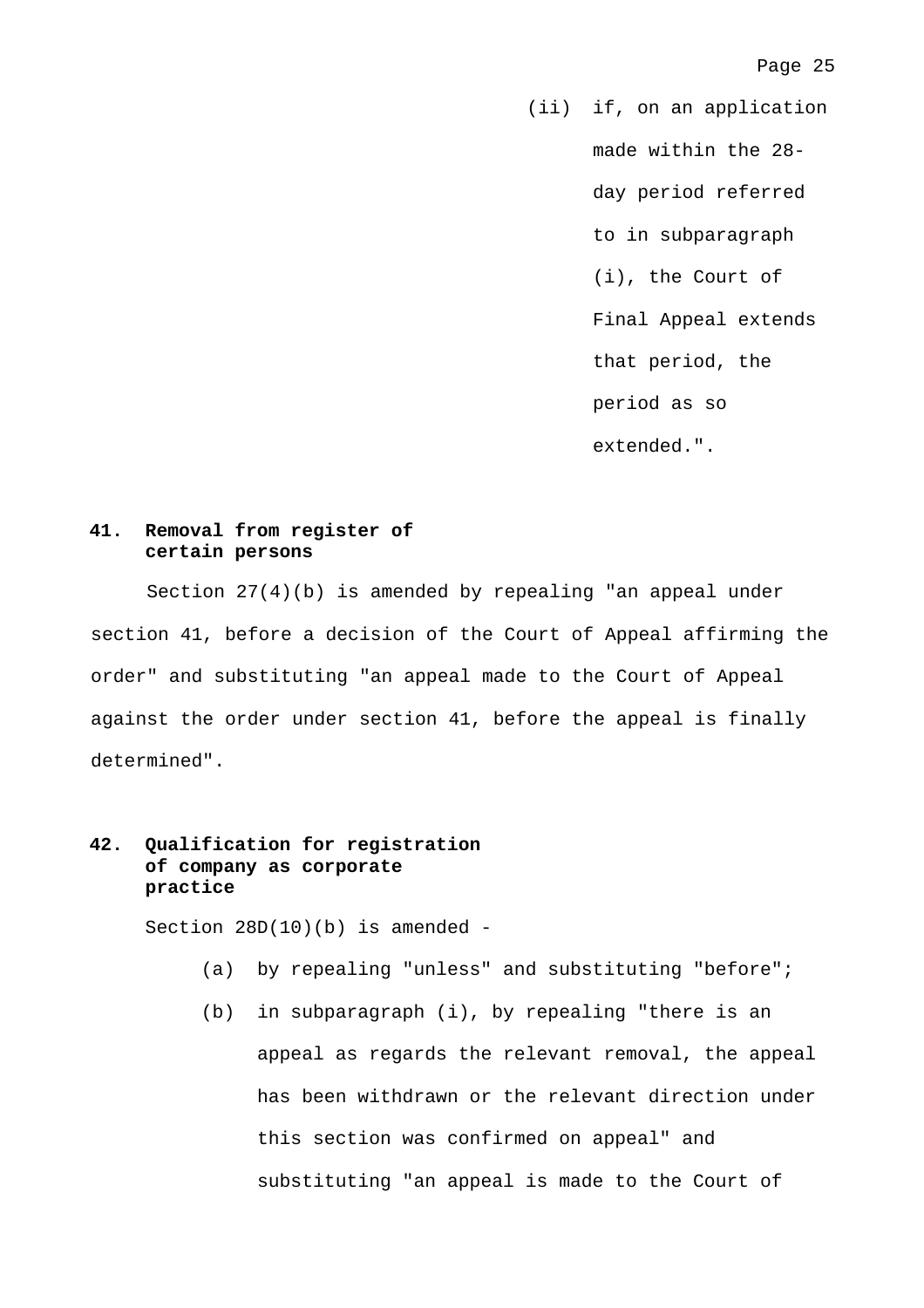(ii) if, on an application made within the 28-day period referred to in subparagraph (i), the Court of Final Appeal extends that period, the period as so extended.".

**41. Removal from register of certain persons**

Section 27(4)(b) is amended by repealing "an appeal under section 41, before a decision of the Court of Appeal affirming the order" and substituting "an appeal made to the Court of Appeal against the order under section 41, before the appeal is finally determined".

**42. Qualification for registration of company as corporate practice**

Section 28D(10)(b) is amended -

(a) by repealing "unless" and substituting "before";

(b) in subparagraph (i), by repealing "there is an appeal as regards the relevant removal, the appeal has been withdrawn or the relevant direction under this section was confirmed on appeal" and substituting "an appeal is made to the Court of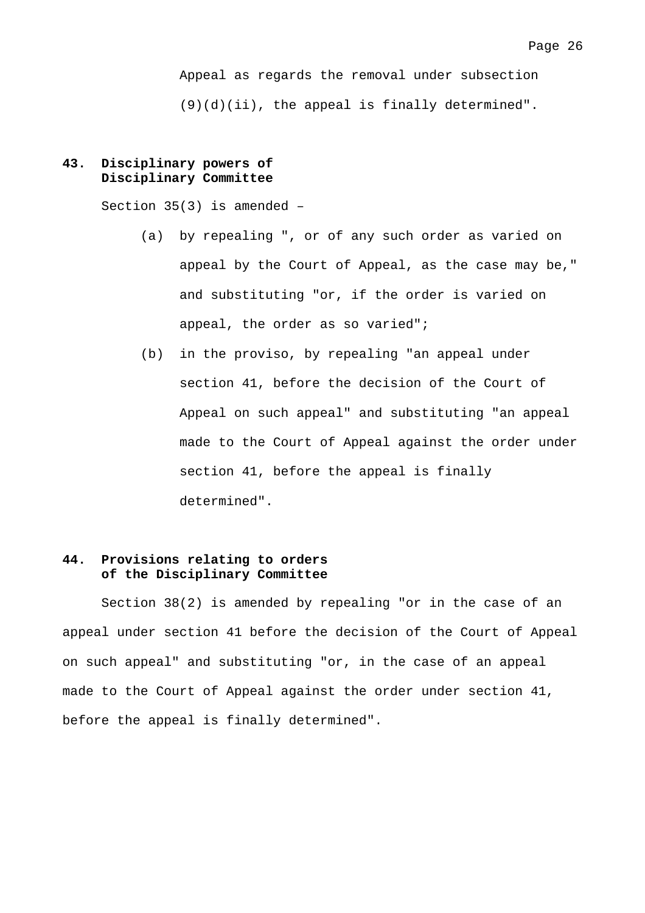Appeal as regards the removal under subsection (9)(d)(ii), the appeal is finally determined".

**43. Disciplinary powers of Disciplinary Committee**

Section 35(3) is amended –

(a) by repealing ", or of any such order as varied on appeal by the Court of Appeal, as the case may be," and substituting "or, if the order is varied on appeal, the order as so varied";

(b) in the proviso, by repealing "an appeal under section 41, before the decision of the Court of Appeal on such appeal" and substituting "an appeal made to the Court of Appeal against the order under section 41, before the appeal is finally determined".

**44. Provisions relating to orders of the Disciplinary Committee**

Section 38(2) is amended by repealing "or in the case of an appeal under section 41 before the decision of the Court of Appeal on such appeal" and substituting "or, in the case of an appeal made to the Court of Appeal against the order under section 41, before the appeal is finally determined".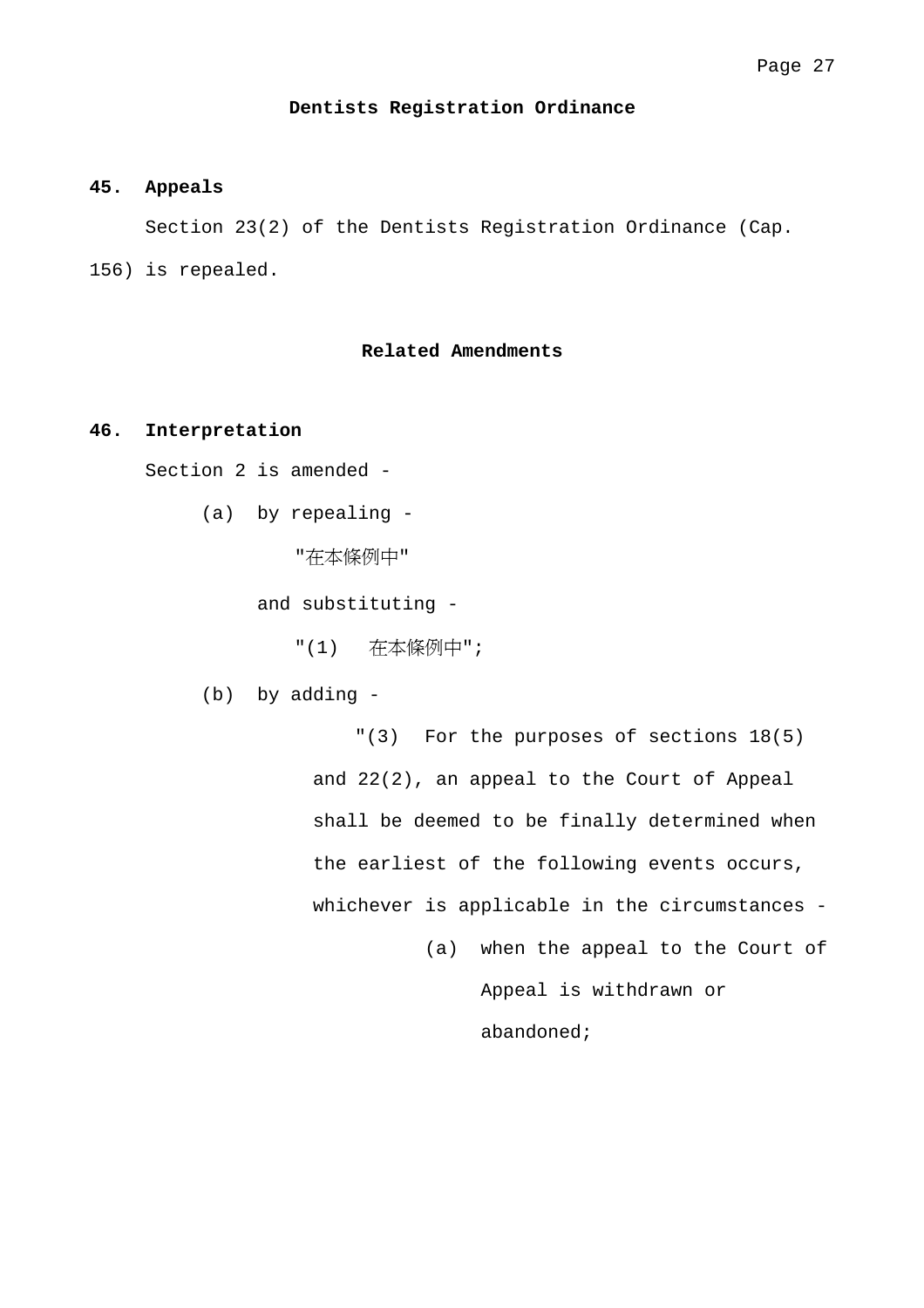## Dentists Registration Ordinance

**45. Appeals**

Section 23(2) of the Dentists Registration Ordinance (Cap. 156) is repealed.

## Related Amendments

**46. Interpretation**

Section 2 is amended -

(a) by repealing -

"在本條例中"

and substituting -

"(1) 在本條例中";

(b) by adding -

"(3) For the purposes of sections 18(5) and 22(2), an appeal to the Court of Appeal shall be deemed to be finally determined when the earliest of the following events occurs, whichever is applicable in the circumstances -

(a) when the appeal to the Court of Appeal is withdrawn or abandoned;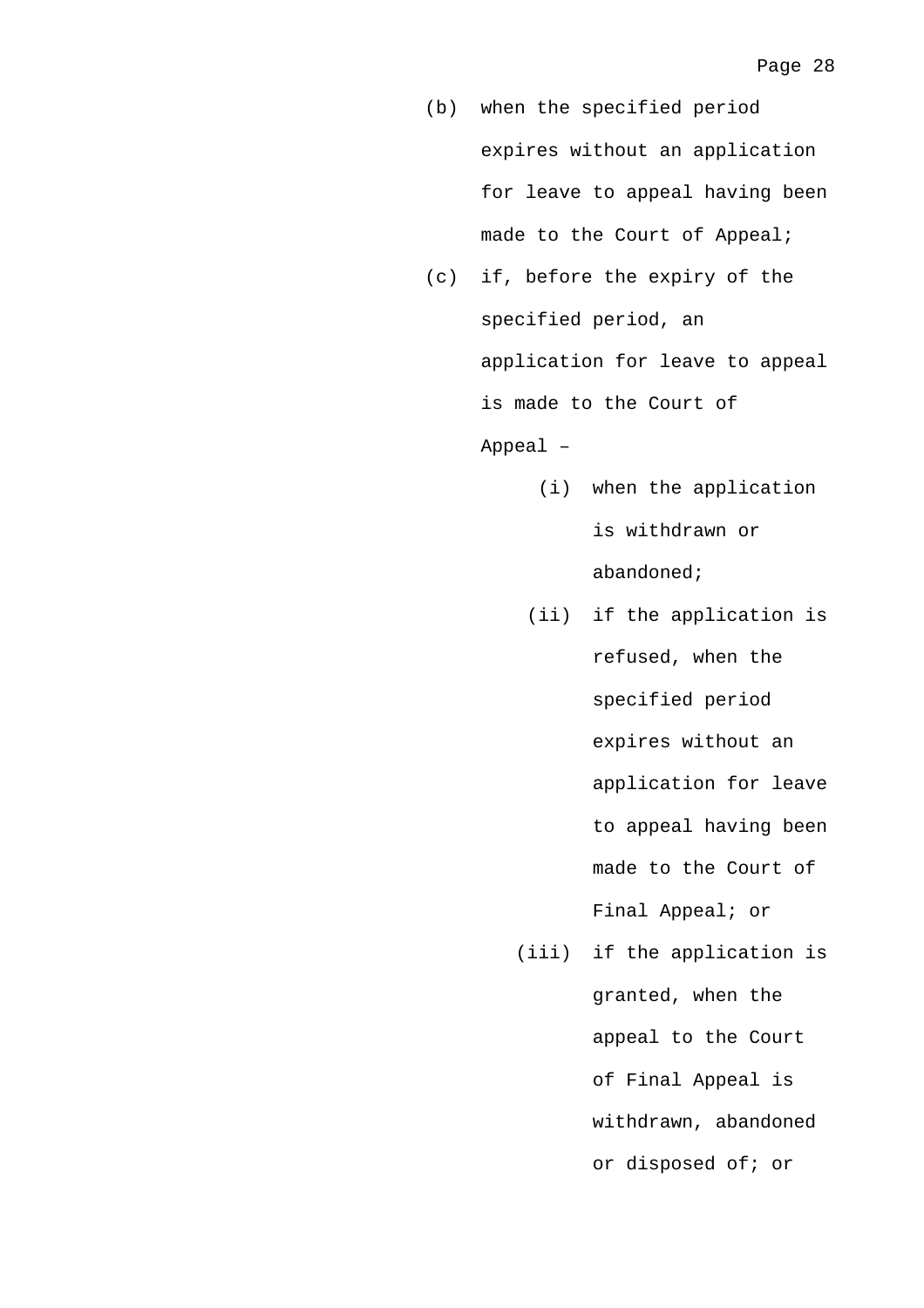(b) when the specified period expires without an application for leave to appeal having been made to the Court of Appeal;

(c) if, before the expiry of the specified period, an application for leave to appeal is made to the Court of Appeal –

  (i) when the application is withdrawn or abandoned;

  (ii) if the application is refused, when the specified period expires without an application for leave to appeal having been made to the Court of Final Appeal; or

  (iii) if the application is granted, when the appeal to the Court of Final Appeal is withdrawn, abandoned or disposed of; or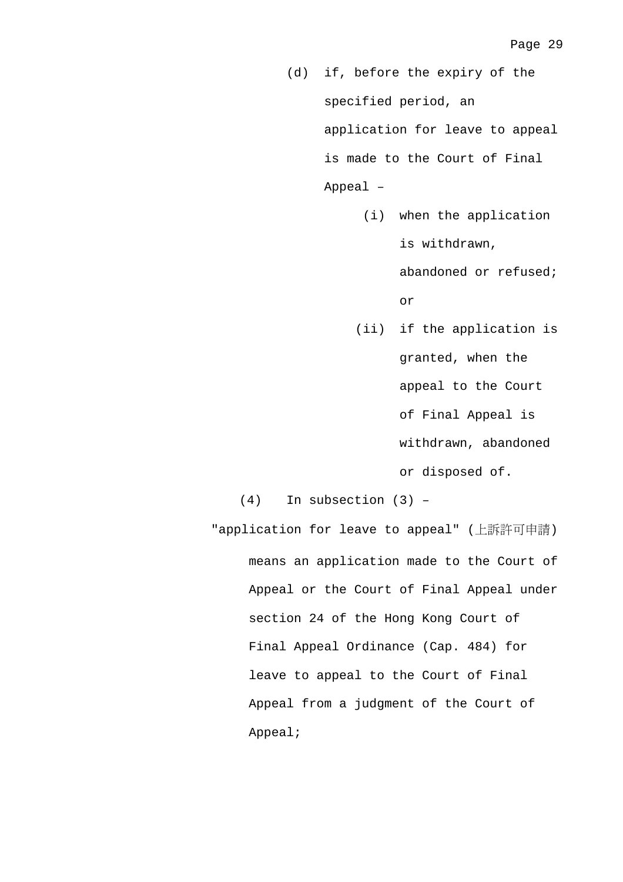(d) if, before the expiry of the specified period, an application for leave to appeal is made to the Court of Final Appeal –

  (i) when the application is withdrawn, abandoned or refused; or

  (ii) if the application is granted, when the appeal to the Court of Final Appeal is withdrawn, abandoned or disposed of.

(4) In subsection (3) –

"application for leave to appeal" (上訴許可申請) means an application made to the Court of Appeal or the Court of Final Appeal under section 24 of the Hong Kong Court of Final Appeal Ordinance (Cap. 484) for leave to appeal to the Court of Final Appeal from a judgment of the Court of Appeal;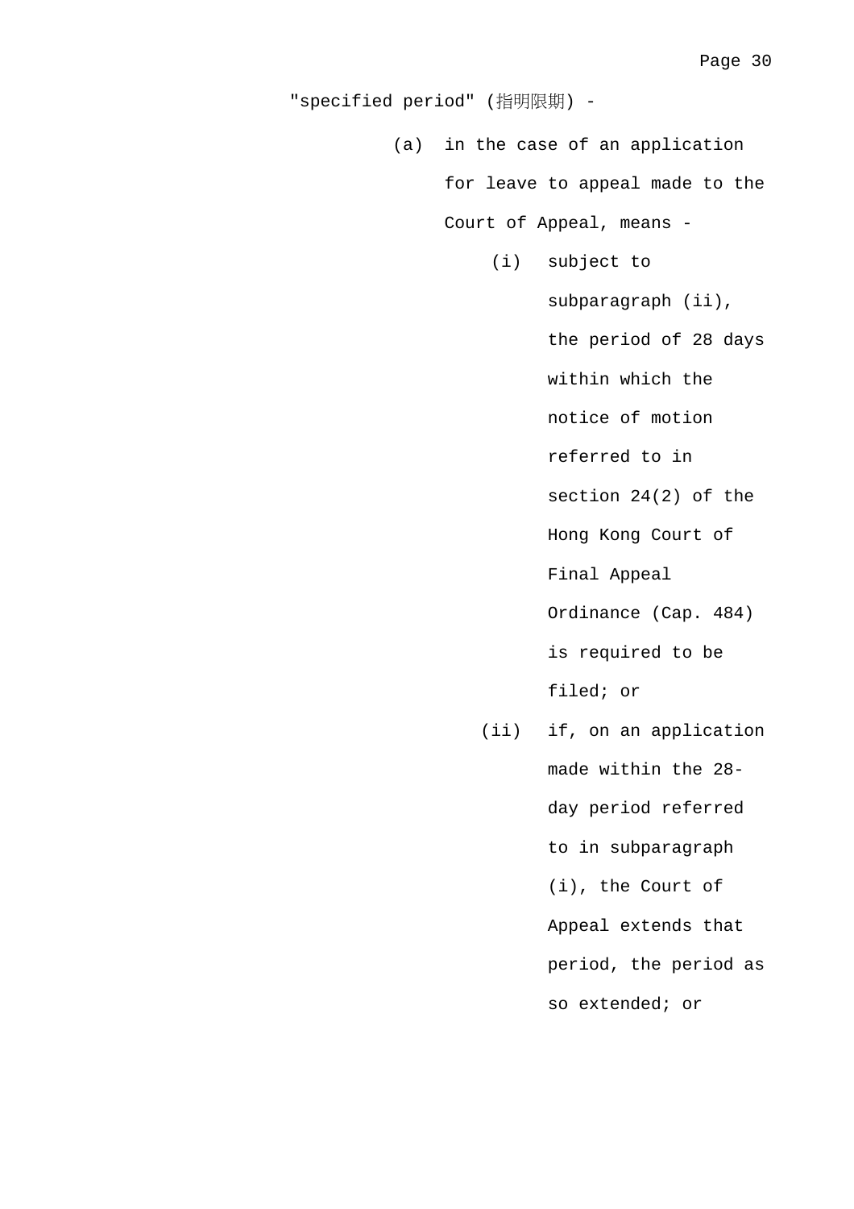"specified period" (指明限期) -

(a) in the case of an application for leave to appeal made to the Court of Appeal, means -

   (i) subject to subparagraph (ii), the period of 28 days within which the notice of motion referred to in section 24(2) of the Hong Kong Court of Final Appeal Ordinance (Cap. 484) is required to be filed; or

   (ii) if, on an application made within the 28-day period referred to in subparagraph (i), the Court of Appeal extends that period, the period as so extended; or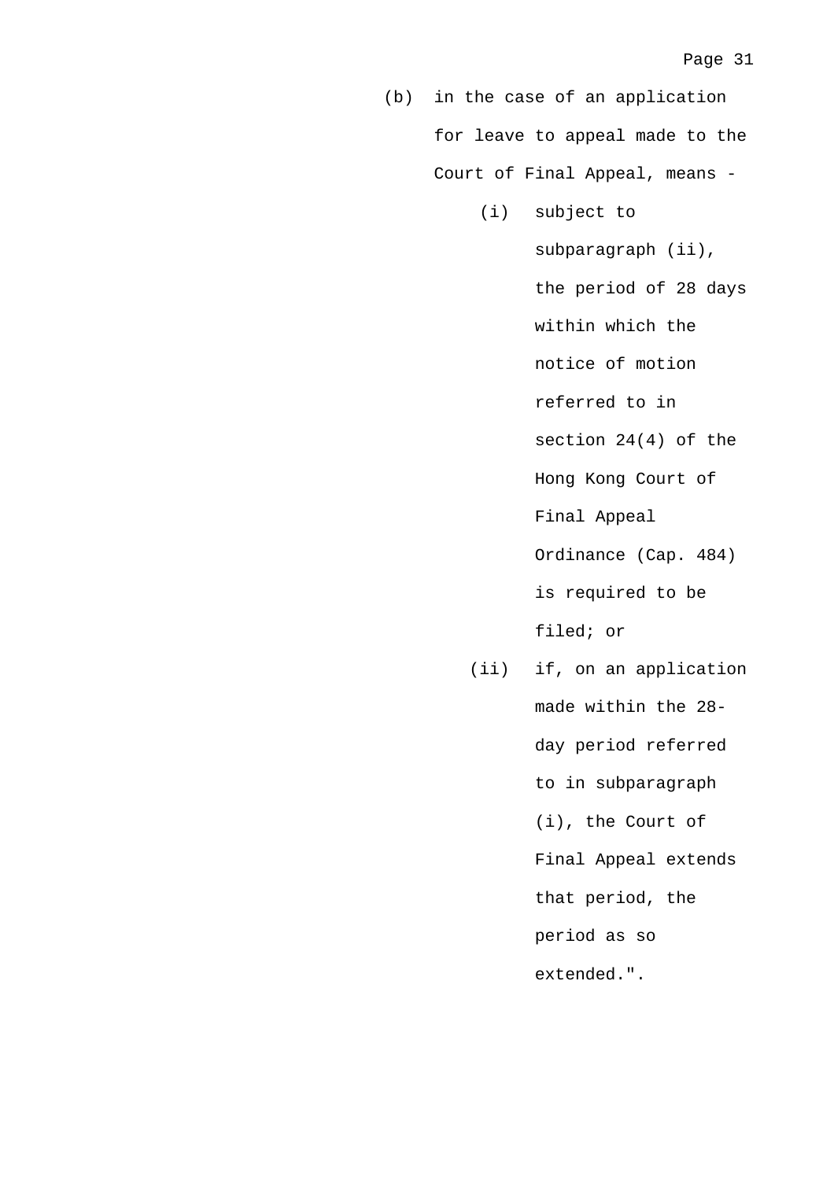(b) in the case of an application for leave to appeal made to the Court of Final Appeal, means -

(i) subject to subparagraph (ii), the period of 28 days within which the notice of motion referred to in section 24(4) of the Hong Kong Court of Final Appeal Ordinance (Cap. 484) is required to be filed; or

(ii) if, on an application made within the 28-day period referred to in subparagraph (i), the Court of Final Appeal extends that period, the period as so extended.".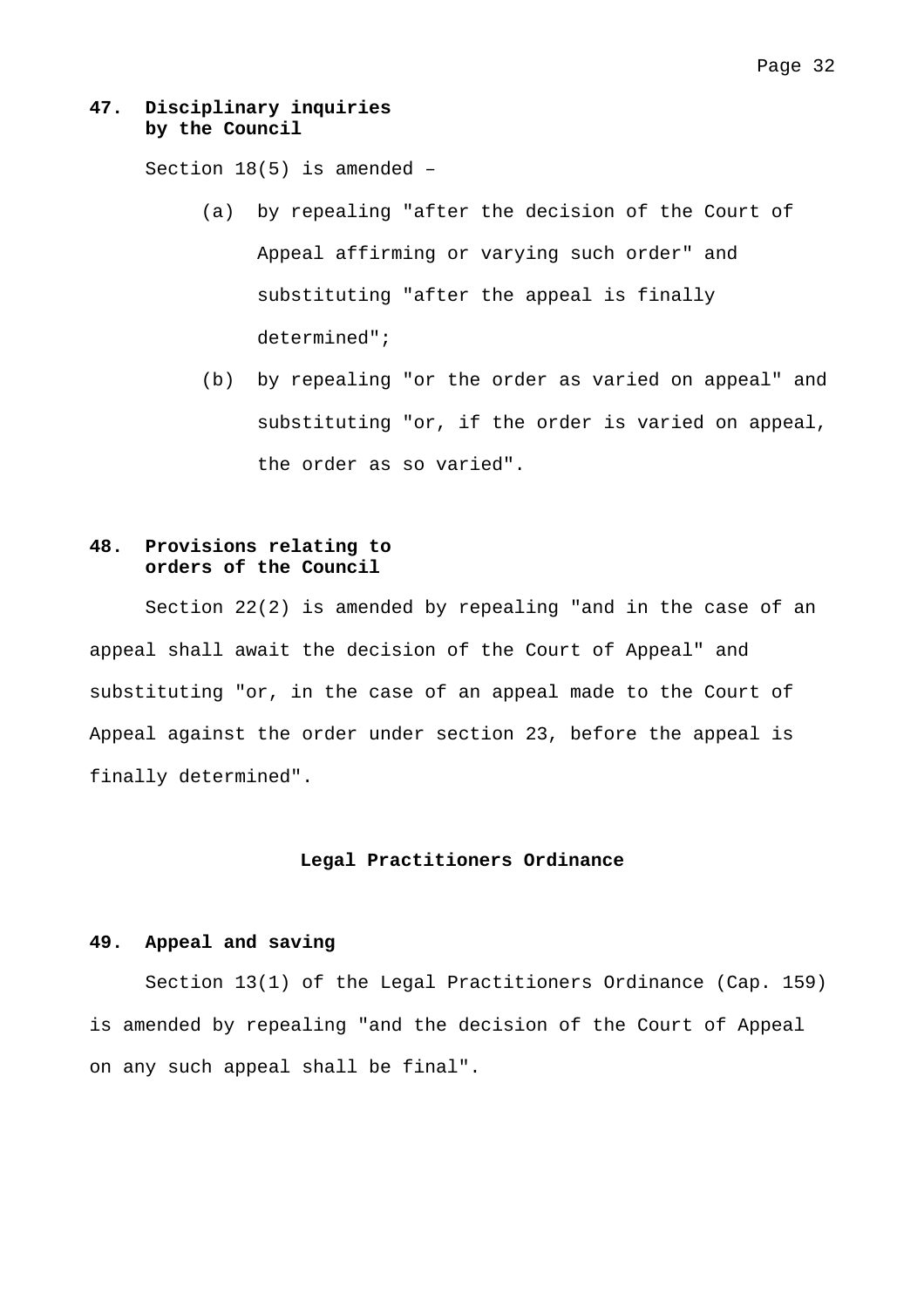**47. Disciplinary inquiries by the Council**

Section 18(5) is amended –

(a) by repealing "after the decision of the Court of Appeal affirming or varying such order" and substituting "after the appeal is finally determined";

(b) by repealing "or the order as varied on appeal" and substituting "or, if the order is varied on appeal, the order as so varied".

**48. Provisions relating to orders of the Council**

Section 22(2) is amended by repealing "and in the case of an appeal shall await the decision of the Court of Appeal" and substituting "or, in the case of an appeal made to the Court of Appeal against the order under section 23, before the appeal is finally determined".

## Legal Practitioners Ordinance

**49. Appeal and saving**

Section 13(1) of the Legal Practitioners Ordinance (Cap. 159) is amended by repealing "and the decision of the Court of Appeal on any such appeal shall be final".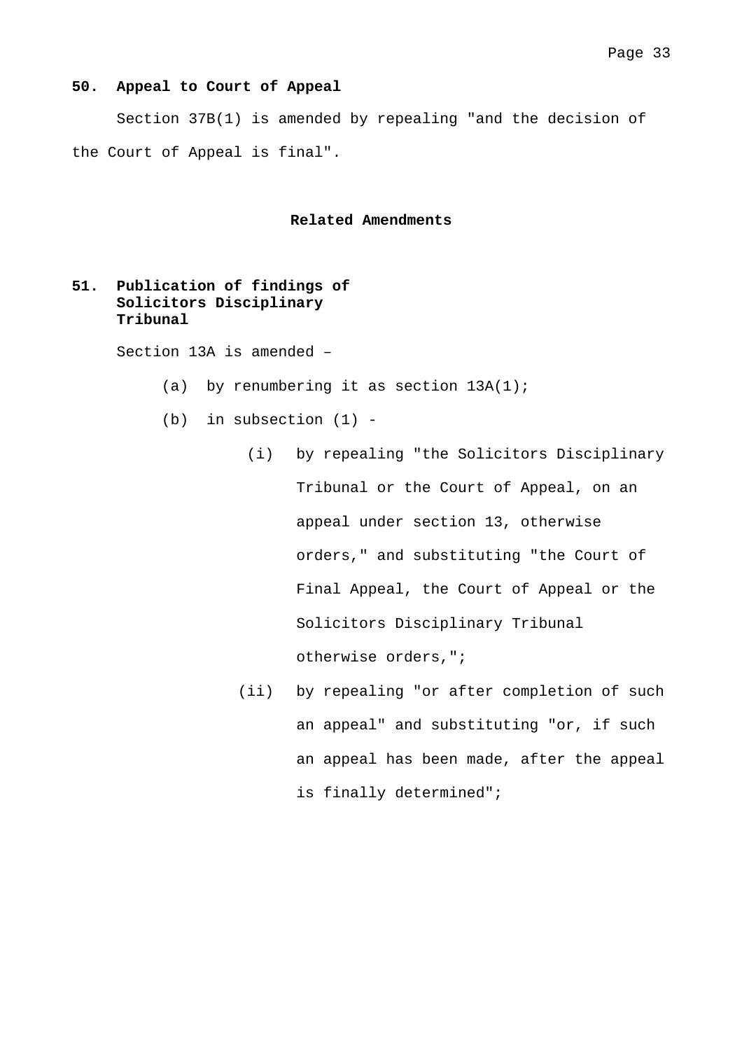**50. Appeal to Court of Appeal**

Section 37B(1) is amended by repealing "and the decision of the Court of Appeal is final".

## Related Amendments

**51. Publication of findings of Solicitors Disciplinary Tribunal**

Section 13A is amended –

(a) by renumbering it as section 13A(1);

(b) in subsection (1) -

(i) by repealing "the Solicitors Disciplinary Tribunal or the Court of Appeal, on an appeal under section 13, otherwise orders," and substituting "the Court of Final Appeal, the Court of Appeal or the Solicitors Disciplinary Tribunal otherwise orders,";

(ii) by repealing "or after completion of such an appeal" and substituting "or, if such an appeal has been made, after the appeal is finally determined";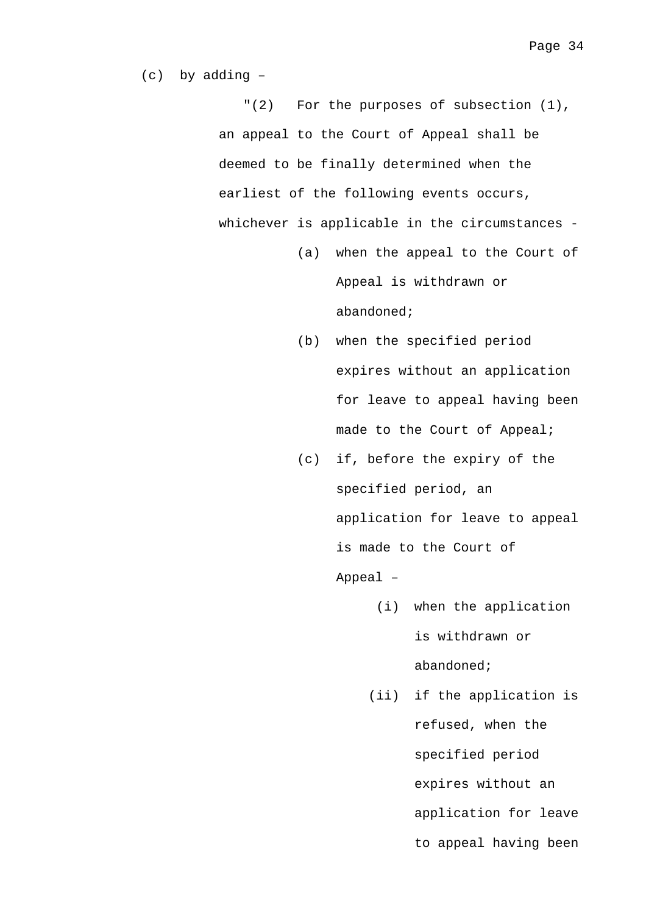(c) by adding –

"(2) For the purposes of subsection (1), an appeal to the Court of Appeal shall be deemed to be finally determined when the earliest of the following events occurs, whichever is applicable in the circumstances -

- (a) when the appeal to the Court of Appeal is withdrawn or abandoned;
- (b) when the specified period expires without an application for leave to appeal having been made to the Court of Appeal;
- (c) if, before the expiry of the specified period, an application for leave to appeal is made to the Court of Appeal –
  - (i) when the application is withdrawn or abandoned;
  - (ii) if the application is refused, when the specified period expires without an application for leave to appeal having been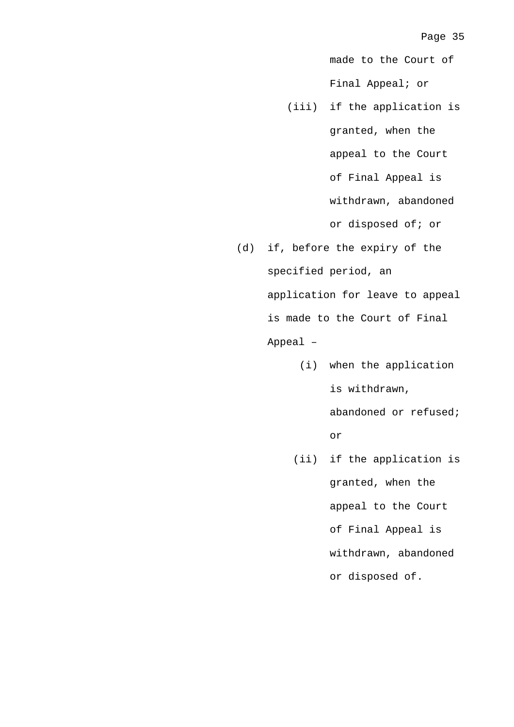made to the Court of Final Appeal; or

(iii) if the application is granted, when the appeal to the Court of Final Appeal is withdrawn, abandoned or disposed of; or

(d) if, before the expiry of the specified period, an application for leave to appeal is made to the Court of Final Appeal –

(i) when the application is withdrawn, abandoned or refused; or

(ii) if the application is granted, when the appeal to the Court of Final Appeal is withdrawn, abandoned or disposed of.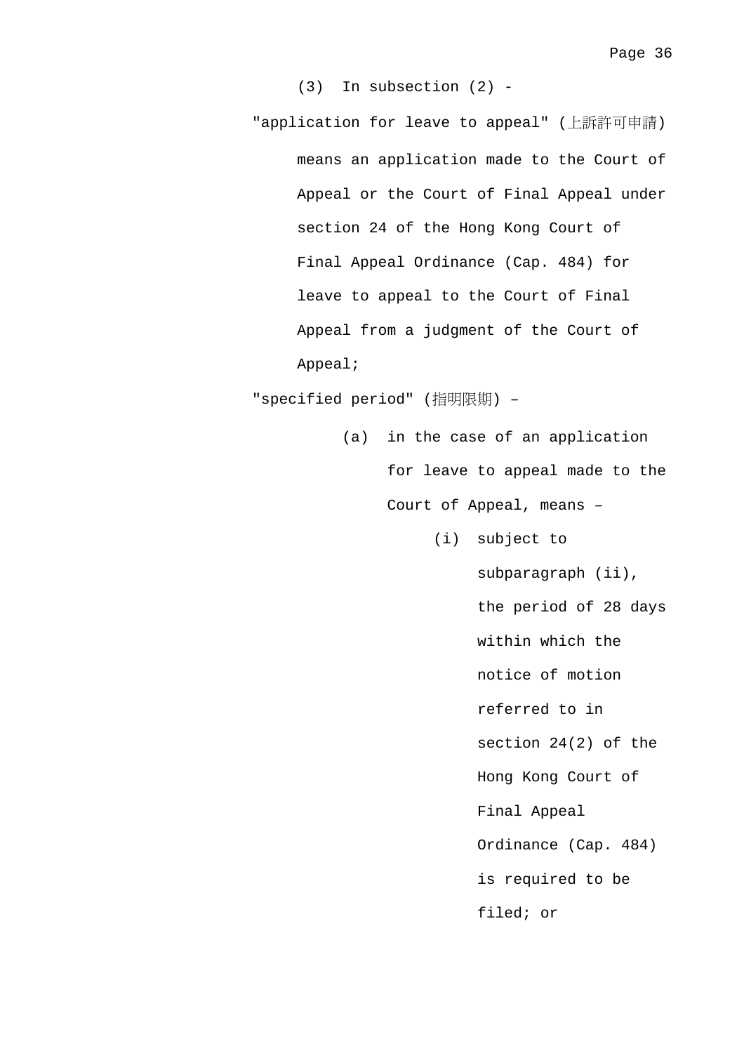(3) In subsection (2) -

"application for leave to appeal" (上訴許可申請) means an application made to the Court of Appeal or the Court of Final Appeal under section 24 of the Hong Kong Court of Final Appeal Ordinance (Cap. 484) for leave to appeal to the Court of Final Appeal from a judgment of the Court of Appeal;

"specified period" (指明限期) –

(a) in the case of an application for leave to appeal made to the Court of Appeal, means –

(i) subject to subparagraph (ii), the period of 28 days within which the notice of motion referred to in section 24(2) of the Hong Kong Court of Final Appeal Ordinance (Cap. 484) is required to be filed; or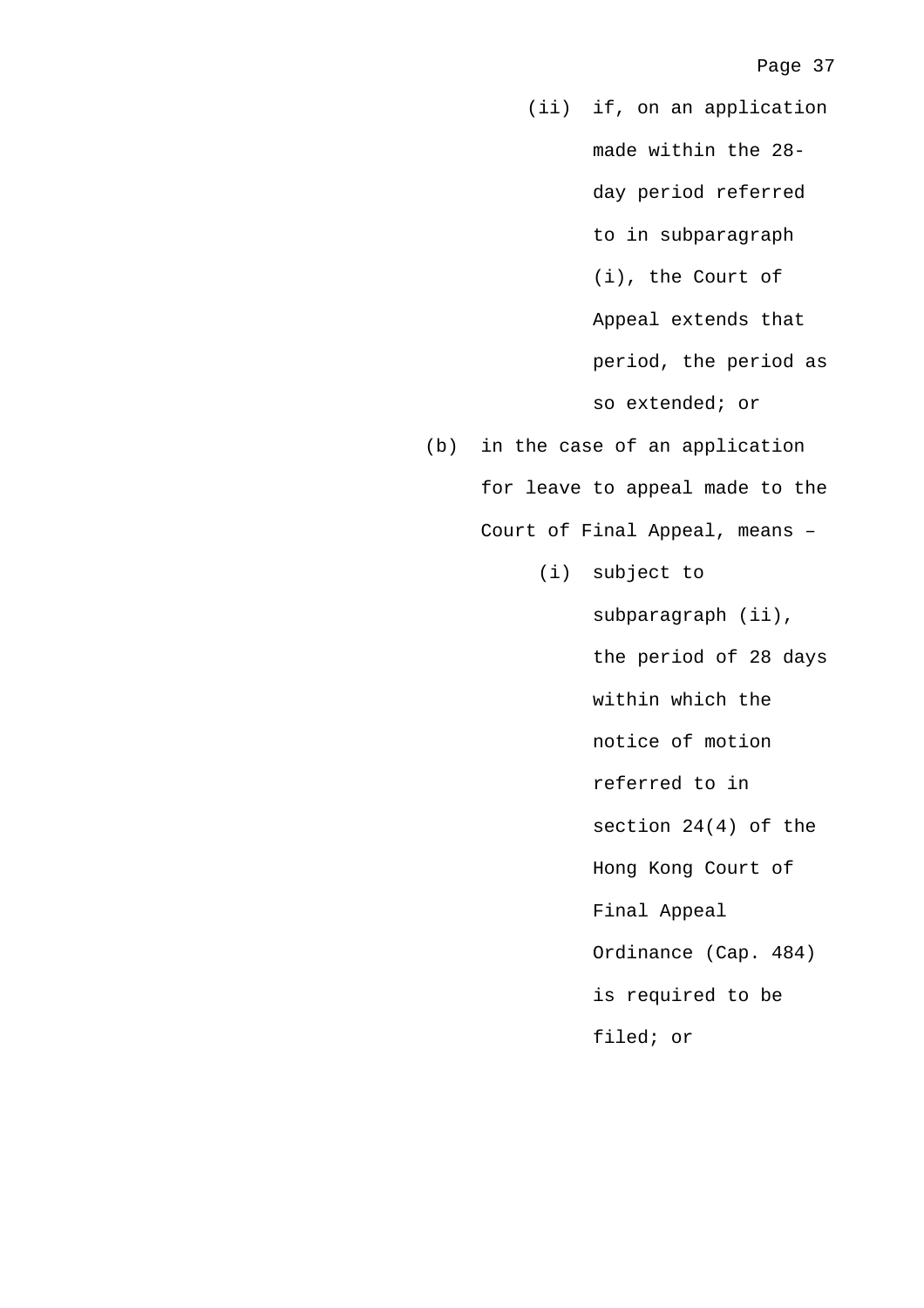(ii) if, on an application made within the 28-day period referred to in subparagraph (i), the Court of Appeal extends that period, the period as so extended; or

(b) in the case of an application for leave to appeal made to the Court of Final Appeal, means –

(i) subject to subparagraph (ii), the period of 28 days within which the notice of motion referred to in section 24(4) of the Hong Kong Court of Final Appeal Ordinance (Cap. 484) is required to be filed; or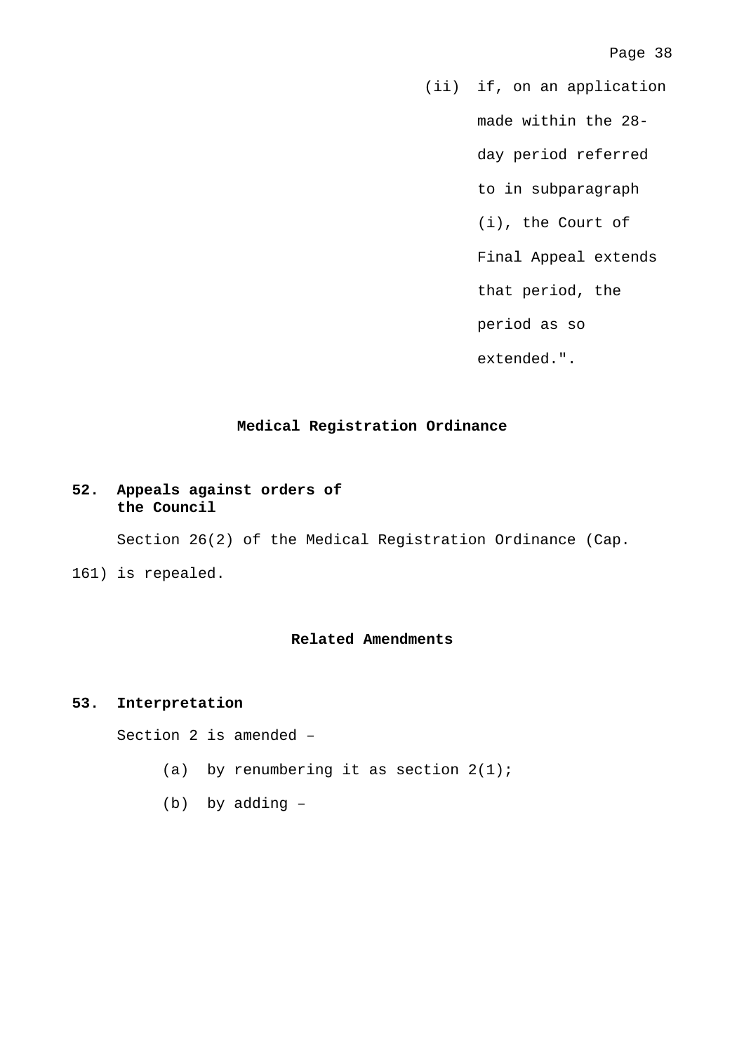(ii) if, on an application made within the 28-day period referred to in subparagraph (i), the Court of Final Appeal extends that period, the period as so extended.".

## Medical Registration Ordinance

**52. Appeals against orders of the Council**

Section 26(2) of the Medical Registration Ordinance (Cap. 161) is repealed.

## Related Amendments

**53. Interpretation**

Section 2 is amended –

(a) by renumbering it as section 2(1);

(b) by adding –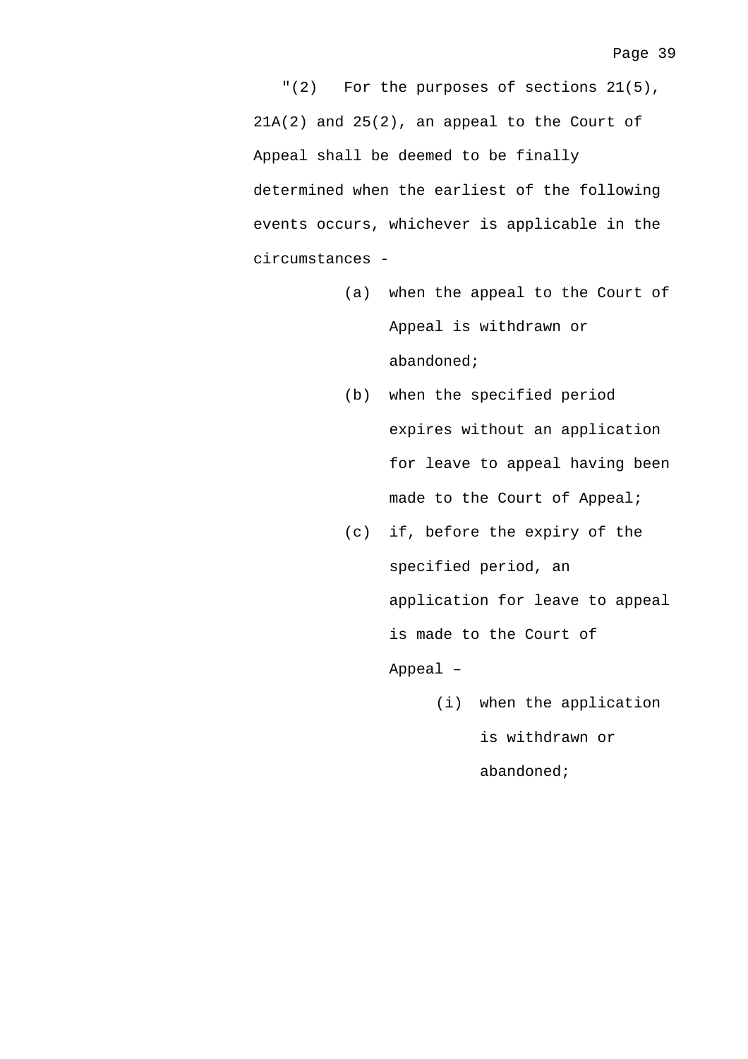"(2) For the purposes of sections 21(5), 21A(2) and 25(2), an appeal to the Court of Appeal shall be deemed to be finally determined when the earliest of the following events occurs, whichever is applicable in the circumstances -

(a) when the appeal to the Court of Appeal is withdrawn or abandoned;

(b) when the specified period expires without an application for leave to appeal having been made to the Court of Appeal;

(c) if, before the expiry of the specified period, an application for leave to appeal is made to the Court of Appeal –

(i) when the application is withdrawn or abandoned;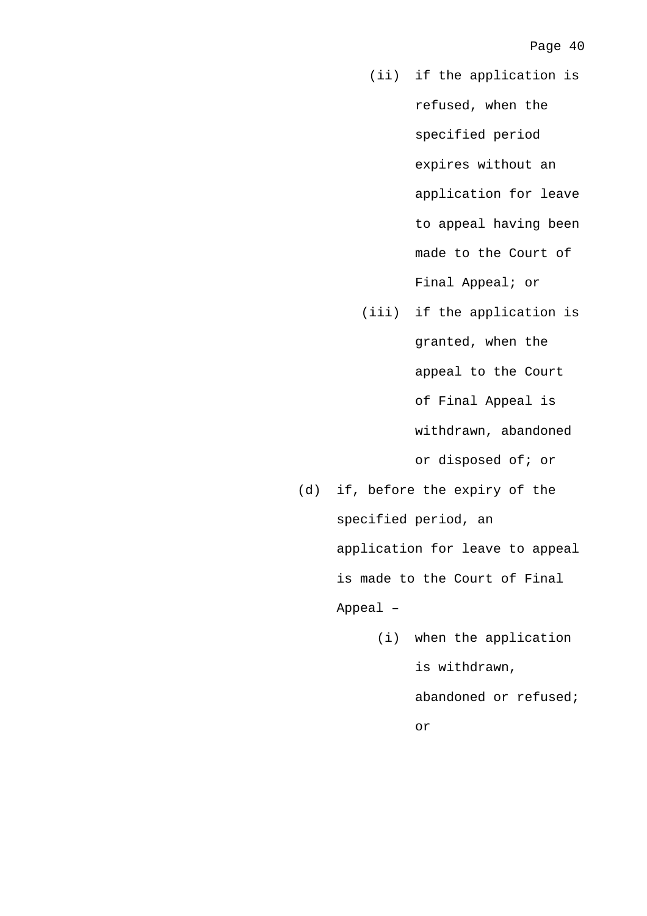(ii) if the application is refused, when the specified period expires without an application for leave to appeal having been made to the Court of Final Appeal; or

(iii) if the application is granted, when the appeal to the Court of Final Appeal is withdrawn, abandoned or disposed of; or

(d) if, before the expiry of the specified period, an application for leave to appeal is made to the Court of Final Appeal –

(i) when the application is withdrawn, abandoned or refused; or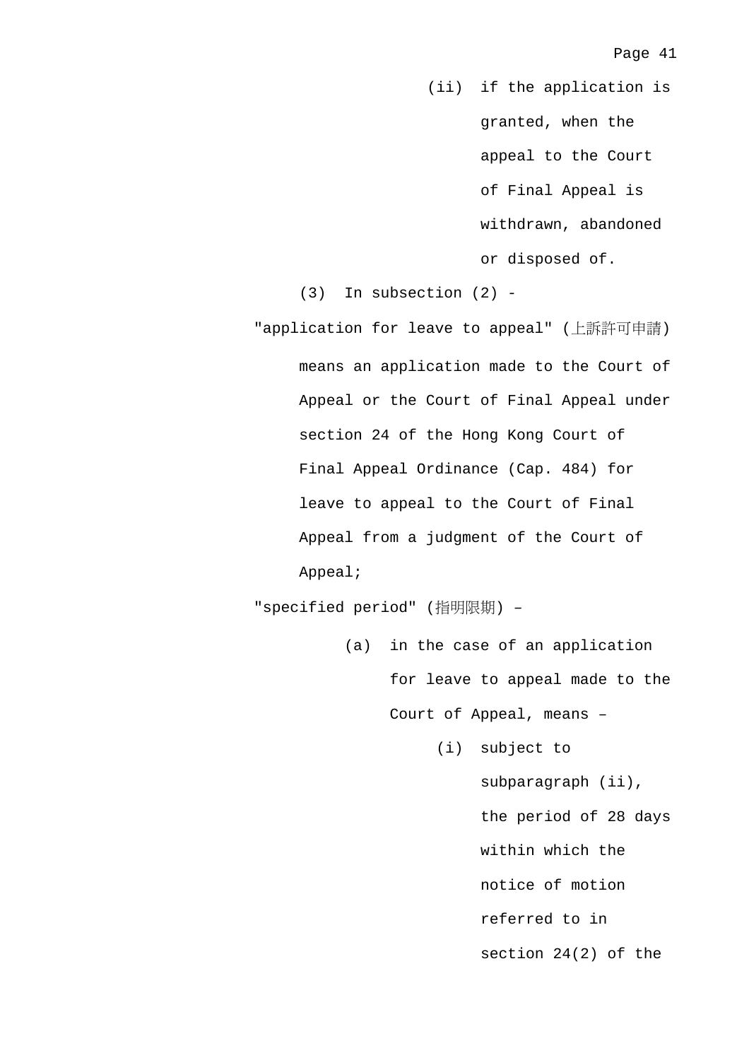(ii) if the application is granted, when the appeal to the Court of Final Appeal is withdrawn, abandoned or disposed of.

(3) In subsection (2) -

"application for leave to appeal" (上訴許可申請) means an application made to the Court of Appeal or the Court of Final Appeal under section 24 of the Hong Kong Court of Final Appeal Ordinance (Cap. 484) for leave to appeal to the Court of Final Appeal from a judgment of the Court of Appeal;

"specified period" (指明限期) –

(a) in the case of an application for leave to appeal made to the Court of Appeal, means –

(i) subject to subparagraph (ii), the period of 28 days within which the notice of motion referred to in section 24(2) of the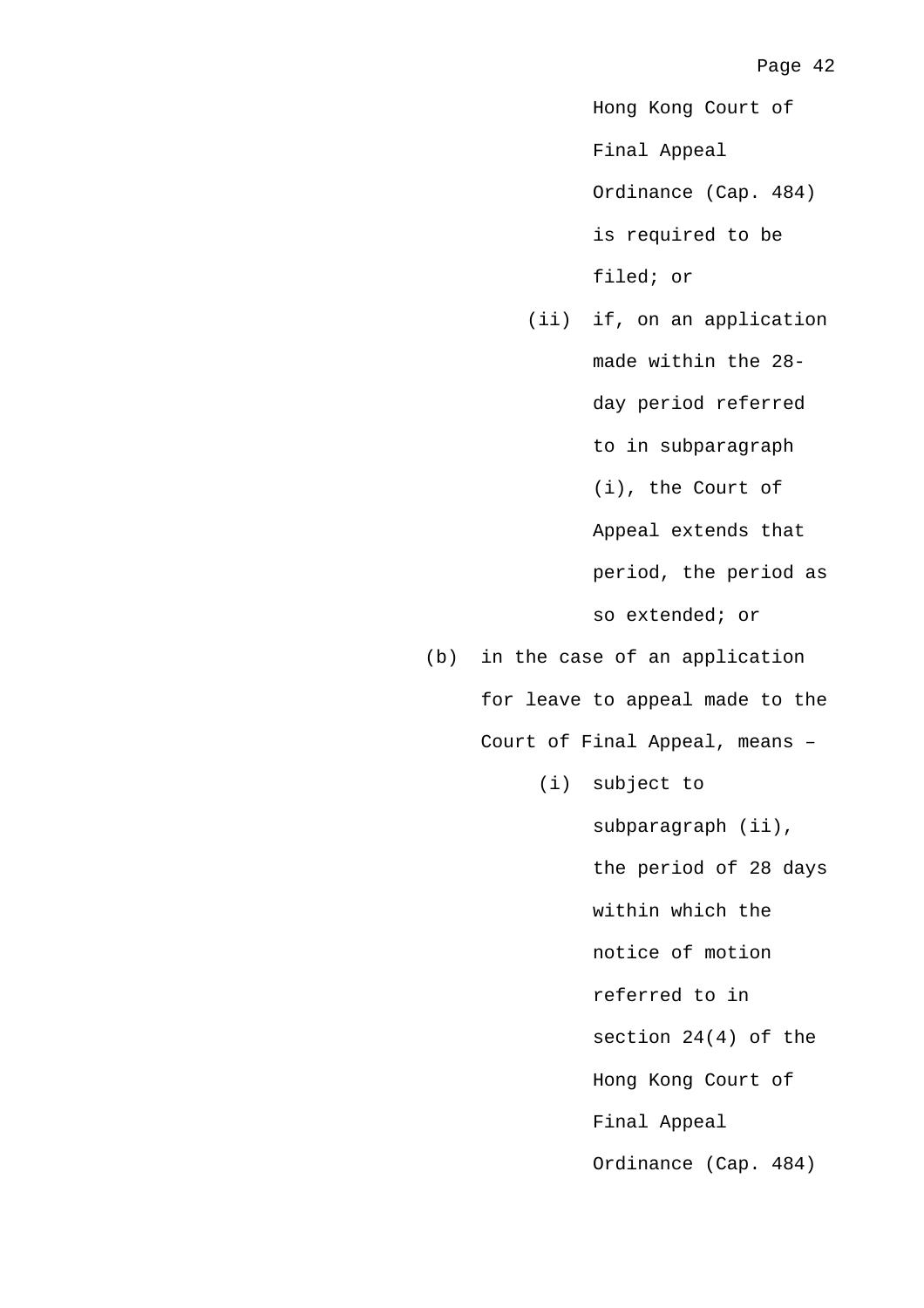Hong Kong Court of Final Appeal Ordinance (Cap. 484) is required to be filed; or

(ii) if, on an application made within the 28-day period referred to in subparagraph (i), the Court of Appeal extends that period, the period as so extended; or

(b) in the case of an application for leave to appeal made to the Court of Final Appeal, means –

(i) subject to subparagraph (ii), the period of 28 days within which the notice of motion referred to in section 24(4) of the Hong Kong Court of Final Appeal Ordinance (Cap. 484)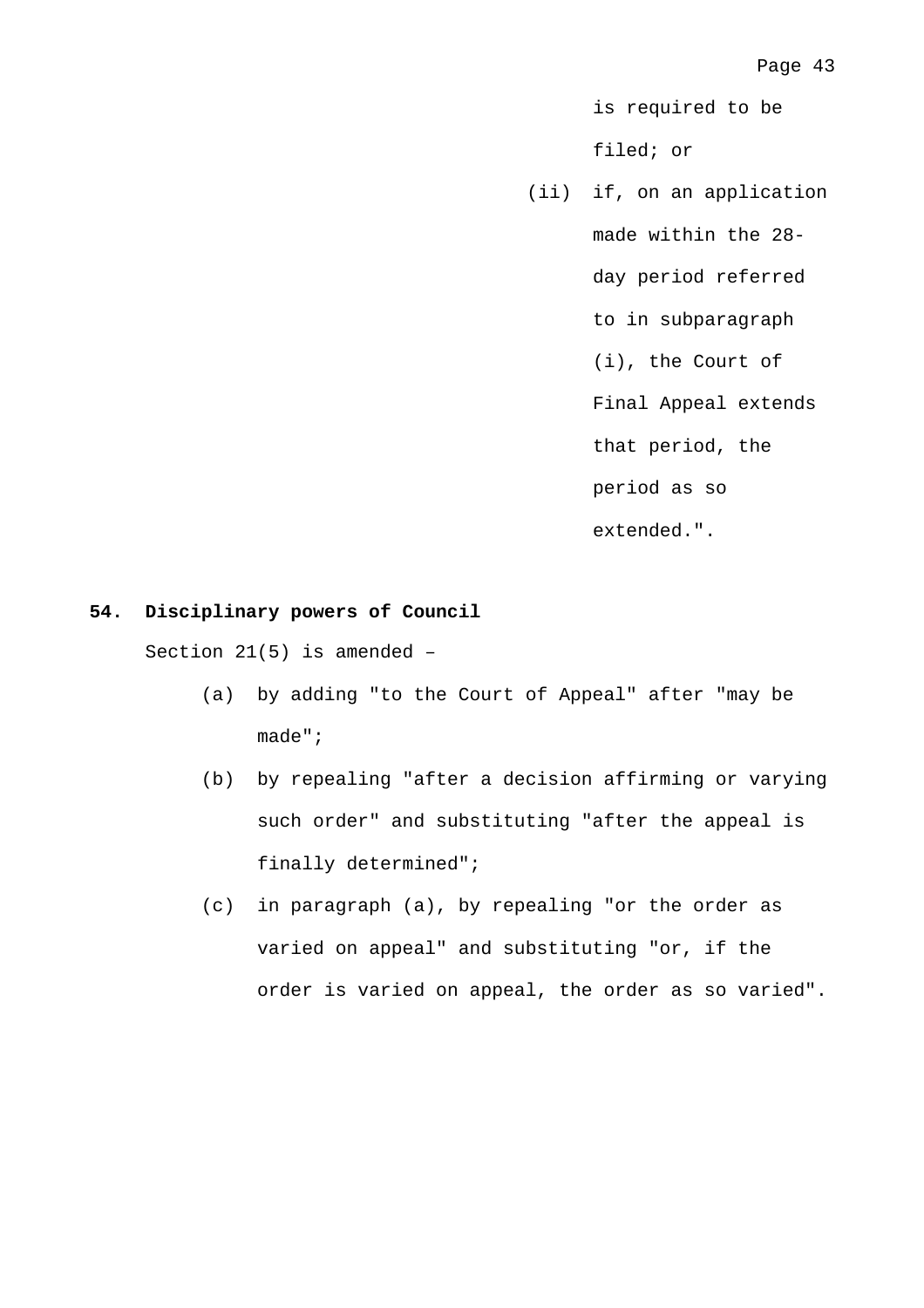is required to be filed; or

(ii) if, on an application made within the 28-day period referred to in subparagraph (i), the Court of Final Appeal extends that period, the period as so extended.".

**54. Disciplinary powers of Council**

Section 21(5) is amended –

(a) by adding "to the Court of Appeal" after "may be made";

(b) by repealing "after a decision affirming or varying such order" and substituting "after the appeal is finally determined";

(c) in paragraph (a), by repealing "or the order as varied on appeal" and substituting "or, if the order is varied on appeal, the order as so varied".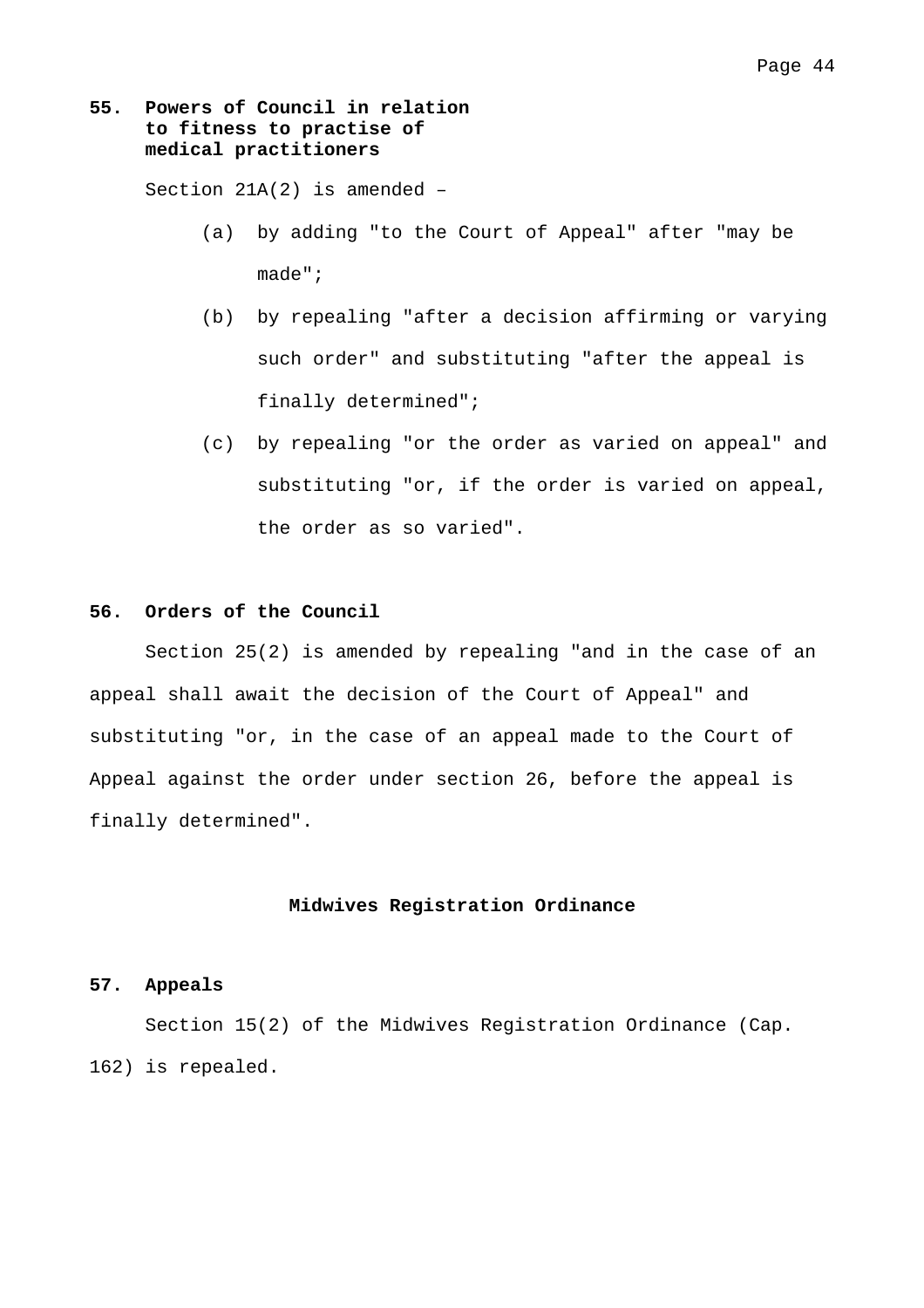**55. Powers of Council in relation to fitness to practise of medical practitioners**

Section 21A(2) is amended –

(a) by adding "to the Court of Appeal" after "may be made";

(b) by repealing "after a decision affirming or varying such order" and substituting "after the appeal is finally determined";

(c) by repealing "or the order as varied on appeal" and substituting "or, if the order is varied on appeal, the order as so varied".

**56. Orders of the Council**

Section 25(2) is amended by repealing "and in the case of an appeal shall await the decision of the Court of Appeal" and substituting "or, in the case of an appeal made to the Court of Appeal against the order under section 26, before the appeal is finally determined".

**Midwives Registration Ordinance**

**57. Appeals**

Section 15(2) of the Midwives Registration Ordinance (Cap. 162) is repealed.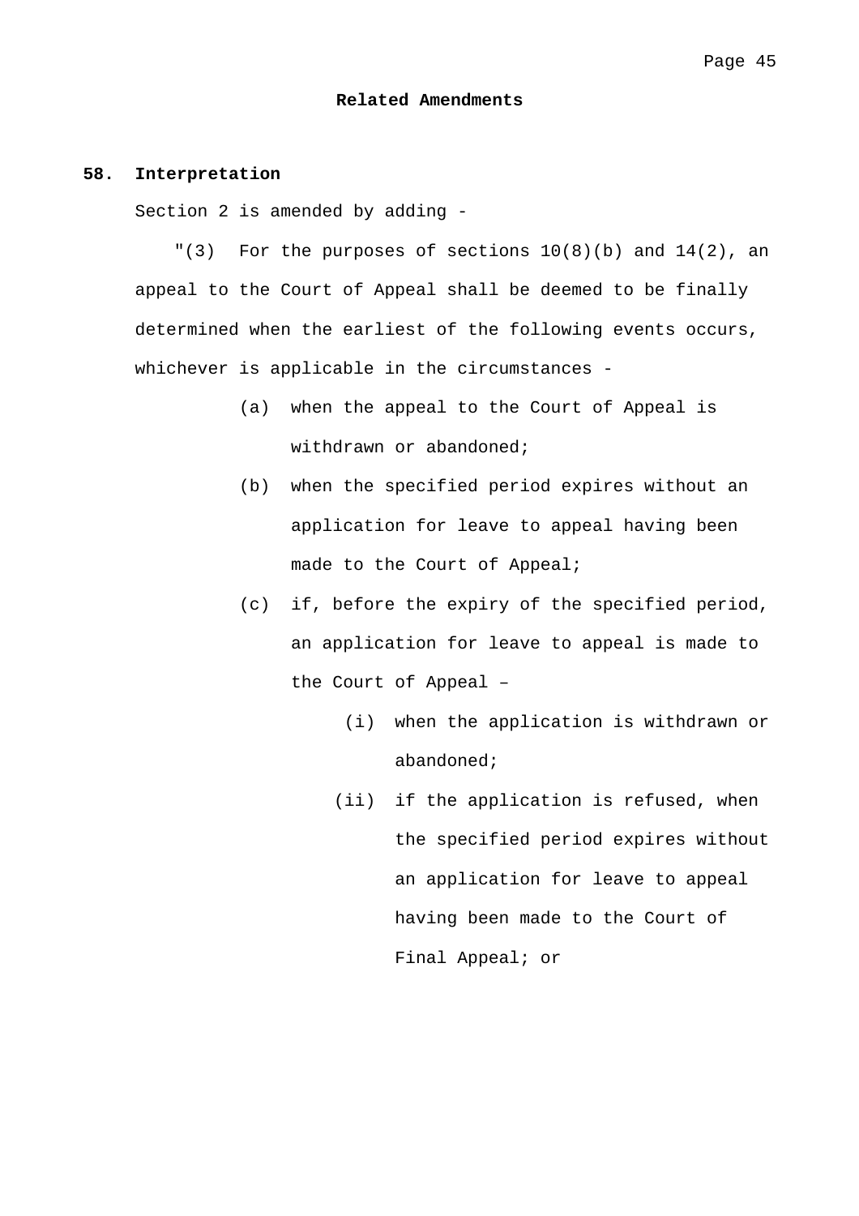## Related Amendments

**58. Interpretation**

Section 2 is amended by adding -

"(3) For the purposes of sections 10(8)(b) and 14(2), an appeal to the Court of Appeal shall be deemed to be finally determined when the earliest of the following events occurs, whichever is applicable in the circumstances -

(a) when the appeal to the Court of Appeal is withdrawn or abandoned;

(b) when the specified period expires without an application for leave to appeal having been made to the Court of Appeal;

(c) if, before the expiry of the specified period, an application for leave to appeal is made to the Court of Appeal –

   (i) when the application is withdrawn or abandoned;

   (ii) if the application is refused, when the specified period expires without an application for leave to appeal having been made to the Court of Final Appeal; or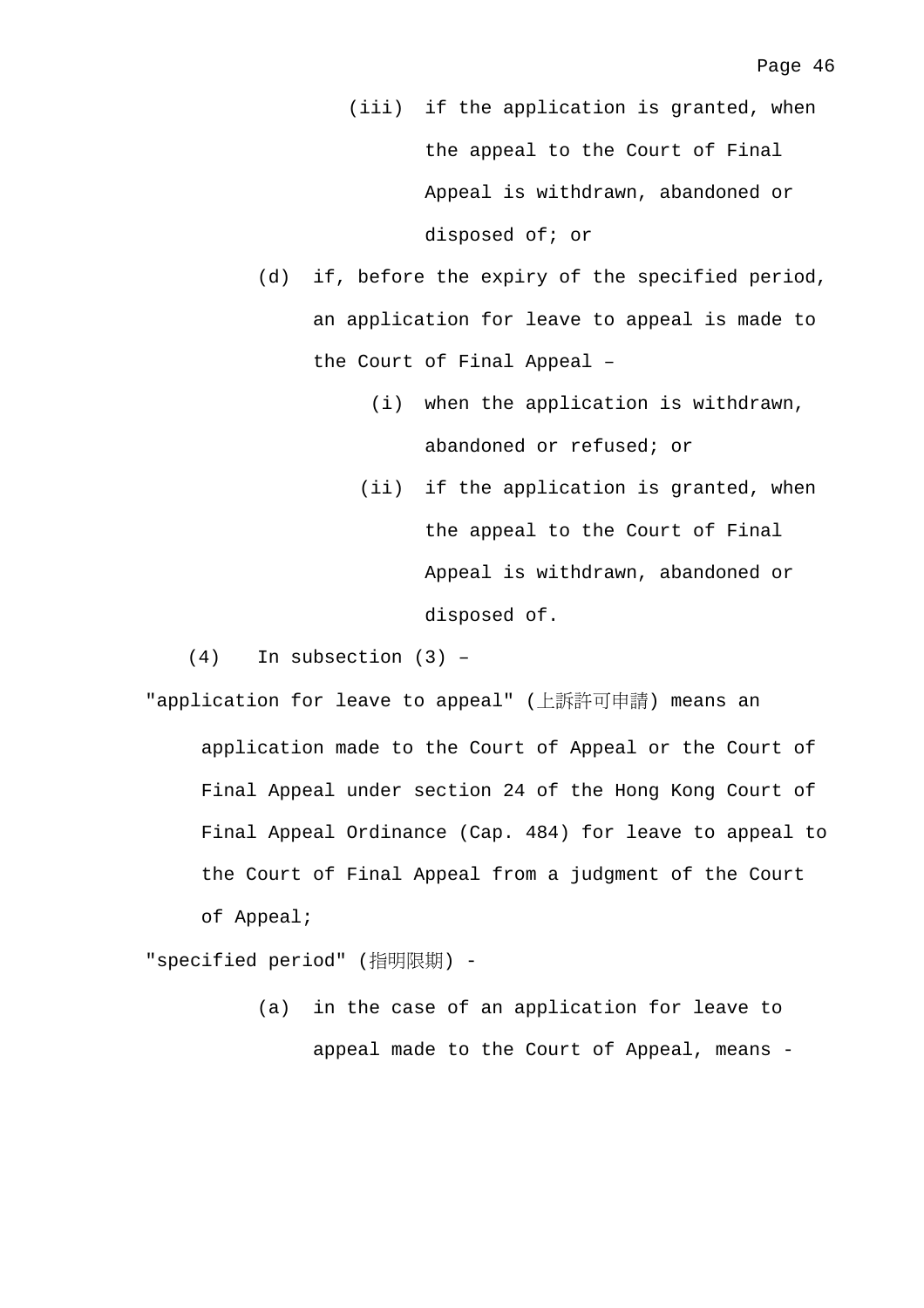(iii) if the application is granted, when the appeal to the Court of Final Appeal is withdrawn, abandoned or disposed of; or

(d) if, before the expiry of the specified period, an application for leave to appeal is made to the Court of Final Appeal –

(i) when the application is withdrawn, abandoned or refused; or

(ii) if the application is granted, when the appeal to the Court of Final Appeal is withdrawn, abandoned or disposed of.

(4) In subsection (3) –

"application for leave to appeal" (上訴許可申請) means an application made to the Court of Appeal or the Court of Final Appeal under section 24 of the Hong Kong Court of Final Appeal Ordinance (Cap. 484) for leave to appeal to the Court of Final Appeal from a judgment of the Court of Appeal;

"specified period" (指明限期) -

(a) in the case of an application for leave to appeal made to the Court of Appeal, means -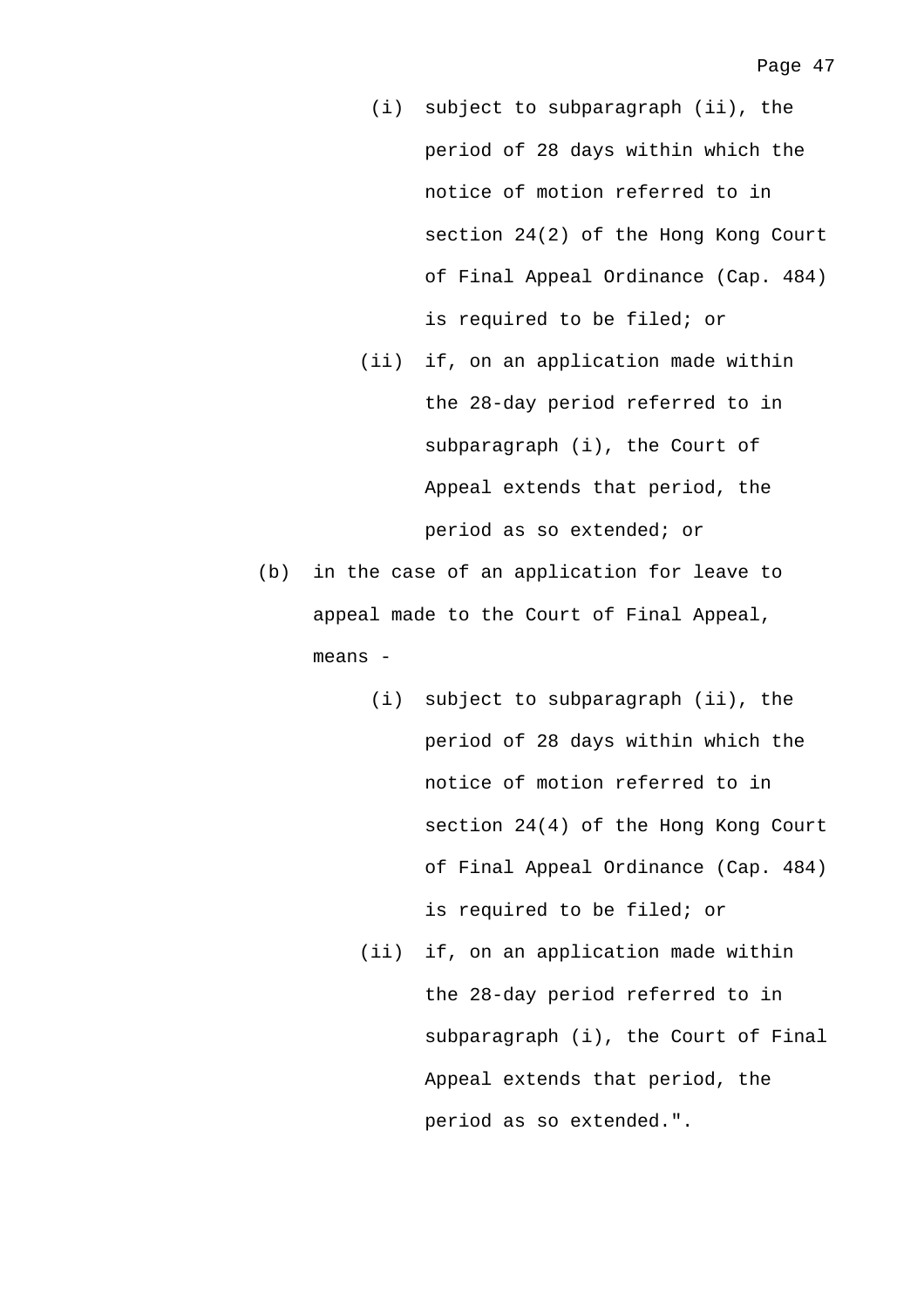(i) subject to subparagraph (ii), the period of 28 days within which the notice of motion referred to in section 24(2) of the Hong Kong Court of Final Appeal Ordinance (Cap. 484) is required to be filed; or

(ii) if, on an application made within the 28-day period referred to in subparagraph (i), the Court of Appeal extends that period, the period as so extended; or

(b) in the case of an application for leave to appeal made to the Court of Final Appeal, means -

(i) subject to subparagraph (ii), the period of 28 days within which the notice of motion referred to in section 24(4) of the Hong Kong Court of Final Appeal Ordinance (Cap. 484) is required to be filed; or

(ii) if, on an application made within the 28-day period referred to in subparagraph (i), the Court of Final Appeal extends that period, the period as so extended.".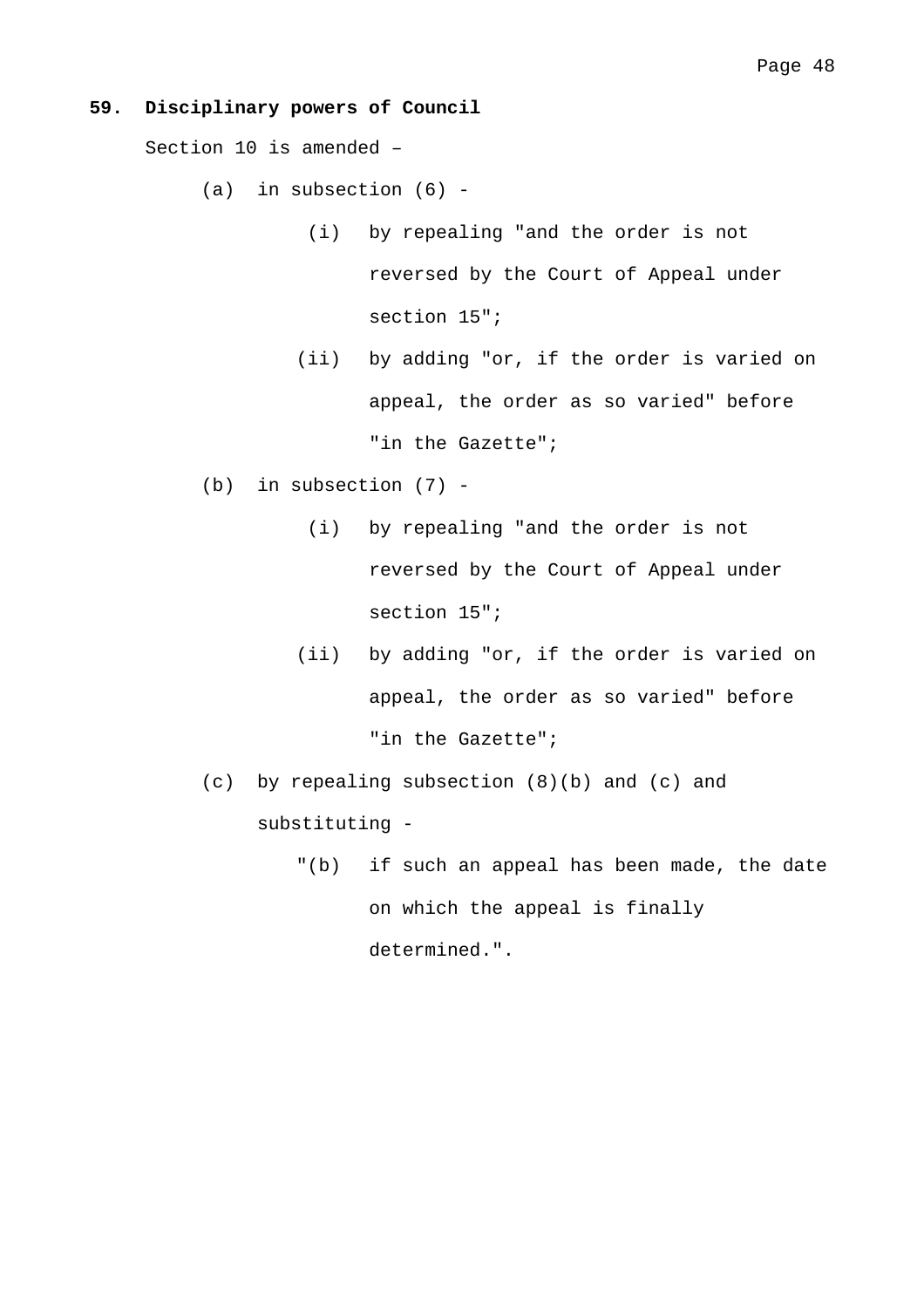**59. Disciplinary powers of Council**

Section 10 is amended –

(a) in subsection (6) -

   (i) by repealing "and the order is not reversed by the Court of Appeal under section 15";

   (ii) by adding "or, if the order is varied on appeal, the order as so varied" before "in the Gazette";

(b) in subsection (7) -

   (i) by repealing "and the order is not reversed by the Court of Appeal under section 15";

   (ii) by adding "or, if the order is varied on appeal, the order as so varied" before "in the Gazette";

(c) by repealing subsection (8)(b) and (c) and substituting -

   "(b) if such an appeal has been made, the date on which the appeal is finally determined.".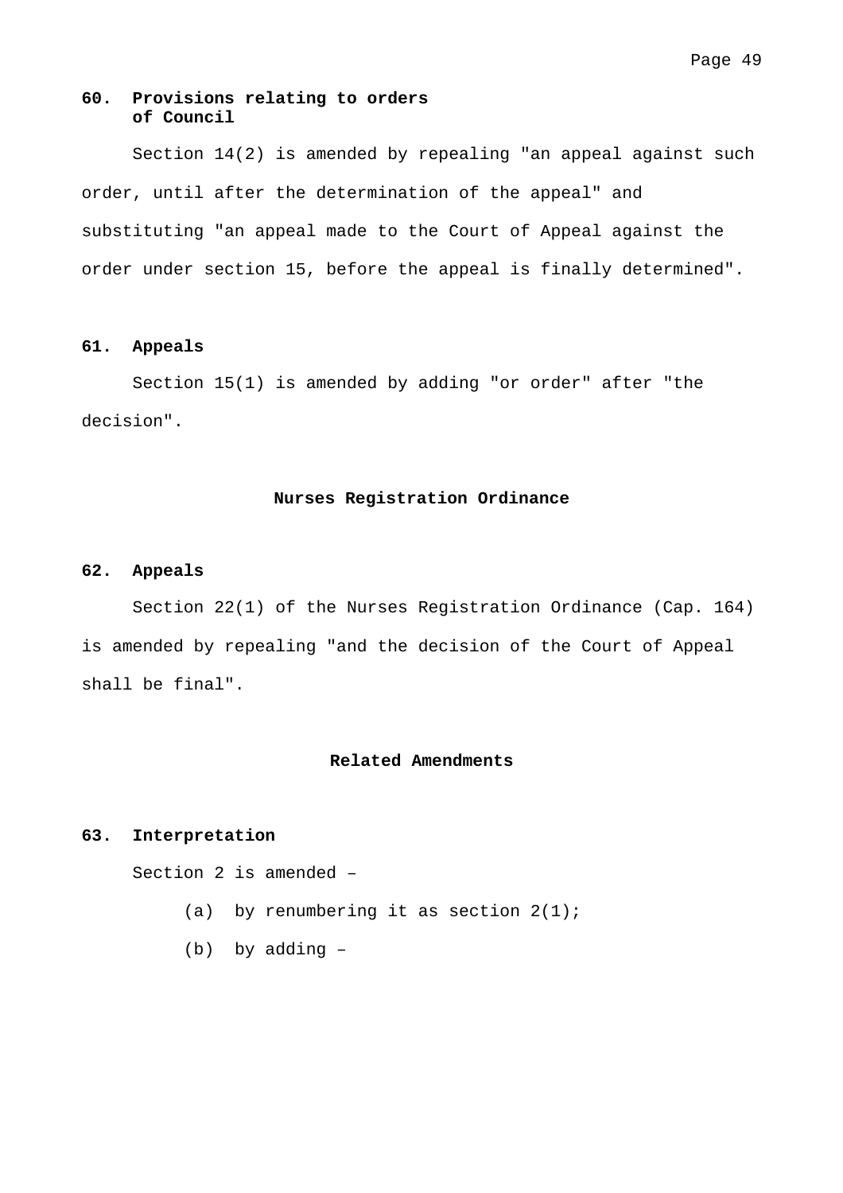**60. Provisions relating to orders of Council**

Section 14(2) is amended by repealing "an appeal against such order, until after the determination of the appeal" and substituting "an appeal made to the Court of Appeal against the order under section 15, before the appeal is finally determined".

**61. Appeals**

Section 15(1) is amended by adding "or order" after "the decision".

## Nurses Registration Ordinance

**62. Appeals**

Section 22(1) of the Nurses Registration Ordinance (Cap. 164) is amended by repealing "and the decision of the Court of Appeal shall be final".

## Related Amendments

**63. Interpretation**

Section 2 is amended –

(a) by renumbering it as section 2(1);

(b) by adding –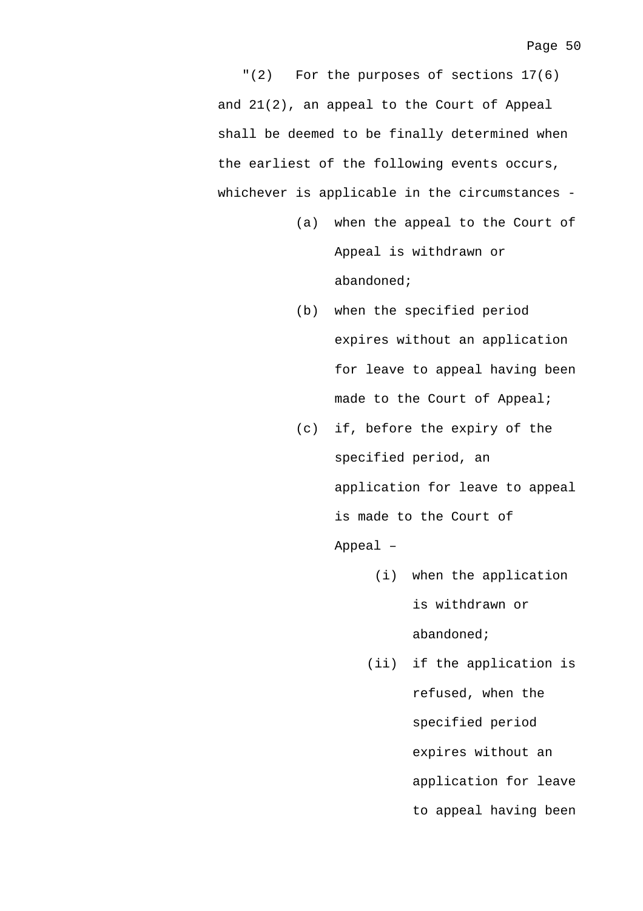"(2) For the purposes of sections 17(6) and 21(2), an appeal to the Court of Appeal shall be deemed to be finally determined when the earliest of the following events occurs, whichever is applicable in the circumstances -

- (a) when the appeal to the Court of Appeal is withdrawn or abandoned;
- (b) when the specified period expires without an application for leave to appeal having been made to the Court of Appeal;
- (c) if, before the expiry of the specified period, an application for leave to appeal is made to the Court of Appeal –
  - (i) when the application is withdrawn or abandoned;
  - (ii) if the application is refused, when the specified period expires without an application for leave to appeal having been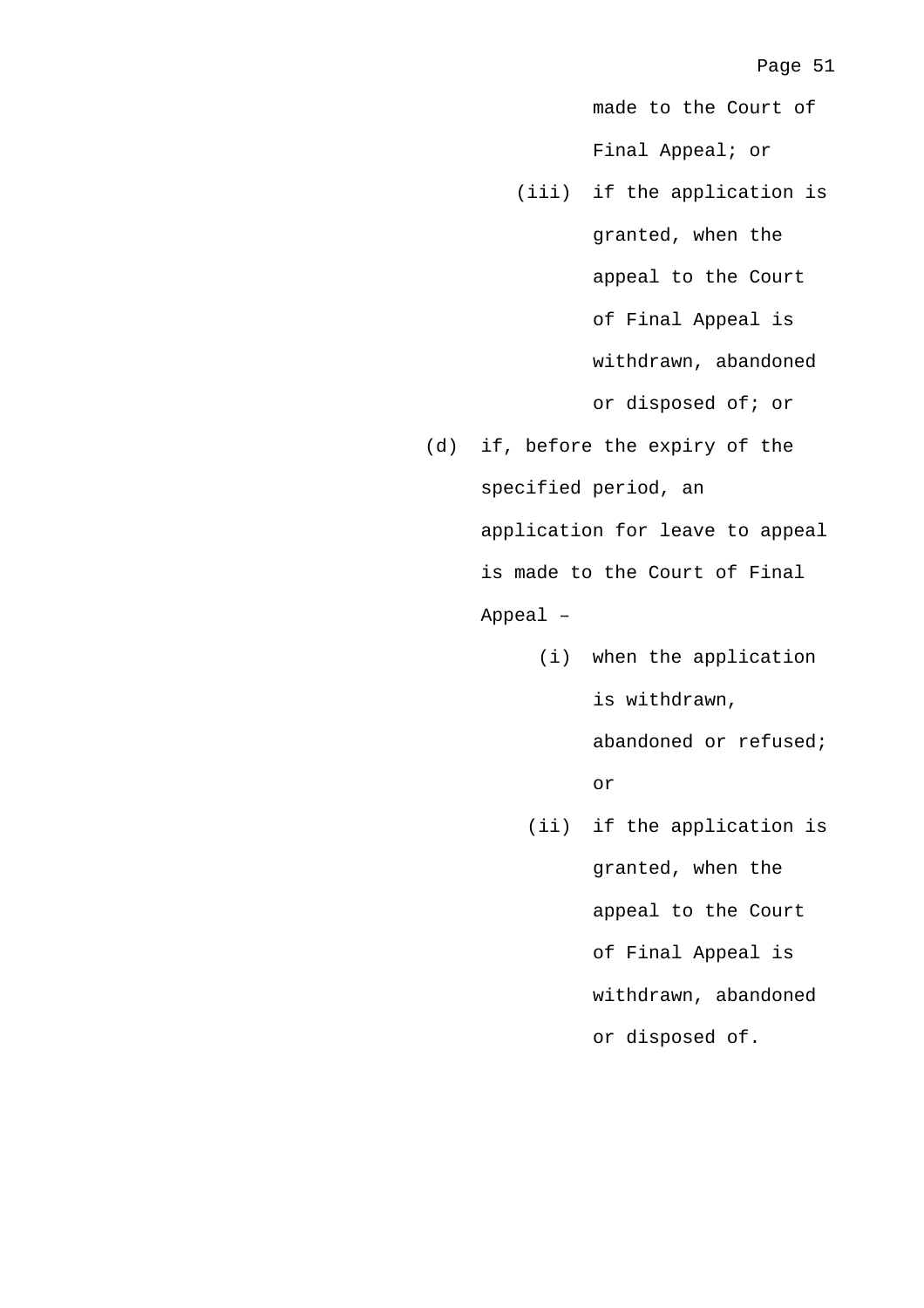made to the Court of Final Appeal; or

(iii) if the application is granted, when the appeal to the Court of Final Appeal is withdrawn, abandoned or disposed of; or

(d) if, before the expiry of the specified period, an application for leave to appeal is made to the Court of Final Appeal –

(i) when the application is withdrawn, abandoned or refused; or

(ii) if the application is granted, when the appeal to the Court of Final Appeal is withdrawn, abandoned or disposed of.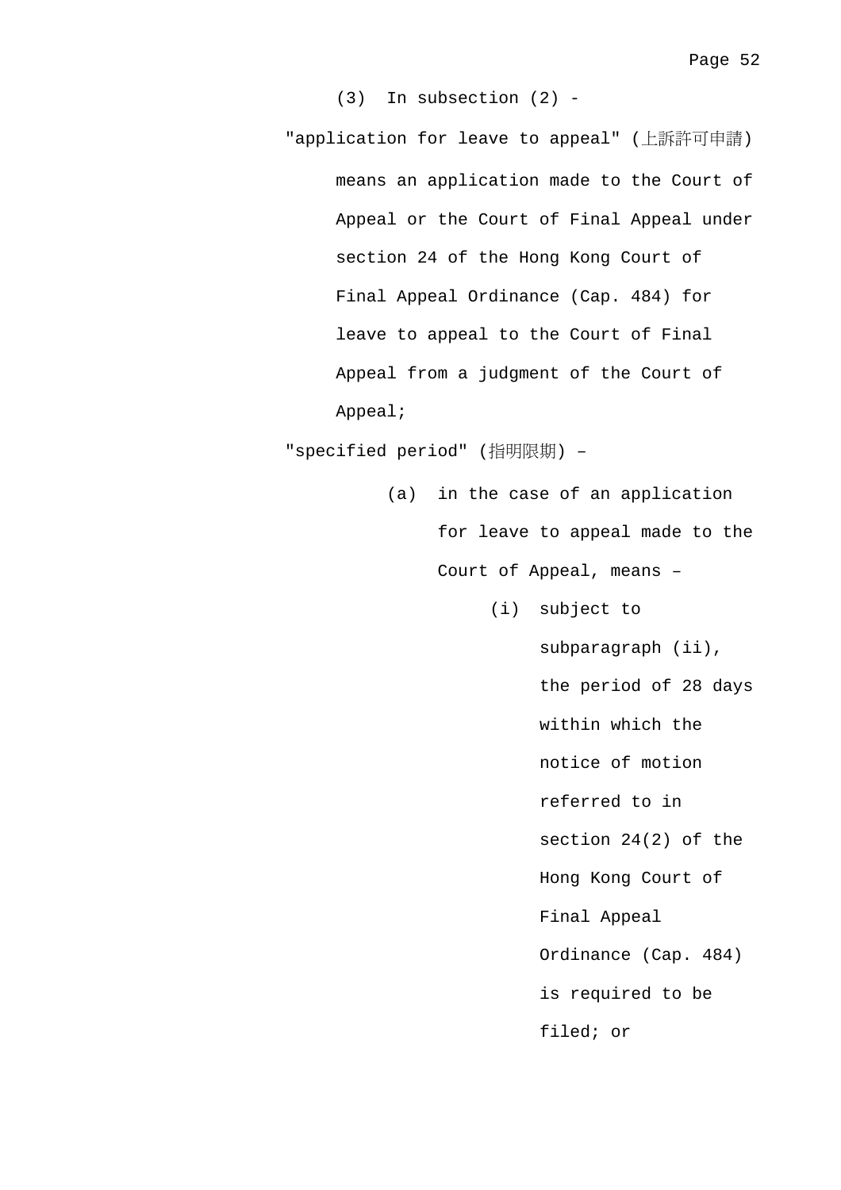(3) In subsection (2) -

"application for leave to appeal" (上訴許可申請) means an application made to the Court of Appeal or the Court of Final Appeal under section 24 of the Hong Kong Court of Final Appeal Ordinance (Cap. 484) for leave to appeal to the Court of Final Appeal from a judgment of the Court of Appeal;

"specified period" (指明限期) –

(a) in the case of an application for leave to appeal made to the Court of Appeal, means –

(i) subject to subparagraph (ii), the period of 28 days within which the notice of motion referred to in section 24(2) of the Hong Kong Court of Final Appeal Ordinance (Cap. 484) is required to be filed; or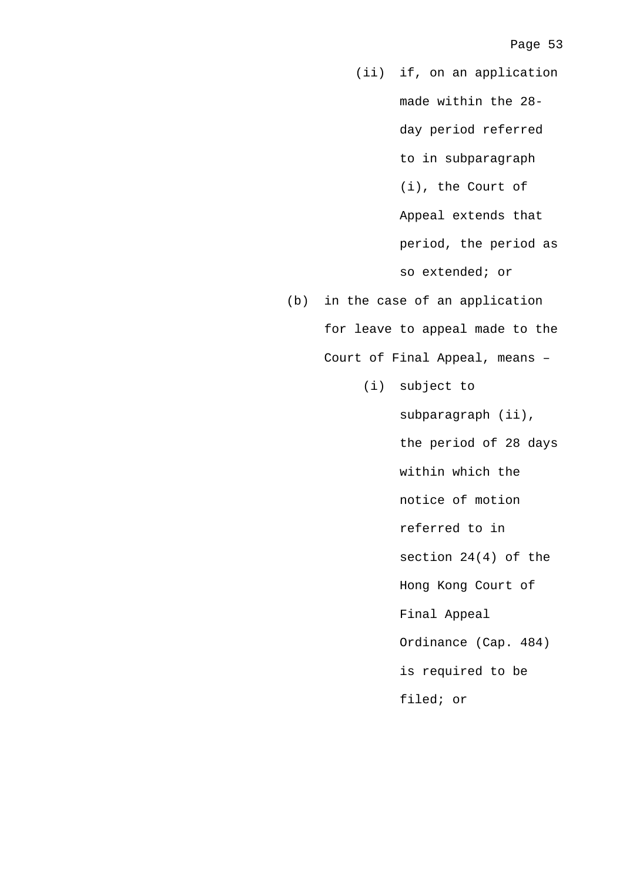(ii) if, on an application made within the 28-day period referred to in subparagraph (i), the Court of Appeal extends that period, the period as so extended; or

(b) in the case of an application for leave to appeal made to the Court of Final Appeal, means –

(i) subject to subparagraph (ii), the period of 28 days within which the notice of motion referred to in section 24(4) of the Hong Kong Court of Final Appeal Ordinance (Cap. 484) is required to be filed; or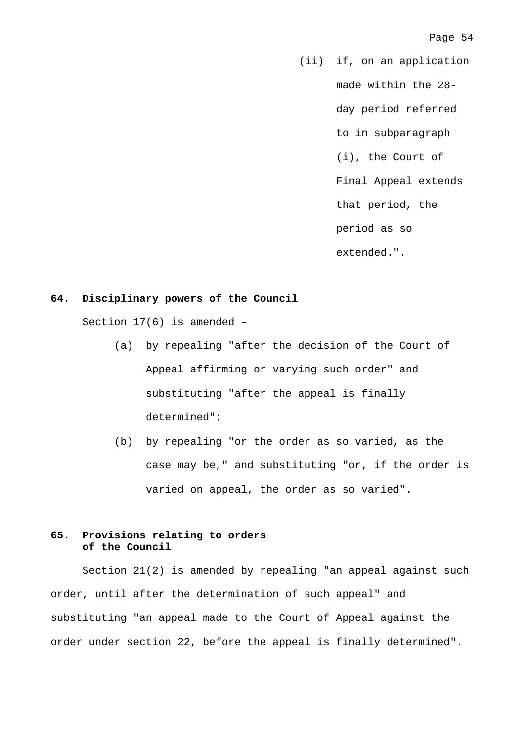(ii) if, on an application made within the 28-day period referred to in subparagraph (i), the Court of Final Appeal extends that period, the period as so extended.".

**64. Disciplinary powers of the Council**

Section 17(6) is amended –

(a) by repealing "after the decision of the Court of Appeal affirming or varying such order" and substituting "after the appeal is finally determined";

(b) by repealing "or the order as so varied, as the case may be," and substituting "or, if the order is varied on appeal, the order as so varied".

**65. Provisions relating to orders of the Council**

Section 21(2) is amended by repealing "an appeal against such order, until after the determination of such appeal" and substituting "an appeal made to the Court of Appeal against the order under section 22, before the appeal is finally determined".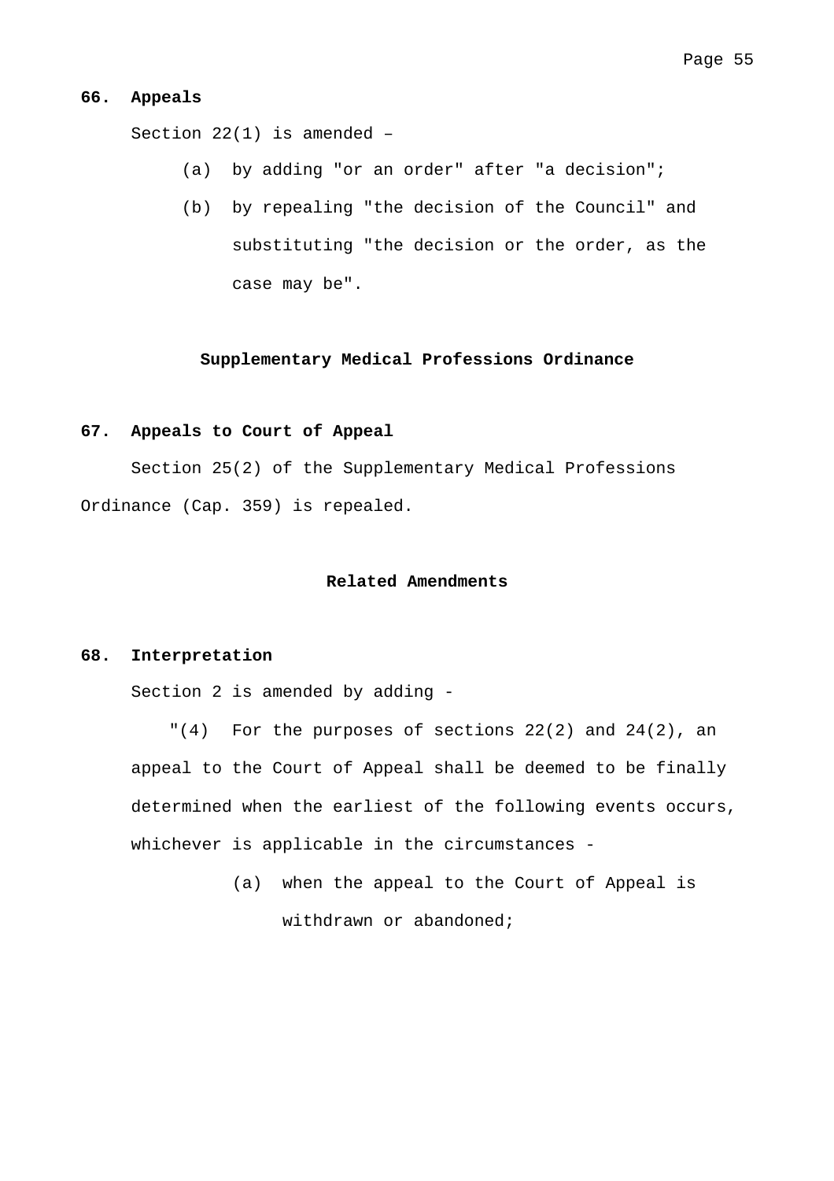**66. Appeals**

Section 22(1) is amended –

(a) by adding "or an order" after "a decision";

(b) by repealing "the decision of the Council" and substituting "the decision or the order, as the case may be".

## Supplementary Medical Professions Ordinance

**67. Appeals to Court of Appeal**

Section 25(2) of the Supplementary Medical Professions Ordinance (Cap. 359) is repealed.

## Related Amendments

**68. Interpretation**

Section 2 is amended by adding -

"(4) For the purposes of sections 22(2) and 24(2), an appeal to the Court of Appeal shall be deemed to be finally determined when the earliest of the following events occurs, whichever is applicable in the circumstances -

(a) when the appeal to the Court of Appeal is withdrawn or abandoned;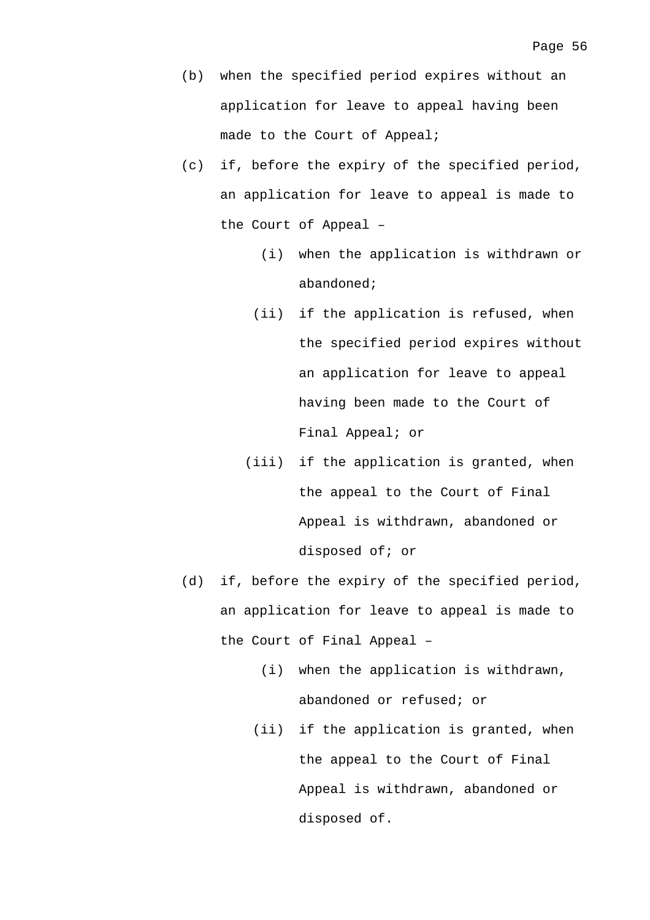(b) when the specified period expires without an application for leave to appeal having been made to the Court of Appeal;

(c) if, before the expiry of the specified period, an application for leave to appeal is made to the Court of Appeal –

  (i) when the application is withdrawn or abandoned;

  (ii) if the application is refused, when the specified period expires without an application for leave to appeal having been made to the Court of Final Appeal; or

  (iii) if the application is granted, when the appeal to the Court of Final Appeal is withdrawn, abandoned or disposed of; or

(d) if, before the expiry of the specified period, an application for leave to appeal is made to the Court of Final Appeal –

  (i) when the application is withdrawn, abandoned or refused; or

  (ii) if the application is granted, when the appeal to the Court of Final Appeal is withdrawn, abandoned or disposed of.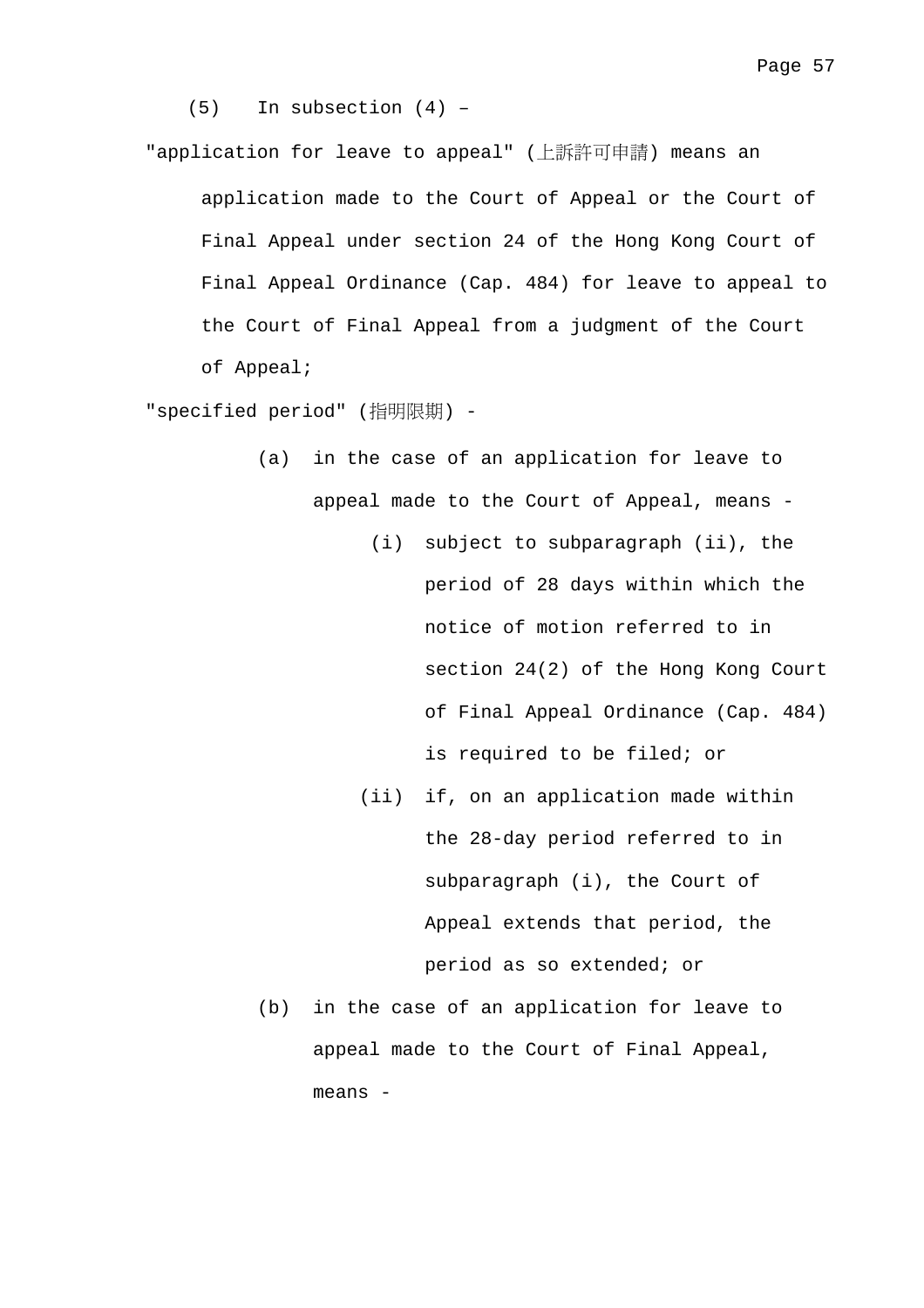(5) In subsection (4) –

"application for leave to appeal" (上訴許可申請) means an application made to the Court of Appeal or the Court of Final Appeal under section 24 of the Hong Kong Court of Final Appeal Ordinance (Cap. 484) for leave to appeal to the Court of Final Appeal from a judgment of the Court of Appeal;

"specified period" (指明限期) -

- (a) in the case of an application for leave to appeal made to the Court of Appeal, means -
  - (i) subject to subparagraph (ii), the period of 28 days within which the notice of motion referred to in section 24(2) of the Hong Kong Court of Final Appeal Ordinance (Cap. 484) is required to be filed; or
  - (ii) if, on an application made within the 28-day period referred to in subparagraph (i), the Court of Appeal extends that period, the period as so extended; or
- (b) in the case of an application for leave to appeal made to the Court of Final Appeal, means -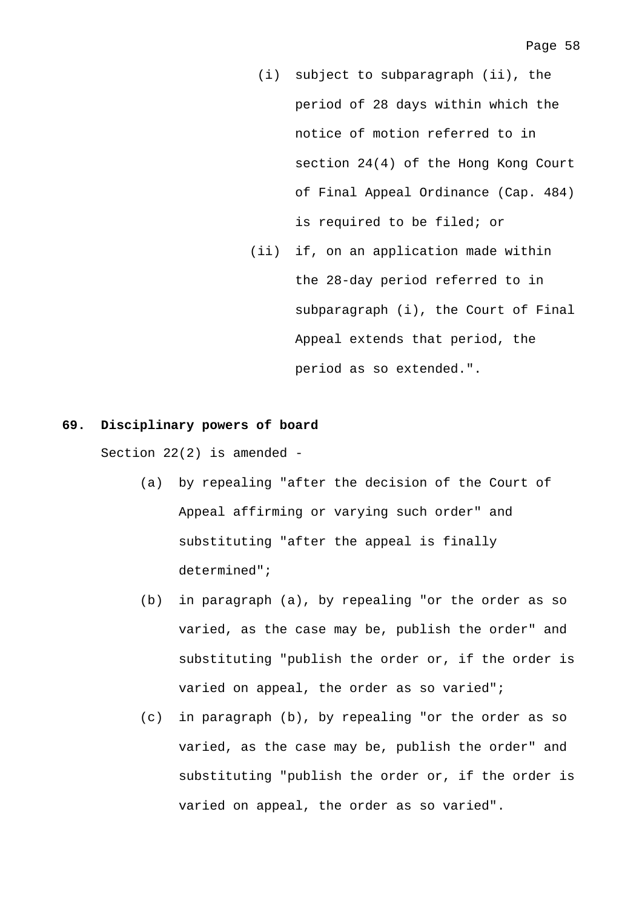(i) subject to subparagraph (ii), the period of 28 days within which the notice of motion referred to in section 24(4) of the Hong Kong Court of Final Appeal Ordinance (Cap. 484) is required to be filed; or

(ii) if, on an application made within the 28-day period referred to in subparagraph (i), the Court of Final Appeal extends that period, the period as so extended.".

**69. Disciplinary powers of board**

Section 22(2) is amended -

(a) by repealing "after the decision of the Court of Appeal affirming or varying such order" and substituting "after the appeal is finally determined";

(b) in paragraph (a), by repealing "or the order as so varied, as the case may be, publish the order" and substituting "publish the order or, if the order is varied on appeal, the order as so varied";

(c) in paragraph (b), by repealing "or the order as so varied, as the case may be, publish the order" and substituting "publish the order or, if the order is varied on appeal, the order as so varied".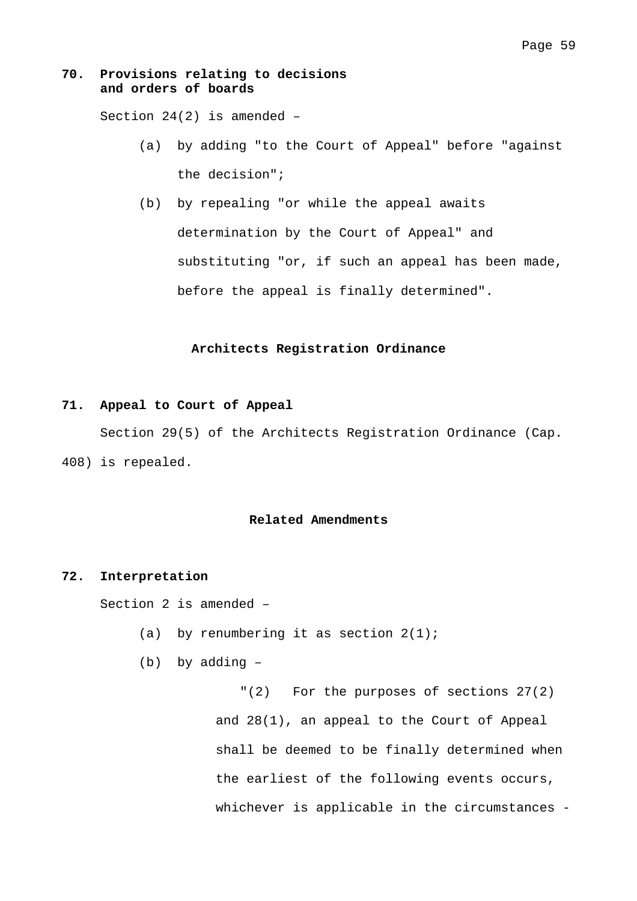**70. Provisions relating to decisions and orders of boards**

Section 24(2) is amended –

(a) by adding "to the Court of Appeal" before "against the decision";

(b) by repealing "or while the appeal awaits determination by the Court of Appeal" and substituting "or, if such an appeal has been made, before the appeal is finally determined".

**Architects Registration Ordinance**

**71. Appeal to Court of Appeal**

Section 29(5) of the Architects Registration Ordinance (Cap. 408) is repealed.

**Related Amendments**

**72. Interpretation**

Section 2 is amended –

(a) by renumbering it as section 2(1);

(b) by adding –

"(2) For the purposes of sections 27(2) and 28(1), an appeal to the Court of Appeal shall be deemed to be finally determined when the earliest of the following events occurs, whichever is applicable in the circumstances -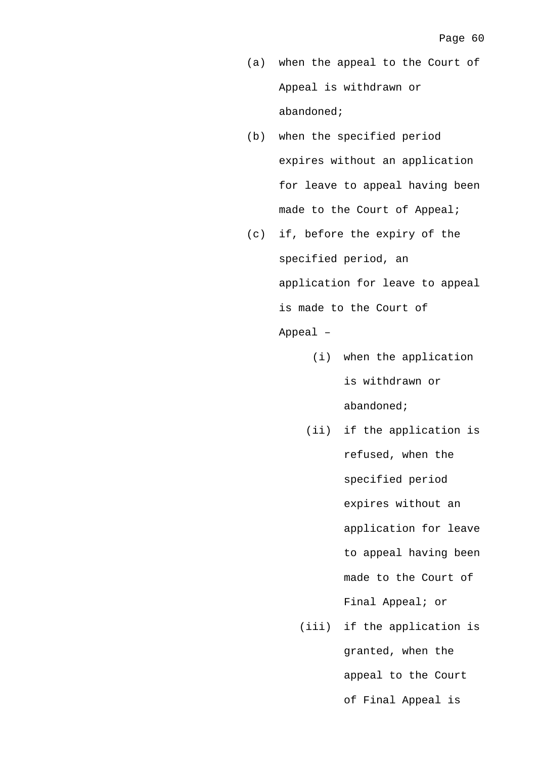(a) when the appeal to the Court of Appeal is withdrawn or abandoned;

(b) when the specified period expires without an application for leave to appeal having been made to the Court of Appeal;

(c) if, before the expiry of the specified period, an application for leave to appeal is made to the Court of Appeal –

  (i) when the application is withdrawn or abandoned;

  (ii) if the application is refused, when the specified period expires without an application for leave to appeal having been made to the Court of Final Appeal; or

  (iii) if the application is granted, when the appeal to the Court of Final Appeal is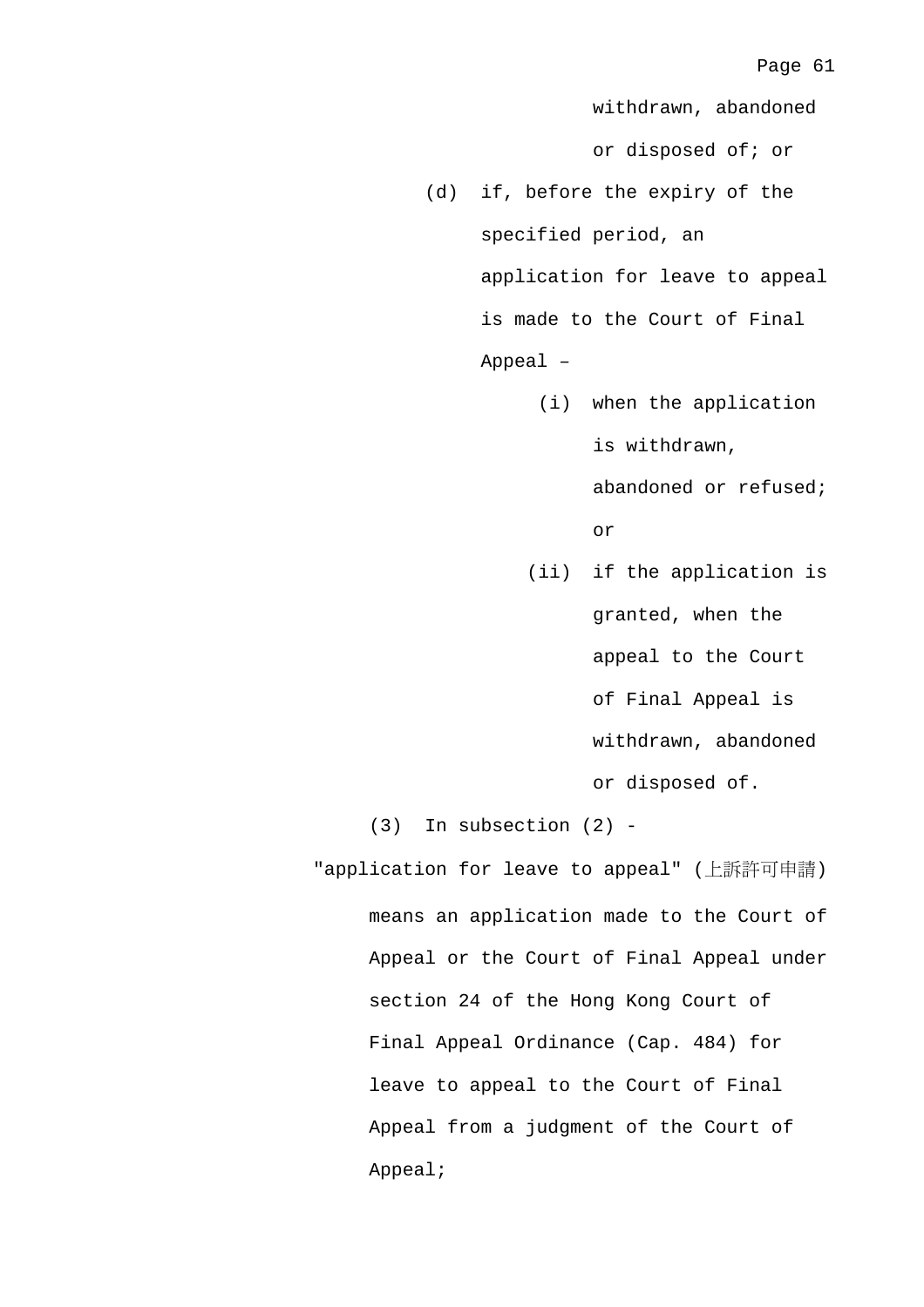withdrawn, abandoned or disposed of; or

(d) if, before the expiry of the specified period, an application for leave to appeal is made to the Court of Final Appeal –

(i) when the application is withdrawn, abandoned or refused; or

(ii) if the application is granted, when the appeal to the Court of Final Appeal is withdrawn, abandoned or disposed of.

(3) In subsection (2) -

"application for leave to appeal" (上訴許可申請) means an application made to the Court of Appeal or the Court of Final Appeal under section 24 of the Hong Kong Court of Final Appeal Ordinance (Cap. 484) for leave to appeal to the Court of Final Appeal from a judgment of the Court of Appeal;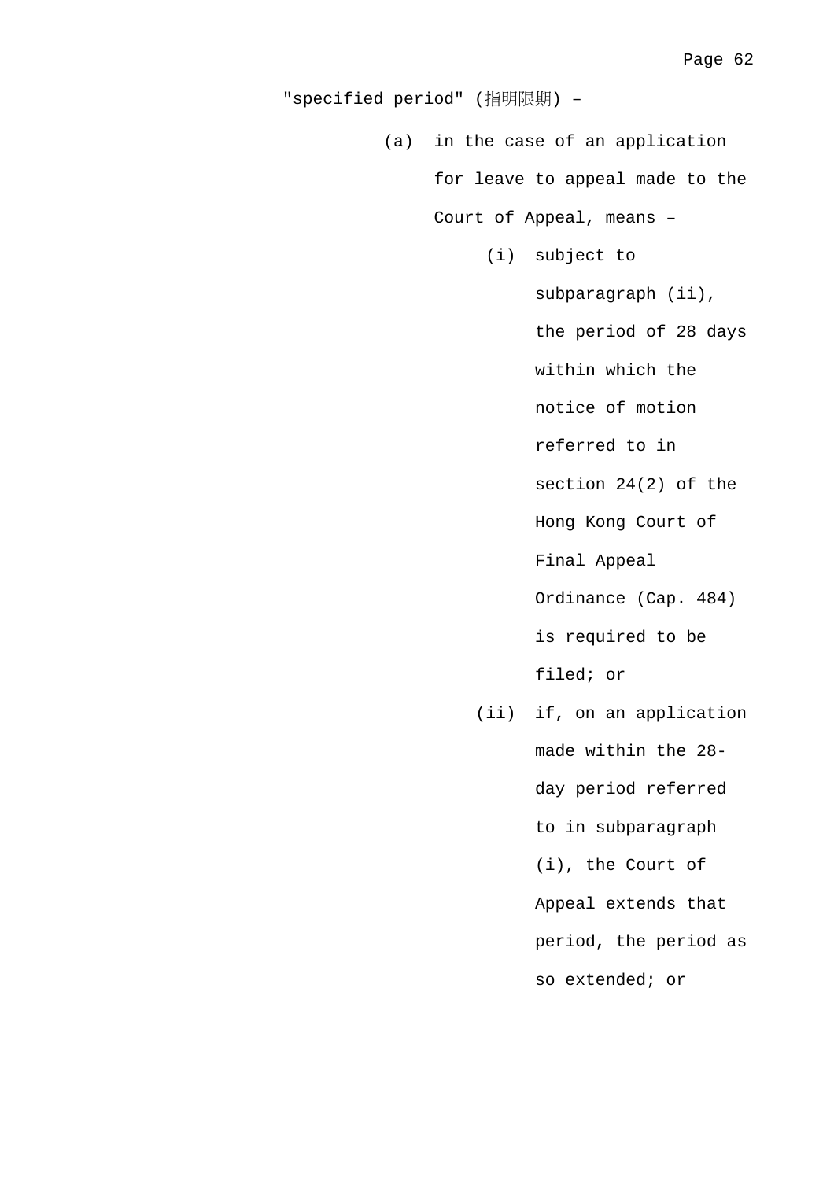"specified period" (指明限期) –

(a) in the case of an application for leave to appeal made to the Court of Appeal, means –

  (i) subject to subparagraph (ii), the period of 28 days within which the notice of motion referred to in section 24(2) of the Hong Kong Court of Final Appeal Ordinance (Cap. 484) is required to be filed; or

  (ii) if, on an application made within the 28-day period referred to in subparagraph (i), the Court of Appeal extends that period, the period as so extended; or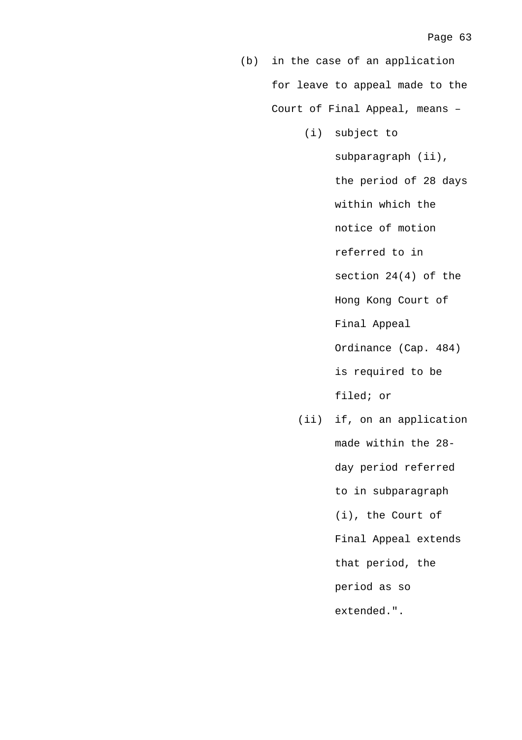(b) in the case of an application for leave to appeal made to the Court of Final Appeal, means –

   (i) subject to subparagraph (ii), the period of 28 days within which the notice of motion referred to in section 24(4) of the Hong Kong Court of Final Appeal Ordinance (Cap. 484) is required to be filed; or

   (ii) if, on an application made within the 28-day period referred to in subparagraph (i), the Court of Final Appeal extends that period, the period as so extended.".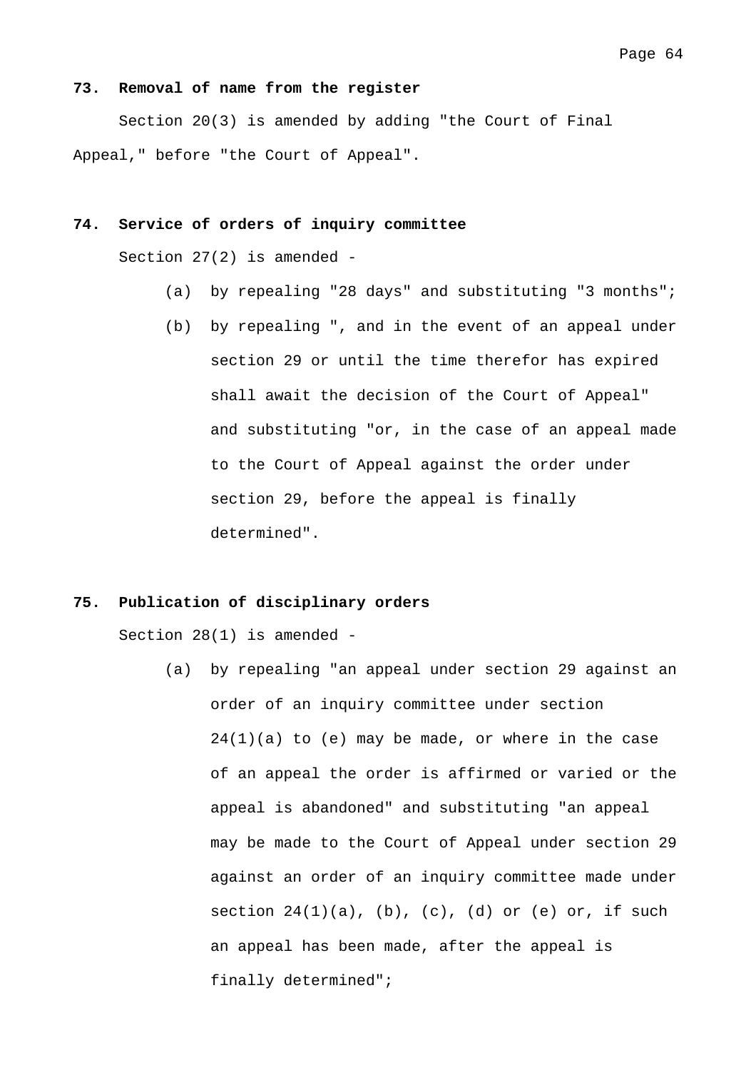**73. Removal of name from the register**

Section 20(3) is amended by adding "the Court of Final Appeal," before "the Court of Appeal".

**74. Service of orders of inquiry committee**

Section 27(2) is amended -

(a) by repealing "28 days" and substituting "3 months";

(b) by repealing ", and in the event of an appeal under section 29 or until the time therefor has expired shall await the decision of the Court of Appeal" and substituting "or, in the case of an appeal made to the Court of Appeal against the order under section 29, before the appeal is finally determined".

**75. Publication of disciplinary orders**

Section 28(1) is amended -

(a) by repealing "an appeal under section 29 against an order of an inquiry committee under section 24(1)(a) to (e) may be made, or where in the case of an appeal the order is affirmed or varied or the appeal is abandoned" and substituting "an appeal may be made to the Court of Appeal under section 29 against an order of an inquiry committee made under section 24(1)(a), (b), (c), (d) or (e) or, if such an appeal has been made, after the appeal is finally determined";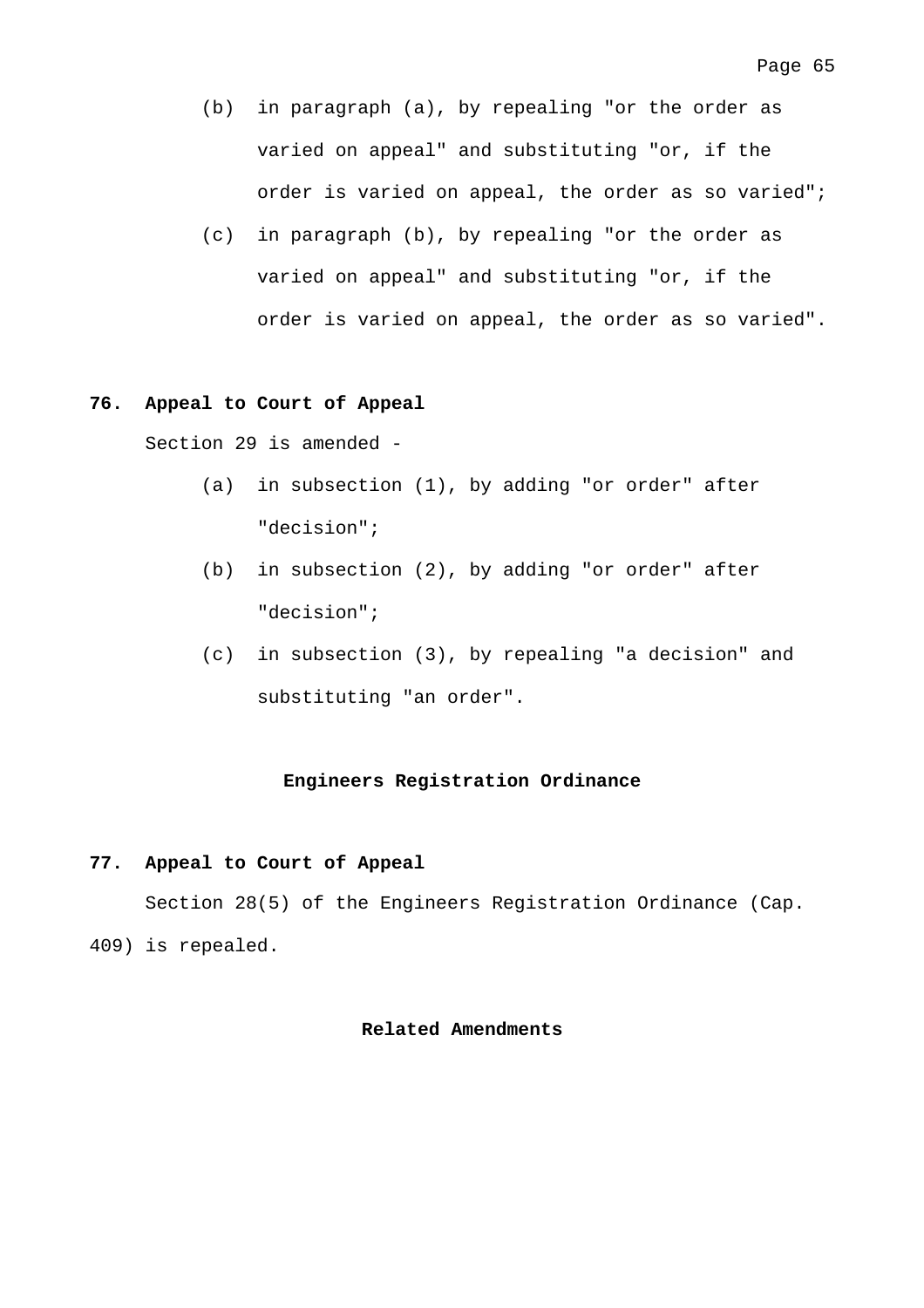(b) in paragraph (a), by repealing "or the order as varied on appeal" and substituting "or, if the order is varied on appeal, the order as so varied";

(c) in paragraph (b), by repealing "or the order as varied on appeal" and substituting "or, if the order is varied on appeal, the order as so varied".

**76. Appeal to Court of Appeal**

Section 29 is amended -

(a) in subsection (1), by adding "or order" after "decision";

(b) in subsection (2), by adding "or order" after "decision";

(c) in subsection (3), by repealing "a decision" and substituting "an order".

## Engineers Registration Ordinance

**77. Appeal to Court of Appeal**

Section 28(5) of the Engineers Registration Ordinance (Cap. 409) is repealed.

## Related Amendments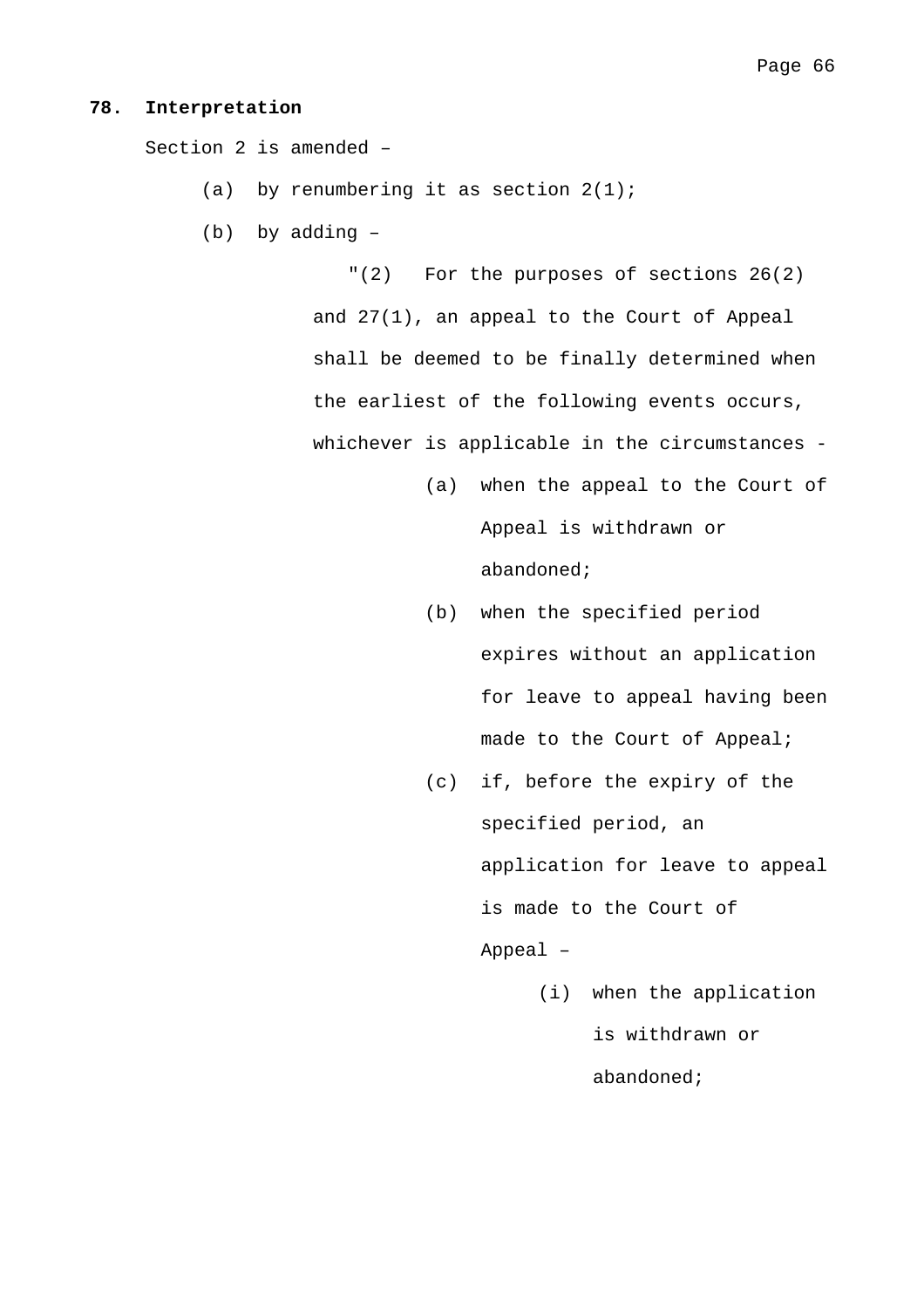**78. Interpretation**

Section 2 is amended –

(a) by renumbering it as section 2(1);

(b) by adding –

"(2) For the purposes of sections 26(2) and 27(1), an appeal to the Court of Appeal shall be deemed to be finally determined when the earliest of the following events occurs, whichever is applicable in the circumstances -

(a) when the appeal to the Court of Appeal is withdrawn or abandoned;

(b) when the specified period expires without an application for leave to appeal having been made to the Court of Appeal;

(c) if, before the expiry of the specified period, an application for leave to appeal is made to the Court of Appeal –

(i) when the application is withdrawn or abandoned;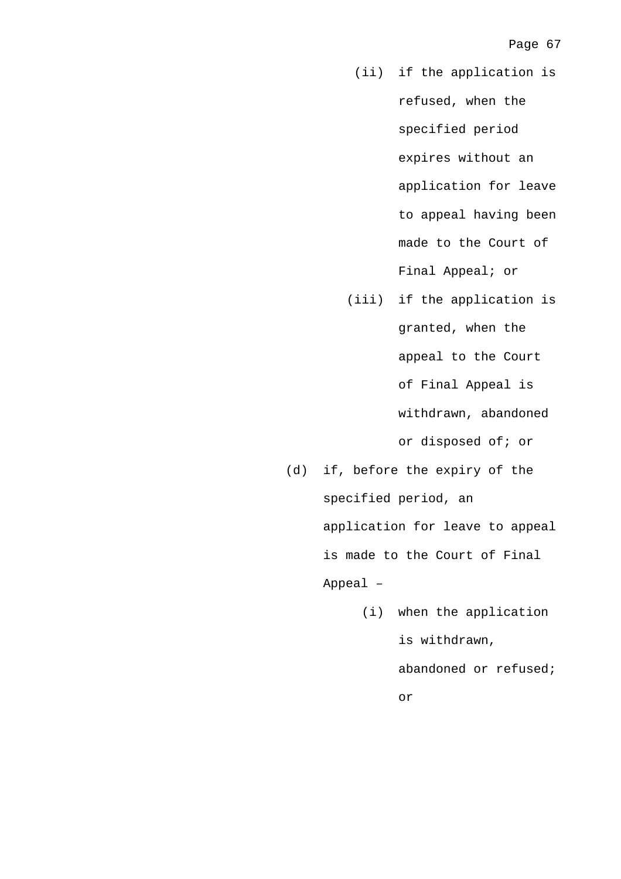(ii) if the application is refused, when the specified period expires without an application for leave to appeal having been made to the Court of Final Appeal; or

(iii) if the application is granted, when the appeal to the Court of Final Appeal is withdrawn, abandoned or disposed of; or

(d) if, before the expiry of the specified period, an application for leave to appeal is made to the Court of Final Appeal –

(i) when the application is withdrawn, abandoned or refused; or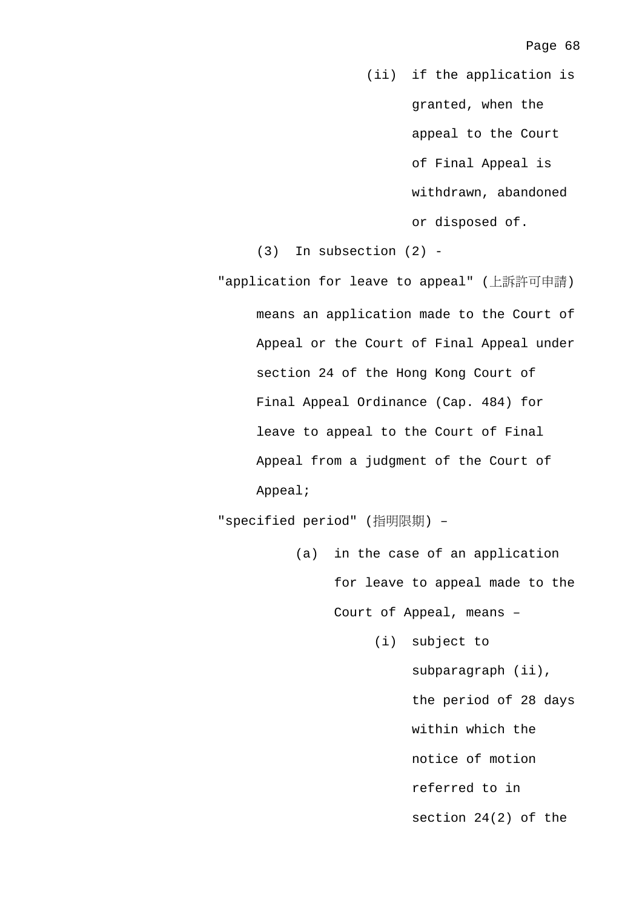(ii) if the application is granted, when the appeal to the Court of Final Appeal is withdrawn, abandoned or disposed of.

(3) In subsection (2) -

"application for leave to appeal" (上訴許可申請) means an application made to the Court of Appeal or the Court of Final Appeal under section 24 of the Hong Kong Court of Final Appeal Ordinance (Cap. 484) for leave to appeal to the Court of Final Appeal from a judgment of the Court of Appeal;

"specified period" (指明限期) –

(a) in the case of an application for leave to appeal made to the Court of Appeal, means –

(i) subject to subparagraph (ii), the period of 28 days within which the notice of motion referred to in section 24(2) of the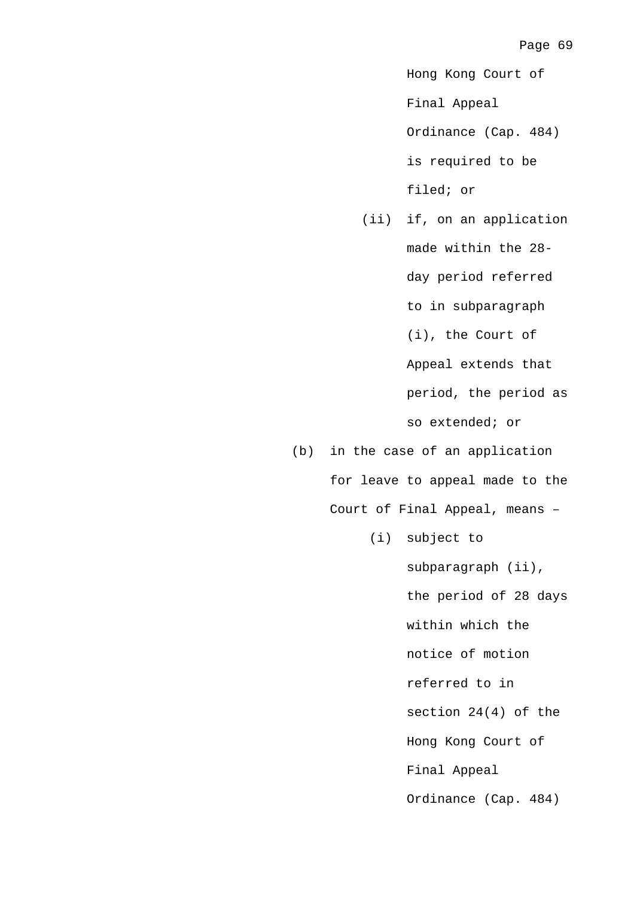Hong Kong Court of Final Appeal Ordinance (Cap. 484) is required to be filed; or

(ii) if, on an application made within the 28-day period referred to in subparagraph (i), the Court of Appeal extends that period, the period as so extended; or

(b) in the case of an application for leave to appeal made to the Court of Final Appeal, means –

(i) subject to subparagraph (ii), the period of 28 days within which the notice of motion referred to in section 24(4) of the Hong Kong Court of Final Appeal Ordinance (Cap. 484)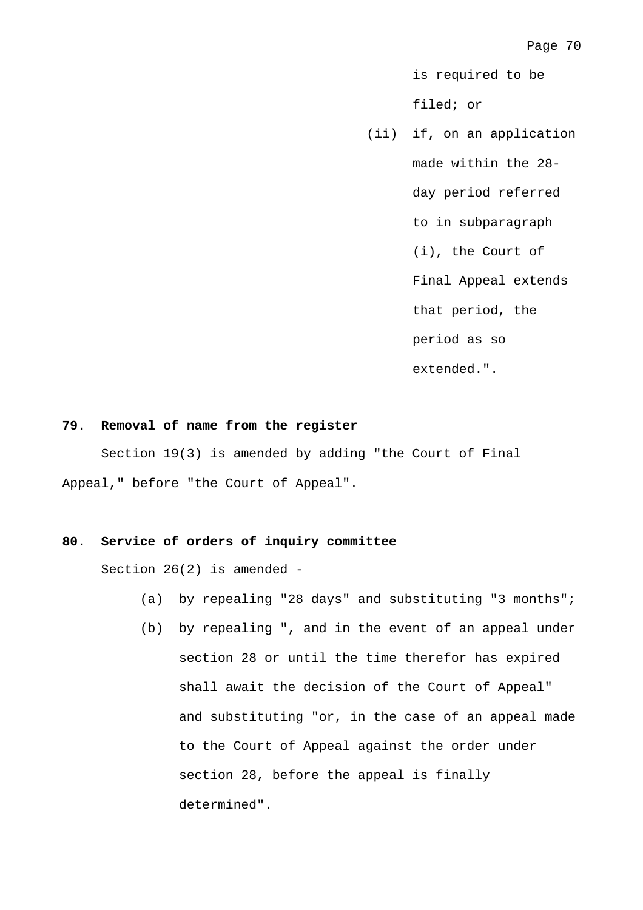is required to be filed; or

(ii) if, on an application made within the 28-day period referred to in subparagraph (i), the Court of Final Appeal extends that period, the period as so extended.".

**79. Removal of name from the register**

Section 19(3) is amended by adding "the Court of Final Appeal," before "the Court of Appeal".

**80. Service of orders of inquiry committee**

Section 26(2) is amended -

(a) by repealing "28 days" and substituting "3 months";

(b) by repealing ", and in the event of an appeal under section 28 or until the time therefor has expired shall await the decision of the Court of Appeal" and substituting "or, in the case of an appeal made to the Court of Appeal against the order under section 28, before the appeal is finally determined".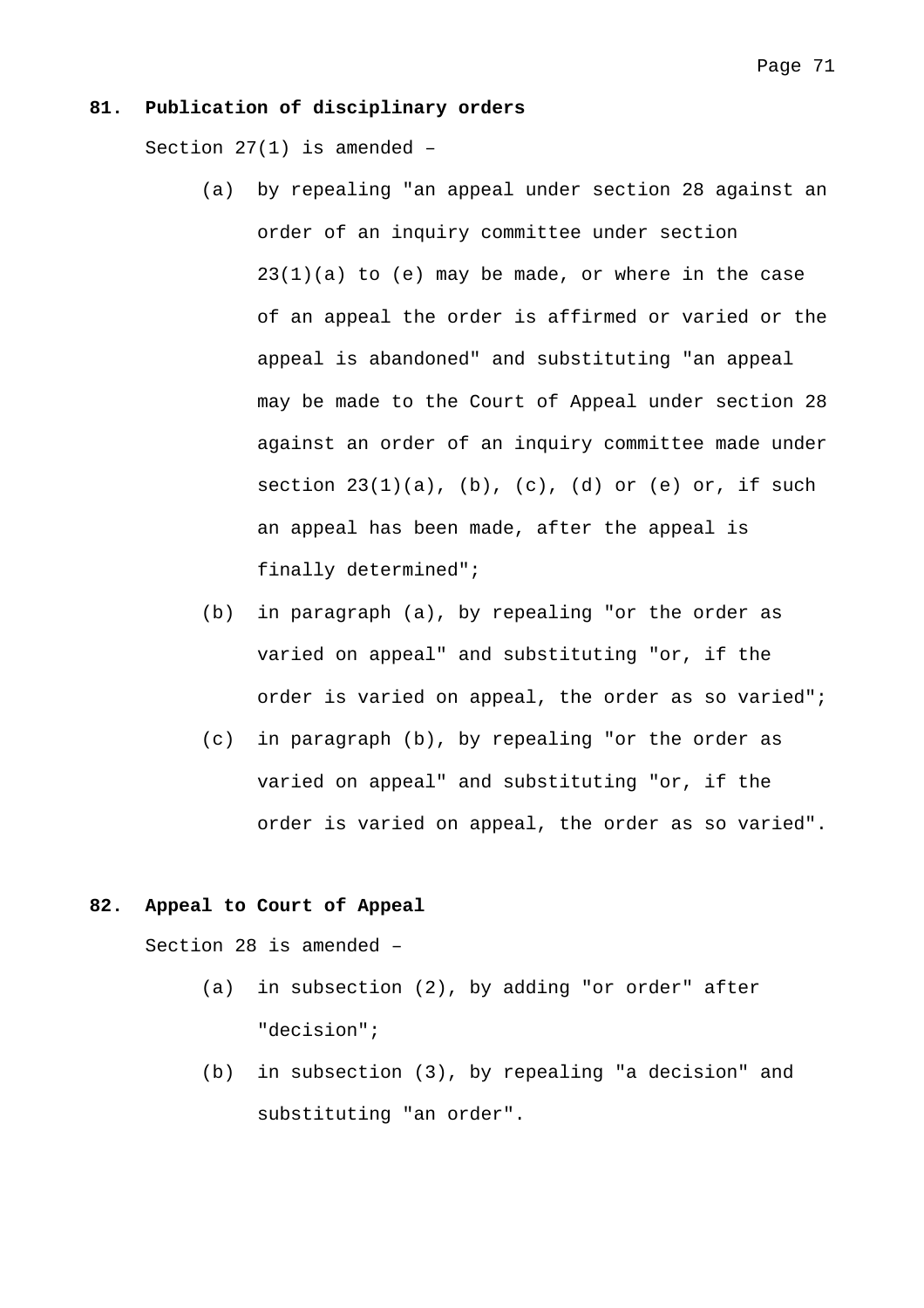**81. Publication of disciplinary orders**

Section 27(1) is amended –

(a) by repealing "an appeal under section 28 against an order of an inquiry committee under section 23(1)(a) to (e) may be made, or where in the case of an appeal the order is affirmed or varied or the appeal is abandoned" and substituting "an appeal may be made to the Court of Appeal under section 28 against an order of an inquiry committee made under section 23(1)(a), (b), (c), (d) or (e) or, if such an appeal has been made, after the appeal is finally determined";

(b) in paragraph (a), by repealing "or the order as varied on appeal" and substituting "or, if the order is varied on appeal, the order as so varied";

(c) in paragraph (b), by repealing "or the order as varied on appeal" and substituting "or, if the order is varied on appeal, the order as so varied".

**82. Appeal to Court of Appeal**

Section 28 is amended –

(a) in subsection (2), by adding "or order" after "decision";

(b) in subsection (3), by repealing "a decision" and substituting "an order".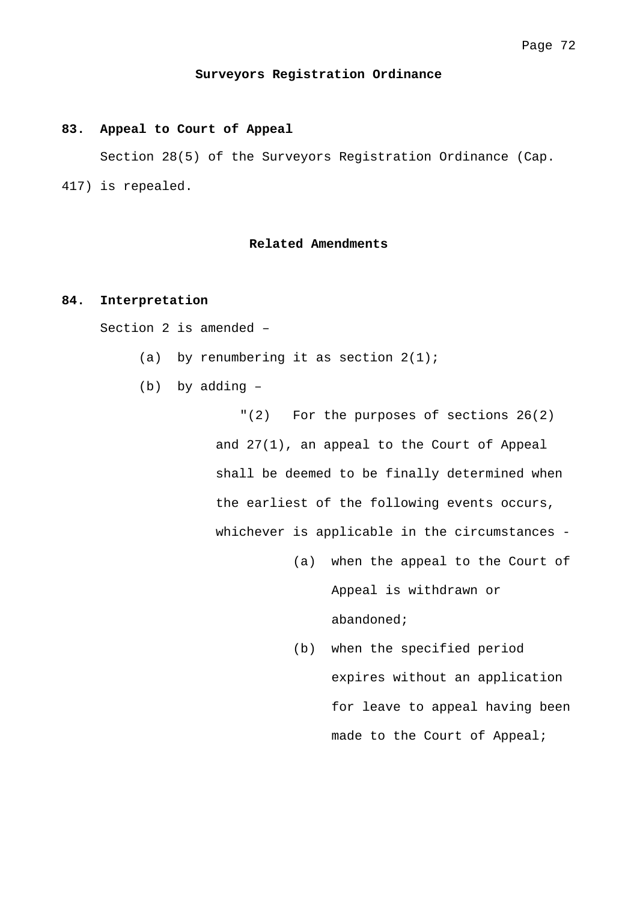## Surveyors Registration Ordinance

**83. Appeal to Court of Appeal**

Section 28(5) of the Surveyors Registration Ordinance (Cap. 417) is repealed.

## Related Amendments

**84. Interpretation**

Section 2 is amended –

(a) by renumbering it as section 2(1);

(b) by adding –

"(2) For the purposes of sections 26(2) and 27(1), an appeal to the Court of Appeal shall be deemed to be finally determined when the earliest of the following events occurs, whichever is applicable in the circumstances -

(a) when the appeal to the Court of Appeal is withdrawn or abandoned;

(b) when the specified period expires without an application for leave to appeal having been made to the Court of Appeal;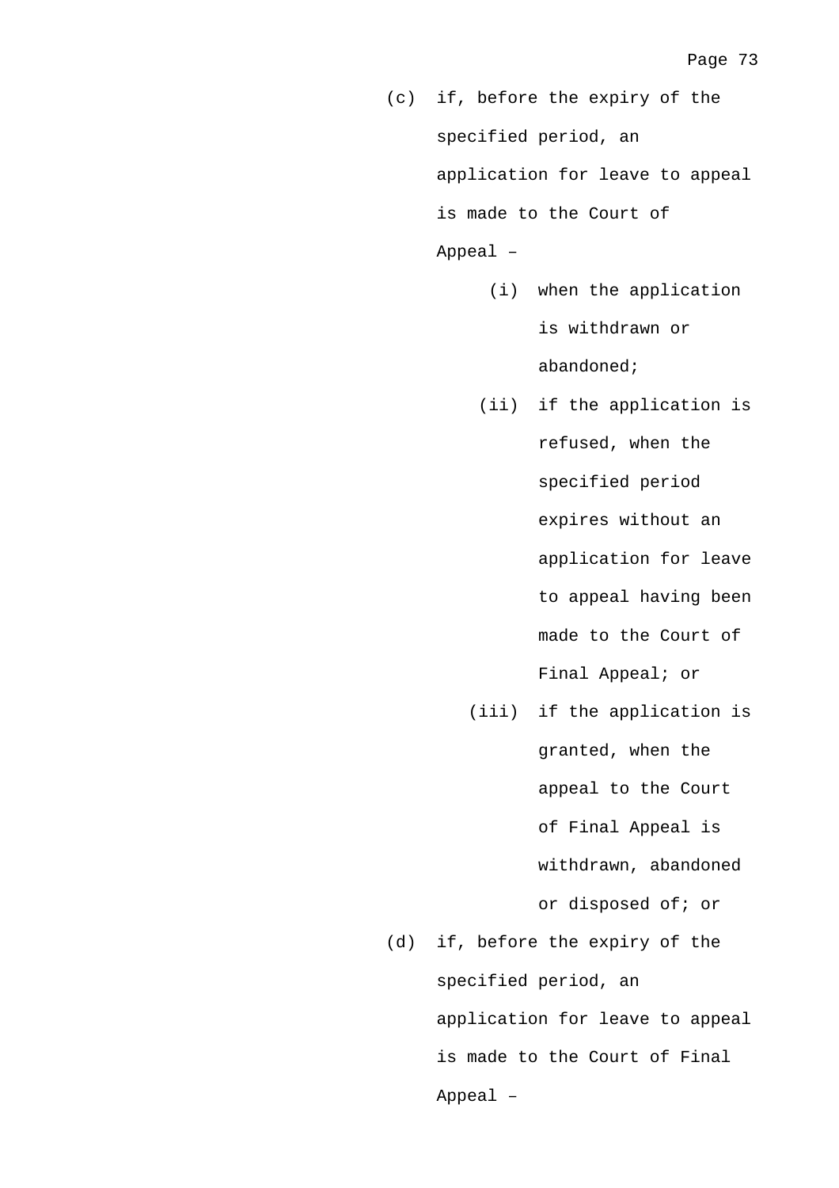(c) if, before the expiry of the specified period, an application for leave to appeal is made to the Court of Appeal –

  (i) when the application is withdrawn or abandoned;

  (ii) if the application is refused, when the specified period expires without an application for leave to appeal having been made to the Court of Final Appeal; or

  (iii) if the application is granted, when the appeal to the Court of Final Appeal is withdrawn, abandoned or disposed of; or

(d) if, before the expiry of the specified period, an application for leave to appeal is made to the Court of Final Appeal –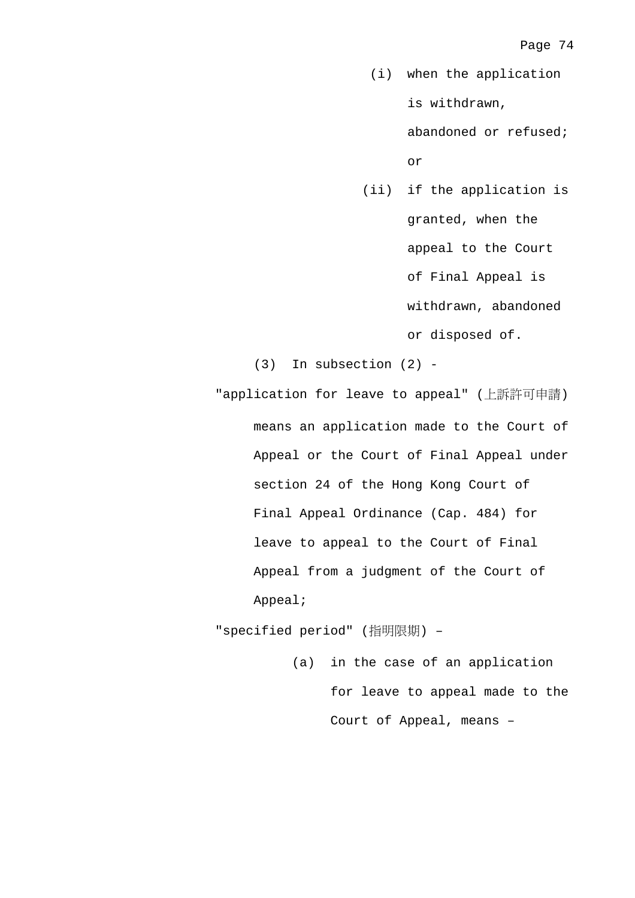(i) when the application is withdrawn, abandoned or refused; or

(ii) if the application is granted, when the appeal to the Court of Final Appeal is withdrawn, abandoned or disposed of.

(3) In subsection (2) -

"application for leave to appeal" (上訴許可申請) means an application made to the Court of Appeal or the Court of Final Appeal under section 24 of the Hong Kong Court of Final Appeal Ordinance (Cap. 484) for leave to appeal to the Court of Final Appeal from a judgment of the Court of Appeal;

"specified period" (指明限期) –

(a) in the case of an application for leave to appeal made to the Court of Appeal, means –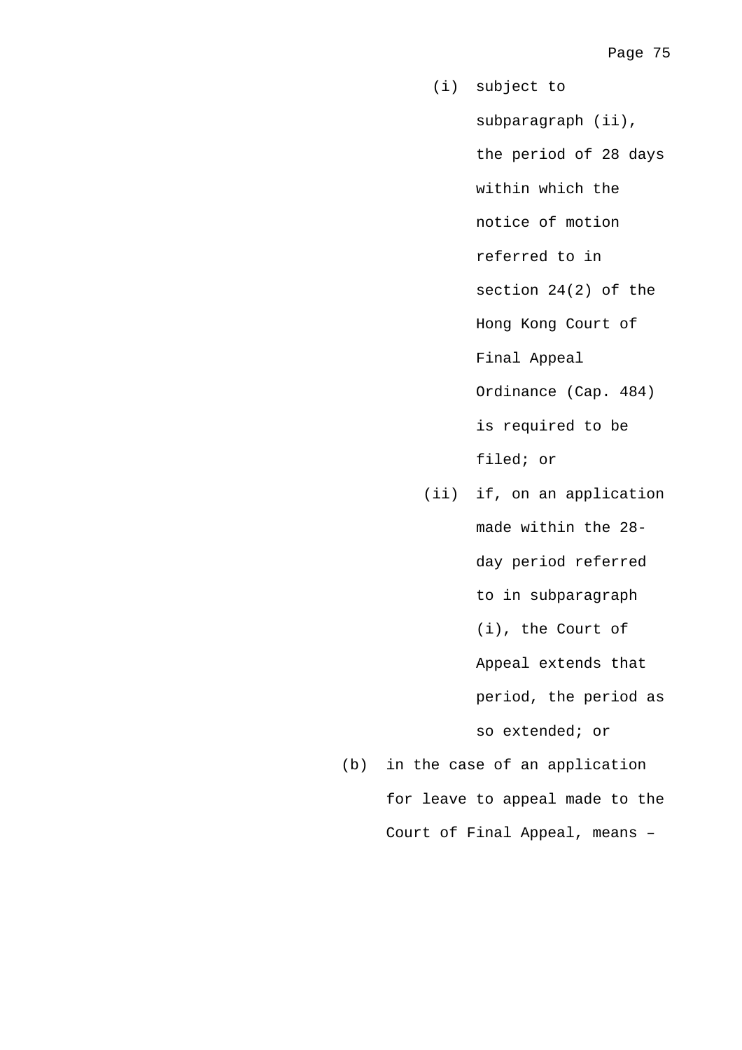(i) subject to subparagraph (ii), the period of 28 days within which the notice of motion referred to in section 24(2) of the Hong Kong Court of Final Appeal Ordinance (Cap. 484) is required to be filed; or

(ii) if, on an application made within the 28-day period referred to in subparagraph (i), the Court of Appeal extends that period, the period as so extended; or

(b) in the case of an application for leave to appeal made to the Court of Final Appeal, means –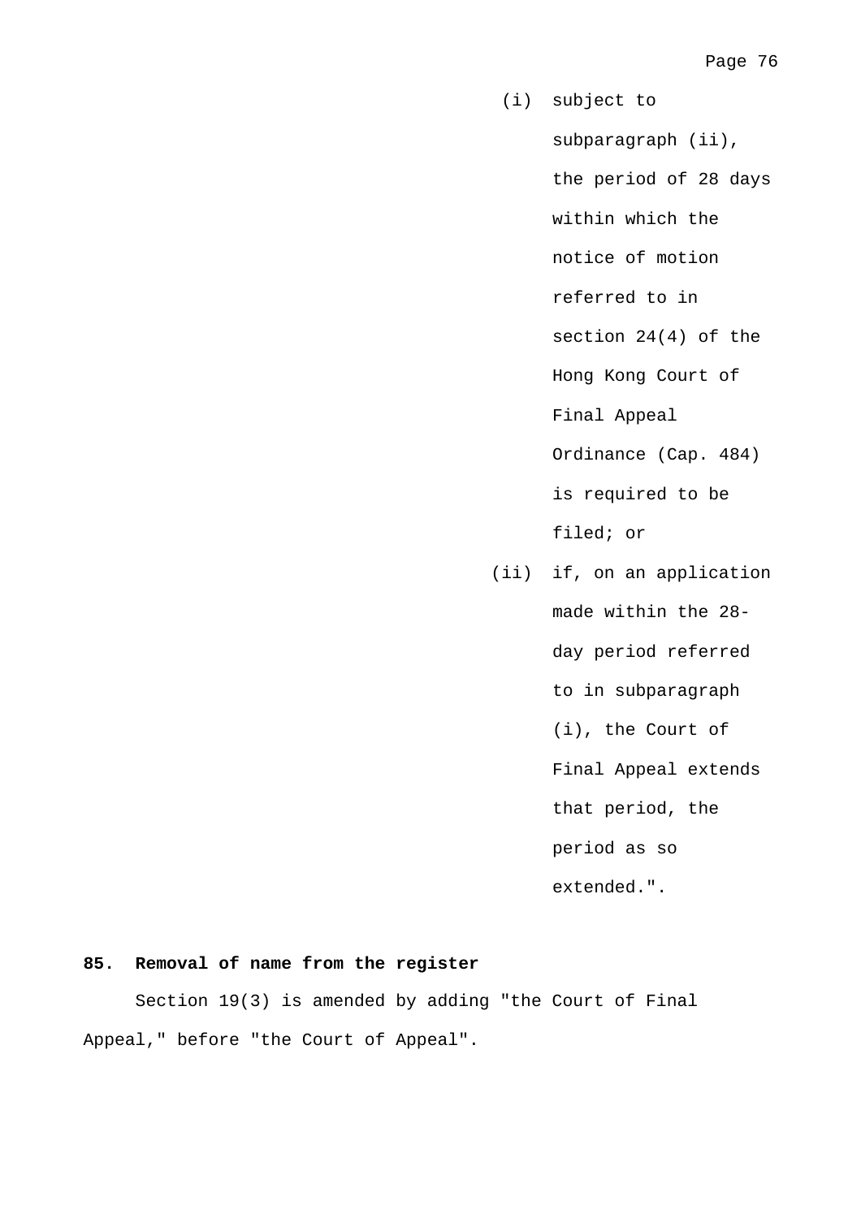(i) subject to subparagraph (ii), the period of 28 days within which the notice of motion referred to in section 24(4) of the Hong Kong Court of Final Appeal Ordinance (Cap. 484) is required to be filed; or

(ii) if, on an application made within the 28-day period referred to in subparagraph (i), the Court of Final Appeal extends that period, the period as so extended.".

**85. Removal of name from the register**

Section 19(3) is amended by adding "the Court of Final Appeal," before "the Court of Appeal".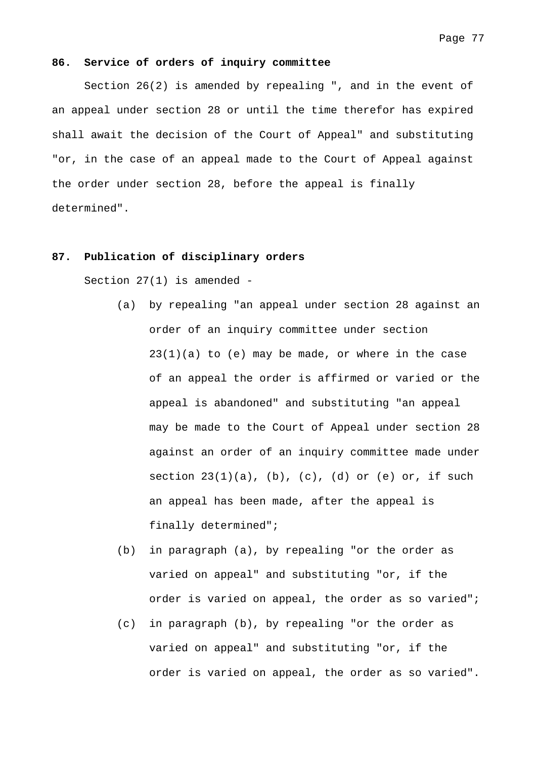**86. Service of orders of inquiry committee**

Section 26(2) is amended by repealing ", and in the event of an appeal under section 28 or until the time therefor has expired shall await the decision of the Court of Appeal" and substituting "or, in the case of an appeal made to the Court of Appeal against the order under section 28, before the appeal is finally determined".

**87. Publication of disciplinary orders**

Section 27(1) is amended -

(a) by repealing "an appeal under section 28 against an order of an inquiry committee under section 23(1)(a) to (e) may be made, or where in the case of an appeal the order is affirmed or varied or the appeal is abandoned" and substituting "an appeal may be made to the Court of Appeal under section 28 against an order of an inquiry committee made under section 23(1)(a), (b), (c), (d) or (e) or, if such an appeal has been made, after the appeal is finally determined";

(b) in paragraph (a), by repealing "or the order as varied on appeal" and substituting "or, if the order is varied on appeal, the order as so varied";

(c) in paragraph (b), by repealing "or the order as varied on appeal" and substituting "or, if the order is varied on appeal, the order as so varied".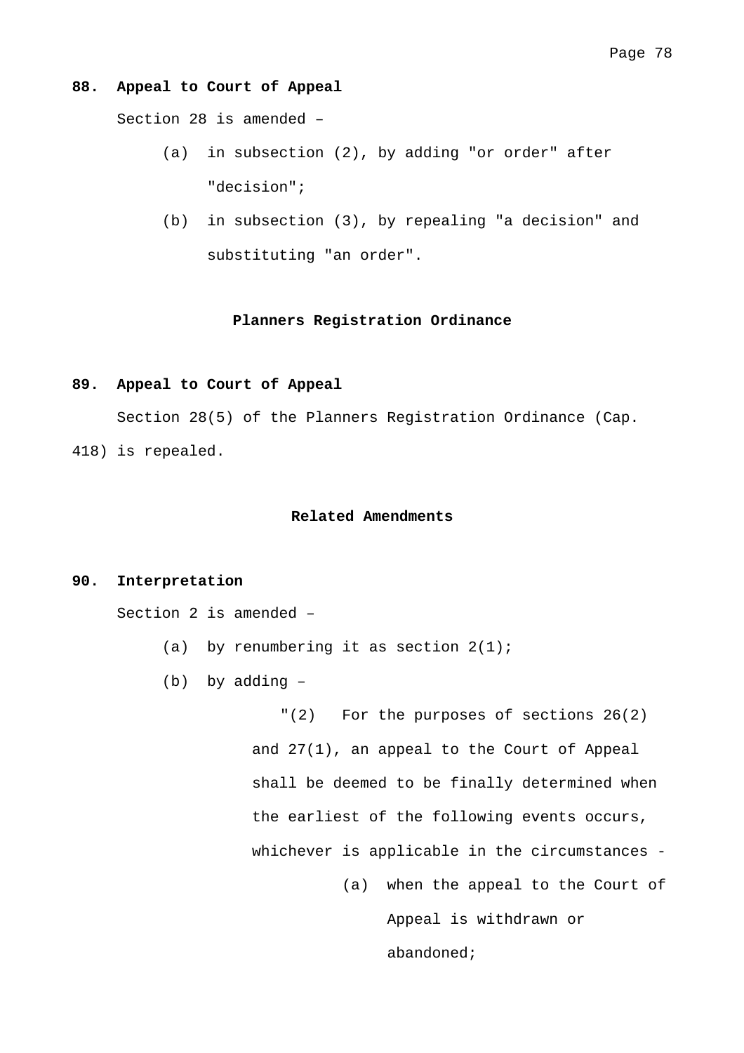**88. Appeal to Court of Appeal**

Section 28 is amended –

(a) in subsection (2), by adding "or order" after "decision";

(b) in subsection (3), by repealing "a decision" and substituting "an order".

**Planners Registration Ordinance**

**89. Appeal to Court of Appeal**

Section 28(5) of the Planners Registration Ordinance (Cap. 418) is repealed.

**Related Amendments**

**90. Interpretation**

Section 2 is amended –

(a) by renumbering it as section 2(1);

(b) by adding –

"(2) For the purposes of sections 26(2) and 27(1), an appeal to the Court of Appeal shall be deemed to be finally determined when the earliest of the following events occurs, whichever is applicable in the circumstances -

(a) when the appeal to the Court of Appeal is withdrawn or abandoned;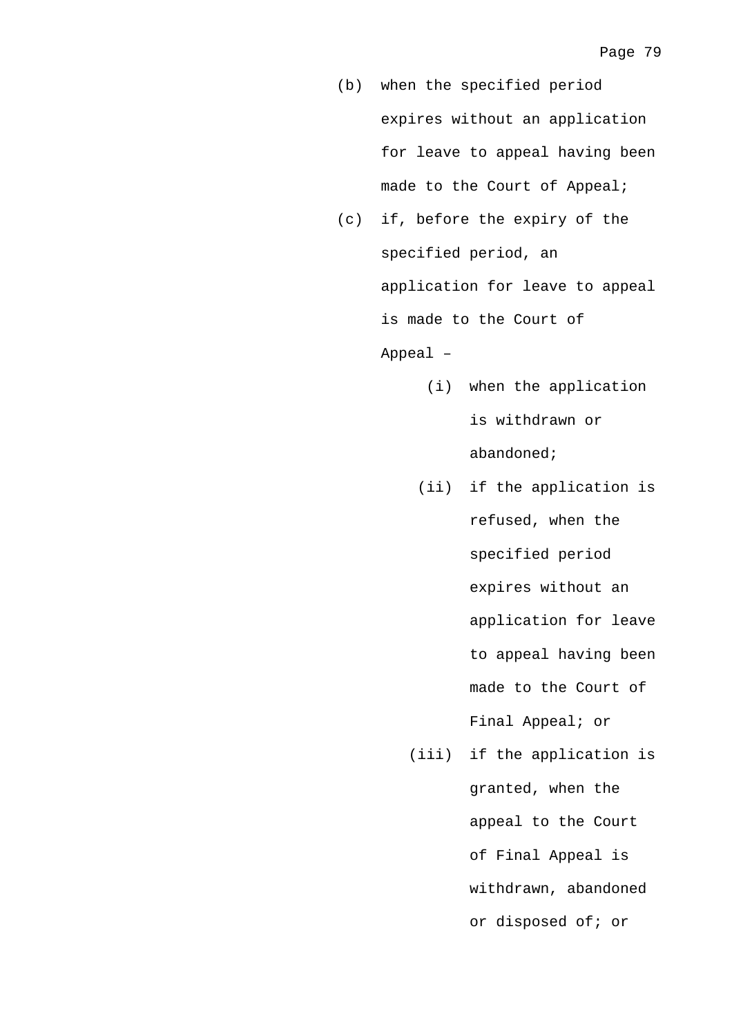(b) when the specified period expires without an application for leave to appeal having been made to the Court of Appeal;

(c) if, before the expiry of the specified period, an application for leave to appeal is made to the Court of Appeal –

    (i) when the application is withdrawn or abandoned;

    (ii) if the application is refused, when the specified period expires without an application for leave to appeal having been made to the Court of Final Appeal; or

    (iii) if the application is granted, when the appeal to the Court of Final Appeal is withdrawn, abandoned or disposed of; or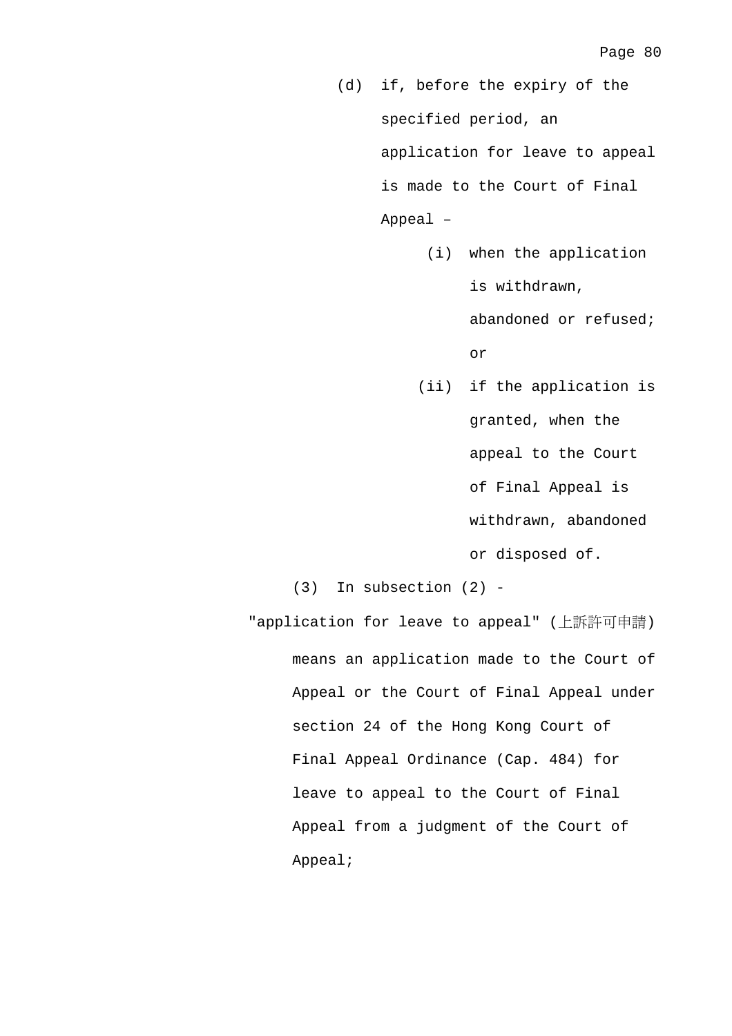(d) if, before the expiry of the specified period, an application for leave to appeal is made to the Court of Final Appeal –

(i) when the application is withdrawn, abandoned or refused; or

(ii) if the application is granted, when the appeal to the Court of Final Appeal is withdrawn, abandoned or disposed of.

(3) In subsection (2) -

"application for leave to appeal" (上訴許可申請) means an application made to the Court of Appeal or the Court of Final Appeal under section 24 of the Hong Kong Court of Final Appeal Ordinance (Cap. 484) for leave to appeal to the Court of Final Appeal from a judgment of the Court of Appeal;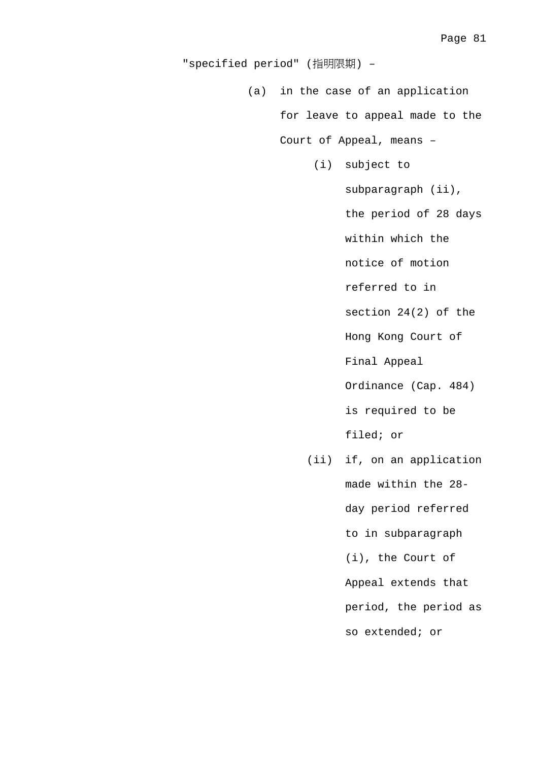"specified period" (指明限期) –

(a) in the case of an application for leave to appeal made to the Court of Appeal, means –

  (i) subject to subparagraph (ii), the period of 28 days within which the notice of motion referred to in section 24(2) of the Hong Kong Court of Final Appeal Ordinance (Cap. 484) is required to be filed; or

  (ii) if, on an application made within the 28-day period referred to in subparagraph (i), the Court of Appeal extends that period, the period as so extended; or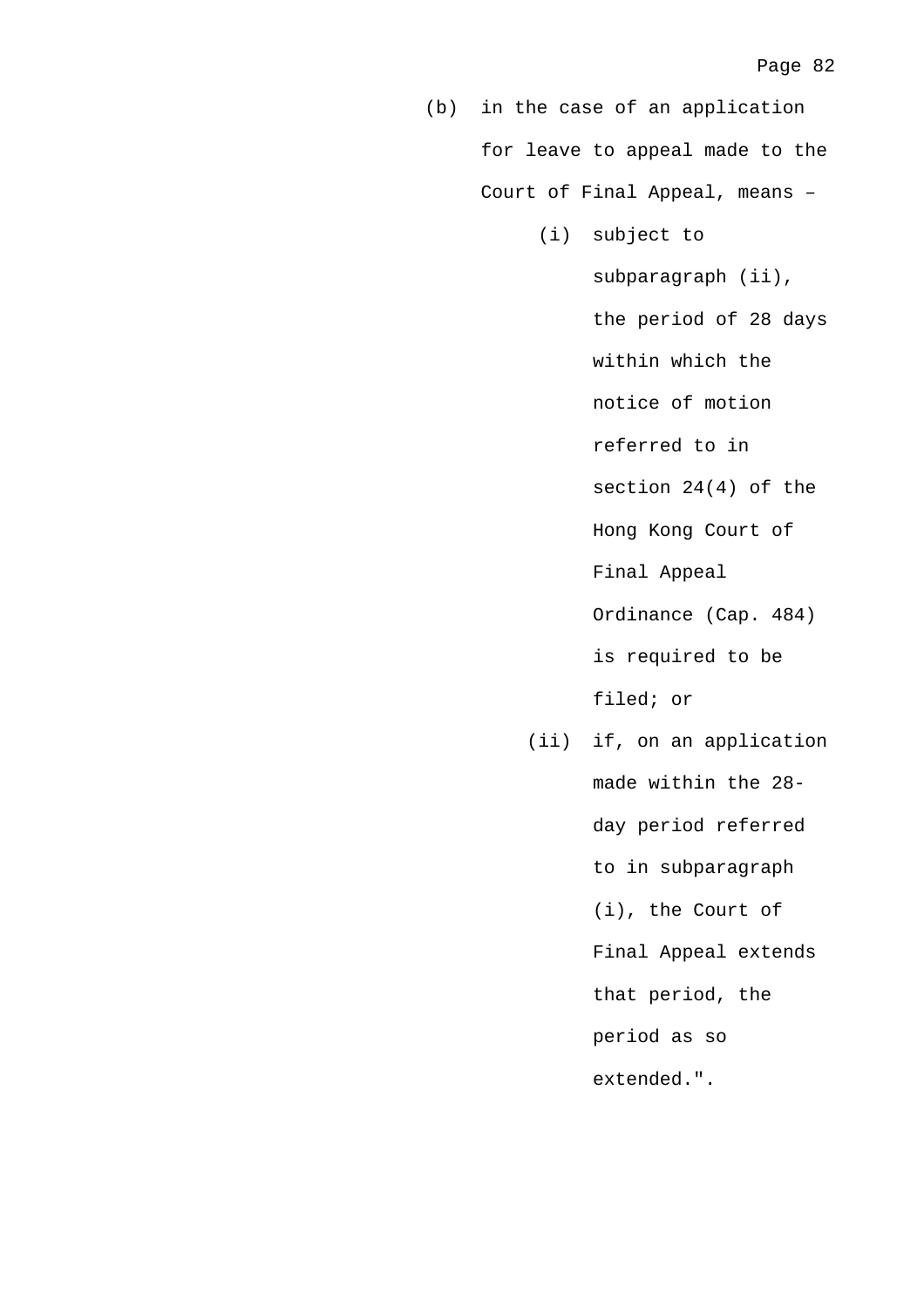(b) in the case of an application for leave to appeal made to the Court of Final Appeal, means –

   (i) subject to subparagraph (ii), the period of 28 days within which the notice of motion referred to in section 24(4) of the Hong Kong Court of Final Appeal Ordinance (Cap. 484) is required to be filed; or

   (ii) if, on an application made within the 28-day period referred to in subparagraph (i), the Court of Final Appeal extends that period, the period as so extended.".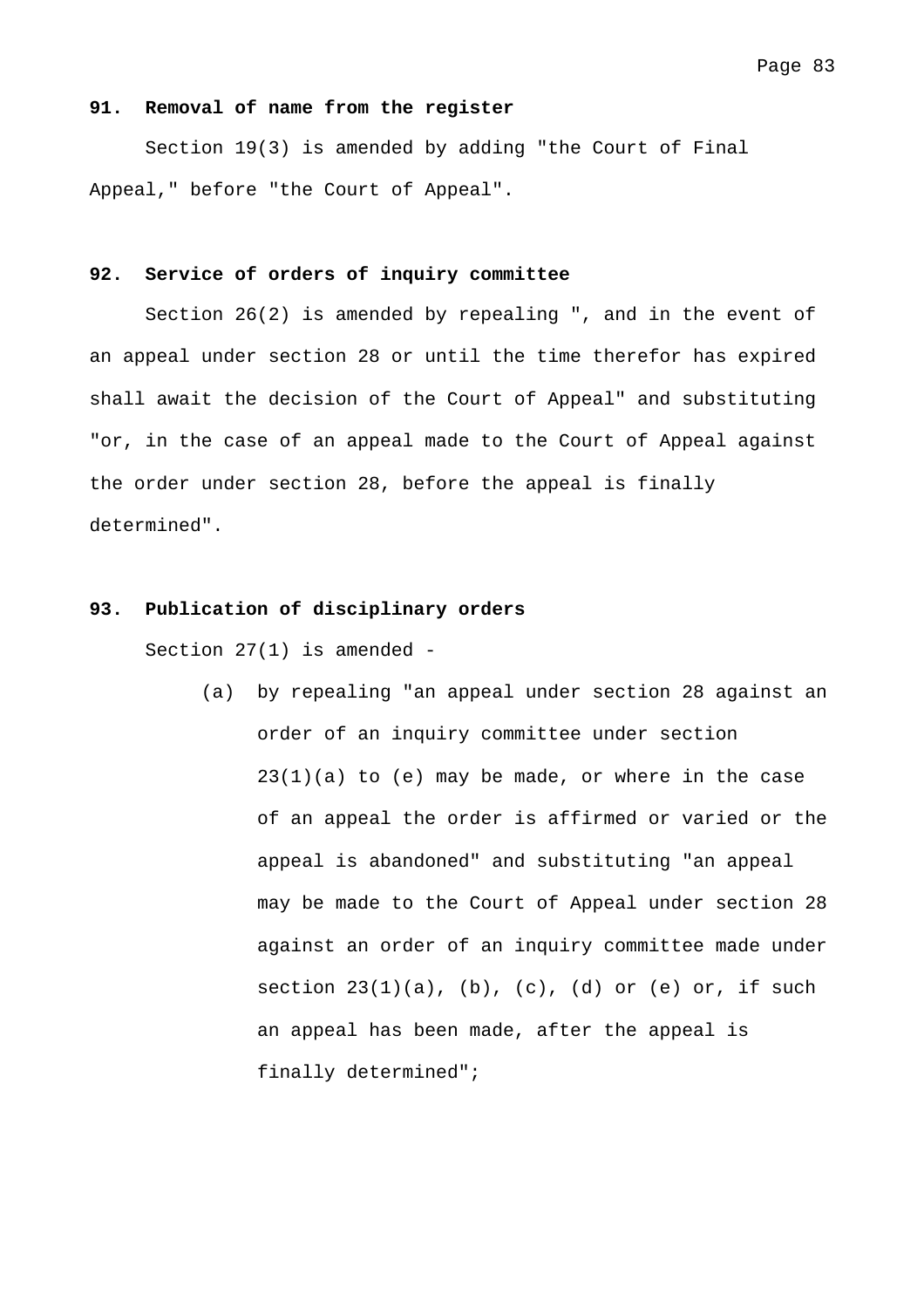**91. Removal of name from the register**

Section 19(3) is amended by adding "the Court of Final Appeal," before "the Court of Appeal".

**92. Service of orders of inquiry committee**

Section 26(2) is amended by repealing ", and in the event of an appeal under section 28 or until the time therefor has expired shall await the decision of the Court of Appeal" and substituting "or, in the case of an appeal made to the Court of Appeal against the order under section 28, before the appeal is finally determined".

**93. Publication of disciplinary orders**

Section 27(1) is amended -

(a) by repealing "an appeal under section 28 against an order of an inquiry committee under section 23(1)(a) to (e) may be made, or where in the case of an appeal the order is affirmed or varied or the appeal is abandoned" and substituting "an appeal may be made to the Court of Appeal under section 28 against an order of an inquiry committee made under section 23(1)(a), (b), (c), (d) or (e) or, if such an appeal has been made, after the appeal is finally determined";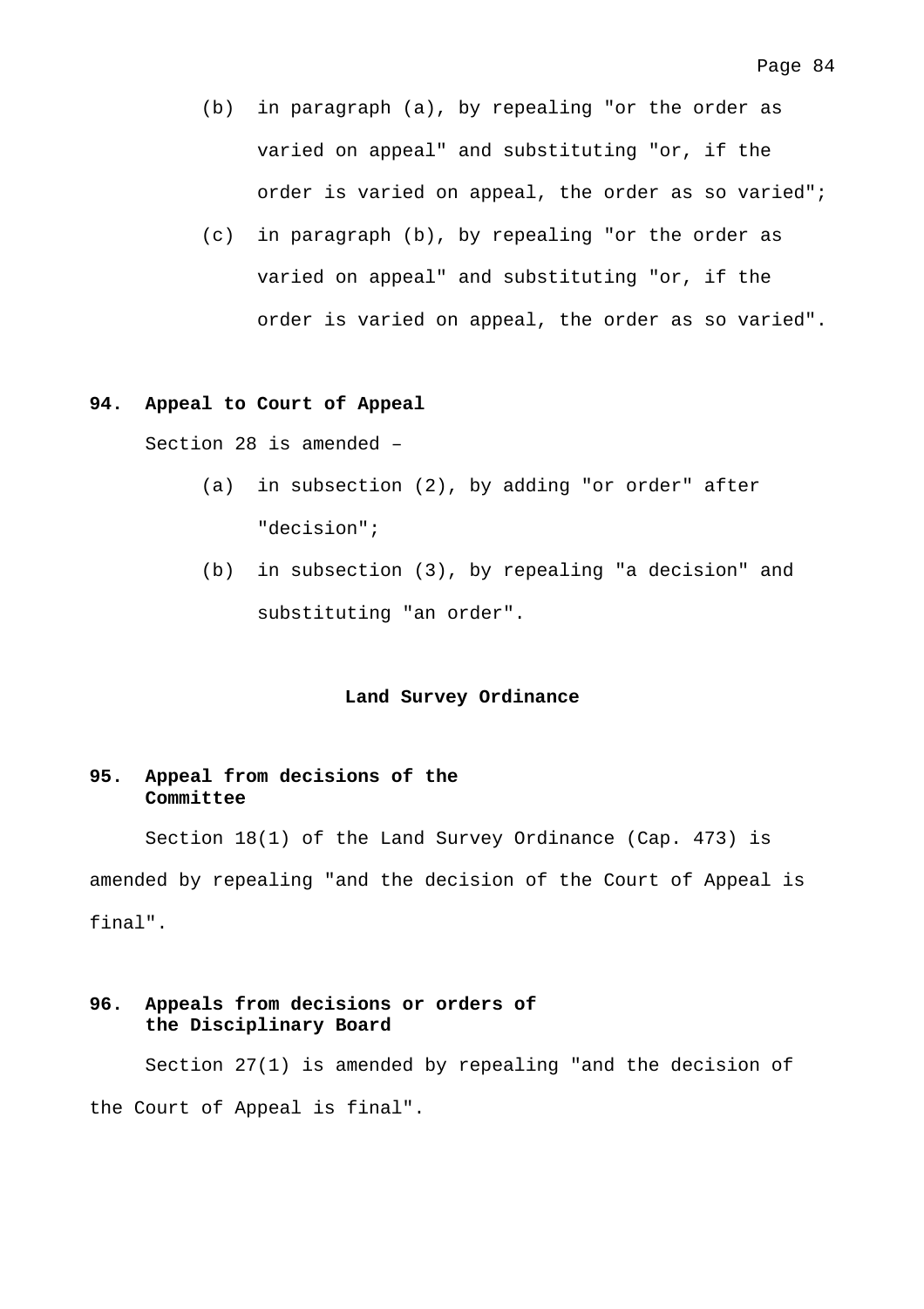(b) in paragraph (a), by repealing "or the order as varied on appeal" and substituting "or, if the order is varied on appeal, the order as so varied";

(c) in paragraph (b), by repealing "or the order as varied on appeal" and substituting "or, if the order is varied on appeal, the order as so varied".

**94. Appeal to Court of Appeal**

Section 28 is amended –

(a) in subsection (2), by adding "or order" after "decision";

(b) in subsection (3), by repealing "a decision" and substituting "an order".

**Land Survey Ordinance**

**95. Appeal from decisions of the Committee**

Section 18(1) of the Land Survey Ordinance (Cap. 473) is amended by repealing "and the decision of the Court of Appeal is final".

**96. Appeals from decisions or orders of the Disciplinary Board**

Section 27(1) is amended by repealing "and the decision of the Court of Appeal is final".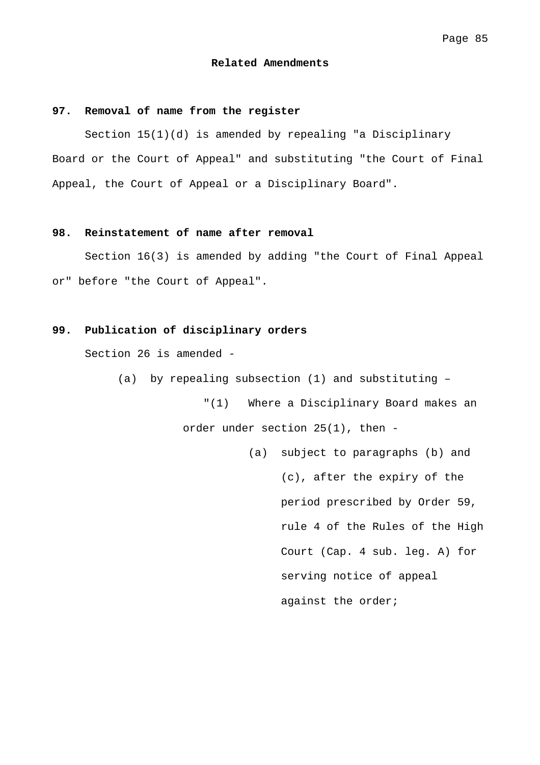## Related Amendments

### 97. Removal of name from the register

Section 15(1)(d) is amended by repealing "a Disciplinary Board or the Court of Appeal" and substituting "the Court of Final Appeal, the Court of Appeal or a Disciplinary Board".

### 98. Reinstatement of name after removal

Section 16(3) is amended by adding "the Court of Final Appeal or" before "the Court of Appeal".

### 99. Publication of disciplinary orders

Section 26 is amended -

(a) by repealing subsection (1) and substituting –

"(1) Where a Disciplinary Board makes an order under section 25(1), then -

(a) subject to paragraphs (b) and (c), after the expiry of the period prescribed by Order 59, rule 4 of the Rules of the High Court (Cap. 4 sub. leg. A) for serving notice of appeal against the order;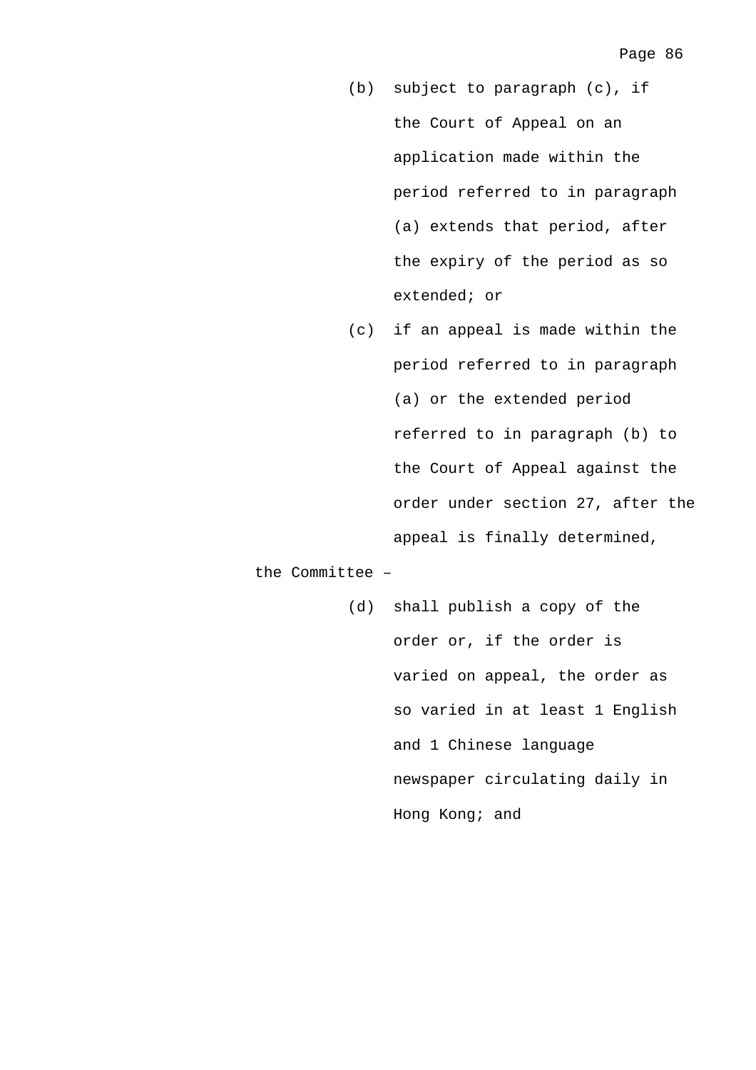(b) subject to paragraph (c), if the Court of Appeal on an application made within the period referred to in paragraph (a) extends that period, after the expiry of the period as so extended; or

(c) if an appeal is made within the period referred to in paragraph (a) or the extended period referred to in paragraph (b) to the Court of Appeal against the order under section 27, after the appeal is finally determined,

the Committee –

(d) shall publish a copy of the order or, if the order is varied on appeal, the order as so varied in at least 1 English and 1 Chinese language newspaper circulating daily in Hong Kong; and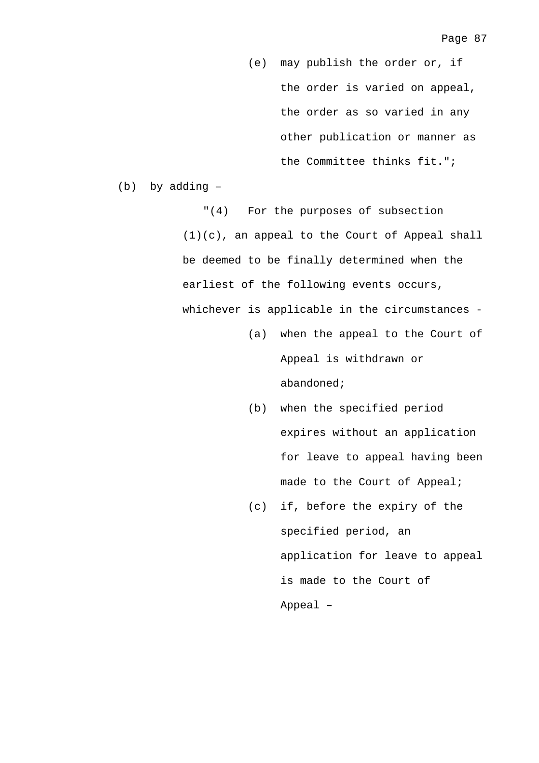(e) may publish the order or, if the order is varied on appeal, the order as so varied in any other publication or manner as the Committee thinks fit.";

(b) by adding –

"(4) For the purposes of subsection (1)(c), an appeal to the Court of Appeal shall be deemed to be finally determined when the earliest of the following events occurs, whichever is applicable in the circumstances -

(a) when the appeal to the Court of Appeal is withdrawn or abandoned;

(b) when the specified period expires without an application for leave to appeal having been made to the Court of Appeal;

(c) if, before the expiry of the specified period, an application for leave to appeal is made to the Court of Appeal –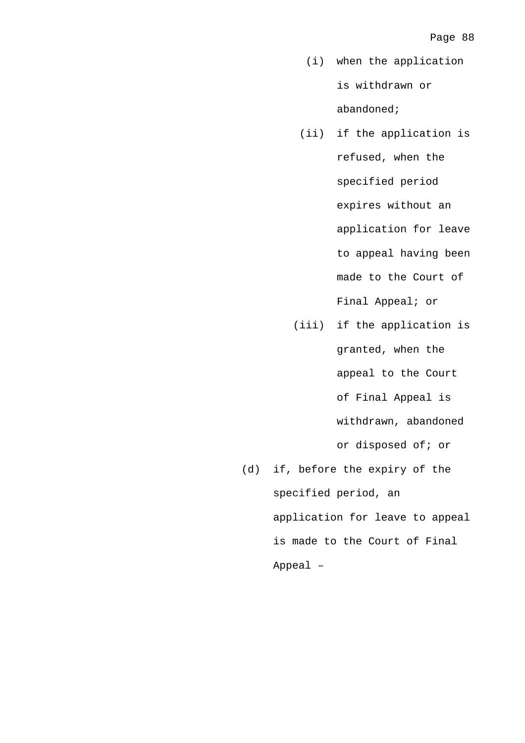- (i) when the application is withdrawn or abandoned;
- (ii) if the application is refused, when the specified period expires without an application for leave to appeal having been made to the Court of Final Appeal; or
- (iii) if the application is granted, when the appeal to the Court of Final Appeal is withdrawn, abandoned or disposed of; or

(d) if, before the expiry of the specified period, an application for leave to appeal is made to the Court of Final Appeal –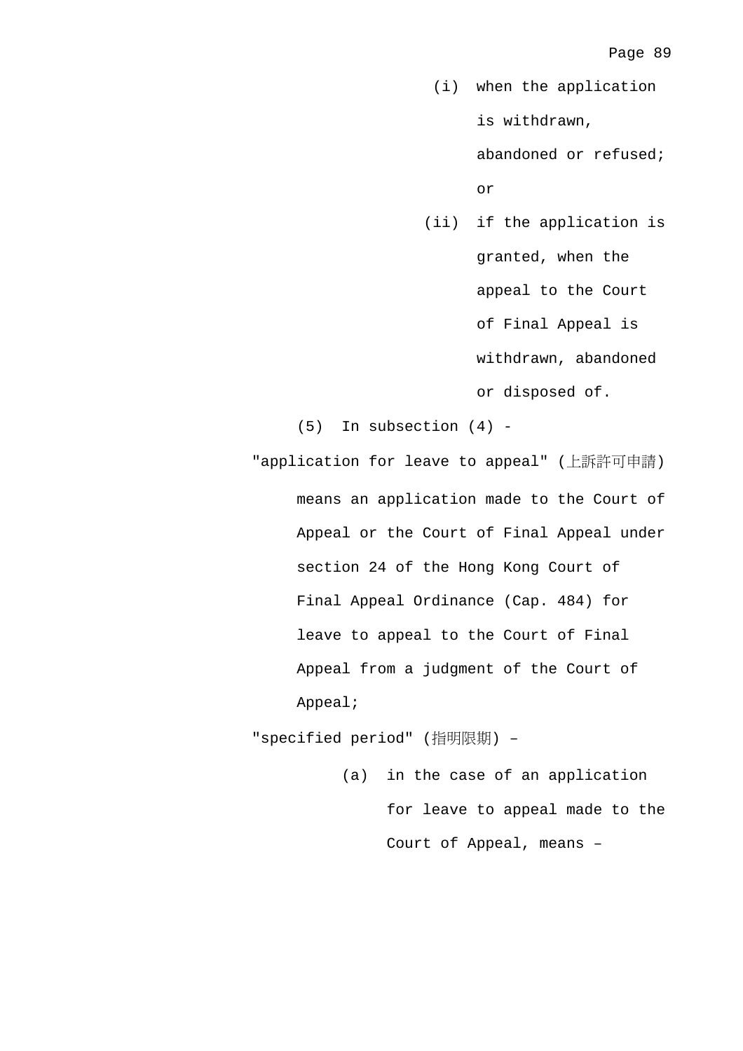(i) when the application is withdrawn, abandoned or refused; or

(ii) if the application is granted, when the appeal to the Court of Final Appeal is withdrawn, abandoned or disposed of.

(5) In subsection (4) -

"application for leave to appeal" (上訴許可申請) means an application made to the Court of Appeal or the Court of Final Appeal under section 24 of the Hong Kong Court of Final Appeal Ordinance (Cap. 484) for leave to appeal to the Court of Final Appeal from a judgment of the Court of Appeal;

"specified period" (指明限期) –

(a) in the case of an application for leave to appeal made to the Court of Appeal, means –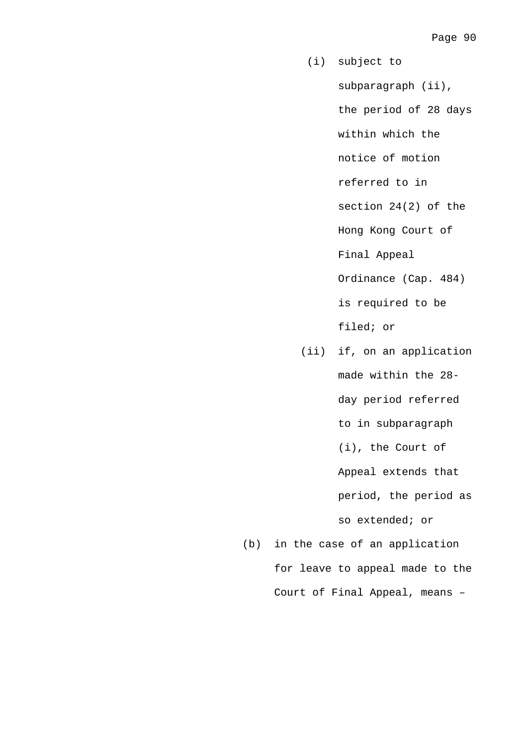(i) subject to subparagraph (ii), the period of 28 days within which the notice of motion referred to in section 24(2) of the Hong Kong Court of Final Appeal Ordinance (Cap. 484) is required to be filed; or

(ii) if, on an application made within the 28-day period referred to in subparagraph (i), the Court of Appeal extends that period, the period as so extended; or

(b) in the case of an application for leave to appeal made to the Court of Final Appeal, means –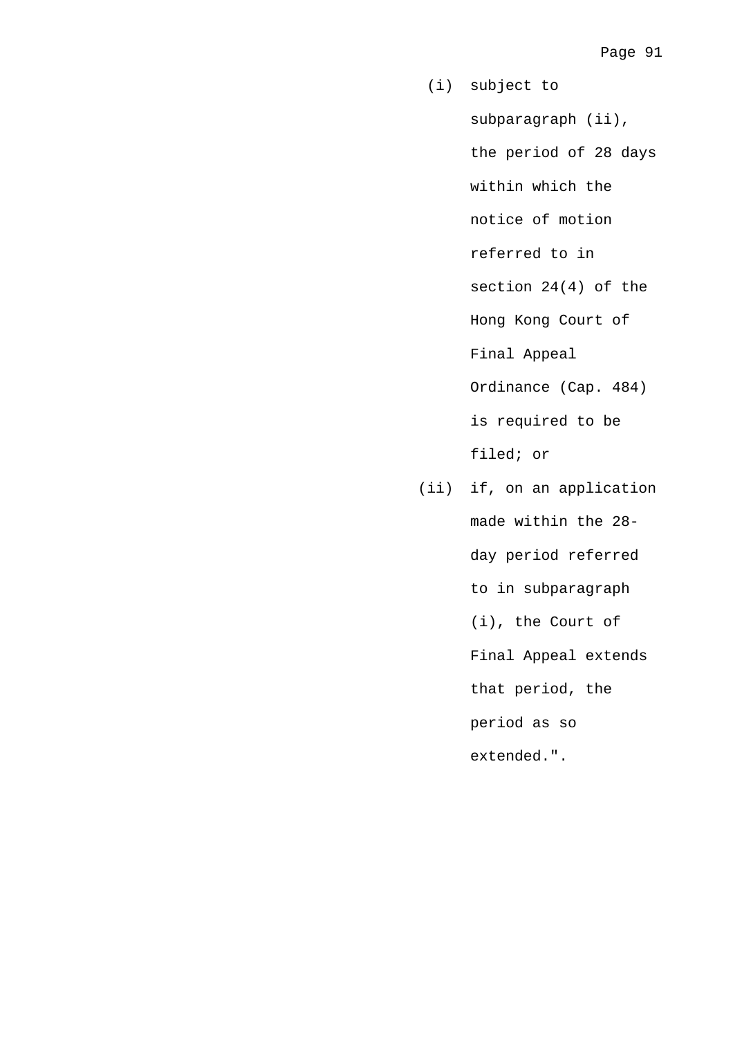(i) subject to subparagraph (ii), the period of 28 days within which the notice of motion referred to in section 24(4) of the Hong Kong Court of Final Appeal Ordinance (Cap. 484) is required to be filed; or

(ii) if, on an application made within the 28-day period referred to in subparagraph (i), the Court of Final Appeal extends that period, the period as so extended.".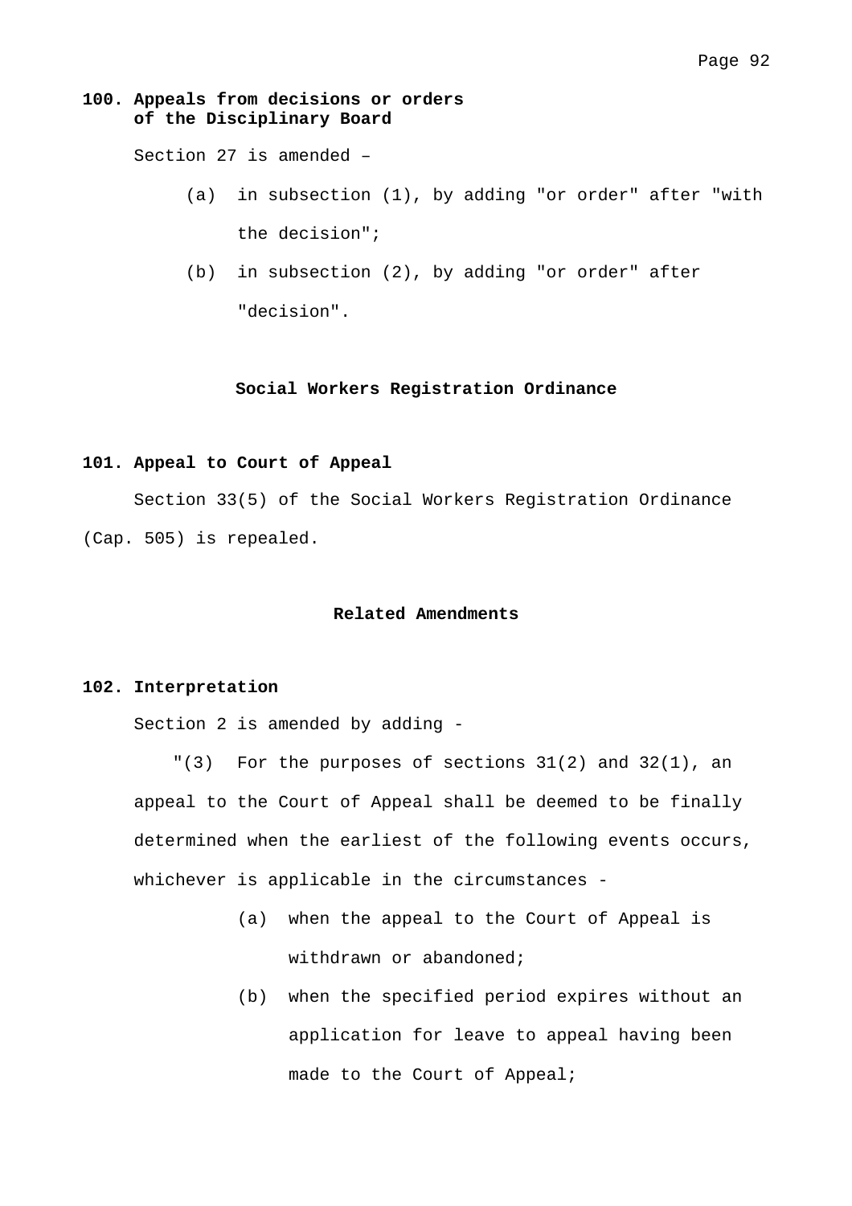**100. Appeals from decisions or orders of the Disciplinary Board**

Section 27 is amended –

(a) in subsection (1), by adding "or order" after "with the decision";

(b) in subsection (2), by adding "or order" after "decision".

**Social Workers Registration Ordinance**

**101. Appeal to Court of Appeal**

Section 33(5) of the Social Workers Registration Ordinance (Cap. 505) is repealed.

**Related Amendments**

**102. Interpretation**

Section 2 is amended by adding -

"(3) For the purposes of sections 31(2) and 32(1), an appeal to the Court of Appeal shall be deemed to be finally determined when the earliest of the following events occurs, whichever is applicable in the circumstances -

(a) when the appeal to the Court of Appeal is withdrawn or abandoned;

(b) when the specified period expires without an application for leave to appeal having been made to the Court of Appeal;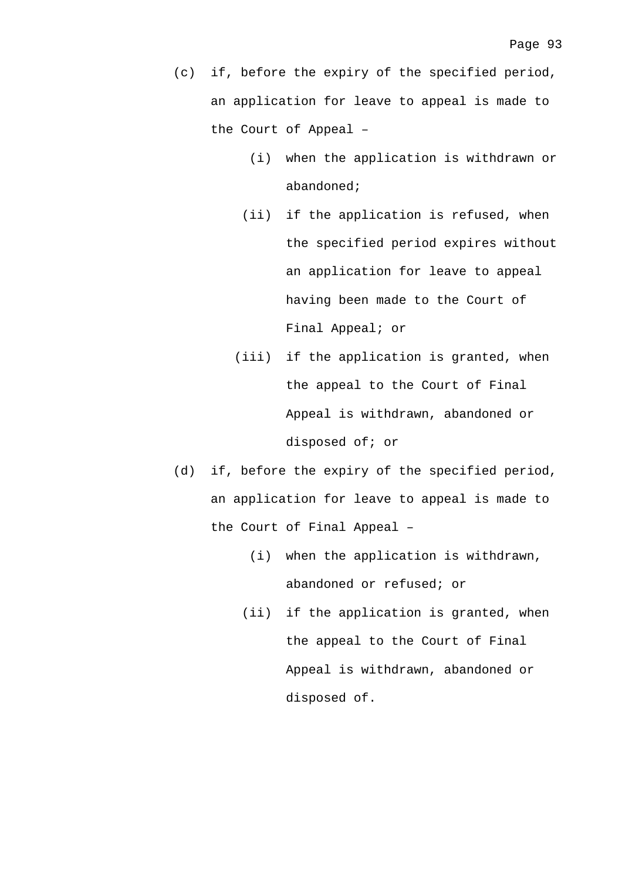(c) if, before the expiry of the specified period, an application for leave to appeal is made to the Court of Appeal –

  (i) when the application is withdrawn or abandoned;

  (ii) if the application is refused, when the specified period expires without an application for leave to appeal having been made to the Court of Final Appeal; or

  (iii) if the application is granted, when the appeal to the Court of Final Appeal is withdrawn, abandoned or disposed of; or

(d) if, before the expiry of the specified period, an application for leave to appeal is made to the Court of Final Appeal –

  (i) when the application is withdrawn, abandoned or refused; or

  (ii) if the application is granted, when the appeal to the Court of Final Appeal is withdrawn, abandoned or disposed of.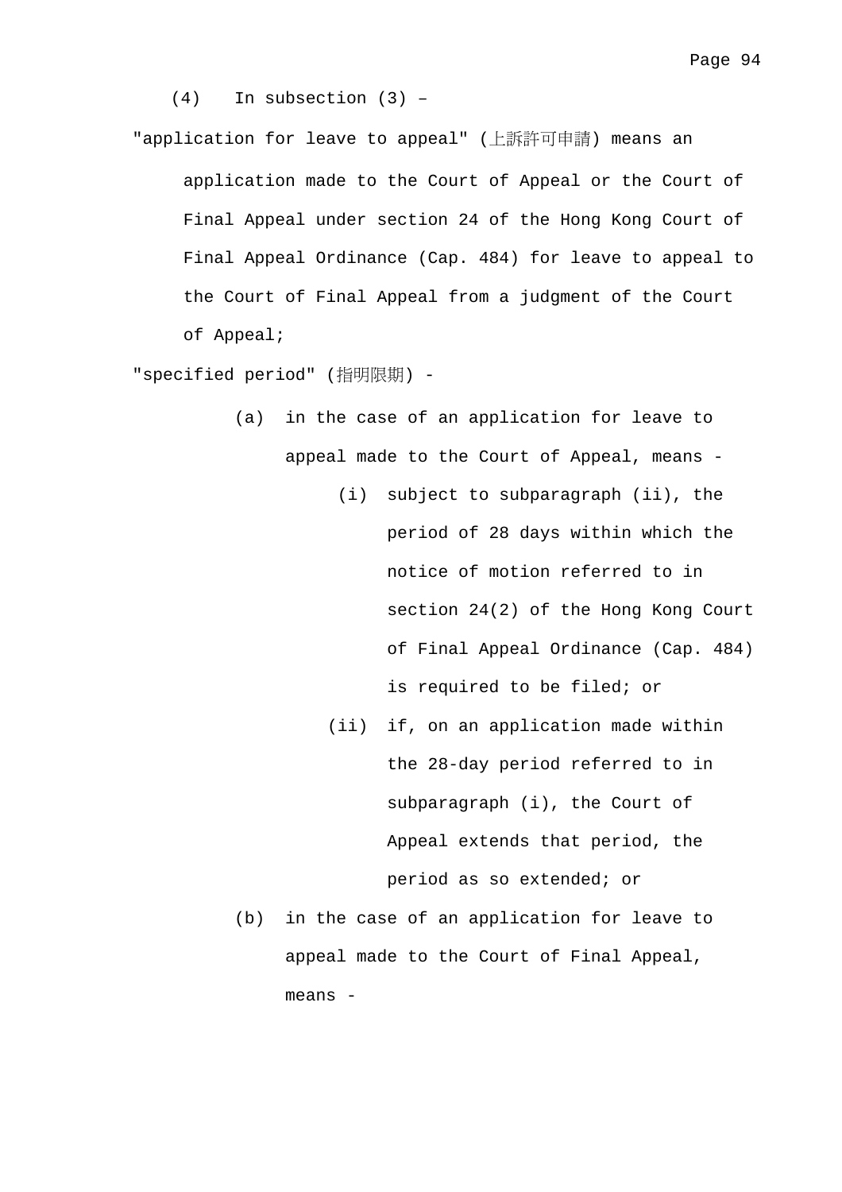(4) In subsection (3) –

"application for leave to appeal" (上訴許可申請) means an application made to the Court of Appeal or the Court of Final Appeal under section 24 of the Hong Kong Court of Final Appeal Ordinance (Cap. 484) for leave to appeal to the Court of Final Appeal from a judgment of the Court of Appeal;

"specified period" (指明限期) -

- (a) in the case of an application for leave to appeal made to the Court of Appeal, means -
  - (i) subject to subparagraph (ii), the period of 28 days within which the notice of motion referred to in section 24(2) of the Hong Kong Court of Final Appeal Ordinance (Cap. 484) is required to be filed; or
  - (ii) if, on an application made within the 28-day period referred to in subparagraph (i), the Court of Appeal extends that period, the period as so extended; or
- (b) in the case of an application for leave to appeal made to the Court of Final Appeal, means -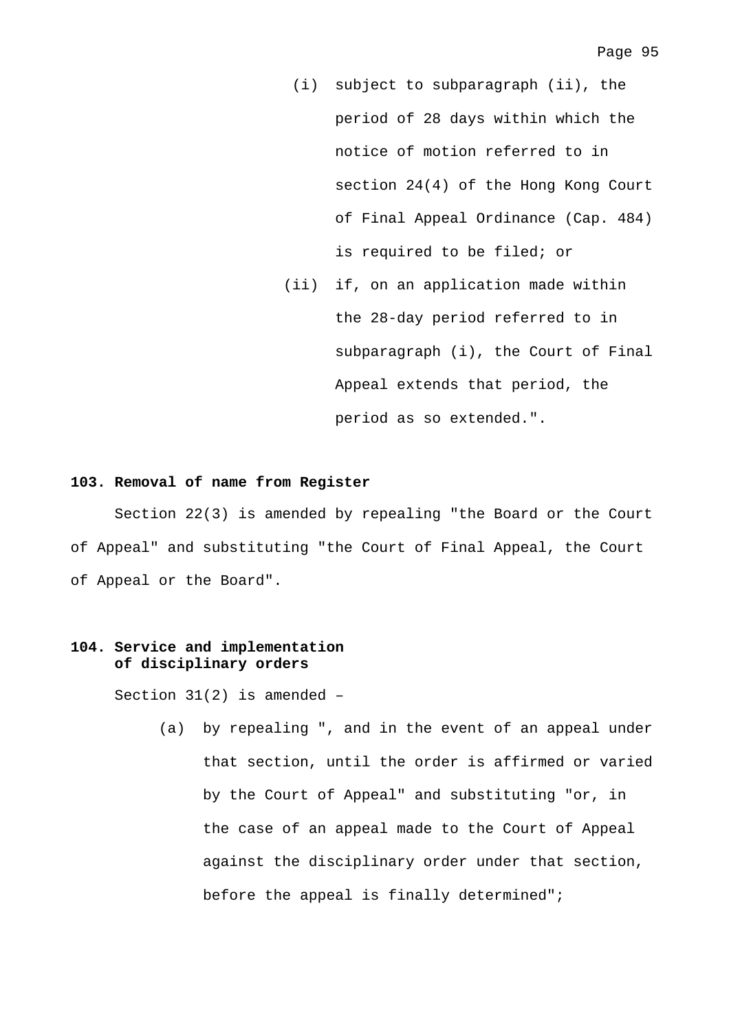(i) subject to subparagraph (ii), the period of 28 days within which the notice of motion referred to in section 24(4) of the Hong Kong Court of Final Appeal Ordinance (Cap. 484) is required to be filed; or

(ii) if, on an application made within the 28-day period referred to in subparagraph (i), the Court of Final Appeal extends that period, the period as so extended.".

**103. Removal of name from Register**

Section 22(3) is amended by repealing "the Board or the Court of Appeal" and substituting "the Court of Final Appeal, the Court of Appeal or the Board".

**104. Service and implementation of disciplinary orders**

Section 31(2) is amended –

(a) by repealing ", and in the event of an appeal under that section, until the order is affirmed or varied by the Court of Appeal" and substituting "or, in the case of an appeal made to the Court of Appeal against the disciplinary order under that section, before the appeal is finally determined";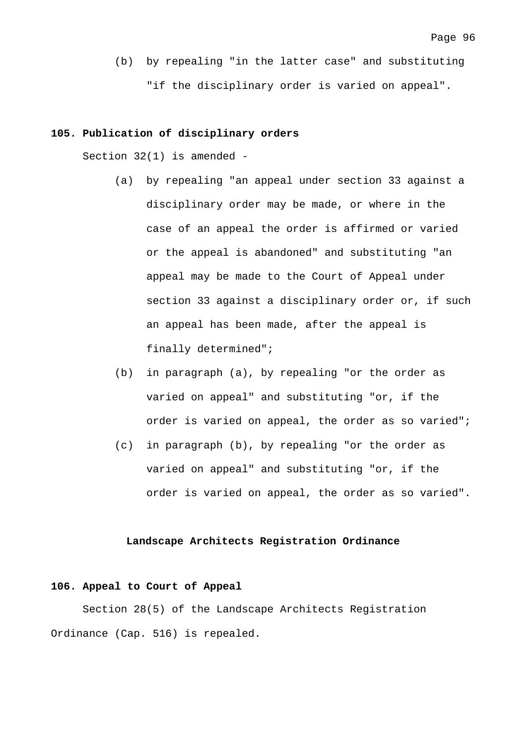(b) by repealing "in the latter case" and substituting "if the disciplinary order is varied on appeal".

**105. Publication of disciplinary orders**

Section 32(1) is amended -

(a) by repealing "an appeal under section 33 against a disciplinary order may be made, or where in the case of an appeal the order is affirmed or varied or the appeal is abandoned" and substituting "an appeal may be made to the Court of Appeal under section 33 against a disciplinary order or, if such an appeal has been made, after the appeal is finally determined";

(b) in paragraph (a), by repealing "or the order as varied on appeal" and substituting "or, if the order is varied on appeal, the order as so varied";

(c) in paragraph (b), by repealing "or the order as varied on appeal" and substituting "or, if the order is varied on appeal, the order as so varied".

**Landscape Architects Registration Ordinance**

**106. Appeal to Court of Appeal**

Section 28(5) of the Landscape Architects Registration Ordinance (Cap. 516) is repealed.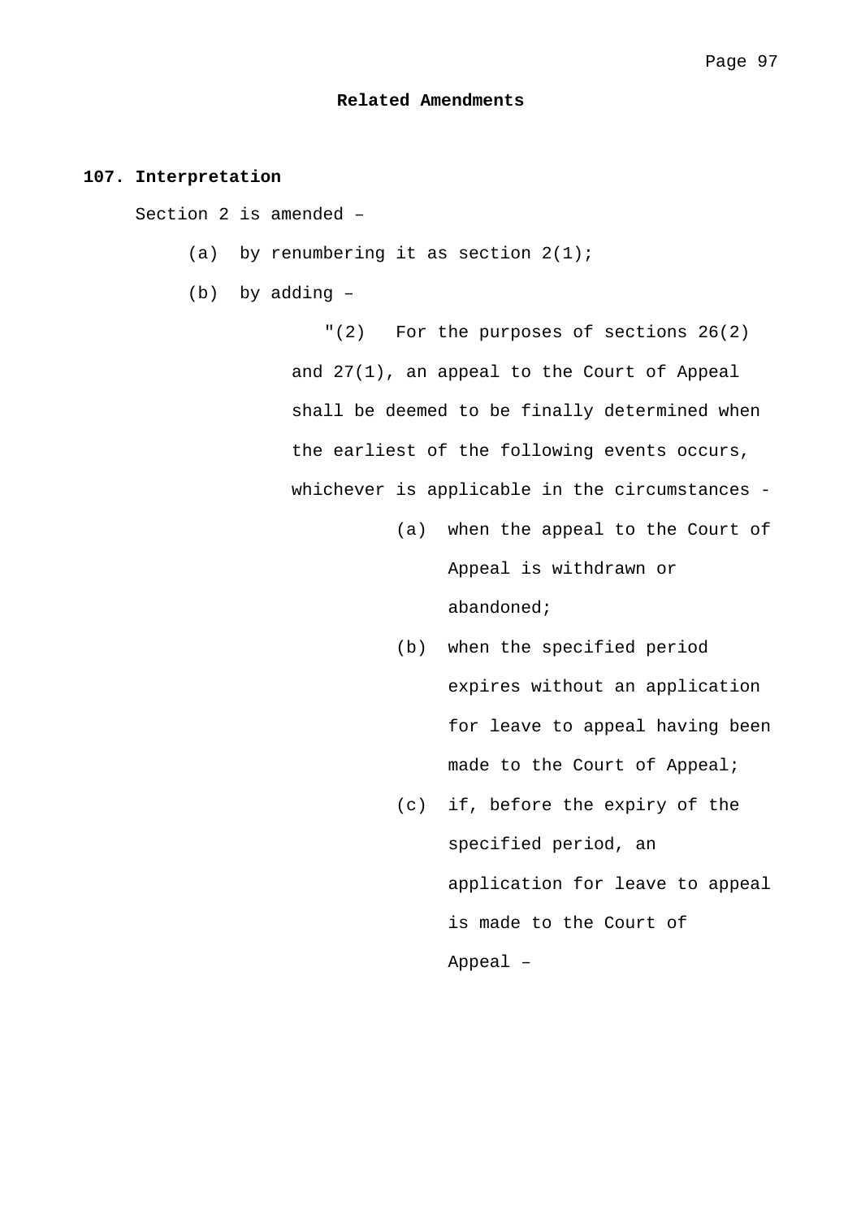**Related Amendments**

**107. Interpretation**

Section 2 is amended –

(a) by renumbering it as section 2(1);

(b) by adding –

"(2) For the purposes of sections 26(2) and 27(1), an appeal to the Court of Appeal shall be deemed to be finally determined when the earliest of the following events occurs, whichever is applicable in the circumstances -

(a) when the appeal to the Court of Appeal is withdrawn or abandoned;

(b) when the specified period expires without an application for leave to appeal having been made to the Court of Appeal;

(c) if, before the expiry of the specified period, an application for leave to appeal is made to the Court of Appeal –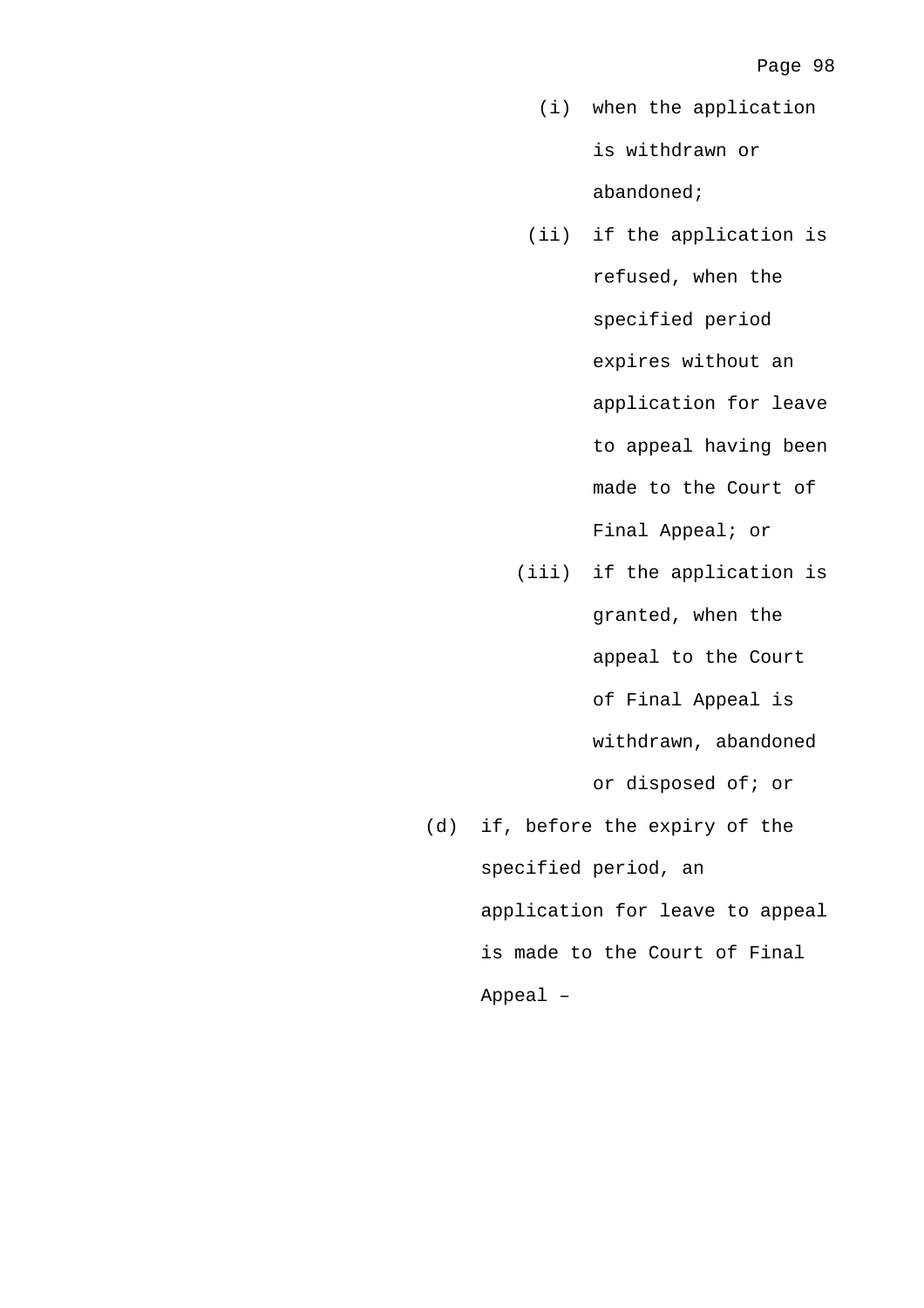(i) when the application is withdrawn or abandoned;

(ii) if the application is refused, when the specified period expires without an application for leave to appeal having been made to the Court of Final Appeal; or

(iii) if the application is granted, when the appeal to the Court of Final Appeal is withdrawn, abandoned or disposed of; or

(d) if, before the expiry of the specified period, an application for leave to appeal is made to the Court of Final Appeal –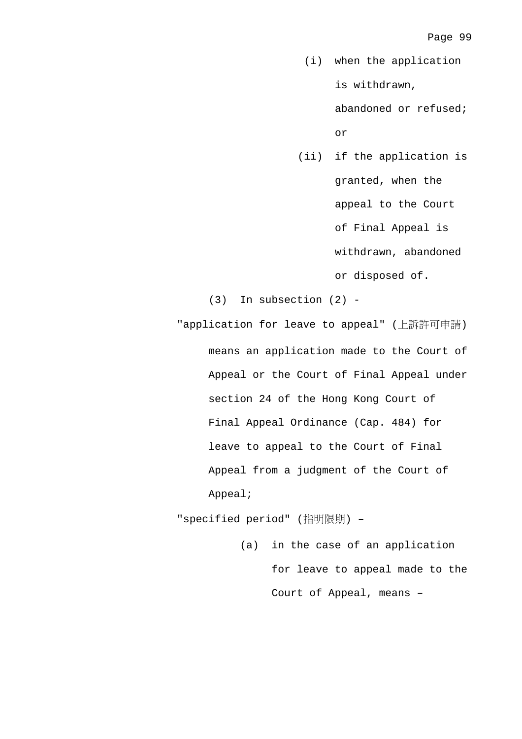(i) when the application is withdrawn, abandoned or refused; or

(ii) if the application is granted, when the appeal to the Court of Final Appeal is withdrawn, abandoned or disposed of.

(3) In subsection (2) -

"application for leave to appeal" (上訴許可申請) means an application made to the Court of Appeal or the Court of Final Appeal under section 24 of the Hong Kong Court of Final Appeal Ordinance (Cap. 484) for leave to appeal to the Court of Final Appeal from a judgment of the Court of Appeal;

"specified period" (指明限期) –

(a) in the case of an application for leave to appeal made to the Court of Appeal, means –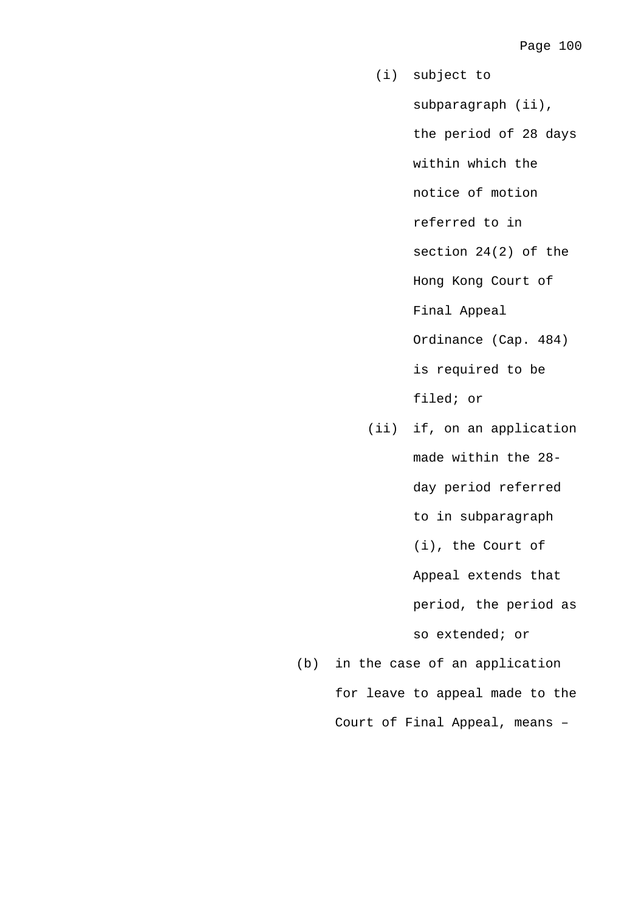(i) subject to subparagraph (ii), the period of 28 days within which the notice of motion referred to in section 24(2) of the Hong Kong Court of Final Appeal Ordinance (Cap. 484) is required to be filed; or

(ii) if, on an application made within the 28-day period referred to in subparagraph (i), the Court of Appeal extends that period, the period as so extended; or

(b) in the case of an application for leave to appeal made to the Court of Final Appeal, means –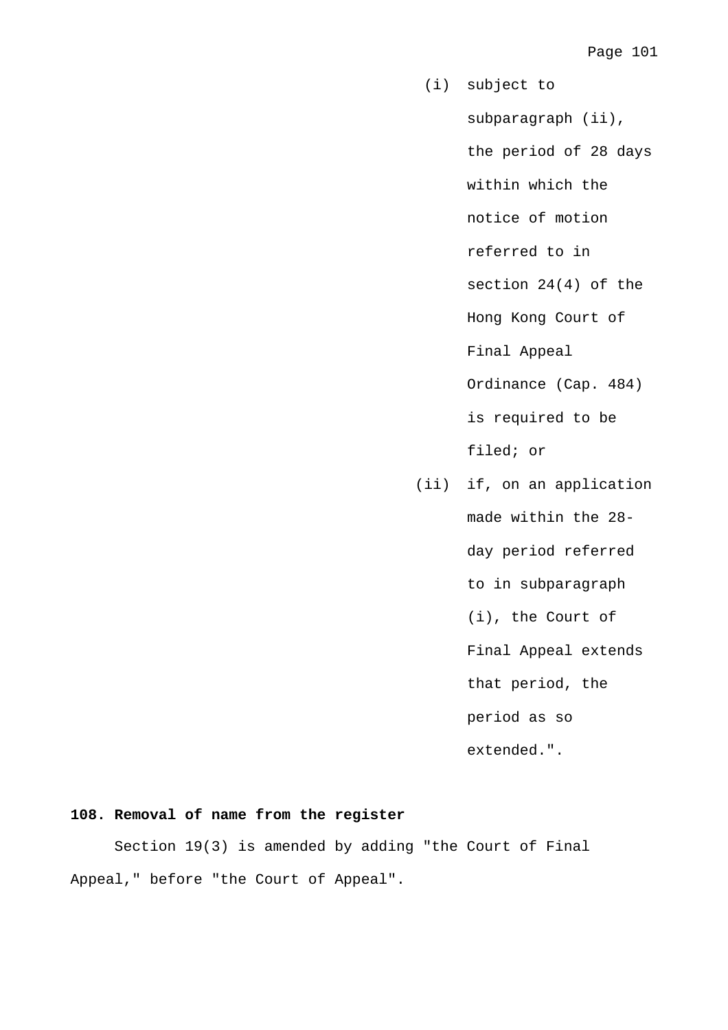(i) subject to subparagraph (ii), the period of 28 days within which the notice of motion referred to in section 24(4) of the Hong Kong Court of Final Appeal Ordinance (Cap. 484) is required to be filed; or

(ii) if, on an application made within the 28-day period referred to in subparagraph (i), the Court of Final Appeal extends that period, the period as so extended.".

**108. Removal of name from the register**

Section 19(3) is amended by adding "the Court of Final Appeal," before "the Court of Appeal".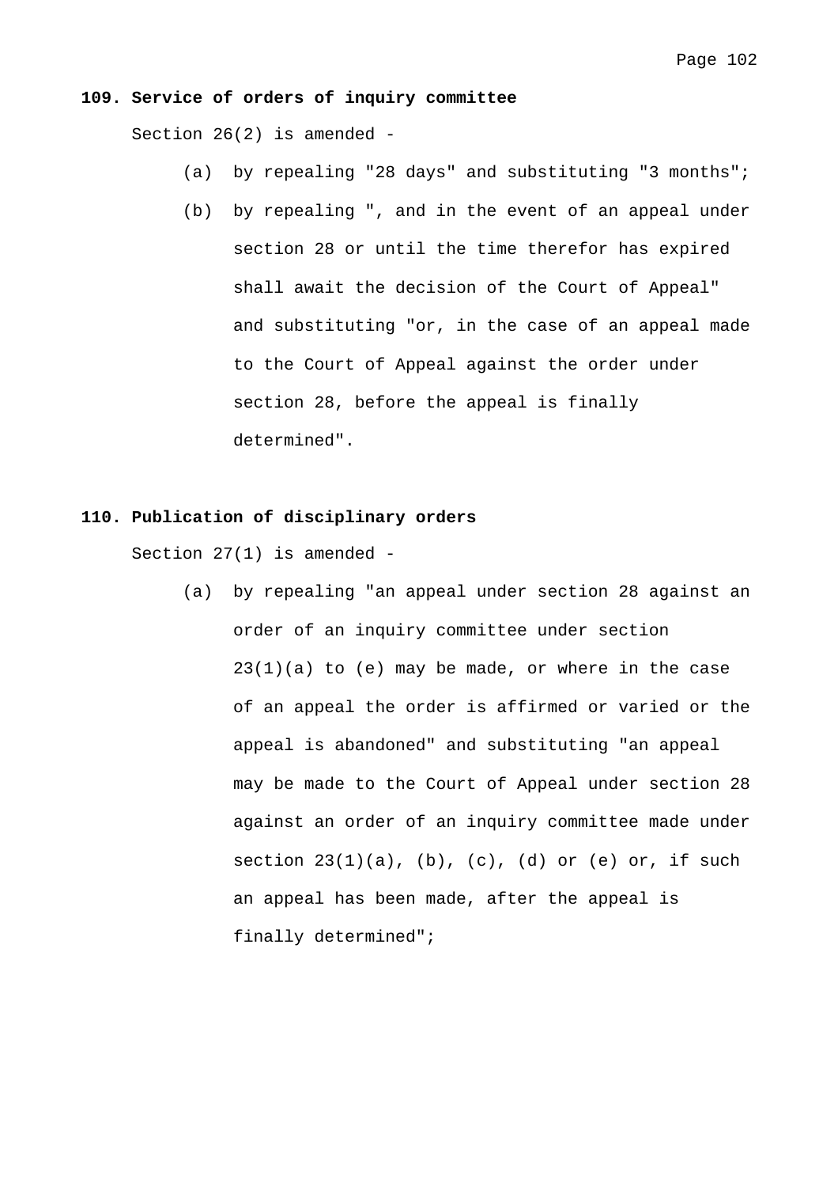**109. Service of orders of inquiry committee**

Section 26(2) is amended -

(a) by repealing "28 days" and substituting "3 months";

(b) by repealing ", and in the event of an appeal under section 28 or until the time therefor has expired shall await the decision of the Court of Appeal" and substituting "or, in the case of an appeal made to the Court of Appeal against the order under section 28, before the appeal is finally determined".

**110. Publication of disciplinary orders**

Section 27(1) is amended -

(a) by repealing "an appeal under section 28 against an order of an inquiry committee under section 23(1)(a) to (e) may be made, or where in the case of an appeal the order is affirmed or varied or the appeal is abandoned" and substituting "an appeal may be made to the Court of Appeal under section 28 against an order of an inquiry committee made under section 23(1)(a), (b), (c), (d) or (e) or, if such an appeal has been made, after the appeal is finally determined";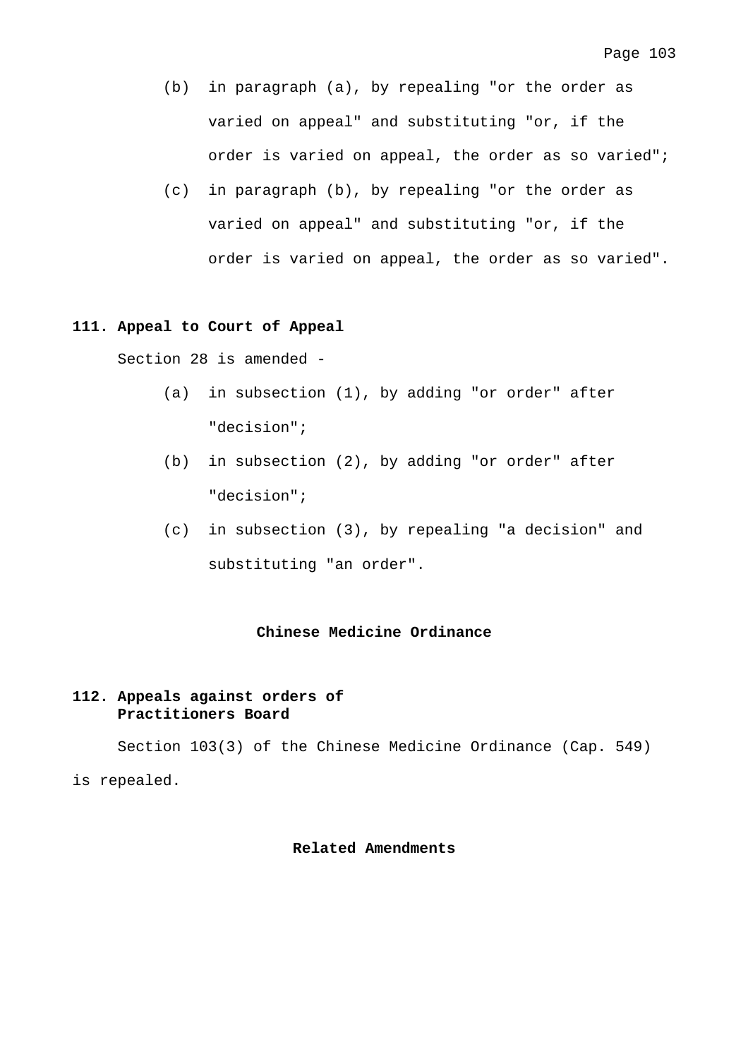(b) in paragraph (a), by repealing "or the order as varied on appeal" and substituting "or, if the order is varied on appeal, the order as so varied";

(c) in paragraph (b), by repealing "or the order as varied on appeal" and substituting "or, if the order is varied on appeal, the order as so varied".

**111. Appeal to Court of Appeal**

Section 28 is amended -

(a) in subsection (1), by adding "or order" after "decision";

(b) in subsection (2), by adding "or order" after "decision";

(c) in subsection (3), by repealing "a decision" and substituting "an order".

## Chinese Medicine Ordinance

**112. Appeals against orders of Practitioners Board**

Section 103(3) of the Chinese Medicine Ordinance (Cap. 549) is repealed.

## Related Amendments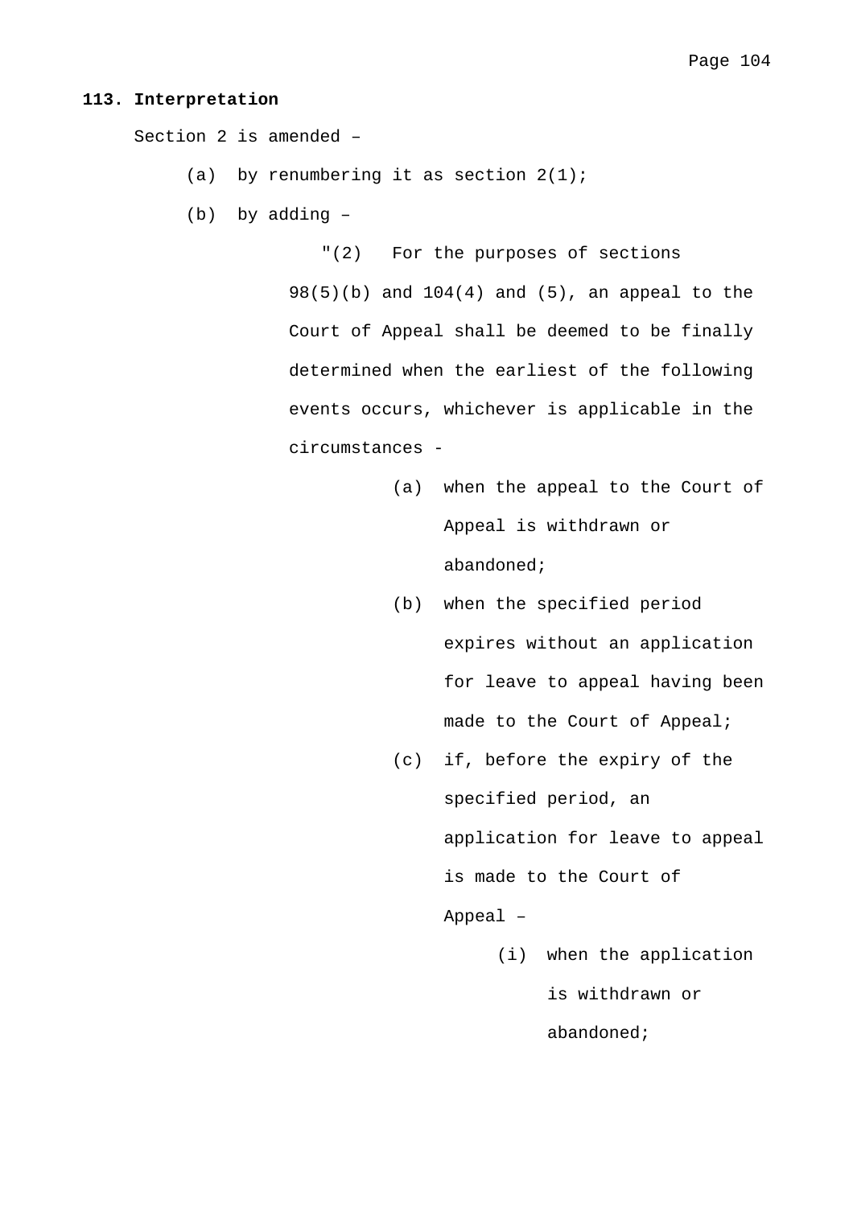**113. Interpretation**

Section 2 is amended –

(a) by renumbering it as section 2(1);

(b) by adding –

> "(2) For the purposes of sections 98(5)(b) and 104(4) and (5), an appeal to the Court of Appeal shall be deemed to be finally determined when the earliest of the following events occurs, whichever is applicable in the circumstances -
>
> (a) when the appeal to the Court of Appeal is withdrawn or abandoned;
>
> (b) when the specified period expires without an application for leave to appeal having been made to the Court of Appeal;
>
> (c) if, before the expiry of the specified period, an application for leave to appeal is made to the Court of Appeal –
>
> > (i) when the application is withdrawn or abandoned;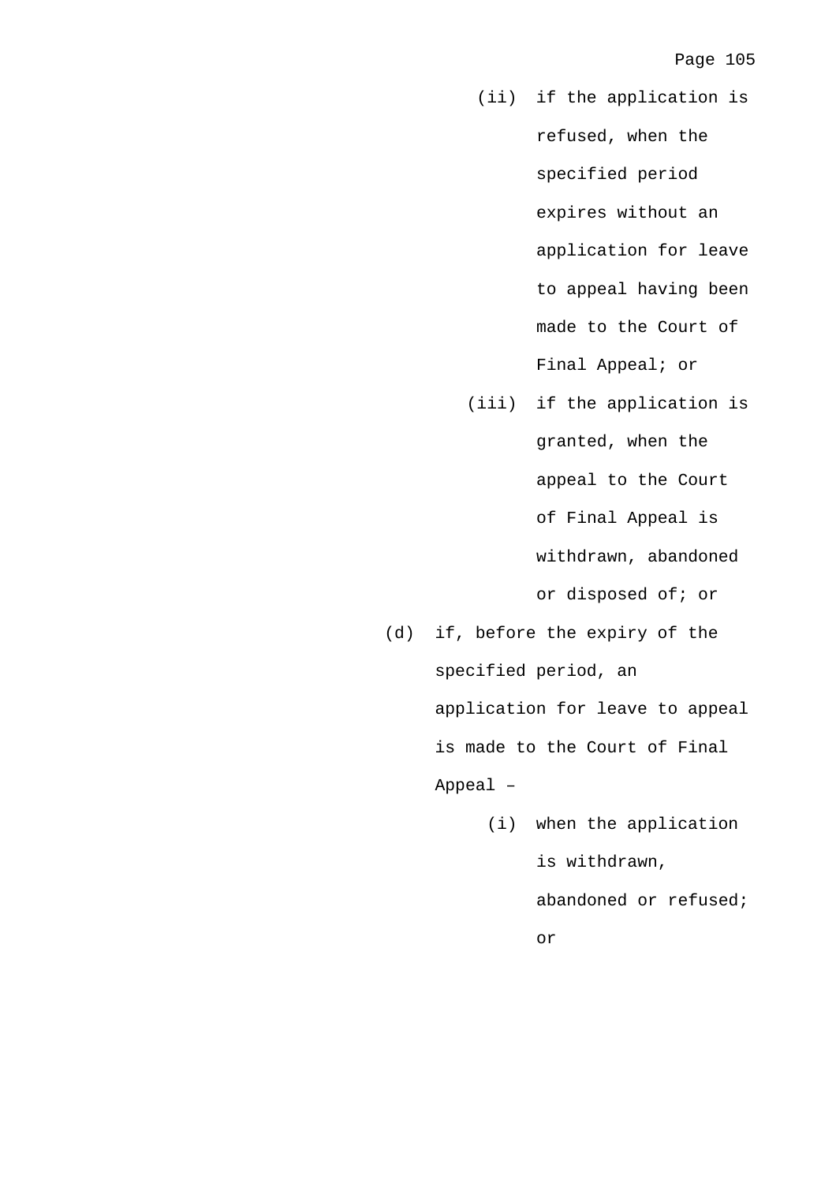(ii) if the application is refused, when the specified period expires without an application for leave to appeal having been made to the Court of Final Appeal; or

(iii) if the application is granted, when the appeal to the Court of Final Appeal is withdrawn, abandoned or disposed of; or

(d) if, before the expiry of the specified period, an application for leave to appeal is made to the Court of Final Appeal –

(i) when the application is withdrawn, abandoned or refused; or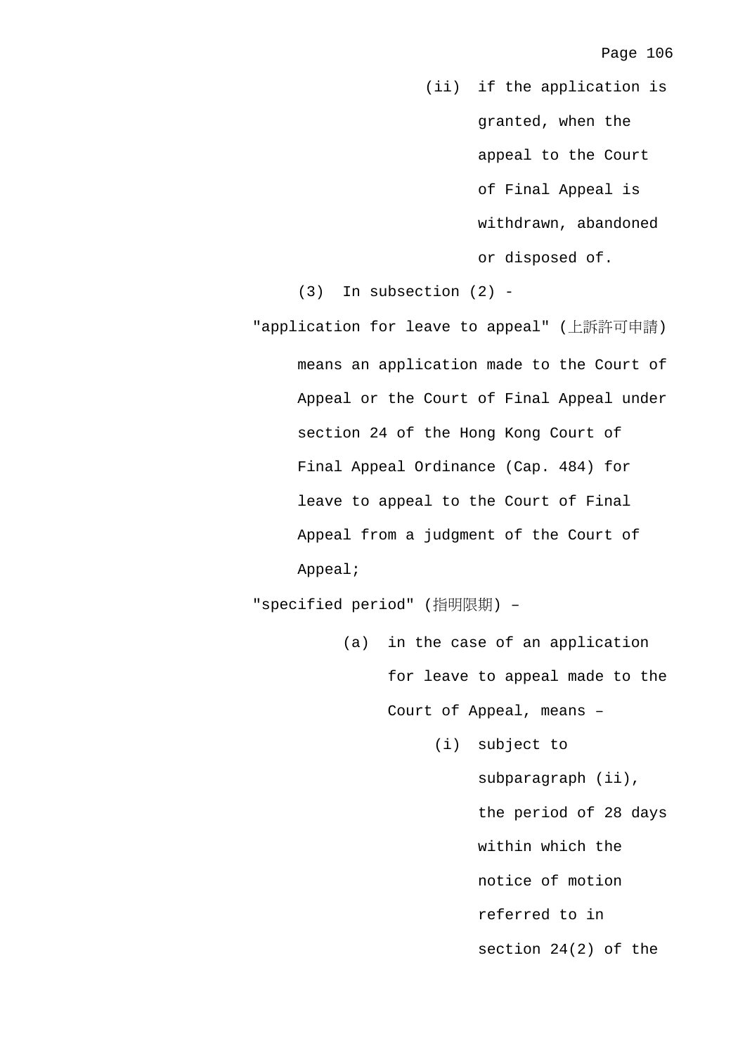(ii) if the application is granted, when the appeal to the Court of Final Appeal is withdrawn, abandoned or disposed of.

(3) In subsection (2) -

"application for leave to appeal" (上訴許可申請) means an application made to the Court of Appeal or the Court of Final Appeal under section 24 of the Hong Kong Court of Final Appeal Ordinance (Cap. 484) for leave to appeal to the Court of Final Appeal from a judgment of the Court of Appeal;

"specified period" (指明限期) –

(a) in the case of an application for leave to appeal made to the Court of Appeal, means –

(i) subject to subparagraph (ii), the period of 28 days within which the notice of motion referred to in section 24(2) of the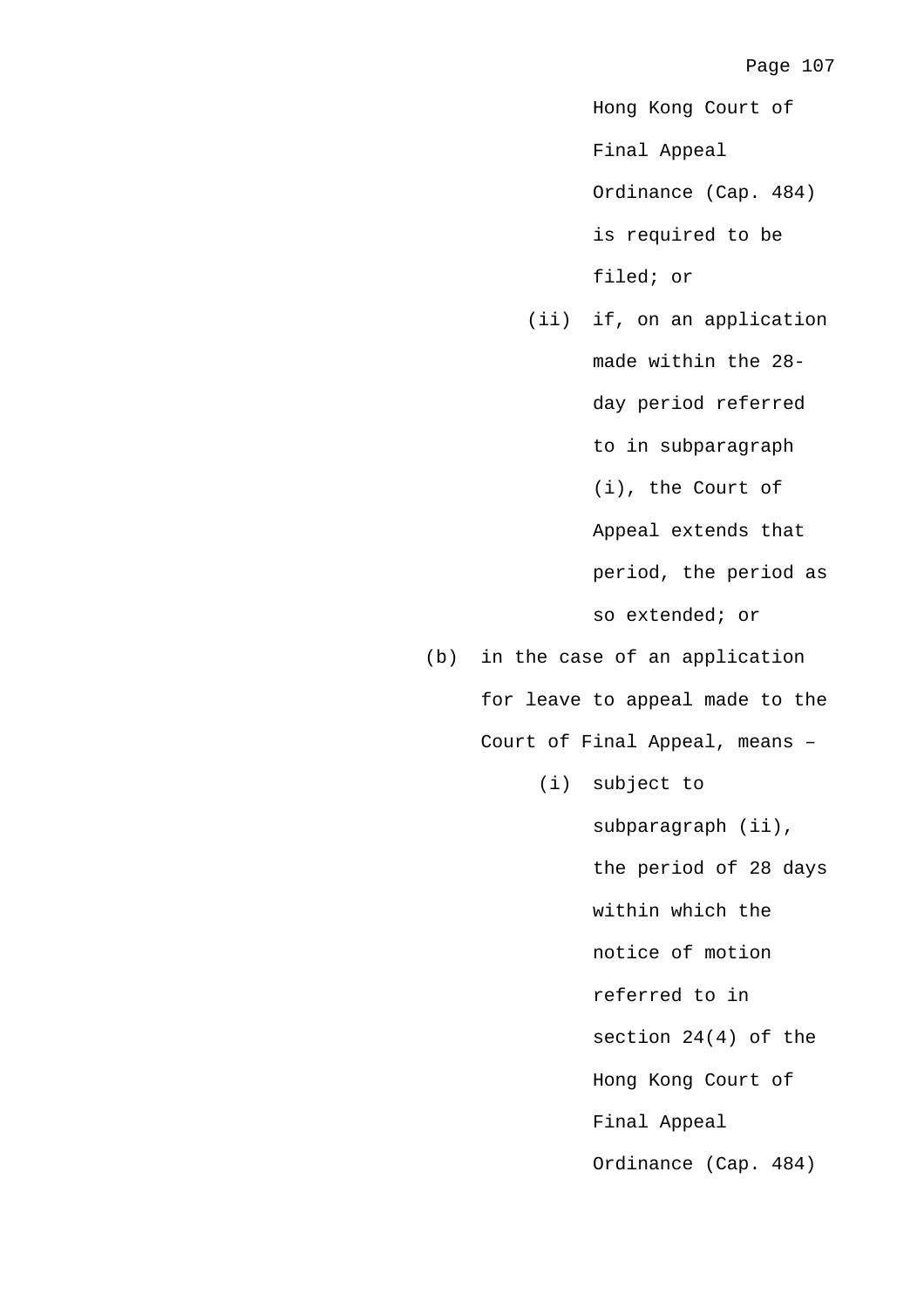Hong Kong Court of Final Appeal Ordinance (Cap. 484) is required to be filed; or

(ii) if, on an application made within the 28-day period referred to in subparagraph (i), the Court of Appeal extends that period, the period as so extended; or

(b) in the case of an application for leave to appeal made to the Court of Final Appeal, means –

(i) subject to subparagraph (ii), the period of 28 days within which the notice of motion referred to in section 24(4) of the Hong Kong Court of Final Appeal Ordinance (Cap. 484)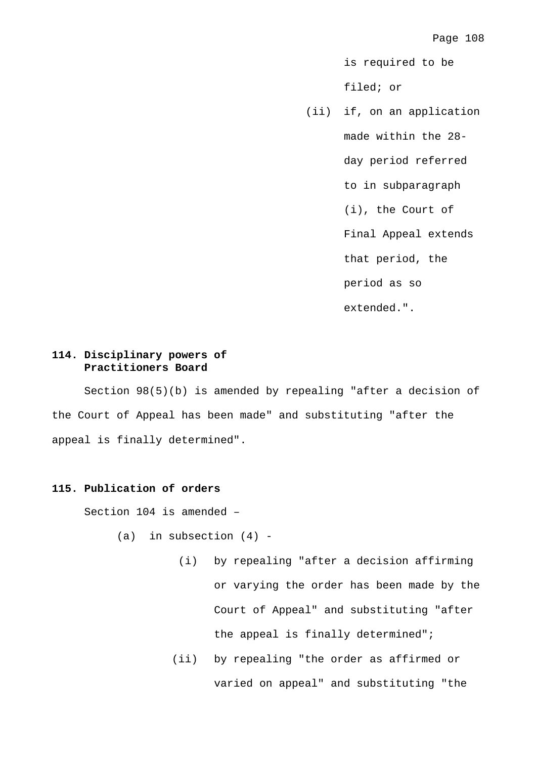is required to be filed; or

(ii) if, on an application made within the 28-day period referred to in subparagraph (i), the Court of Final Appeal extends that period, the period as so extended.".

**114. Disciplinary powers of Practitioners Board**

Section 98(5)(b) is amended by repealing "after a decision of the Court of Appeal has been made" and substituting "after the appeal is finally determined".

**115. Publication of orders**

Section 104 is amended –

(a) in subsection (4) -

(i) by repealing "after a decision affirming or varying the order has been made by the Court of Appeal" and substituting "after the appeal is finally determined";

(ii) by repealing "the order as affirmed or varied on appeal" and substituting "the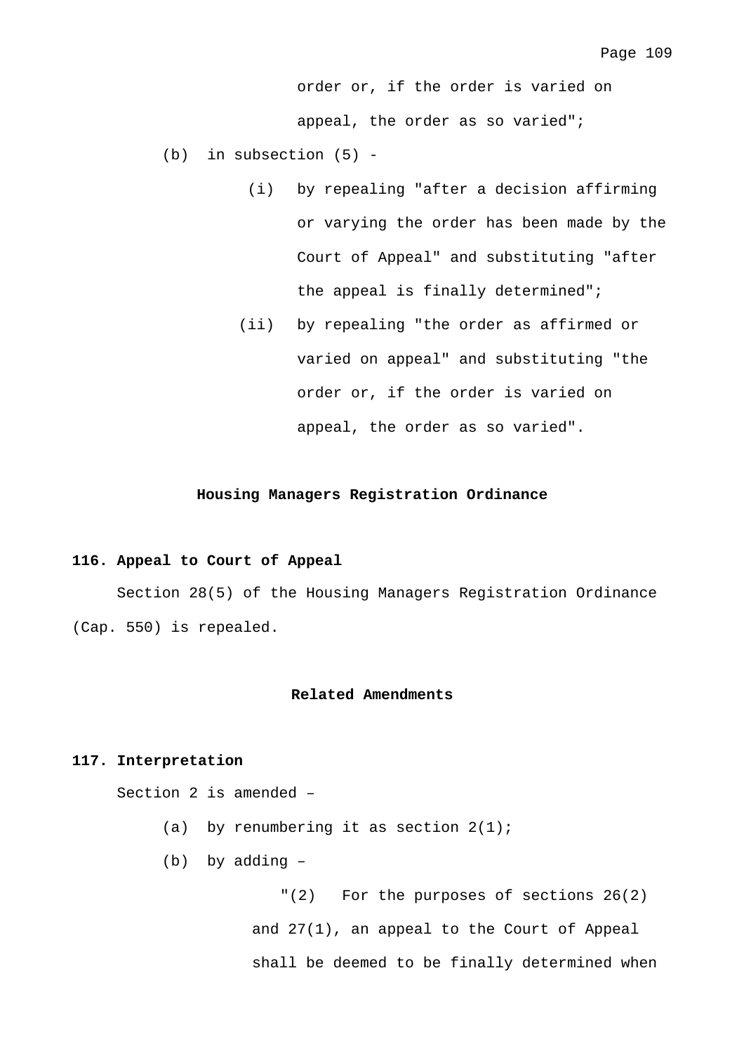order or, if the order is varied on appeal, the order as so varied";

(b) in subsection (5) -

(i) by repealing "after a decision affirming or varying the order has been made by the Court of Appeal" and substituting "after the appeal is finally determined";

(ii) by repealing "the order as affirmed or varied on appeal" and substituting "the order or, if the order is varied on appeal, the order as so varied".

## Housing Managers Registration Ordinance

**116. Appeal to Court of Appeal**

Section 28(5) of the Housing Managers Registration Ordinance (Cap. 550) is repealed.

## Related Amendments

**117. Interpretation**

Section 2 is amended –

(a) by renumbering it as section 2(1);

(b) by adding –

"(2) For the purposes of sections 26(2) and 27(1), an appeal to the Court of Appeal shall be deemed to be finally determined when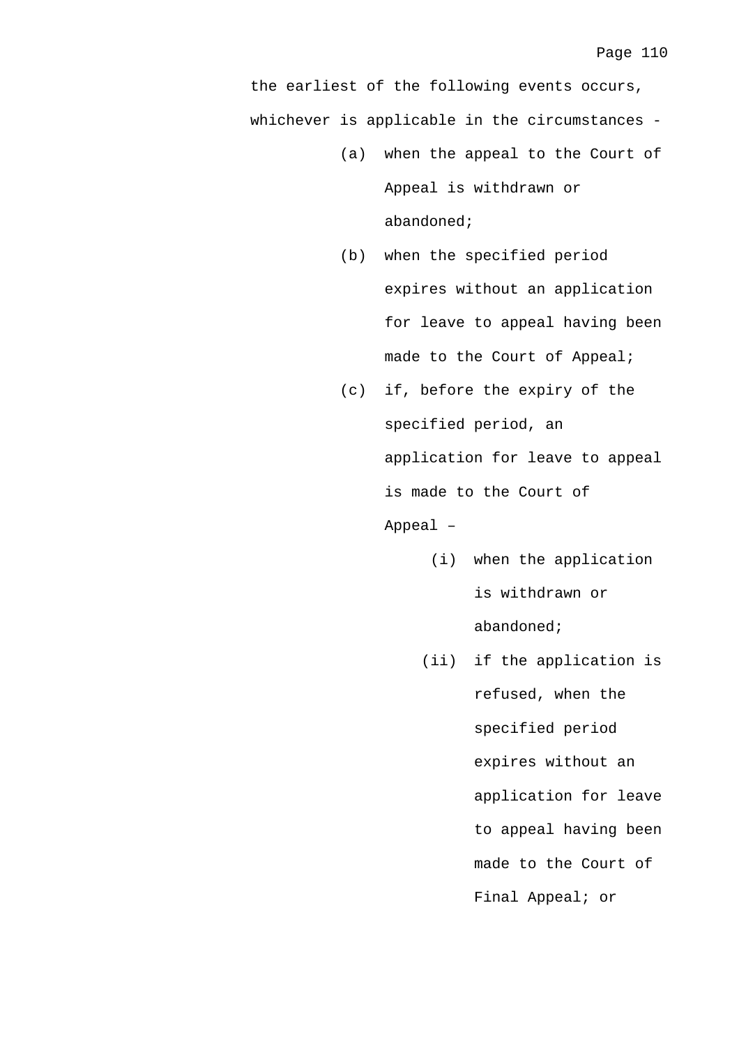the earliest of the following events occurs, whichever is applicable in the circumstances -

- (a) when the appeal to the Court of Appeal is withdrawn or abandoned;
- (b) when the specified period expires without an application for leave to appeal having been made to the Court of Appeal;
- (c) if, before the expiry of the specified period, an application for leave to appeal is made to the Court of Appeal –
  - (i) when the application is withdrawn or abandoned;
  - (ii) if the application is refused, when the specified period expires without an application for leave to appeal having been made to the Court of Final Appeal; or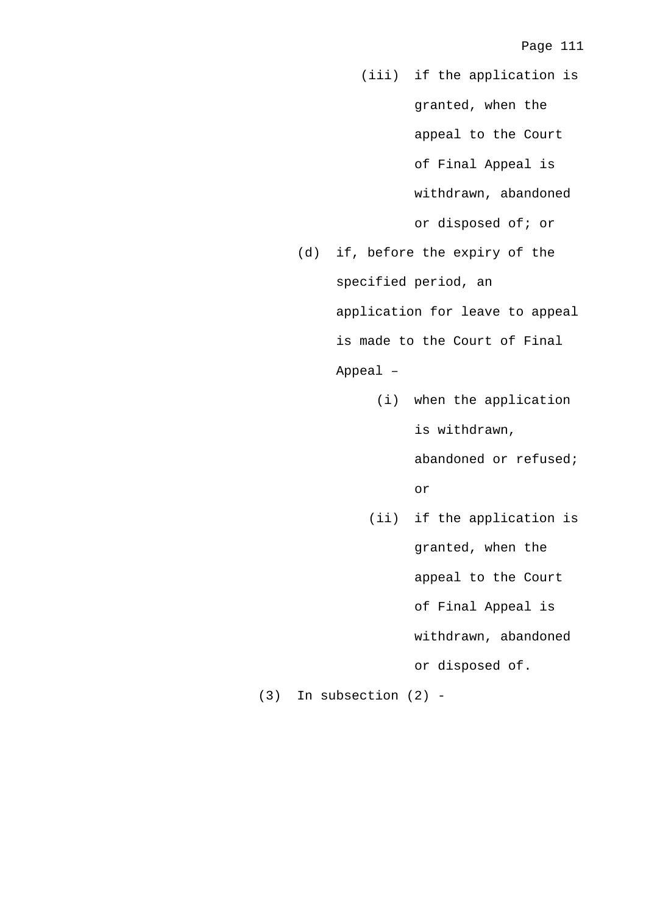(iii) if the application is granted, when the appeal to the Court of Final Appeal is withdrawn, abandoned or disposed of; or

(d) if, before the expiry of the specified period, an application for leave to appeal is made to the Court of Final Appeal –

(i) when the application is withdrawn, abandoned or refused; or

(ii) if the application is granted, when the appeal to the Court of Final Appeal is withdrawn, abandoned or disposed of.

(3) In subsection (2) -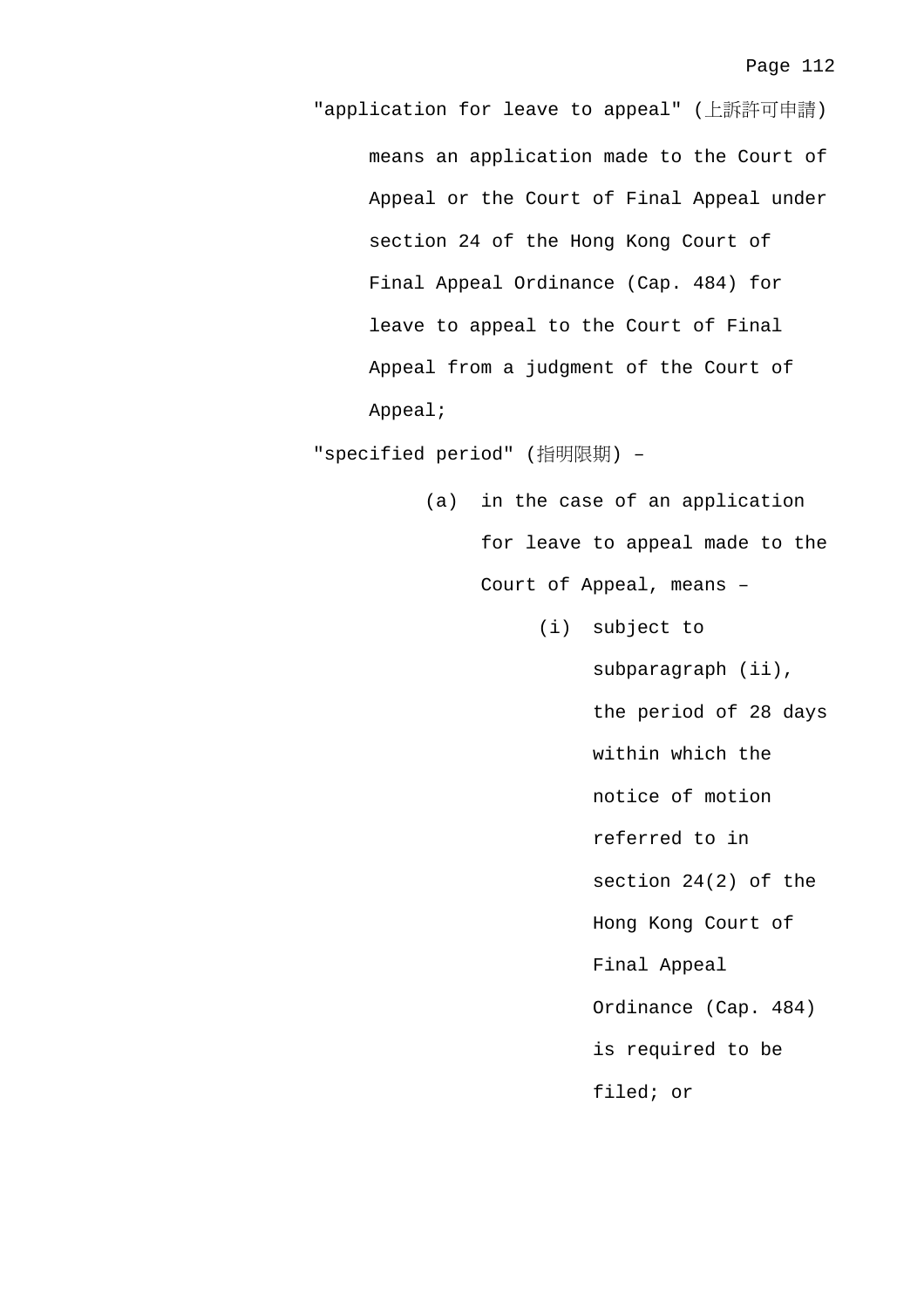"application for leave to appeal" (上訴許可申請) means an application made to the Court of Appeal or the Court of Final Appeal under section 24 of the Hong Kong Court of Final Appeal Ordinance (Cap. 484) for leave to appeal to the Court of Final Appeal from a judgment of the Court of Appeal;

"specified period" (指明限期) –

(a) in the case of an application for leave to appeal made to the Court of Appeal, means –

(i) subject to subparagraph (ii), the period of 28 days within which the notice of motion referred to in section 24(2) of the Hong Kong Court of Final Appeal Ordinance (Cap. 484) is required to be filed; or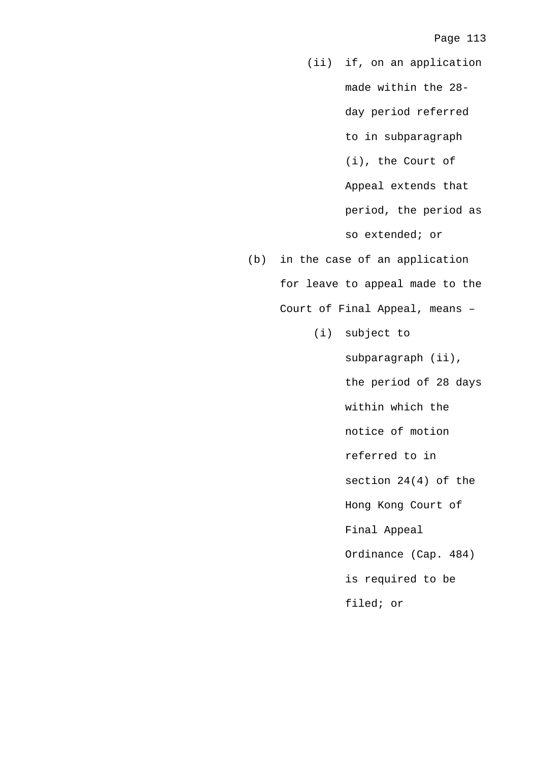(ii) if, on an application made within the 28-day period referred to in subparagraph (i), the Court of Appeal extends that period, the period as so extended; or

(b) in the case of an application for leave to appeal made to the Court of Final Appeal, means –

(i) subject to subparagraph (ii), the period of 28 days within which the notice of motion referred to in section 24(4) of the Hong Kong Court of Final Appeal Ordinance (Cap. 484) is required to be filed; or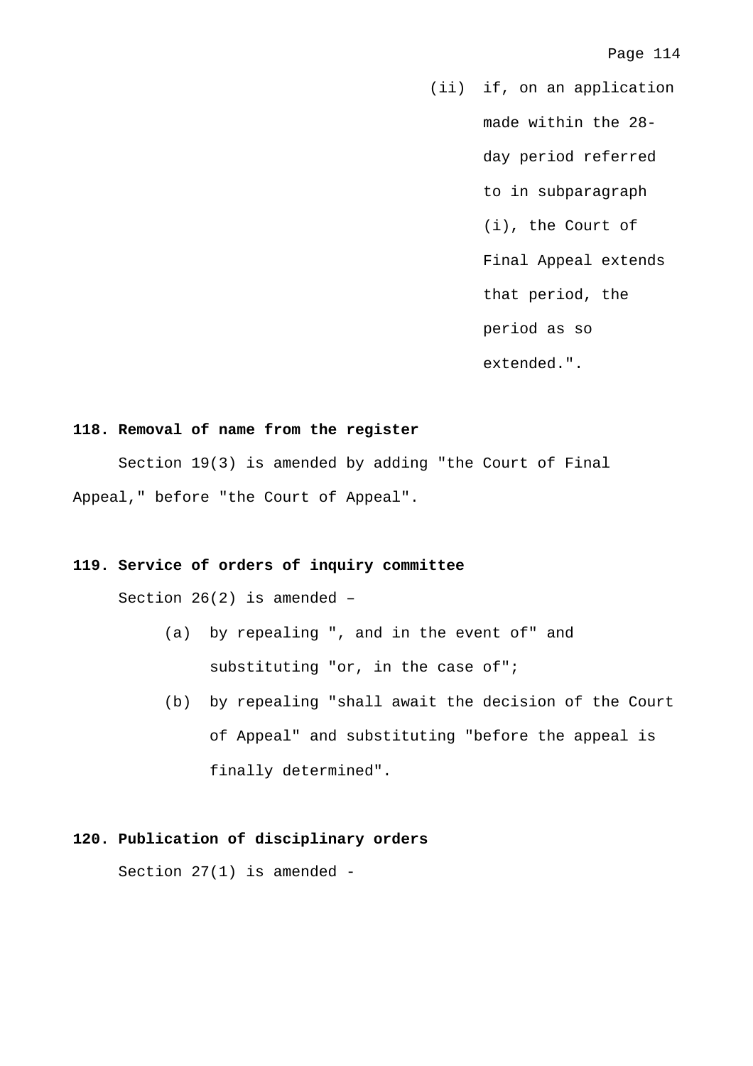(ii) if, on an application made within the 28-day period referred to in subparagraph (i), the Court of Final Appeal extends that period, the period as so extended.".

**118. Removal of name from the register**

Section 19(3) is amended by adding "the Court of Final Appeal," before "the Court of Appeal".

**119. Service of orders of inquiry committee**

Section 26(2) is amended –

(a) by repealing ", and in the event of" and substituting "or, in the case of";

(b) by repealing "shall await the decision of the Court of Appeal" and substituting "before the appeal is finally determined".

**120. Publication of disciplinary orders**

Section 27(1) is amended -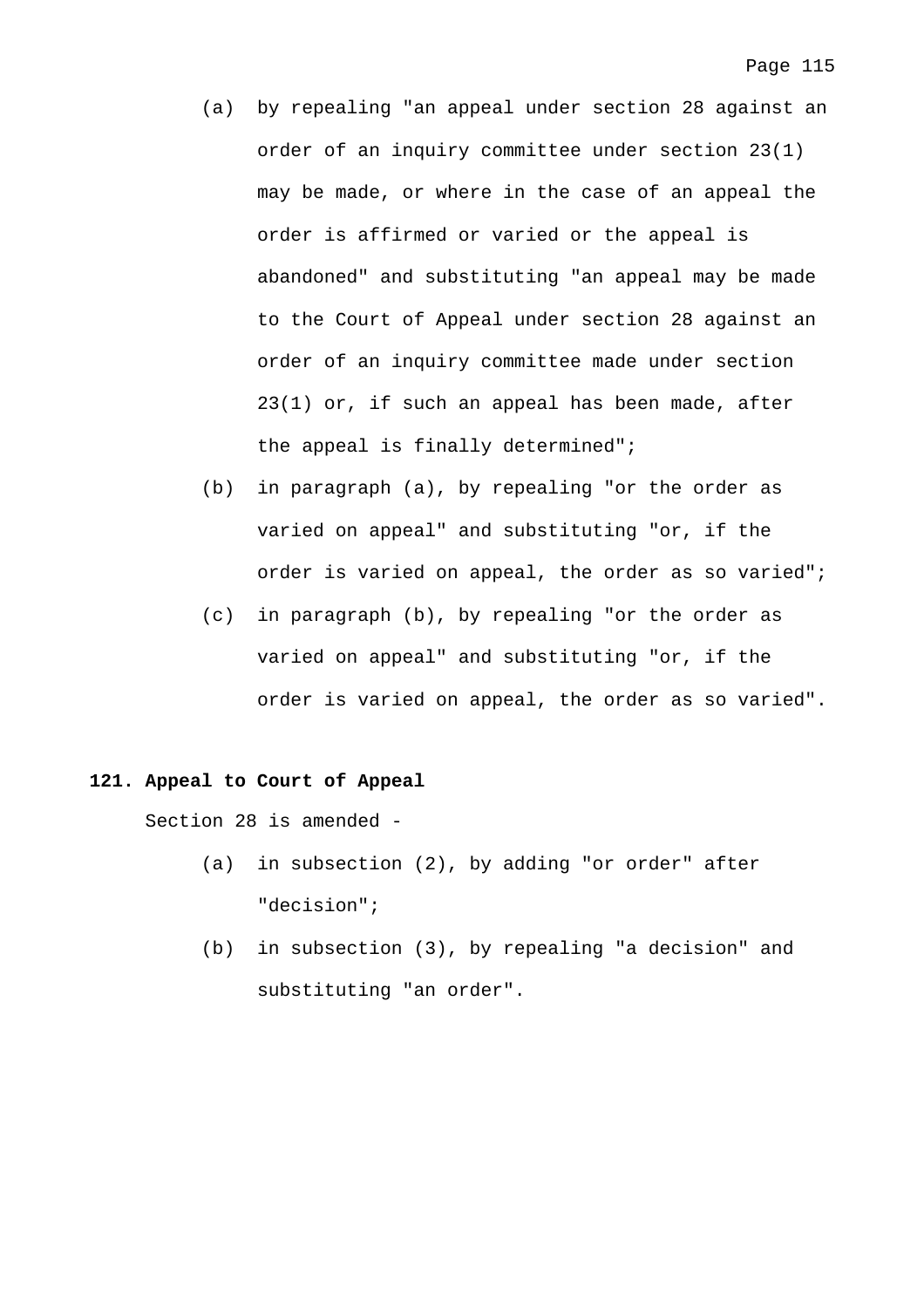(a) by repealing "an appeal under section 28 against an order of an inquiry committee under section 23(1) may be made, or where in the case of an appeal the order is affirmed or varied or the appeal is abandoned" and substituting "an appeal may be made to the Court of Appeal under section 28 against an order of an inquiry committee made under section 23(1) or, if such an appeal has been made, after the appeal is finally determined";

(b) in paragraph (a), by repealing "or the order as varied on appeal" and substituting "or, if the order is varied on appeal, the order as so varied";

(c) in paragraph (b), by repealing "or the order as varied on appeal" and substituting "or, if the order is varied on appeal, the order as so varied".

**121. Appeal to Court of Appeal**

Section 28 is amended -

(a) in subsection (2), by adding "or order" after "decision";

(b) in subsection (3), by repealing "a decision" and substituting "an order".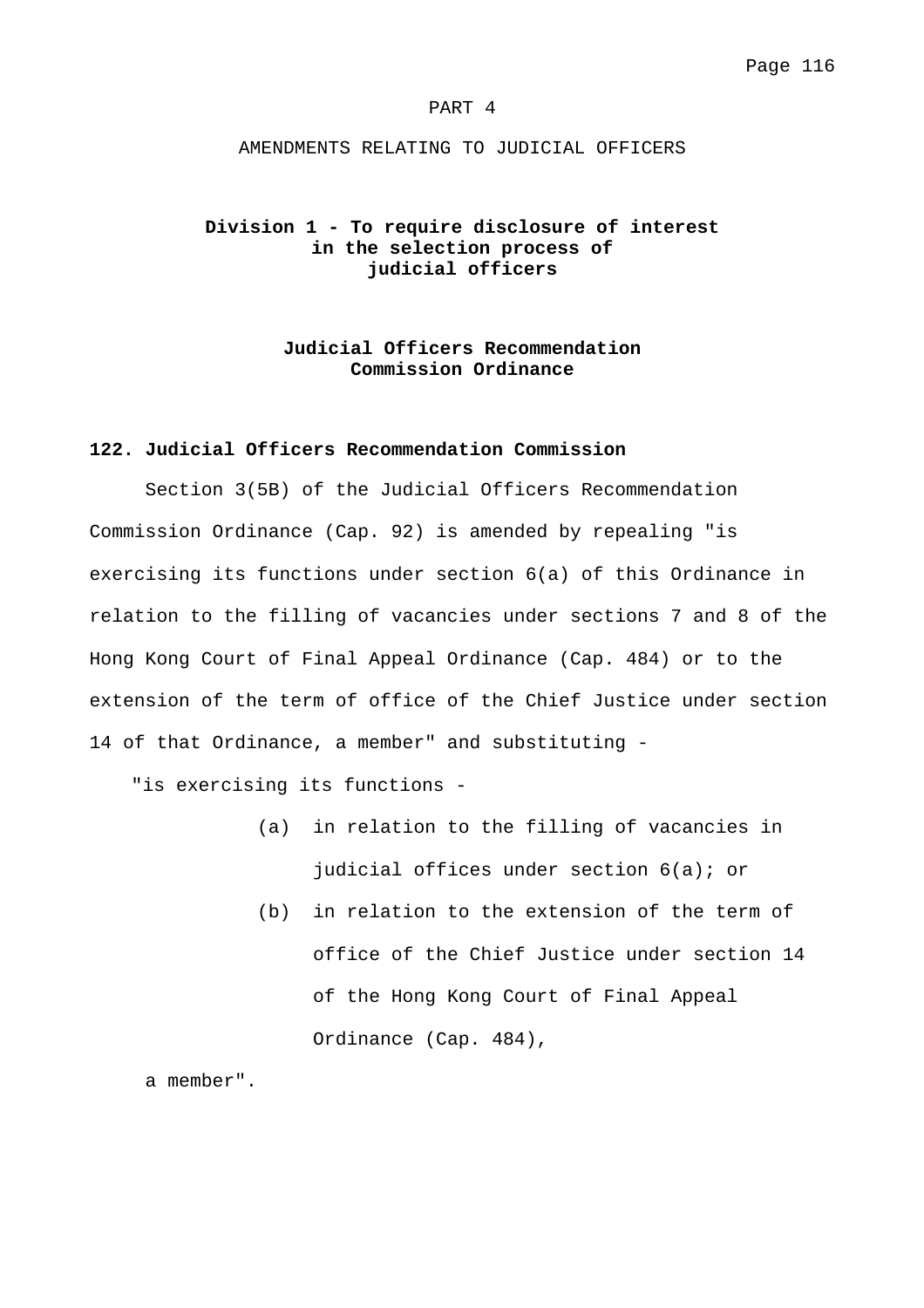# PART 4

## AMENDMENTS RELATING TO JUDICIAL OFFICERS

### Division 1 - To require disclosure of interest in the selection process of judicial officers

### Judicial Officers Recommendation Commission Ordinance

**122. Judicial Officers Recommendation Commission**

Section 3(5B) of the Judicial Officers Recommendation Commission Ordinance (Cap. 92) is amended by repealing "is exercising its functions under section 6(a) of this Ordinance in relation to the filling of vacancies under sections 7 and 8 of the Hong Kong Court of Final Appeal Ordinance (Cap. 484) or to the extension of the term of office of the Chief Justice under section 14 of that Ordinance, a member" and substituting -

"is exercising its functions -

(a) in relation to the filling of vacancies in judicial offices under section 6(a); or

(b) in relation to the extension of the term of office of the Chief Justice under section 14 of the Hong Kong Court of Final Appeal Ordinance (Cap. 484),

a member".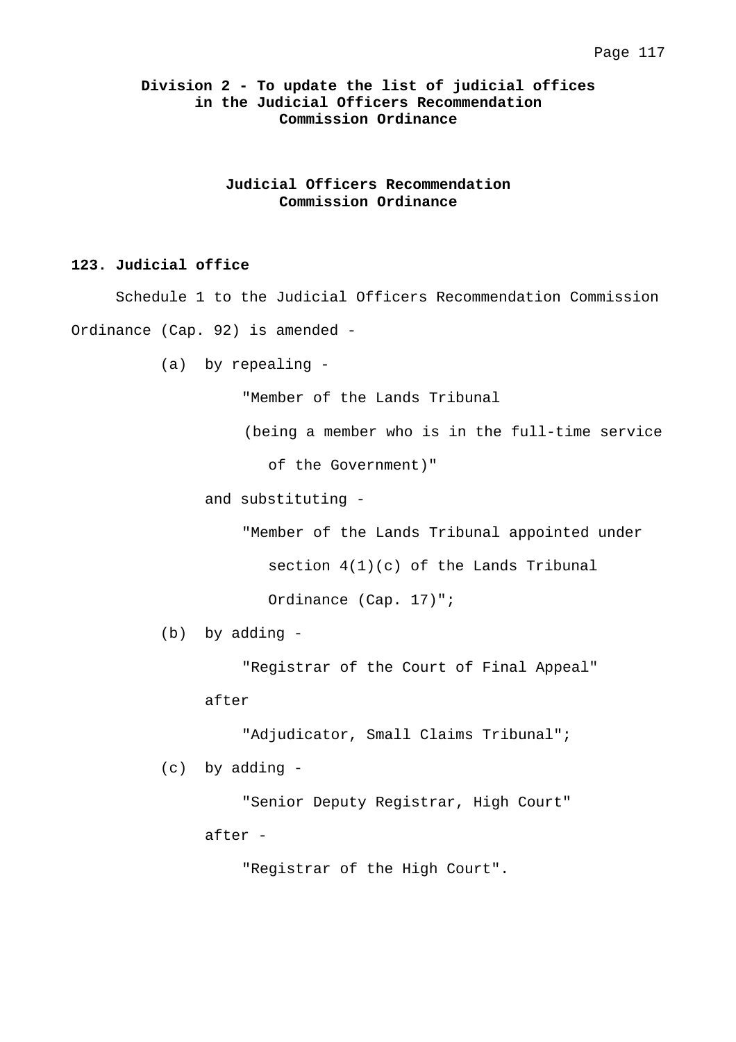## Division 2 - To update the list of judicial offices in the Judicial Officers Recommendation Commission Ordinance

### Judicial Officers Recommendation Commission Ordinance

**123. Judicial office**

Schedule 1 to the Judicial Officers Recommendation Commission Ordinance (Cap. 92) is amended -

(a) by repealing -

"Member of the Lands Tribunal

(being a member who is in the full-time service of the Government)"

and substituting -

"Member of the Lands Tribunal appointed under section 4(1)(c) of the Lands Tribunal Ordinance (Cap. 17)";

(b) by adding -

"Registrar of the Court of Final Appeal"

after

"Adjudicator, Small Claims Tribunal";

(c) by adding -

"Senior Deputy Registrar, High Court"

after -

"Registrar of the High Court".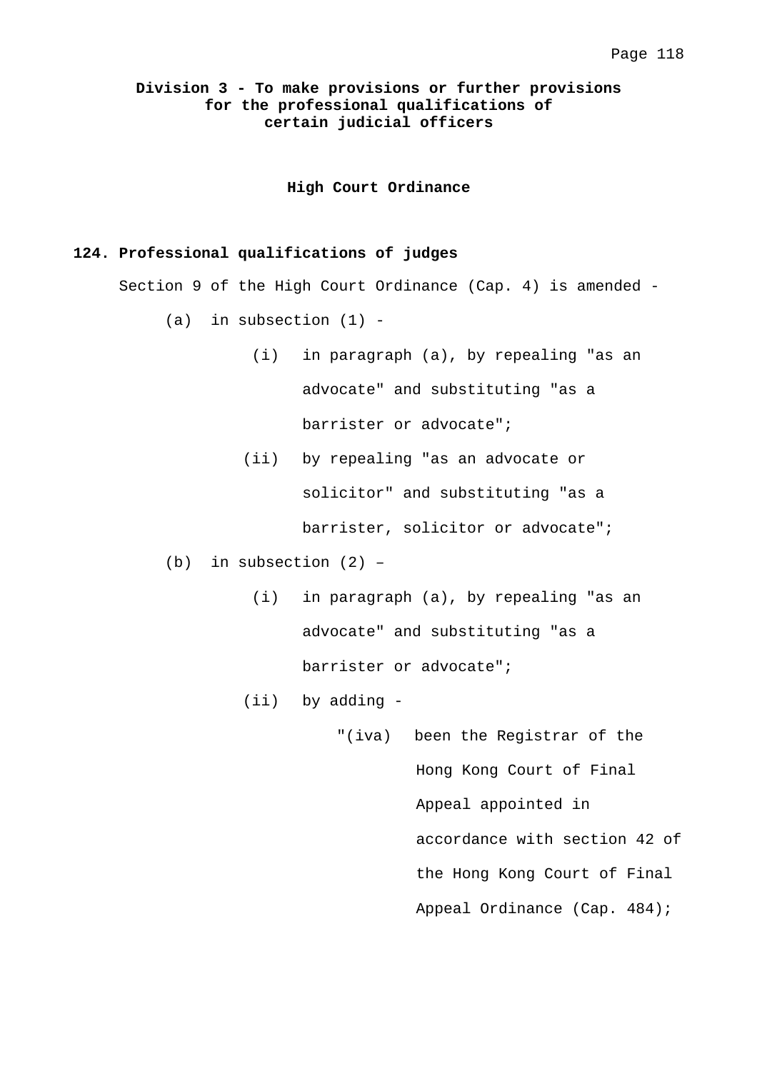**Division 3 - To make provisions or further provisions for the professional qualifications of certain judicial officers**

**High Court Ordinance**

**124. Professional qualifications of judges**

Section 9 of the High Court Ordinance (Cap. 4) is amended -

(a) in subsection (1) -

 (i) in paragraph (a), by repealing "as an advocate" and substituting "as a barrister or advocate";

 (ii) by repealing "as an advocate or solicitor" and substituting "as a barrister, solicitor or advocate";

(b) in subsection (2) –

 (i) in paragraph (a), by repealing "as an advocate" and substituting "as a barrister or advocate";

 (ii) by adding -

  "(iva) been the Registrar of the Hong Kong Court of Final Appeal appointed in accordance with section 42 of the Hong Kong Court of Final Appeal Ordinance (Cap. 484);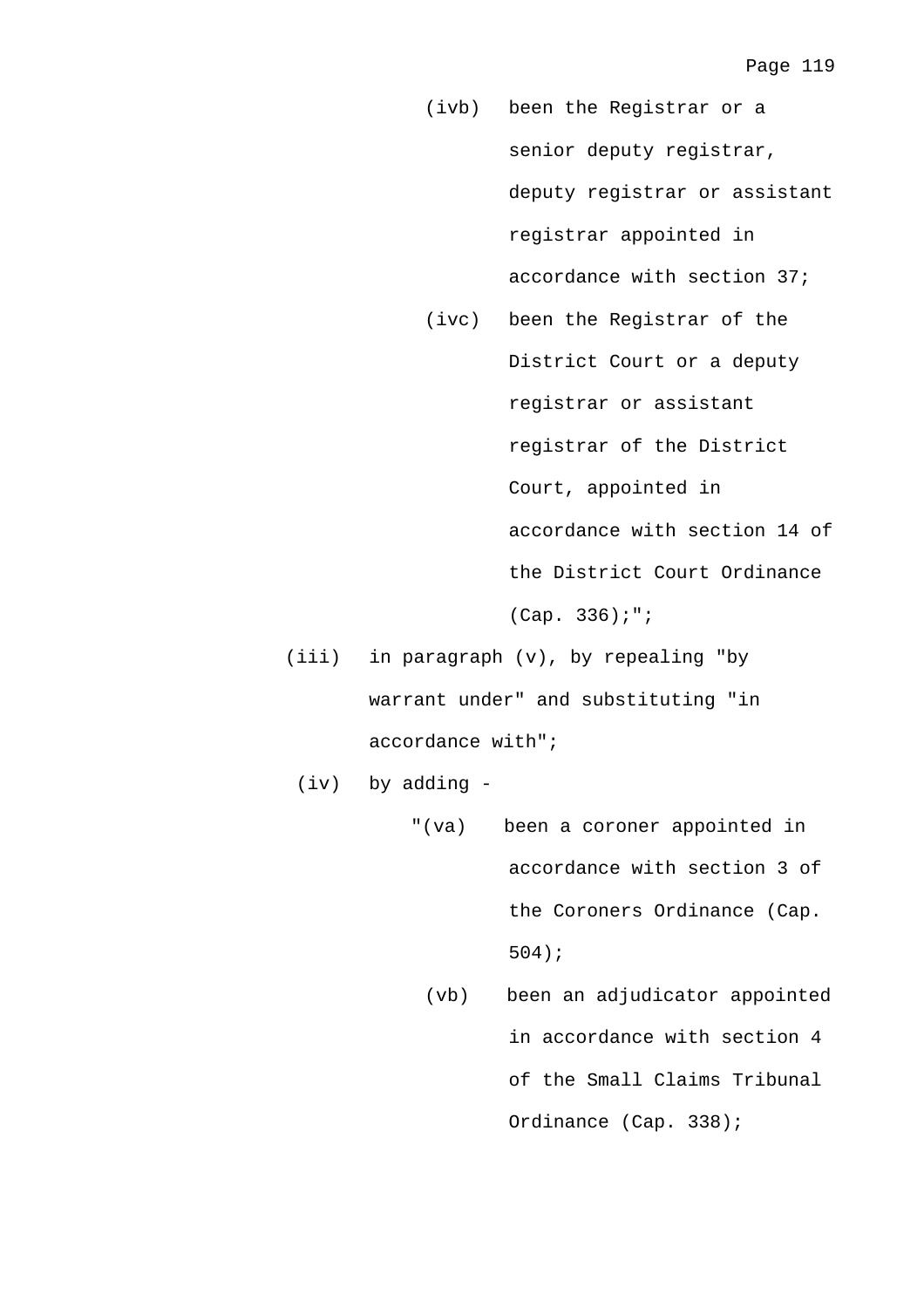(ivb) been the Registrar or a senior deputy registrar, deputy registrar or assistant registrar appointed in accordance with section 37;

(ivc) been the Registrar of the District Court or a deputy registrar or assistant registrar of the District Court, appointed in accordance with section 14 of the District Court Ordinance (Cap. 336);";

(iii) in paragraph (v), by repealing "by warrant under" and substituting "in accordance with";

(iv) by adding -

"(va) been a coroner appointed in accordance with section 3 of the Coroners Ordinance (Cap. 504);

(vb) been an adjudicator appointed in accordance with section 4 of the Small Claims Tribunal Ordinance (Cap. 338);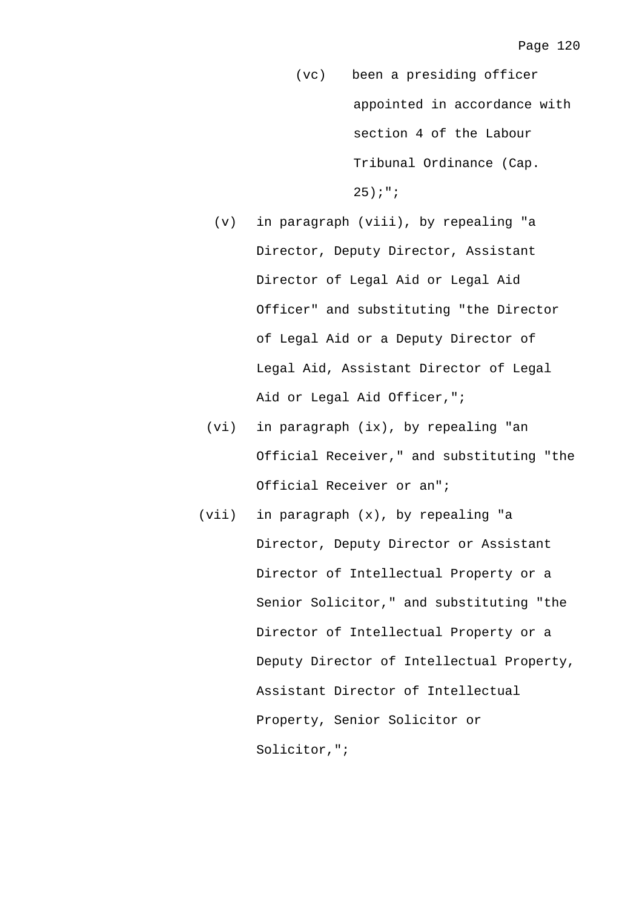(vc) been a presiding officer appointed in accordance with section 4 of the Labour Tribunal Ordinance (Cap. 25);";

(v) in paragraph (viii), by repealing "a Director, Deputy Director, Assistant Director of Legal Aid or Legal Aid Officer" and substituting "the Director of Legal Aid or a Deputy Director of Legal Aid, Assistant Director of Legal Aid or Legal Aid Officer,";

(vi) in paragraph (ix), by repealing "an Official Receiver," and substituting "the Official Receiver or an";

(vii) in paragraph (x), by repealing "a Director, Deputy Director or Assistant Director of Intellectual Property or a Senior Solicitor," and substituting "the Director of Intellectual Property or a Deputy Director of Intellectual Property, Assistant Director of Intellectual Property, Senior Solicitor or Solicitor,";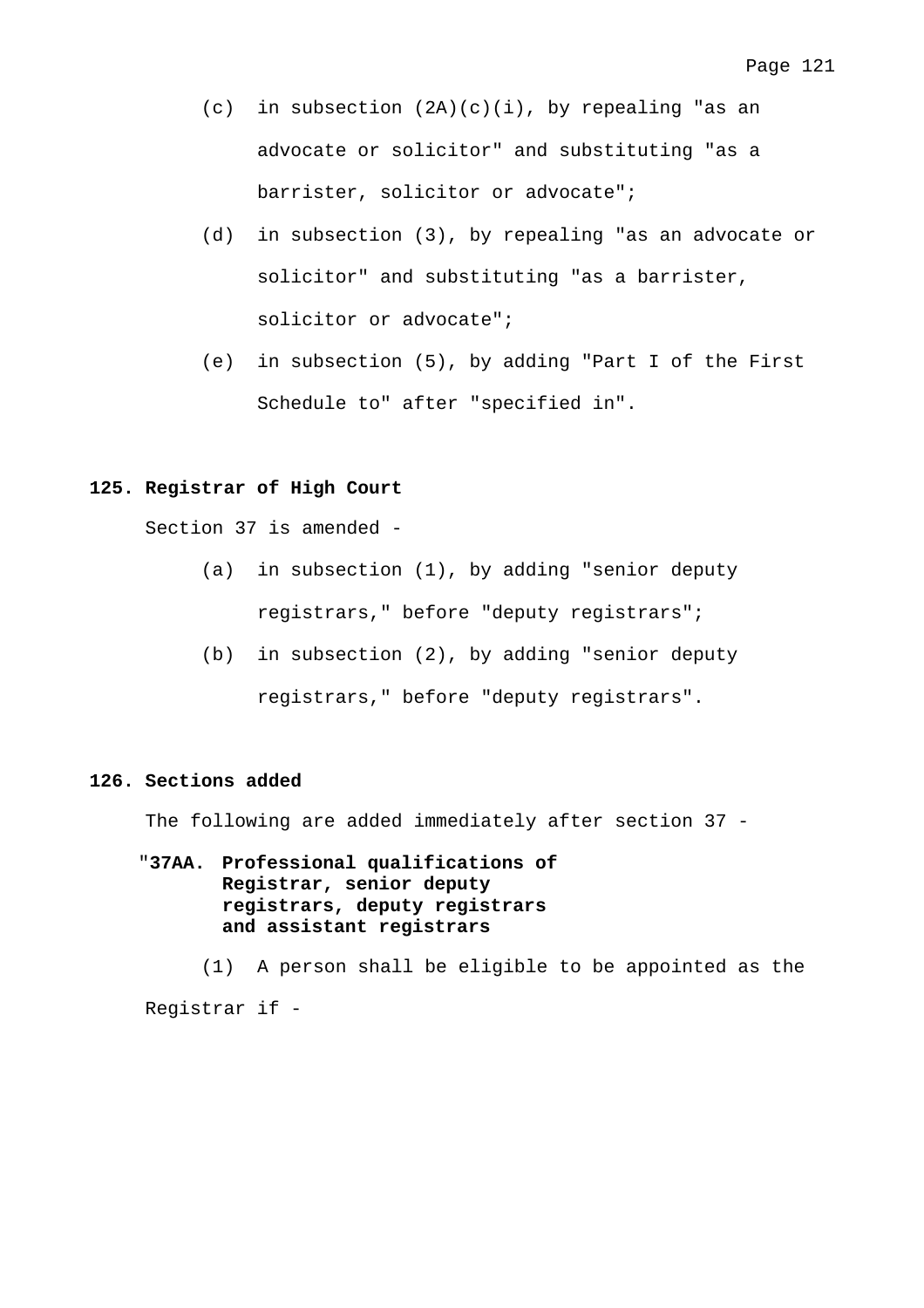(c) in subsection (2A)(c)(i), by repealing "as an advocate or solicitor" and substituting "as a barrister, solicitor or advocate";

(d) in subsection (3), by repealing "as an advocate or solicitor" and substituting "as a barrister, solicitor or advocate";

(e) in subsection (5), by adding "Part I of the First Schedule to" after "specified in".

**125. Registrar of High Court**

Section 37 is amended -

(a) in subsection (1), by adding "senior deputy registrars," before "deputy registrars";

(b) in subsection (2), by adding "senior deputy registrars," before "deputy registrars".

**126. Sections added**

The following are added immediately after section 37 -

"**37AA. Professional qualifications of Registrar, senior deputy registrars, deputy registrars and assistant registrars**

(1) A person shall be eligible to be appointed as the Registrar if -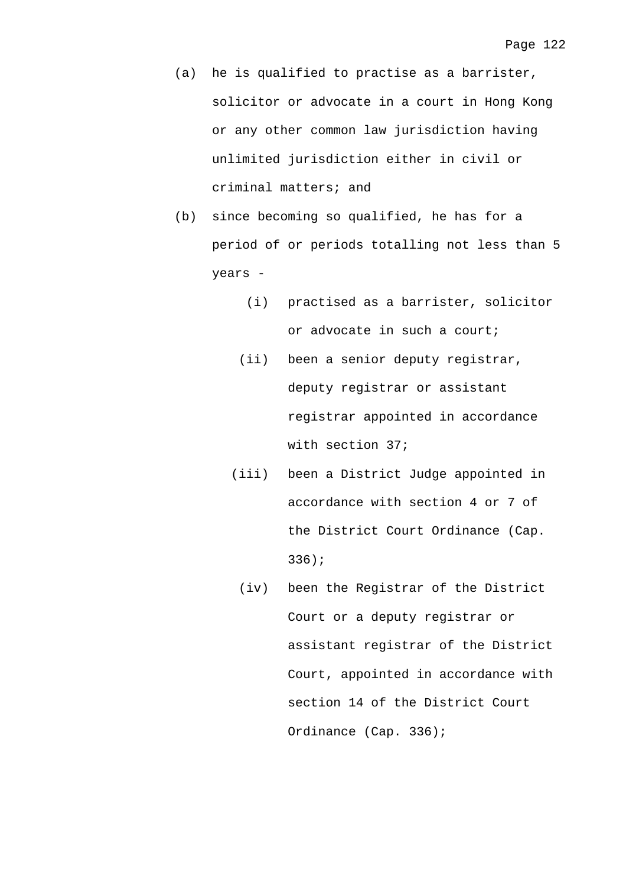(a) he is qualified to practise as a barrister, solicitor or advocate in a court in Hong Kong or any other common law jurisdiction having unlimited jurisdiction either in civil or criminal matters; and

(b) since becoming so qualified, he has for a period of or periods totalling not less than 5 years -

  (i) practised as a barrister, solicitor or advocate in such a court;

  (ii) been a senior deputy registrar, deputy registrar or assistant registrar appointed in accordance with section 37;

  (iii) been a District Judge appointed in accordance with section 4 or 7 of the District Court Ordinance (Cap. 336);

  (iv) been the Registrar of the District Court or a deputy registrar or assistant registrar of the District Court, appointed in accordance with section 14 of the District Court Ordinance (Cap. 336);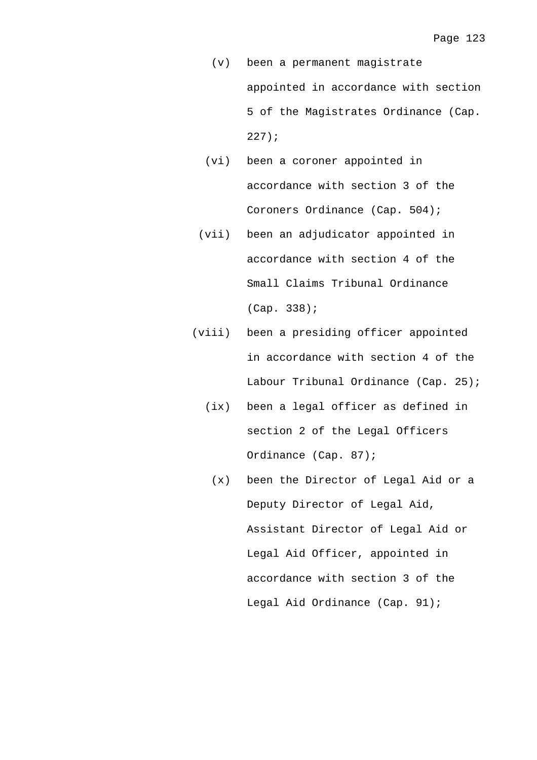(v) been a permanent magistrate appointed in accordance with section 5 of the Magistrates Ordinance (Cap. 227);

(vi) been a coroner appointed in accordance with section 3 of the Coroners Ordinance (Cap. 504);

(vii) been an adjudicator appointed in accordance with section 4 of the Small Claims Tribunal Ordinance (Cap. 338);

(viii) been a presiding officer appointed in accordance with section 4 of the Labour Tribunal Ordinance (Cap. 25);

(ix) been a legal officer as defined in section 2 of the Legal Officers Ordinance (Cap. 87);

(x) been the Director of Legal Aid or a Deputy Director of Legal Aid, Assistant Director of Legal Aid or Legal Aid Officer, appointed in accordance with section 3 of the Legal Aid Ordinance (Cap. 91);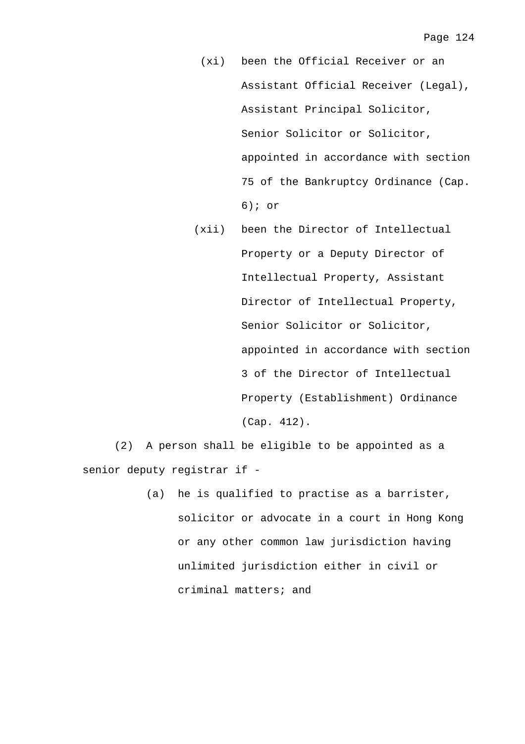(xi) been the Official Receiver or an Assistant Official Receiver (Legal), Assistant Principal Solicitor, Senior Solicitor or Solicitor, appointed in accordance with section 75 of the Bankruptcy Ordinance (Cap. 6); or

(xii) been the Director of Intellectual Property or a Deputy Director of Intellectual Property, Assistant Director of Intellectual Property, Senior Solicitor or Solicitor, appointed in accordance with section 3 of the Director of Intellectual Property (Establishment) Ordinance (Cap. 412).

(2) A person shall be eligible to be appointed as a senior deputy registrar if -

(a) he is qualified to practise as a barrister, solicitor or advocate in a court in Hong Kong or any other common law jurisdiction having unlimited jurisdiction either in civil or criminal matters; and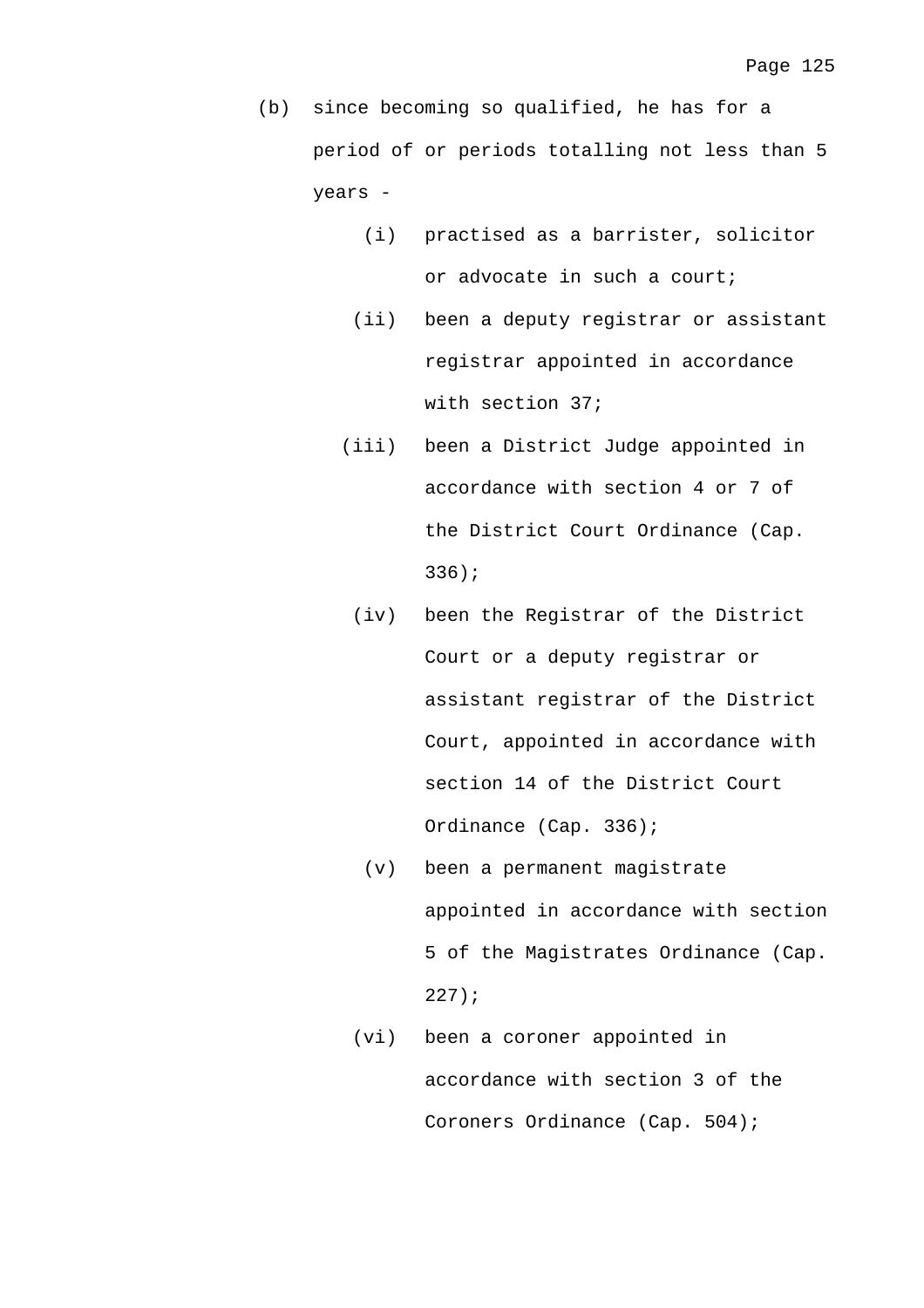(b) since becoming so qualified, he has for a period of or periods totalling not less than 5 years -

  (i) practised as a barrister, solicitor or advocate in such a court;

  (ii) been a deputy registrar or assistant registrar appointed in accordance with section 37;

  (iii) been a District Judge appointed in accordance with section 4 or 7 of the District Court Ordinance (Cap. 336);

  (iv) been the Registrar of the District Court or a deputy registrar or assistant registrar of the District Court, appointed in accordance with section 14 of the District Court Ordinance (Cap. 336);

  (v) been a permanent magistrate appointed in accordance with section 5 of the Magistrates Ordinance (Cap. 227);

  (vi) been a coroner appointed in accordance with section 3 of the Coroners Ordinance (Cap. 504);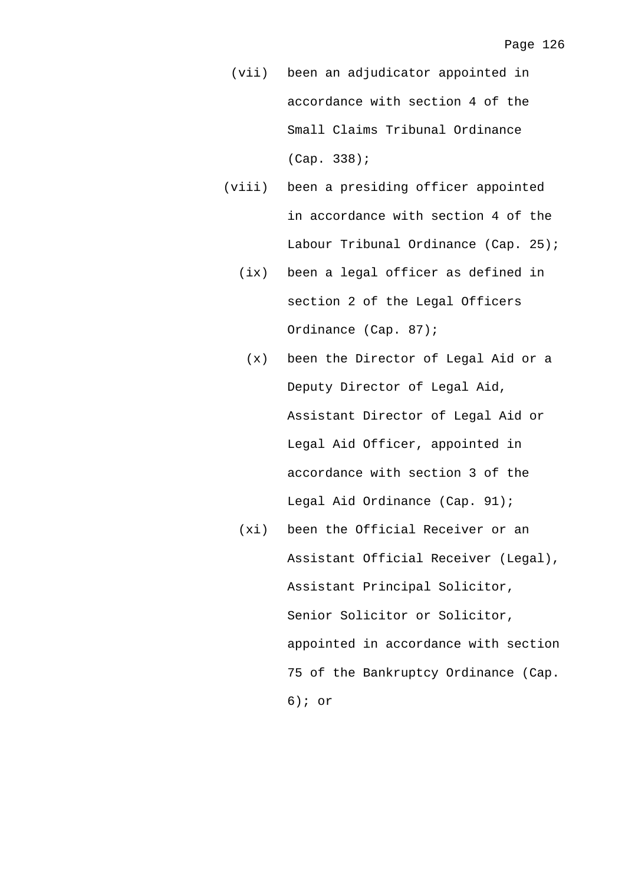(vii) been an adjudicator appointed in accordance with section 4 of the Small Claims Tribunal Ordinance (Cap. 338);

(viii) been a presiding officer appointed in accordance with section 4 of the Labour Tribunal Ordinance (Cap. 25);

(ix) been a legal officer as defined in section 2 of the Legal Officers Ordinance (Cap. 87);

(x) been the Director of Legal Aid or a Deputy Director of Legal Aid, Assistant Director of Legal Aid or Legal Aid Officer, appointed in accordance with section 3 of the Legal Aid Ordinance (Cap. 91);

(xi) been the Official Receiver or an Assistant Official Receiver (Legal), Assistant Principal Solicitor, Senior Solicitor or Solicitor, appointed in accordance with section 75 of the Bankruptcy Ordinance (Cap. 6); or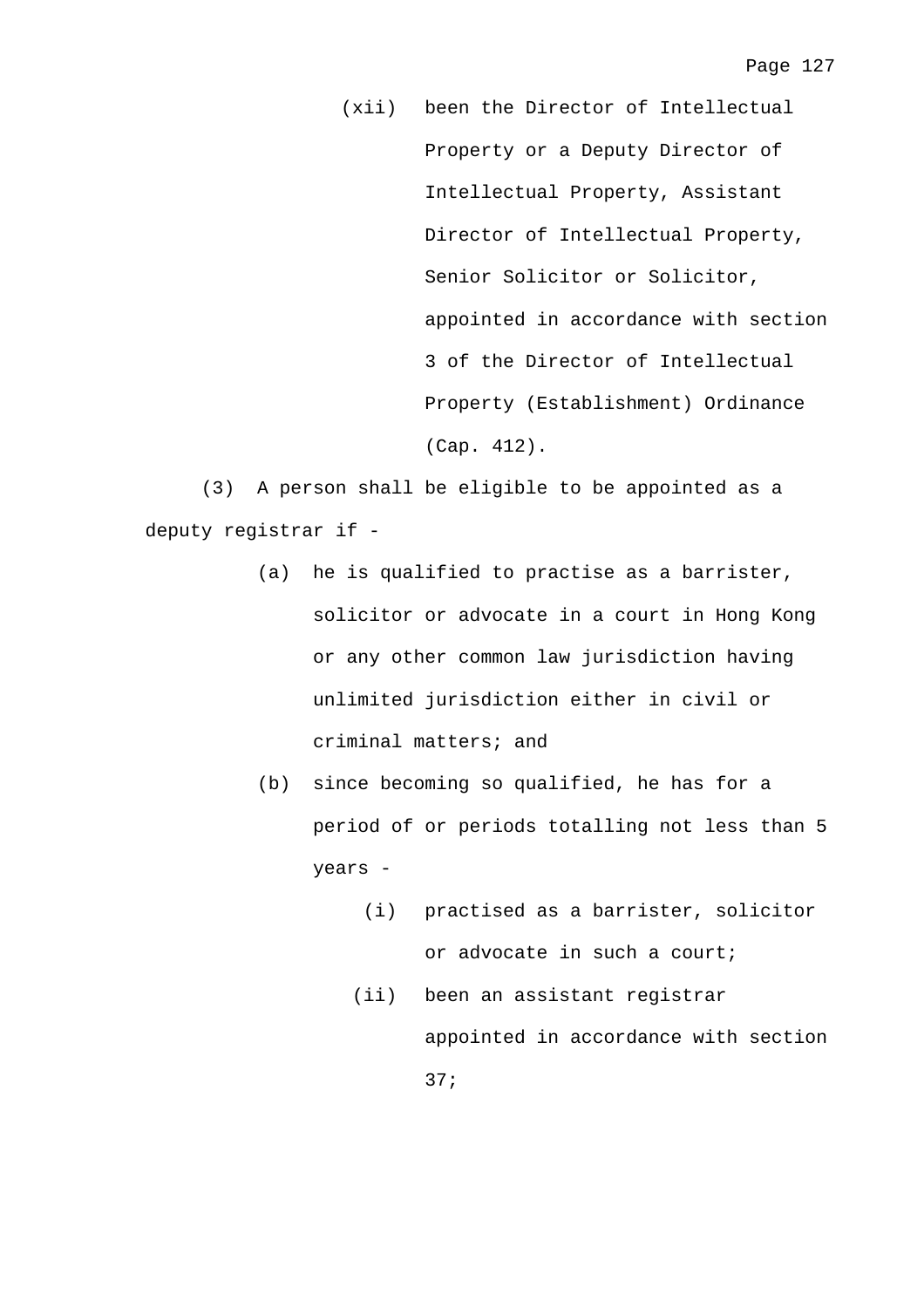(xii) been the Director of Intellectual Property or a Deputy Director of Intellectual Property, Assistant Director of Intellectual Property, Senior Solicitor or Solicitor, appointed in accordance with section 3 of the Director of Intellectual Property (Establishment) Ordinance (Cap. 412).

(3) A person shall be eligible to be appointed as a deputy registrar if -

(a) he is qualified to practise as a barrister, solicitor or advocate in a court in Hong Kong or any other common law jurisdiction having unlimited jurisdiction either in civil or criminal matters; and

(b) since becoming so qualified, he has for a period of or periods totalling not less than 5 years -

(i) practised as a barrister, solicitor or advocate in such a court;

(ii) been an assistant registrar appointed in accordance with section 37;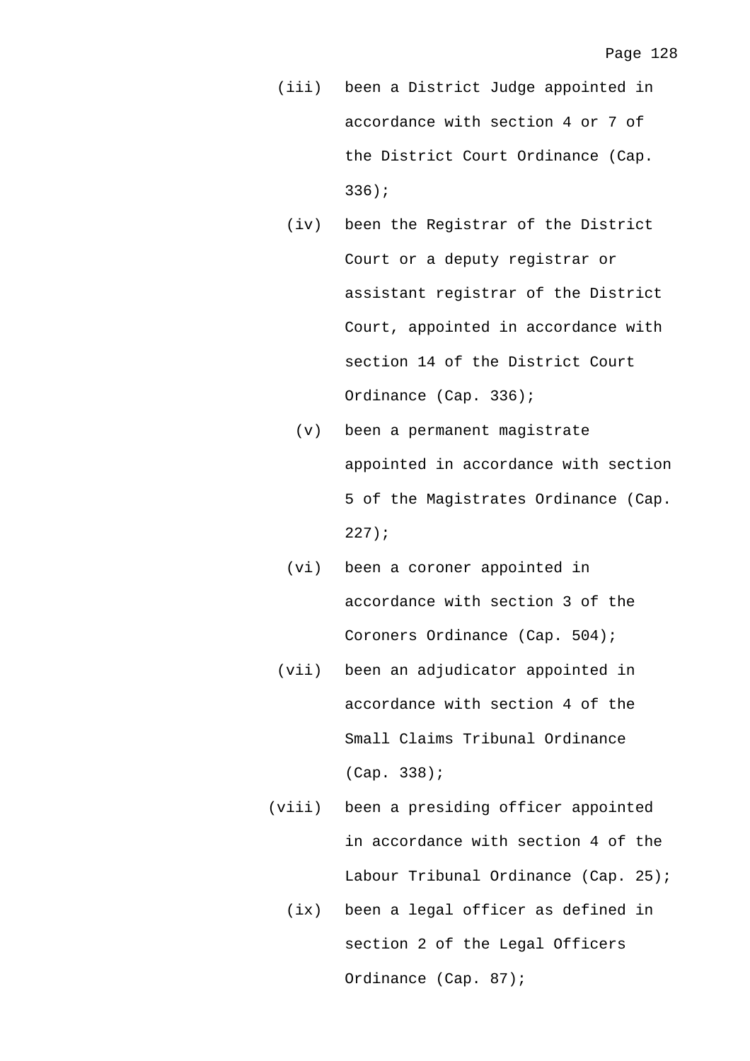(iii) been a District Judge appointed in accordance with section 4 or 7 of the District Court Ordinance (Cap. 336);

(iv) been the Registrar of the District Court or a deputy registrar or assistant registrar of the District Court, appointed in accordance with section 14 of the District Court Ordinance (Cap. 336);

(v) been a permanent magistrate appointed in accordance with section 5 of the Magistrates Ordinance (Cap. 227);

(vi) been a coroner appointed in accordance with section 3 of the Coroners Ordinance (Cap. 504);

(vii) been an adjudicator appointed in accordance with section 4 of the Small Claims Tribunal Ordinance (Cap. 338);

(viii) been a presiding officer appointed in accordance with section 4 of the Labour Tribunal Ordinance (Cap. 25);

(ix) been a legal officer as defined in section 2 of the Legal Officers Ordinance (Cap. 87);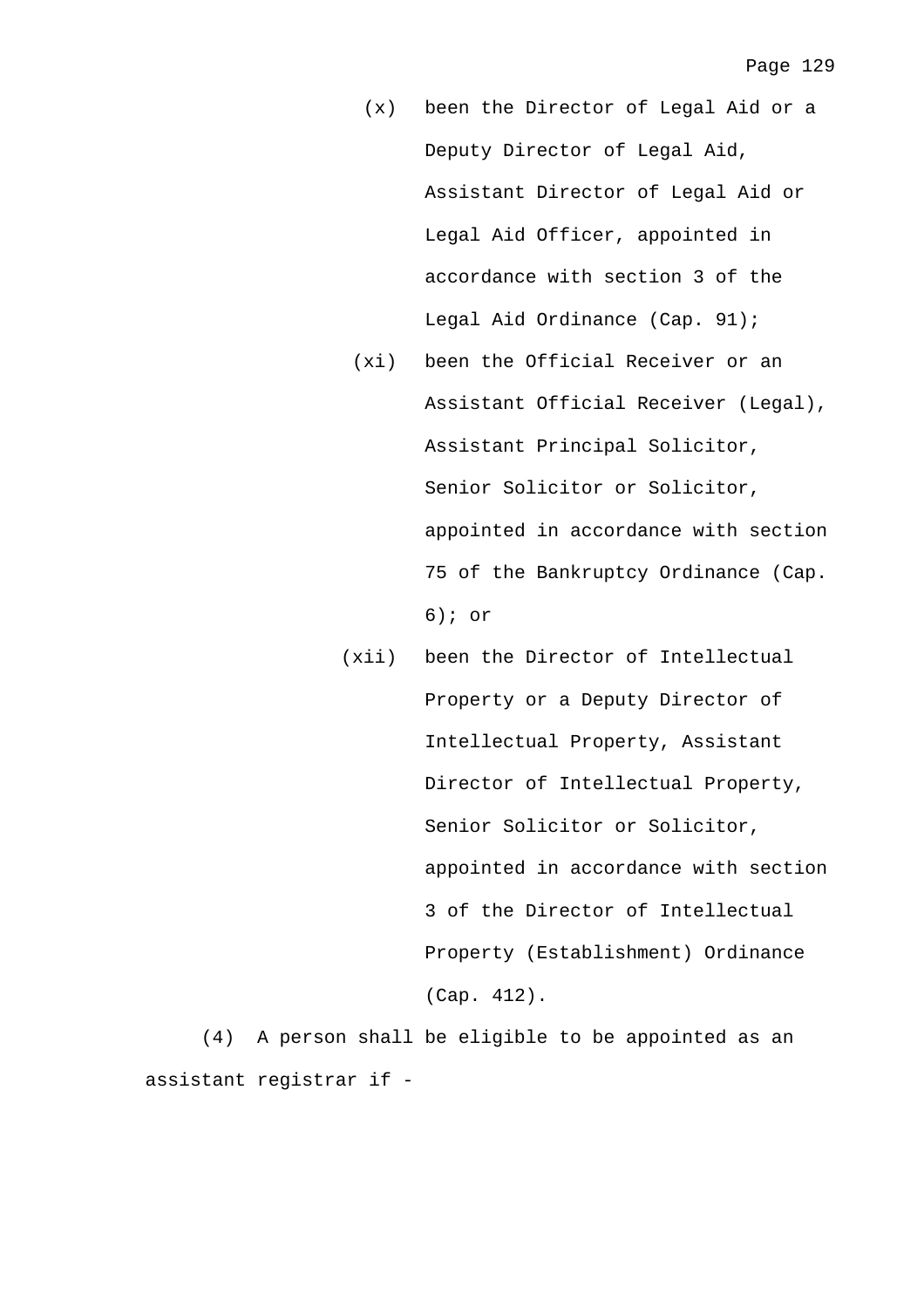(x) been the Director of Legal Aid or a Deputy Director of Legal Aid, Assistant Director of Legal Aid or Legal Aid Officer, appointed in accordance with section 3 of the Legal Aid Ordinance (Cap. 91);

(xi) been the Official Receiver or an Assistant Official Receiver (Legal), Assistant Principal Solicitor, Senior Solicitor or Solicitor, appointed in accordance with section 75 of the Bankruptcy Ordinance (Cap. 6); or

(xii) been the Director of Intellectual Property or a Deputy Director of Intellectual Property, Assistant Director of Intellectual Property, Senior Solicitor or Solicitor, appointed in accordance with section 3 of the Director of Intellectual Property (Establishment) Ordinance (Cap. 412).

(4) A person shall be eligible to be appointed as an assistant registrar if -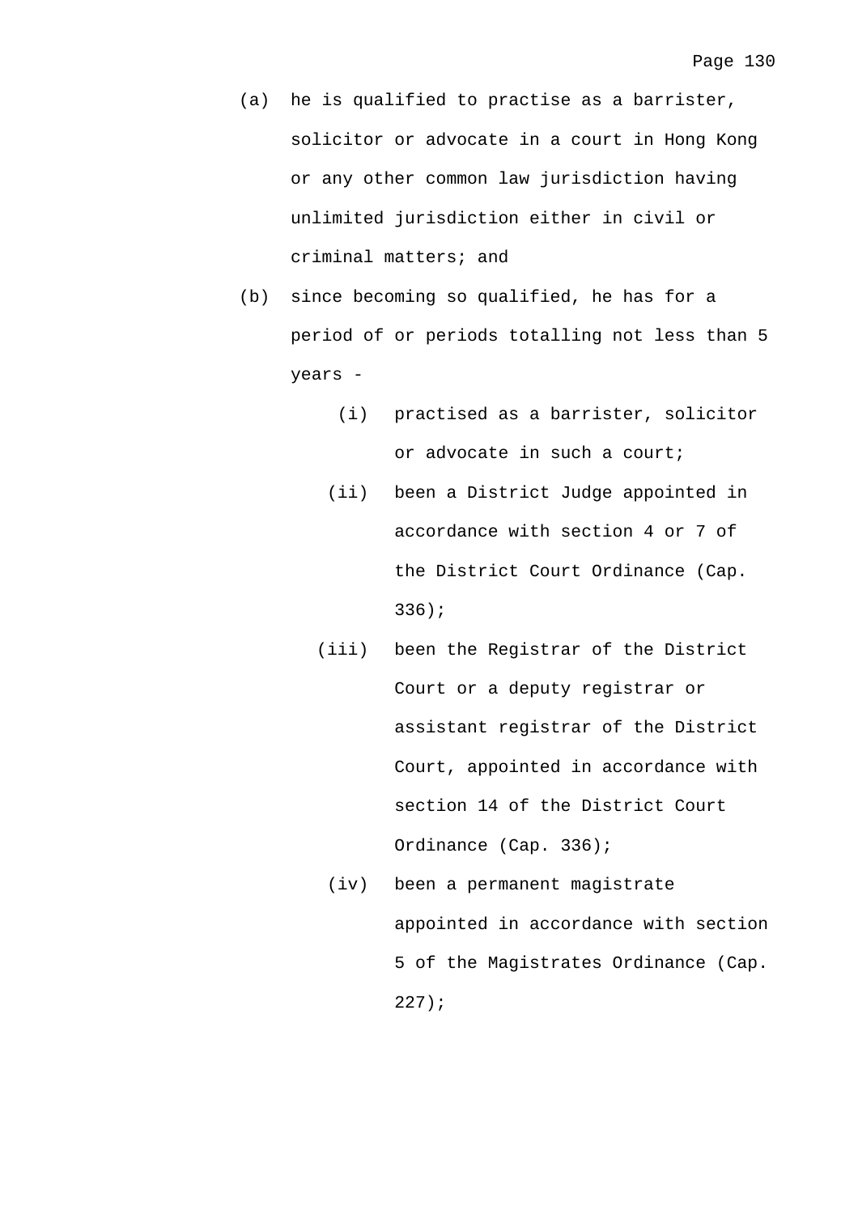(a) he is qualified to practise as a barrister, solicitor or advocate in a court in Hong Kong or any other common law jurisdiction having unlimited jurisdiction either in civil or criminal matters; and

(b) since becoming so qualified, he has for a period of or periods totalling not less than 5 years -

   (i) practised as a barrister, solicitor or advocate in such a court;

   (ii) been a District Judge appointed in accordance with section 4 or 7 of the District Court Ordinance (Cap. 336);

   (iii) been the Registrar of the District Court or a deputy registrar or assistant registrar of the District Court, appointed in accordance with section 14 of the District Court Ordinance (Cap. 336);

   (iv) been a permanent magistrate appointed in accordance with section 5 of the Magistrates Ordinance (Cap. 227);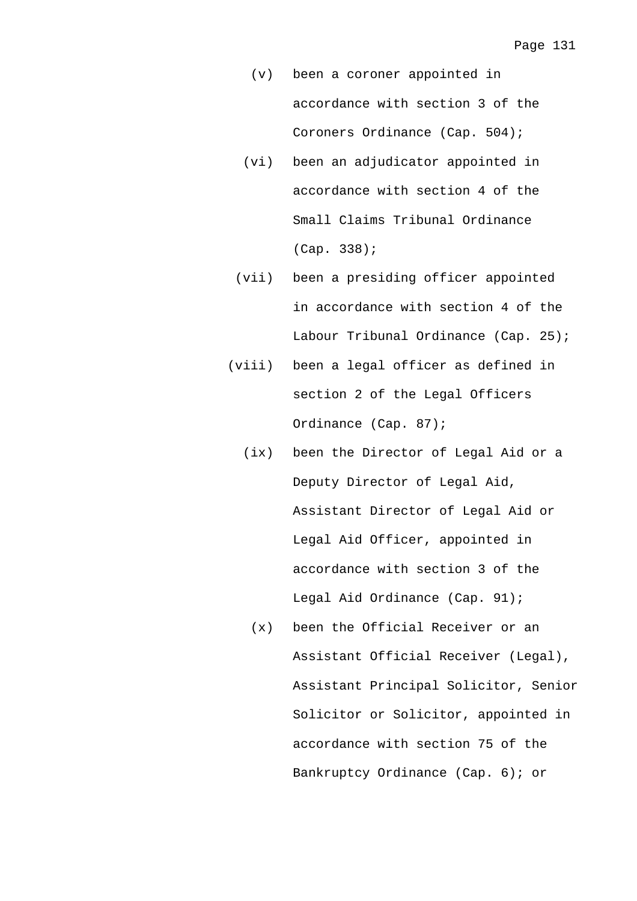(v) been a coroner appointed in accordance with section 3 of the Coroners Ordinance (Cap. 504);

(vi) been an adjudicator appointed in accordance with section 4 of the Small Claims Tribunal Ordinance (Cap. 338);

(vii) been a presiding officer appointed in accordance with section 4 of the Labour Tribunal Ordinance (Cap. 25);

(viii) been a legal officer as defined in section 2 of the Legal Officers Ordinance (Cap. 87);

(ix) been the Director of Legal Aid or a Deputy Director of Legal Aid, Assistant Director of Legal Aid or Legal Aid Officer, appointed in accordance with section 3 of the Legal Aid Ordinance (Cap. 91);

(x) been the Official Receiver or an Assistant Official Receiver (Legal), Assistant Principal Solicitor, Senior Solicitor or Solicitor, appointed in accordance with section 75 of the Bankruptcy Ordinance (Cap. 6); or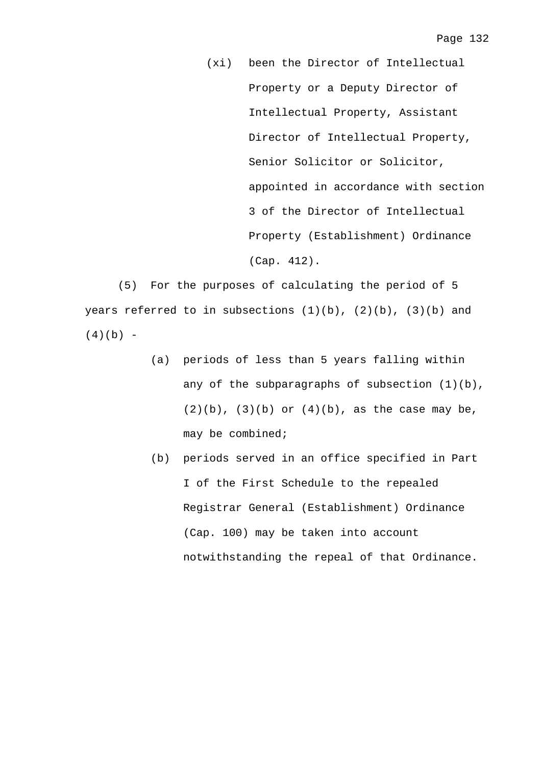(xi) been the Director of Intellectual Property or a Deputy Director of Intellectual Property, Assistant Director of Intellectual Property, Senior Solicitor or Solicitor, appointed in accordance with section 3 of the Director of Intellectual Property (Establishment) Ordinance (Cap. 412).

(5) For the purposes of calculating the period of 5 years referred to in subsections (1)(b), (2)(b), (3)(b) and (4)(b) -

(a) periods of less than 5 years falling within any of the subparagraphs of subsection (1)(b), (2)(b), (3)(b) or (4)(b), as the case may be, may be combined;

(b) periods served in an office specified in Part I of the First Schedule to the repealed Registrar General (Establishment) Ordinance (Cap. 100) may be taken into account notwithstanding the repeal of that Ordinance.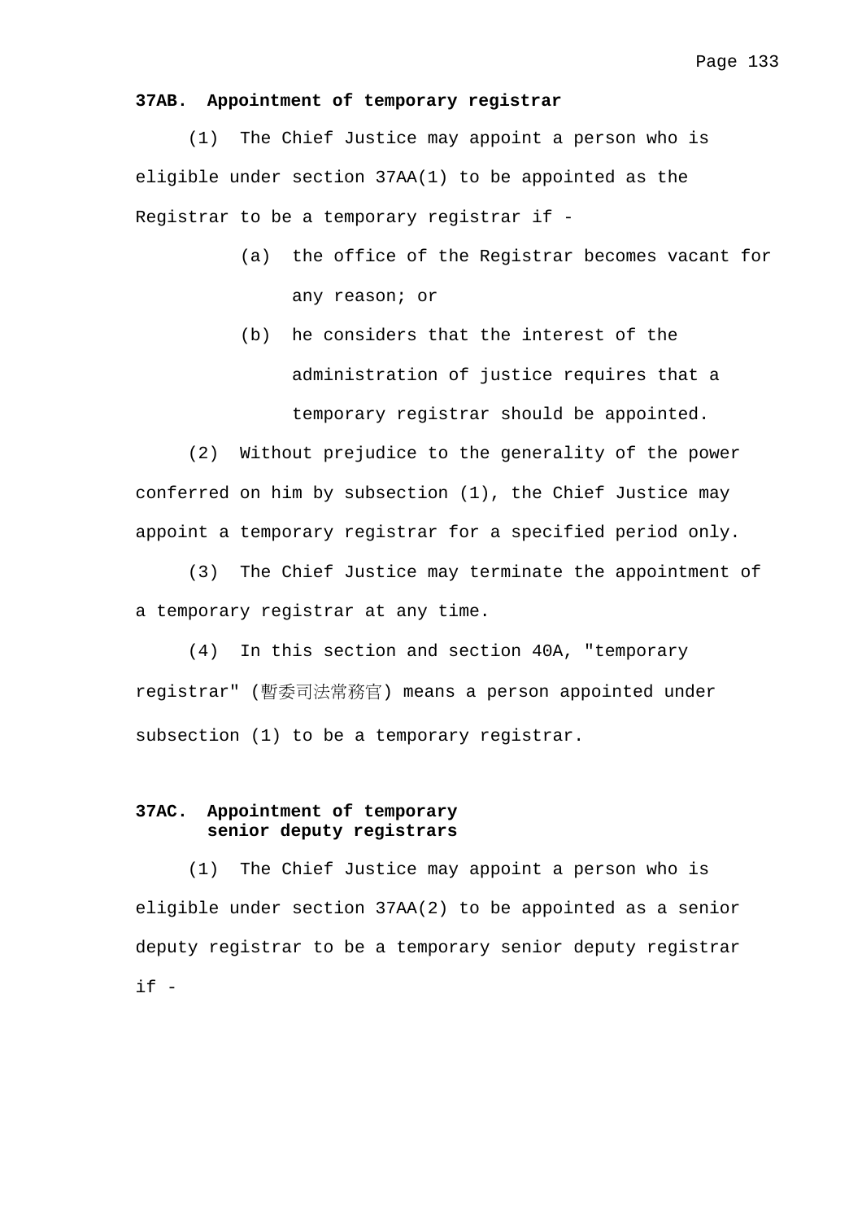**37AB. Appointment of temporary registrar**

(1) The Chief Justice may appoint a person who is eligible under section 37AA(1) to be appointed as the Registrar to be a temporary registrar if -

(a) the office of the Registrar becomes vacant for any reason; or

(b) he considers that the interest of the administration of justice requires that a temporary registrar should be appointed.

(2) Without prejudice to the generality of the power conferred on him by subsection (1), the Chief Justice may appoint a temporary registrar for a specified period only.

(3) The Chief Justice may terminate the appointment of a temporary registrar at any time.

(4) In this section and section 40A, "temporary registrar" (暫委司法常務官) means a person appointed under subsection (1) to be a temporary registrar.

**37AC. Appointment of temporary senior deputy registrars**

(1) The Chief Justice may appoint a person who is eligible under section 37AA(2) to be appointed as a senior deputy registrar to be a temporary senior deputy registrar if -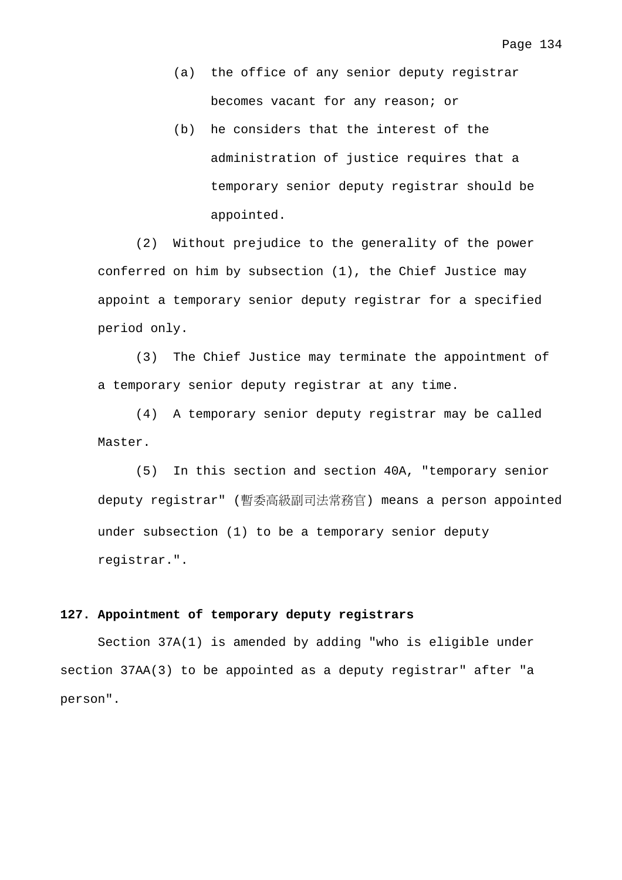(a) the office of any senior deputy registrar becomes vacant for any reason; or

(b) he considers that the interest of the administration of justice requires that a temporary senior deputy registrar should be appointed.

(2) Without prejudice to the generality of the power conferred on him by subsection (1), the Chief Justice may appoint a temporary senior deputy registrar for a specified period only.

(3) The Chief Justice may terminate the appointment of a temporary senior deputy registrar at any time.

(4) A temporary senior deputy registrar may be called Master.

(5) In this section and section 40A, "temporary senior deputy registrar" (暫委高級副司法常務官) means a person appointed under subsection (1) to be a temporary senior deputy registrar.".

**127. Appointment of temporary deputy registrars**

Section 37A(1) is amended by adding "who is eligible under section 37AA(3) to be appointed as a deputy registrar" after "a person".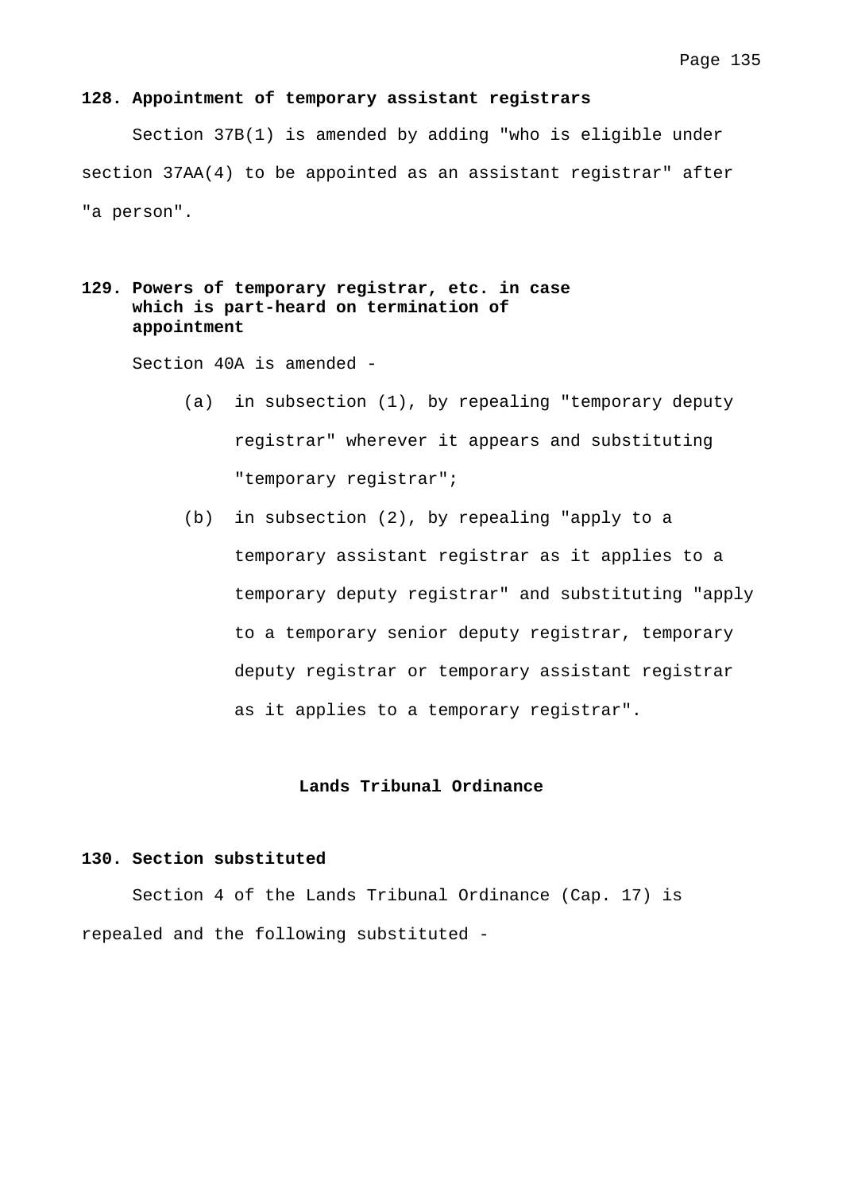**128. Appointment of temporary assistant registrars**

Section 37B(1) is amended by adding "who is eligible under section 37AA(4) to be appointed as an assistant registrar" after "a person".

**129. Powers of temporary registrar, etc. in case which is part-heard on termination of appointment**

Section 40A is amended -

(a) in subsection (1), by repealing "temporary deputy registrar" wherever it appears and substituting "temporary registrar";

(b) in subsection (2), by repealing "apply to a temporary assistant registrar as it applies to a temporary deputy registrar" and substituting "apply to a temporary senior deputy registrar, temporary deputy registrar or temporary assistant registrar as it applies to a temporary registrar".

**Lands Tribunal Ordinance**

**130. Section substituted**

Section 4 of the Lands Tribunal Ordinance (Cap. 17) is repealed and the following substituted -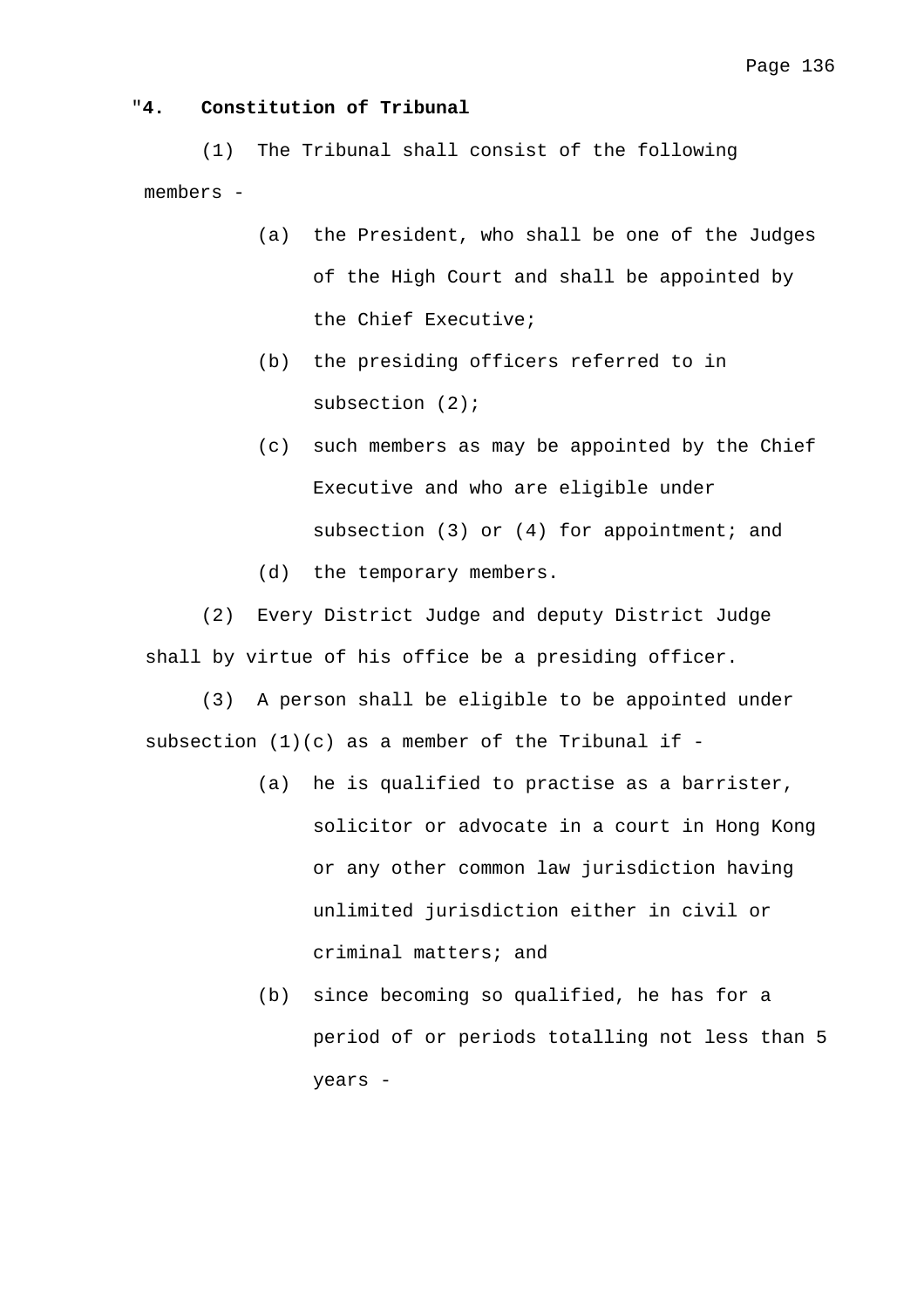"**4. Constitution of Tribunal**

(1) The Tribunal shall consist of the following members -

(a) the President, who shall be one of the Judges of the High Court and shall be appointed by the Chief Executive;

(b) the presiding officers referred to in subsection (2);

(c) such members as may be appointed by the Chief Executive and who are eligible under subsection (3) or (4) for appointment; and

(d) the temporary members.

(2) Every District Judge and deputy District Judge shall by virtue of his office be a presiding officer.

(3) A person shall be eligible to be appointed under subsection (1)(c) as a member of the Tribunal if -

(a) he is qualified to practise as a barrister, solicitor or advocate in a court in Hong Kong or any other common law jurisdiction having unlimited jurisdiction either in civil or criminal matters; and

(b) since becoming so qualified, he has for a period of or periods totalling not less than 5 years -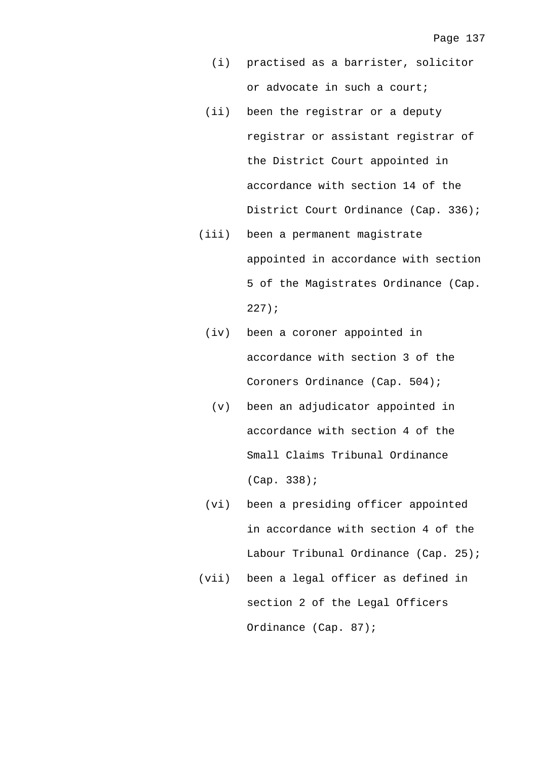(i) practised as a barrister, solicitor or advocate in such a court;

(ii) been the registrar or a deputy registrar or assistant registrar of the District Court appointed in accordance with section 14 of the District Court Ordinance (Cap. 336);

(iii) been a permanent magistrate appointed in accordance with section 5 of the Magistrates Ordinance (Cap. 227);

(iv) been a coroner appointed in accordance with section 3 of the Coroners Ordinance (Cap. 504);

(v) been an adjudicator appointed in accordance with section 4 of the Small Claims Tribunal Ordinance (Cap. 338);

(vi) been a presiding officer appointed in accordance with section 4 of the Labour Tribunal Ordinance (Cap. 25);

(vii) been a legal officer as defined in section 2 of the Legal Officers Ordinance (Cap. 87);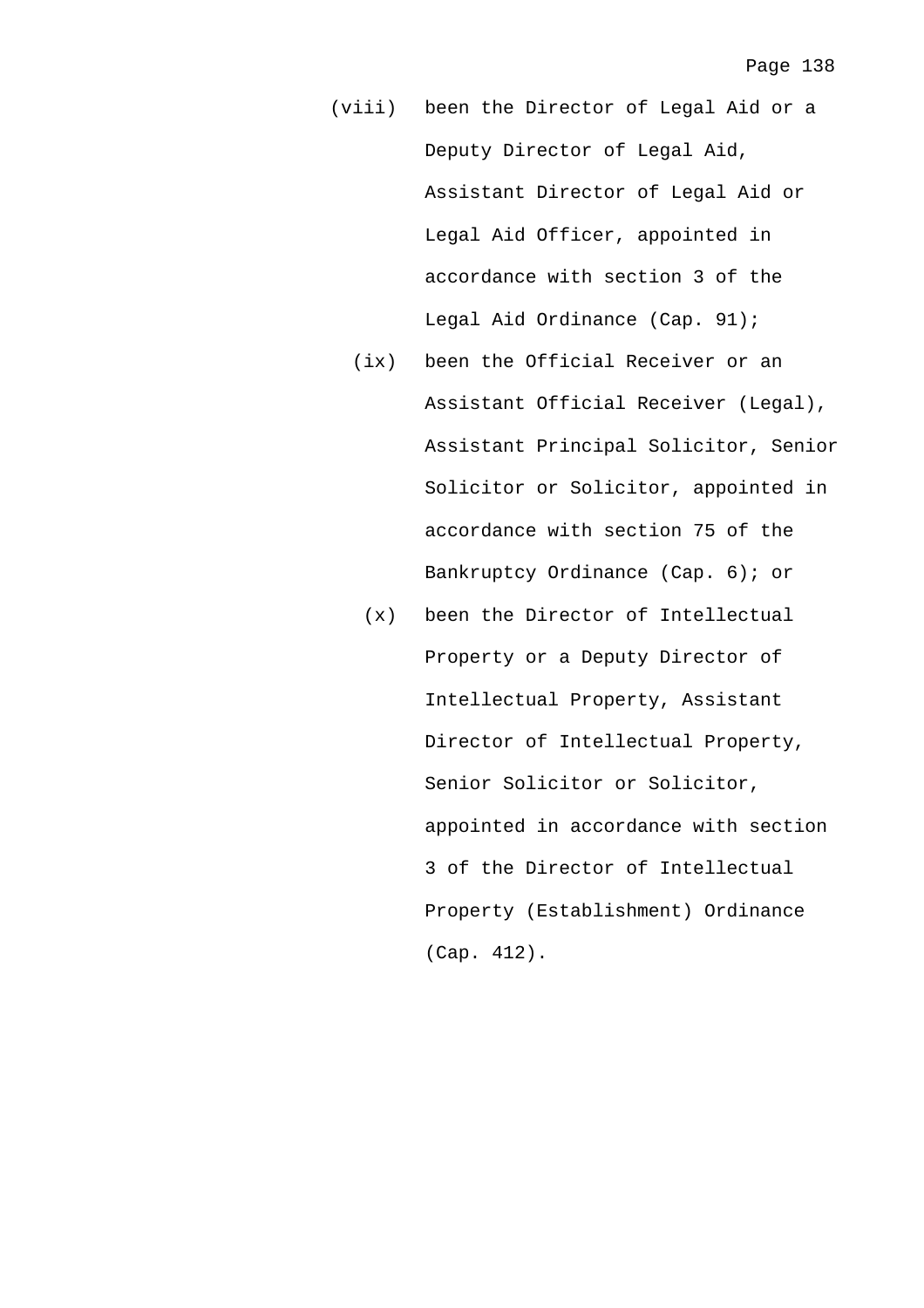(viii) been the Director of Legal Aid or a Deputy Director of Legal Aid, Assistant Director of Legal Aid or Legal Aid Officer, appointed in accordance with section 3 of the Legal Aid Ordinance (Cap. 91);

(ix) been the Official Receiver or an Assistant Official Receiver (Legal), Assistant Principal Solicitor, Senior Solicitor or Solicitor, appointed in accordance with section 75 of the Bankruptcy Ordinance (Cap. 6); or

(x) been the Director of Intellectual Property or a Deputy Director of Intellectual Property, Assistant Director of Intellectual Property, Senior Solicitor or Solicitor, appointed in accordance with section 3 of the Director of Intellectual Property (Establishment) Ordinance (Cap. 412).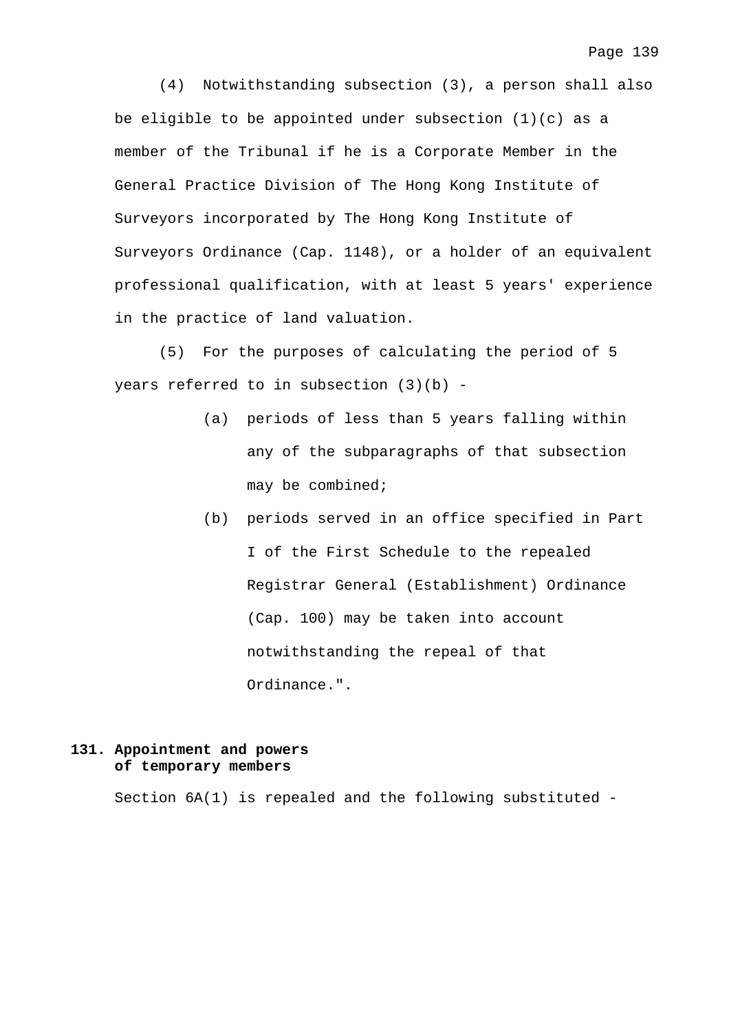(4) Notwithstanding subsection (3), a person shall also be eligible to be appointed under subsection (1)(c) as a member of the Tribunal if he is a Corporate Member in the General Practice Division of The Hong Kong Institute of Surveyors incorporated by The Hong Kong Institute of Surveyors Ordinance (Cap. 1148), or a holder of an equivalent professional qualification, with at least 5 years' experience in the practice of land valuation.

(5) For the purposes of calculating the period of 5 years referred to in subsection (3)(b) -

(a) periods of less than 5 years falling within any of the subparagraphs of that subsection may be combined;

(b) periods served in an office specified in Part I of the First Schedule to the repealed Registrar General (Establishment) Ordinance (Cap. 100) may be taken into account notwithstanding the repeal of that Ordinance.".

**131. Appointment and powers of temporary members**

Section 6A(1) is repealed and the following substituted -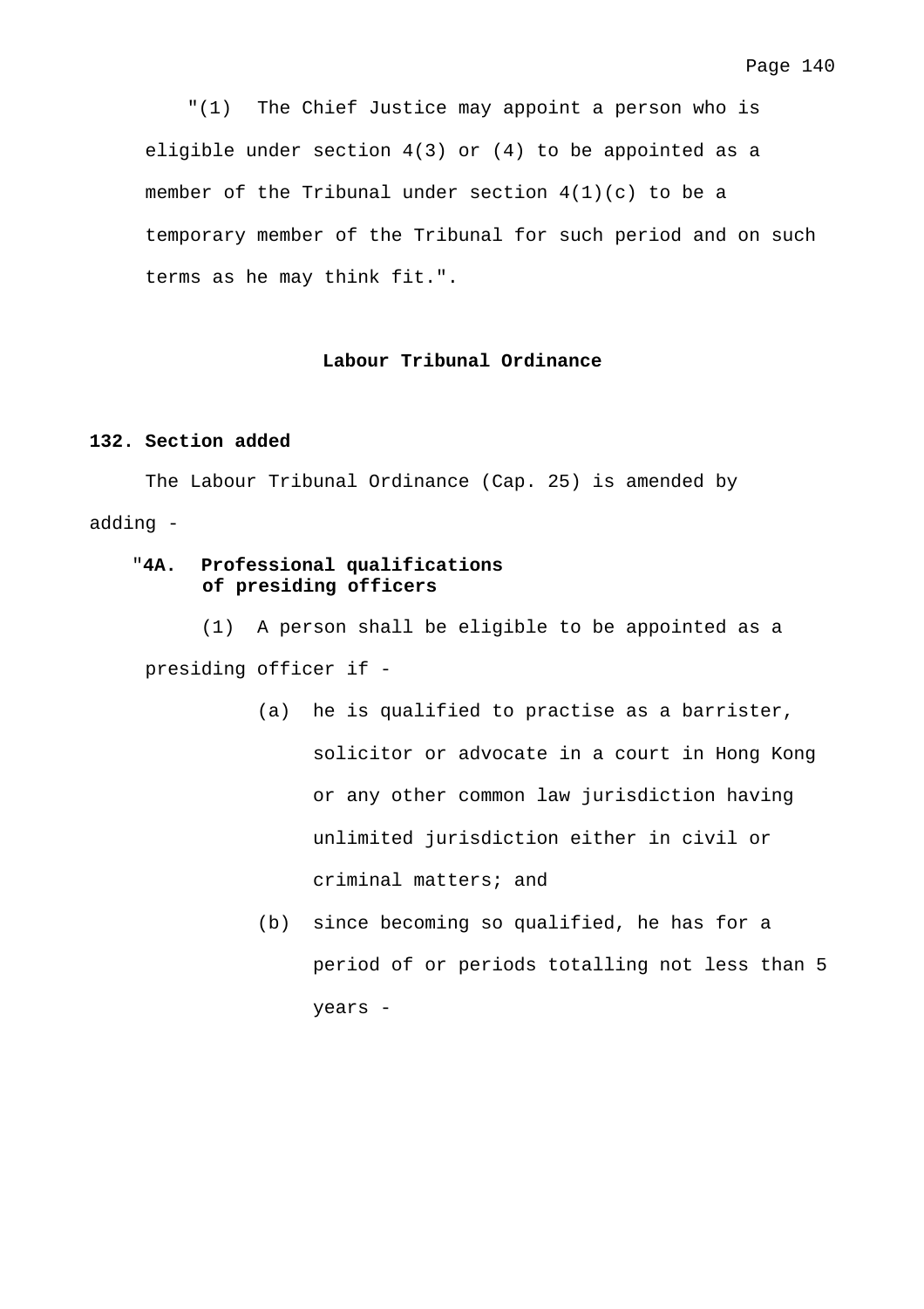"(1) The Chief Justice may appoint a person who is eligible under section 4(3) or (4) to be appointed as a member of the Tribunal under section 4(1)(c) to be a temporary member of the Tribunal for such period and on such terms as he may think fit.".

## Labour Tribunal Ordinance

**132. Section added**

The Labour Tribunal Ordinance (Cap. 25) is amended by adding -

"**4A. Professional qualifications of presiding officers**

(1) A person shall be eligible to be appointed as a presiding officer if -

(a) he is qualified to practise as a barrister, solicitor or advocate in a court in Hong Kong or any other common law jurisdiction having unlimited jurisdiction either in civil or criminal matters; and

(b) since becoming so qualified, he has for a period of or periods totalling not less than 5 years -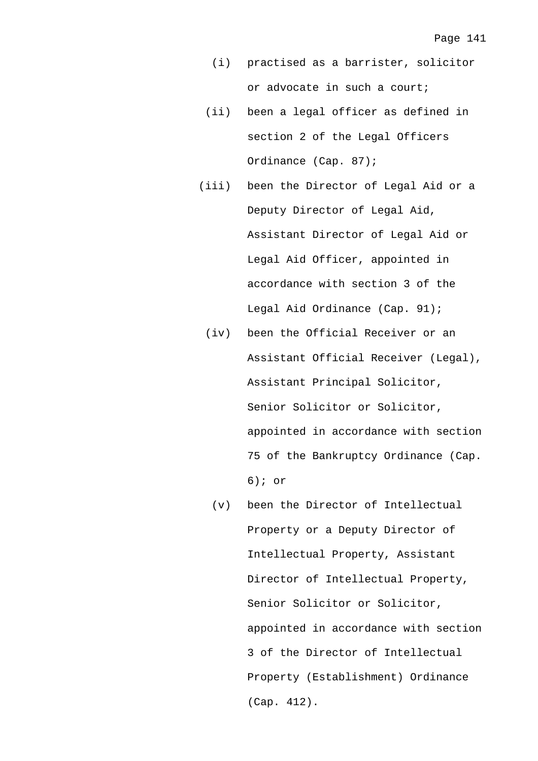(i) practised as a barrister, solicitor or advocate in such a court;

(ii) been a legal officer as defined in section 2 of the Legal Officers Ordinance (Cap. 87);

(iii) been the Director of Legal Aid or a Deputy Director of Legal Aid, Assistant Director of Legal Aid or Legal Aid Officer, appointed in accordance with section 3 of the Legal Aid Ordinance (Cap. 91);

(iv) been the Official Receiver or an Assistant Official Receiver (Legal), Assistant Principal Solicitor, Senior Solicitor or Solicitor, appointed in accordance with section 75 of the Bankruptcy Ordinance (Cap. 6); or

(v) been the Director of Intellectual Property or a Deputy Director of Intellectual Property, Assistant Director of Intellectual Property, Senior Solicitor or Solicitor, appointed in accordance with section 3 of the Director of Intellectual Property (Establishment) Ordinance (Cap. 412).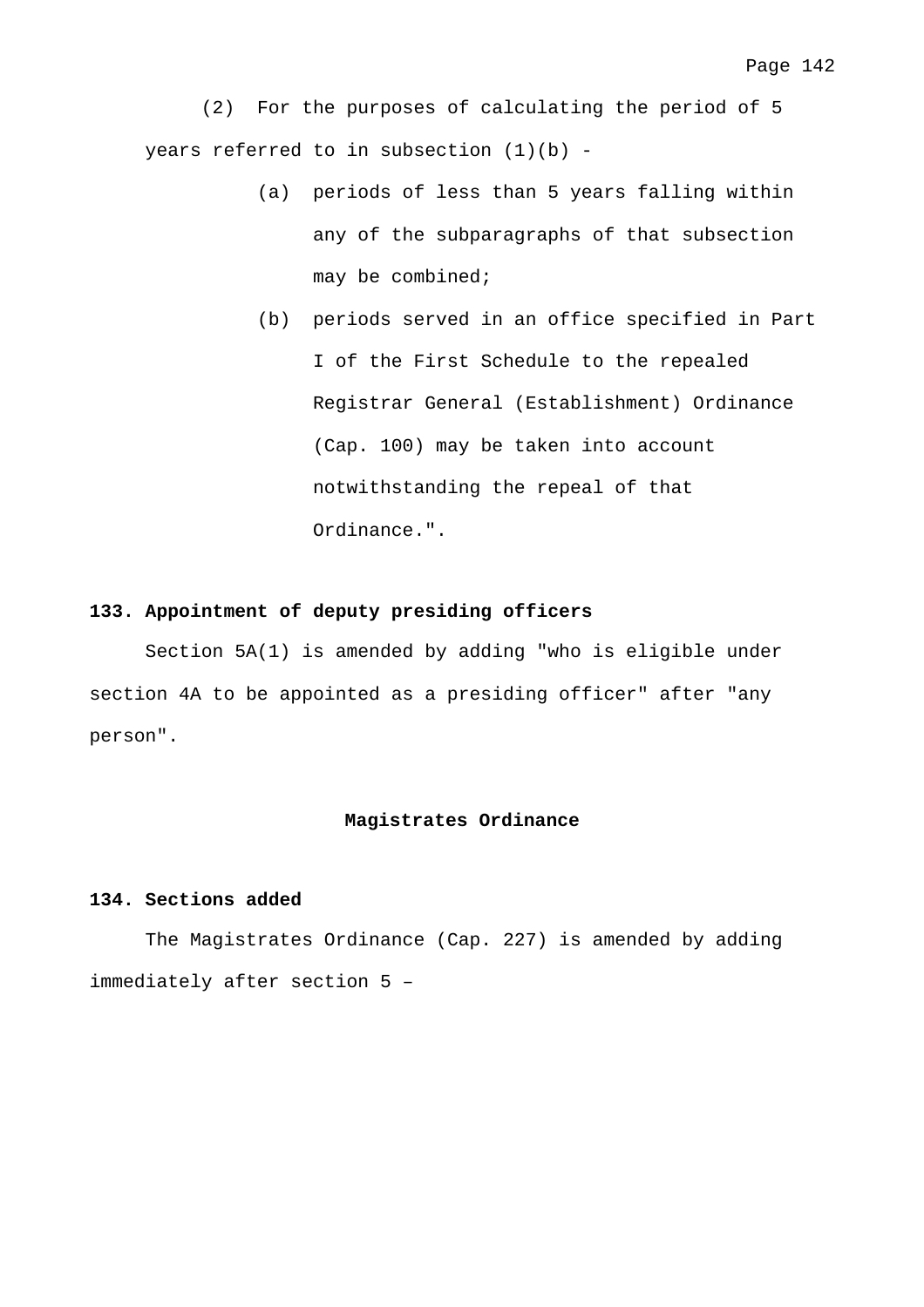(2) For the purposes of calculating the period of 5 years referred to in subsection (1)(b) -

(a) periods of less than 5 years falling within any of the subparagraphs of that subsection may be combined;

(b) periods served in an office specified in Part I of the First Schedule to the repealed Registrar General (Establishment) Ordinance (Cap. 100) may be taken into account notwithstanding the repeal of that Ordinance.".

**133. Appointment of deputy presiding officers**

Section 5A(1) is amended by adding "who is eligible under section 4A to be appointed as a presiding officer" after "any person".

## Magistrates Ordinance

**134. Sections added**

The Magistrates Ordinance (Cap. 227) is amended by adding immediately after section 5 –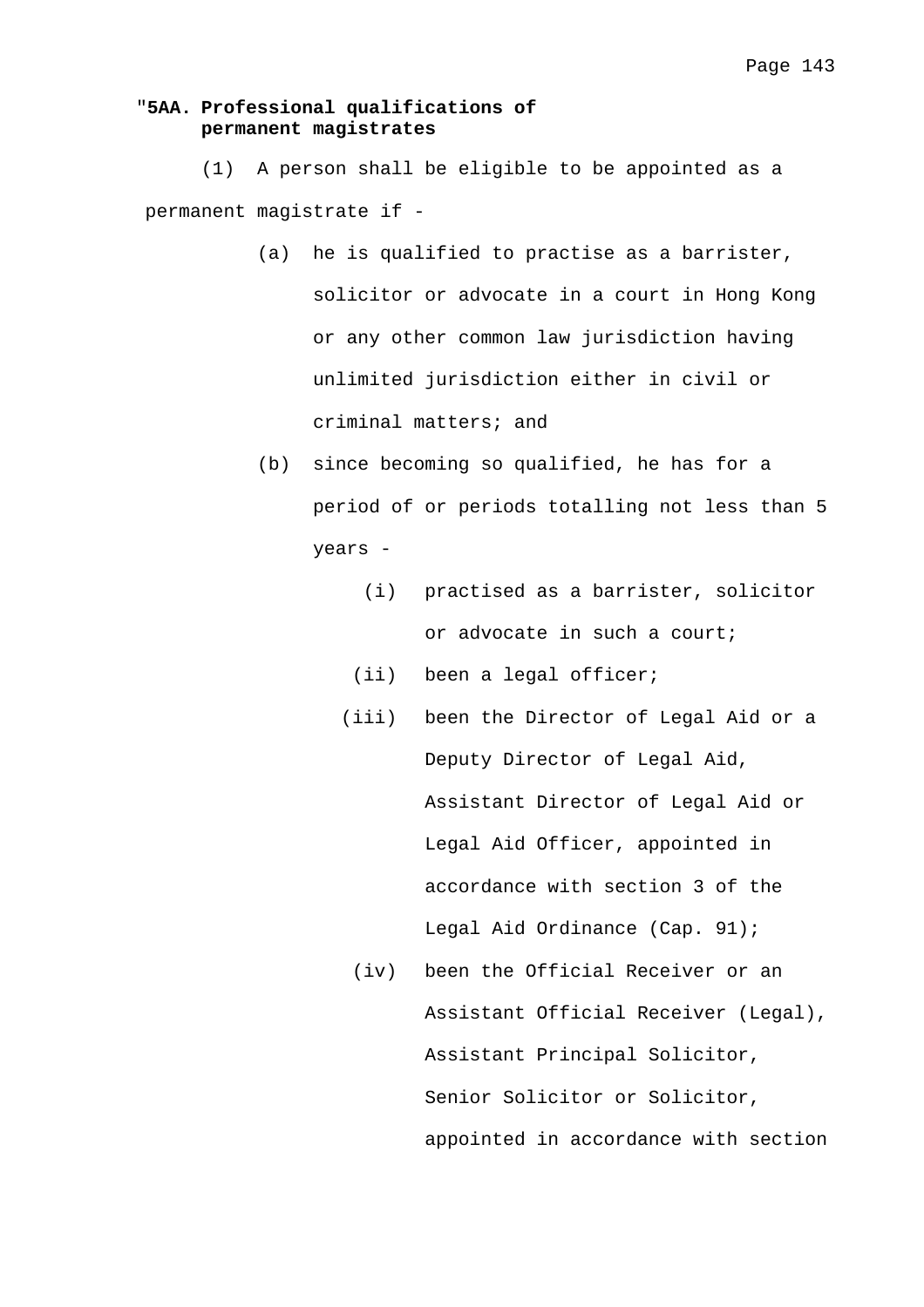"**5AA. Professional qualifications of permanent magistrates**

(1) A person shall be eligible to be appointed as a permanent magistrate if -

(a) he is qualified to practise as a barrister, solicitor or advocate in a court in Hong Kong or any other common law jurisdiction having unlimited jurisdiction either in civil or criminal matters; and

(b) since becoming so qualified, he has for a period of or periods totalling not less than 5 years -

(i) practised as a barrister, solicitor or advocate in such a court;

(ii) been a legal officer;

(iii) been the Director of Legal Aid or a Deputy Director of Legal Aid, Assistant Director of Legal Aid or Legal Aid Officer, appointed in accordance with section 3 of the Legal Aid Ordinance (Cap. 91);

(iv) been the Official Receiver or an Assistant Official Receiver (Legal), Assistant Principal Solicitor, Senior Solicitor or Solicitor, appointed in accordance with section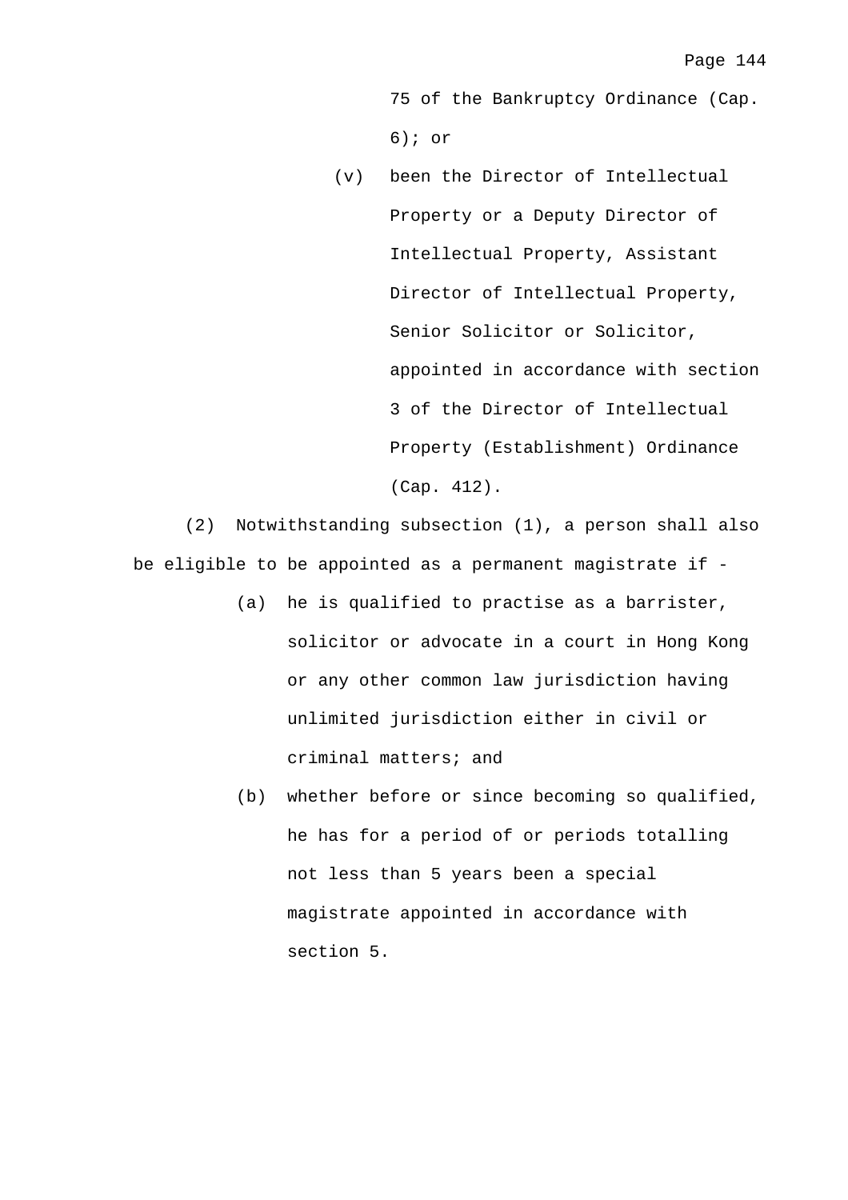75 of the Bankruptcy Ordinance (Cap. 6); or

(v) been the Director of Intellectual Property or a Deputy Director of Intellectual Property, Assistant Director of Intellectual Property, Senior Solicitor or Solicitor, appointed in accordance with section 3 of the Director of Intellectual Property (Establishment) Ordinance (Cap. 412).

(2) Notwithstanding subsection (1), a person shall also be eligible to be appointed as a permanent magistrate if -

(a) he is qualified to practise as a barrister, solicitor or advocate in a court in Hong Kong or any other common law jurisdiction having unlimited jurisdiction either in civil or criminal matters; and

(b) whether before or since becoming so qualified, he has for a period of or periods totalling not less than 5 years been a special magistrate appointed in accordance with section 5.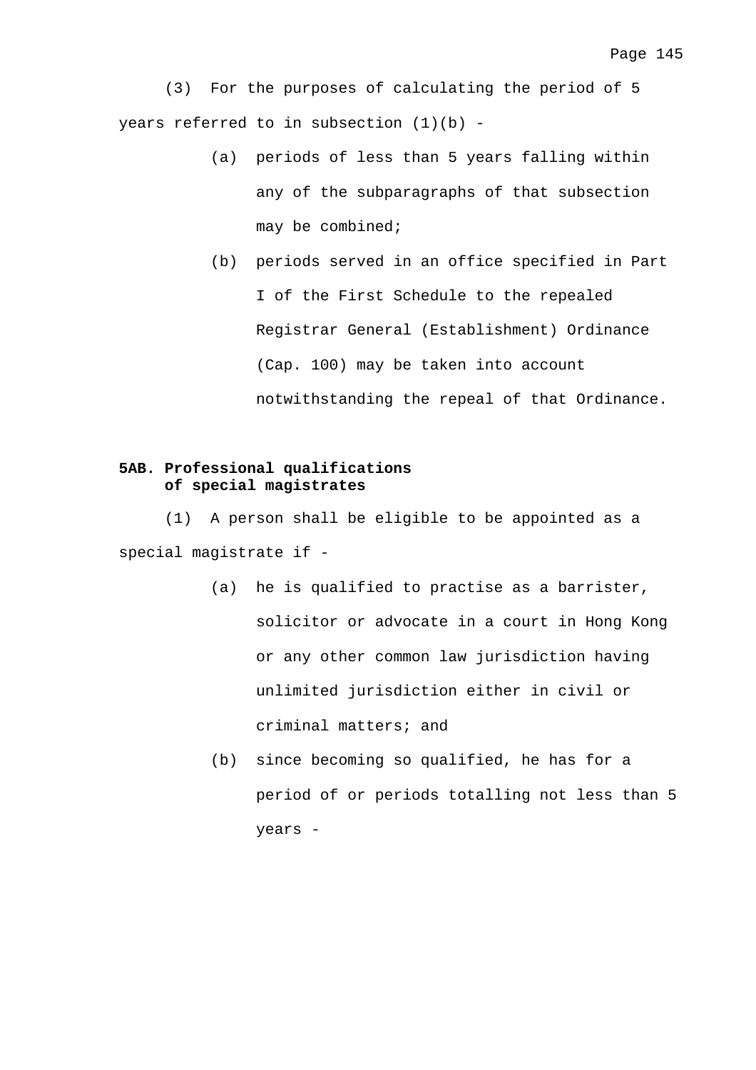(3) For the purposes of calculating the period of 5 years referred to in subsection (1)(b) -

- (a) periods of less than 5 years falling within any of the subparagraphs of that subsection may be combined;
- (b) periods served in an office specified in Part I of the First Schedule to the repealed Registrar General (Establishment) Ordinance (Cap. 100) may be taken into account notwithstanding the repeal of that Ordinance.

**5AB. Professional qualifications of special magistrates**

(1) A person shall be eligible to be appointed as a special magistrate if -

- (a) he is qualified to practise as a barrister, solicitor or advocate in a court in Hong Kong or any other common law jurisdiction having unlimited jurisdiction either in civil or criminal matters; and
- (b) since becoming so qualified, he has for a period of or periods totalling not less than 5 years -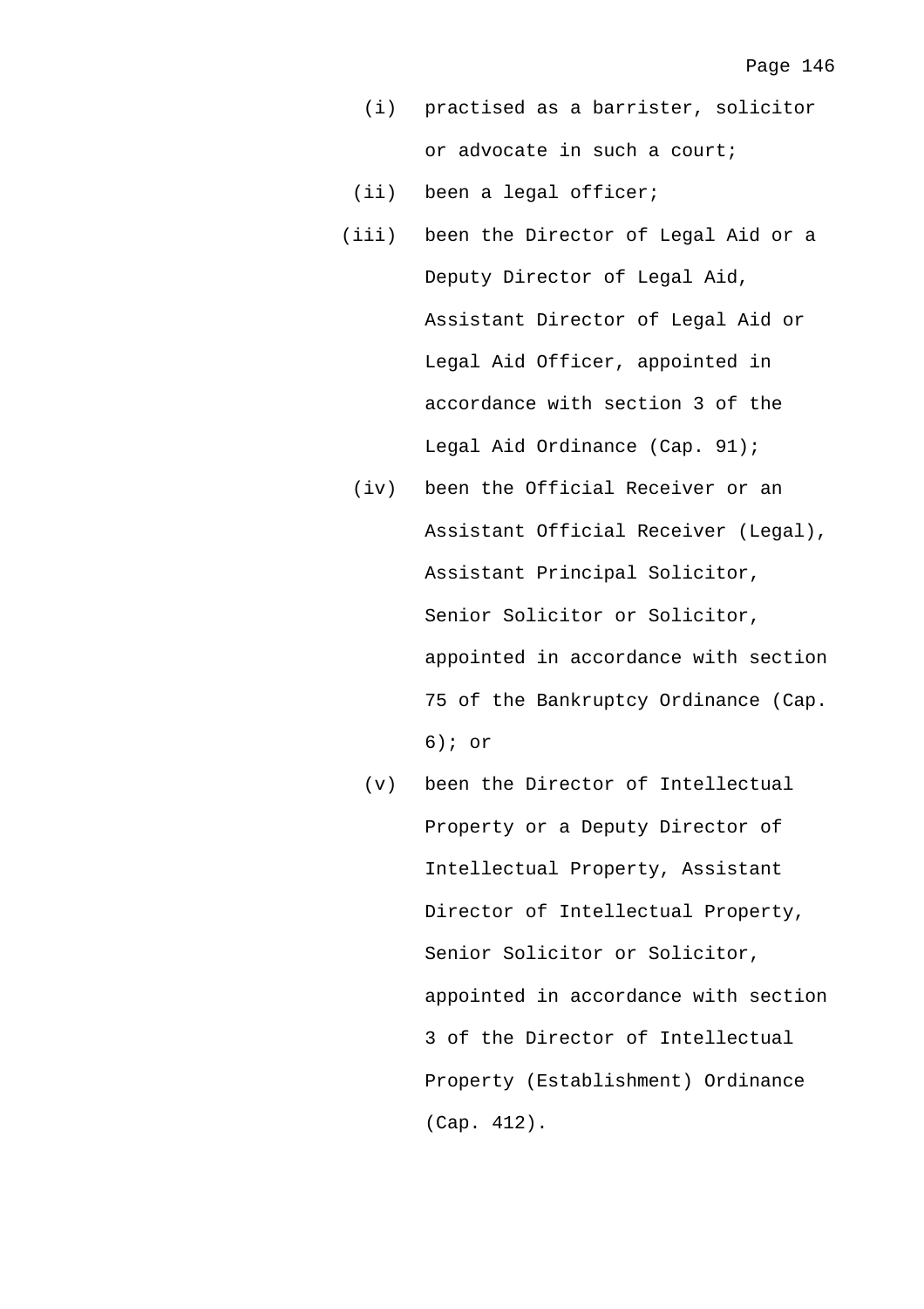(i) practised as a barrister, solicitor or advocate in such a court;

(ii) been a legal officer;

(iii) been the Director of Legal Aid or a Deputy Director of Legal Aid, Assistant Director of Legal Aid or Legal Aid Officer, appointed in accordance with section 3 of the Legal Aid Ordinance (Cap. 91);

(iv) been the Official Receiver or an Assistant Official Receiver (Legal), Assistant Principal Solicitor, Senior Solicitor or Solicitor, appointed in accordance with section 75 of the Bankruptcy Ordinance (Cap. 6); or

(v) been the Director of Intellectual Property or a Deputy Director of Intellectual Property, Assistant Director of Intellectual Property, Senior Solicitor or Solicitor, appointed in accordance with section 3 of the Director of Intellectual Property (Establishment) Ordinance (Cap. 412).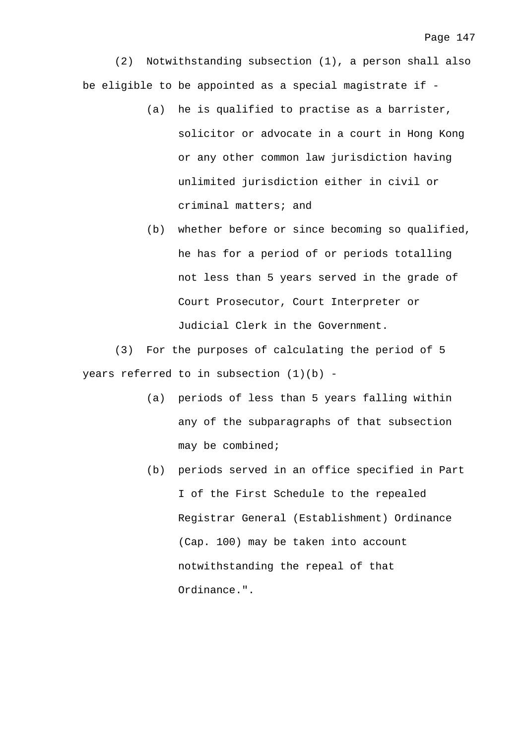(2) Notwithstanding subsection (1), a person shall also be eligible to be appointed as a special magistrate if -

(a) he is qualified to practise as a barrister, solicitor or advocate in a court in Hong Kong or any other common law jurisdiction having unlimited jurisdiction either in civil or criminal matters; and

(b) whether before or since becoming so qualified, he has for a period of or periods totalling not less than 5 years served in the grade of Court Prosecutor, Court Interpreter or Judicial Clerk in the Government.

(3) For the purposes of calculating the period of 5 years referred to in subsection (1)(b) -

(a) periods of less than 5 years falling within any of the subparagraphs of that subsection may be combined;

(b) periods served in an office specified in Part I of the First Schedule to the repealed Registrar General (Establishment) Ordinance (Cap. 100) may be taken into account notwithstanding the repeal of that Ordinance.".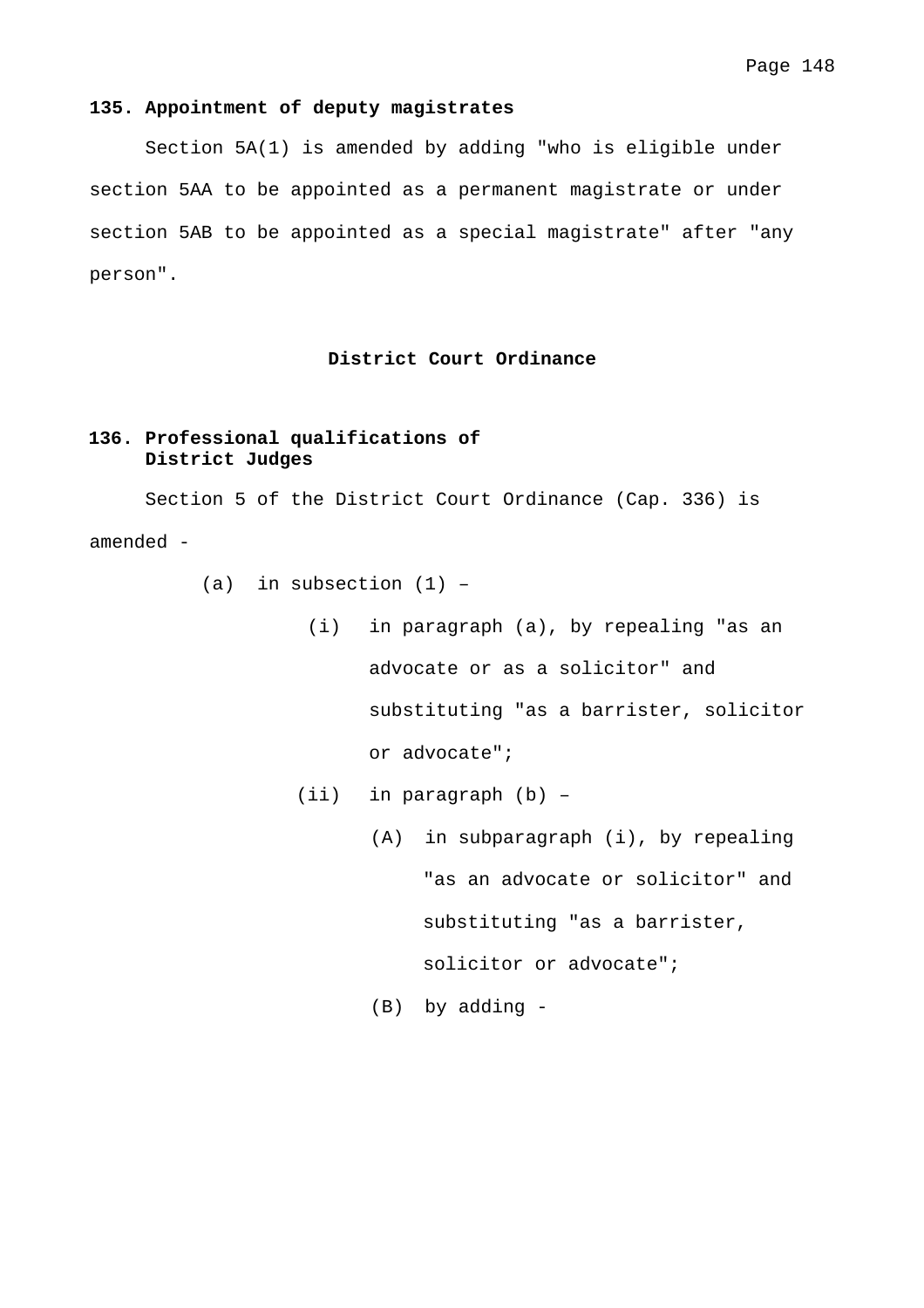**135. Appointment of deputy magistrates**

Section 5A(1) is amended by adding "who is eligible under section 5AA to be appointed as a permanent magistrate or under section 5AB to be appointed as a special magistrate" after "any person".

## District Court Ordinance

**136. Professional qualifications of District Judges**

Section 5 of the District Court Ordinance (Cap. 336) is amended -

- (a) in subsection (1) –
  - (i) in paragraph (a), by repealing "as an advocate or as a solicitor" and substituting "as a barrister, solicitor or advocate";
  - (ii) in paragraph (b) –
    - (A) in subparagraph (i), by repealing "as an advocate or solicitor" and substituting "as a barrister, solicitor or advocate";
    - (B) by adding -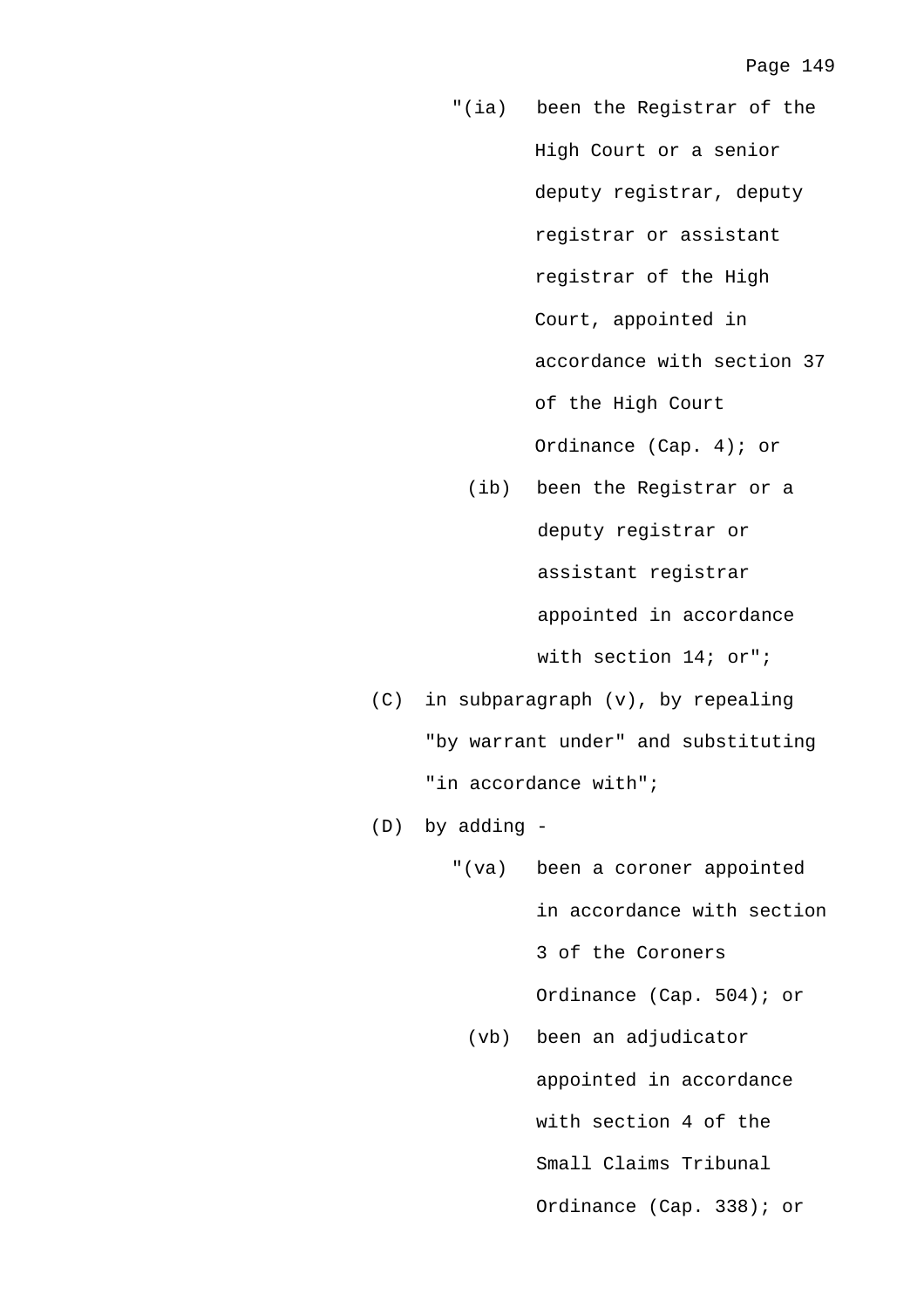"(ia) been the Registrar of the High Court or a senior deputy registrar, deputy registrar or assistant registrar of the High Court, appointed in accordance with section 37 of the High Court Ordinance (Cap. 4); or

(ib) been the Registrar or a deputy registrar or assistant registrar appointed in accordance with section 14; or";

(C) in subparagraph (v), by repealing "by warrant under" and substituting "in accordance with";

(D) by adding -

"(va) been a coroner appointed in accordance with section 3 of the Coroners Ordinance (Cap. 504); or

(vb) been an adjudicator appointed in accordance with section 4 of the Small Claims Tribunal Ordinance (Cap. 338); or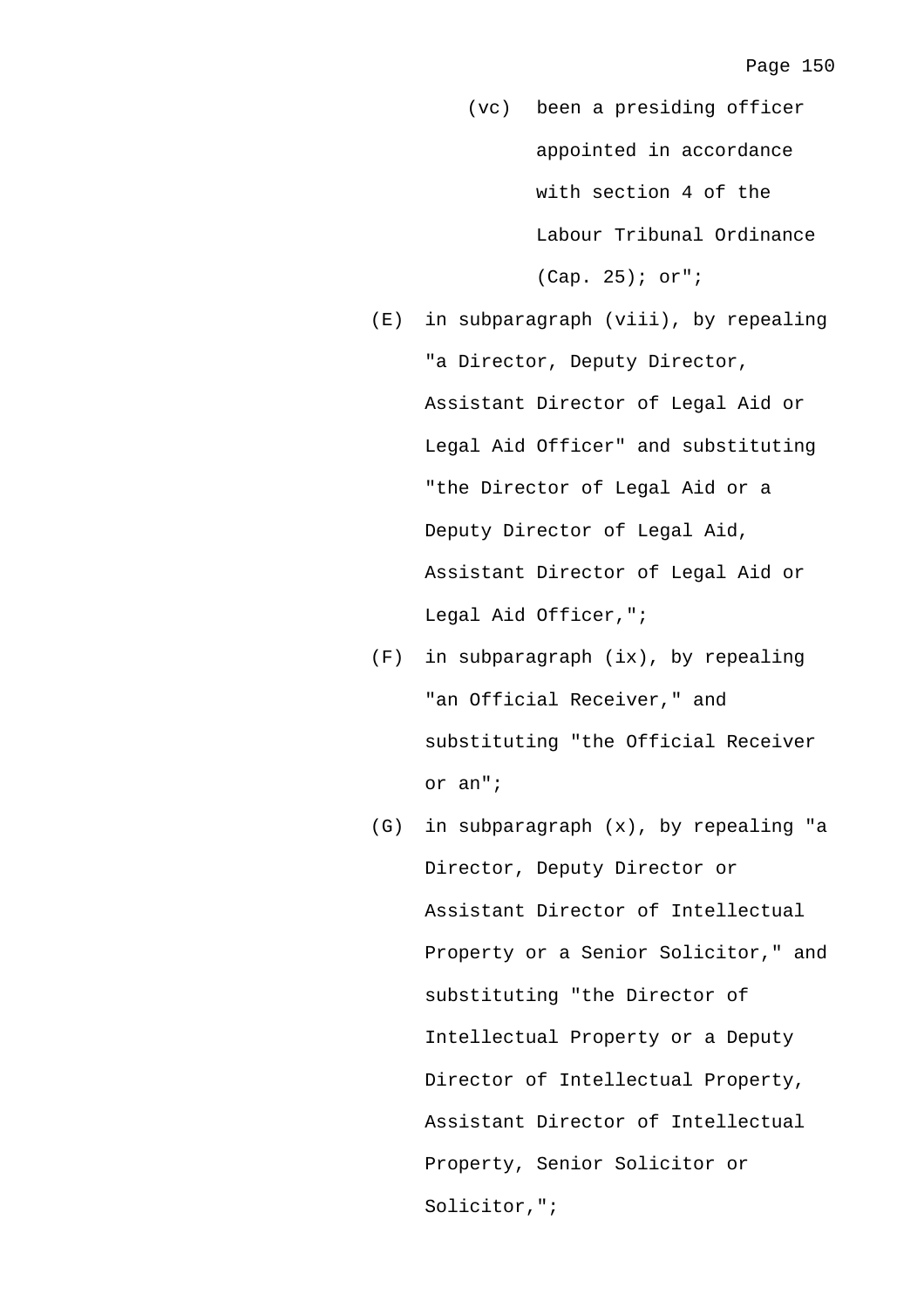(vc) been a presiding officer appointed in accordance with section 4 of the Labour Tribunal Ordinance (Cap. 25); or";

(E) in subparagraph (viii), by repealing "a Director, Deputy Director, Assistant Director of Legal Aid or Legal Aid Officer" and substituting "the Director of Legal Aid or a Deputy Director of Legal Aid, Assistant Director of Legal Aid or Legal Aid Officer,";

(F) in subparagraph (ix), by repealing "an Official Receiver," and substituting "the Official Receiver or an";

(G) in subparagraph (x), by repealing "a Director, Deputy Director or Assistant Director of Intellectual Property or a Senior Solicitor," and substituting "the Director of Intellectual Property or a Deputy Director of Intellectual Property, Assistant Director of Intellectual Property, Senior Solicitor or Solicitor,";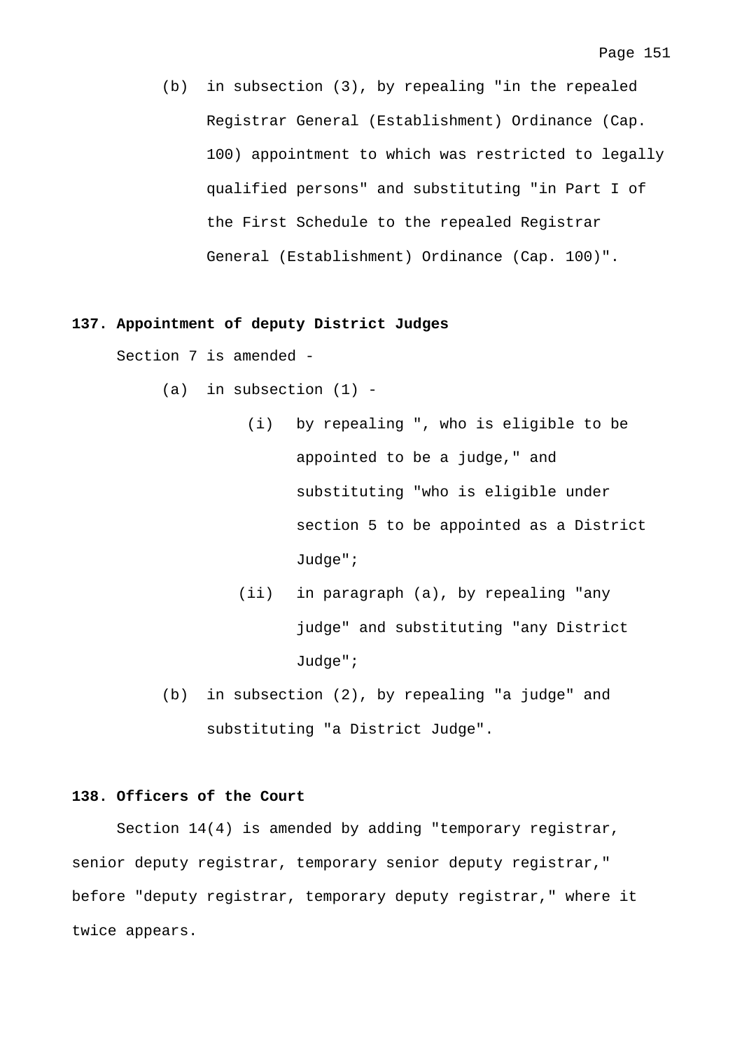(b) in subsection (3), by repealing "in the repealed Registrar General (Establishment) Ordinance (Cap. 100) appointment to which was restricted to legally qualified persons" and substituting "in Part I of the First Schedule to the repealed Registrar General (Establishment) Ordinance (Cap. 100)".

**137. Appointment of deputy District Judges**

Section 7 is amended -

(a) in subsection (1) -

(i) by repealing ", who is eligible to be appointed to be a judge," and substituting "who is eligible under section 5 to be appointed as a District Judge";

(ii) in paragraph (a), by repealing "any judge" and substituting "any District Judge";

(b) in subsection (2), by repealing "a judge" and substituting "a District Judge".

**138. Officers of the Court**

Section 14(4) is amended by adding "temporary registrar, senior deputy registrar, temporary senior deputy registrar," before "deputy registrar, temporary deputy registrar," where it twice appears.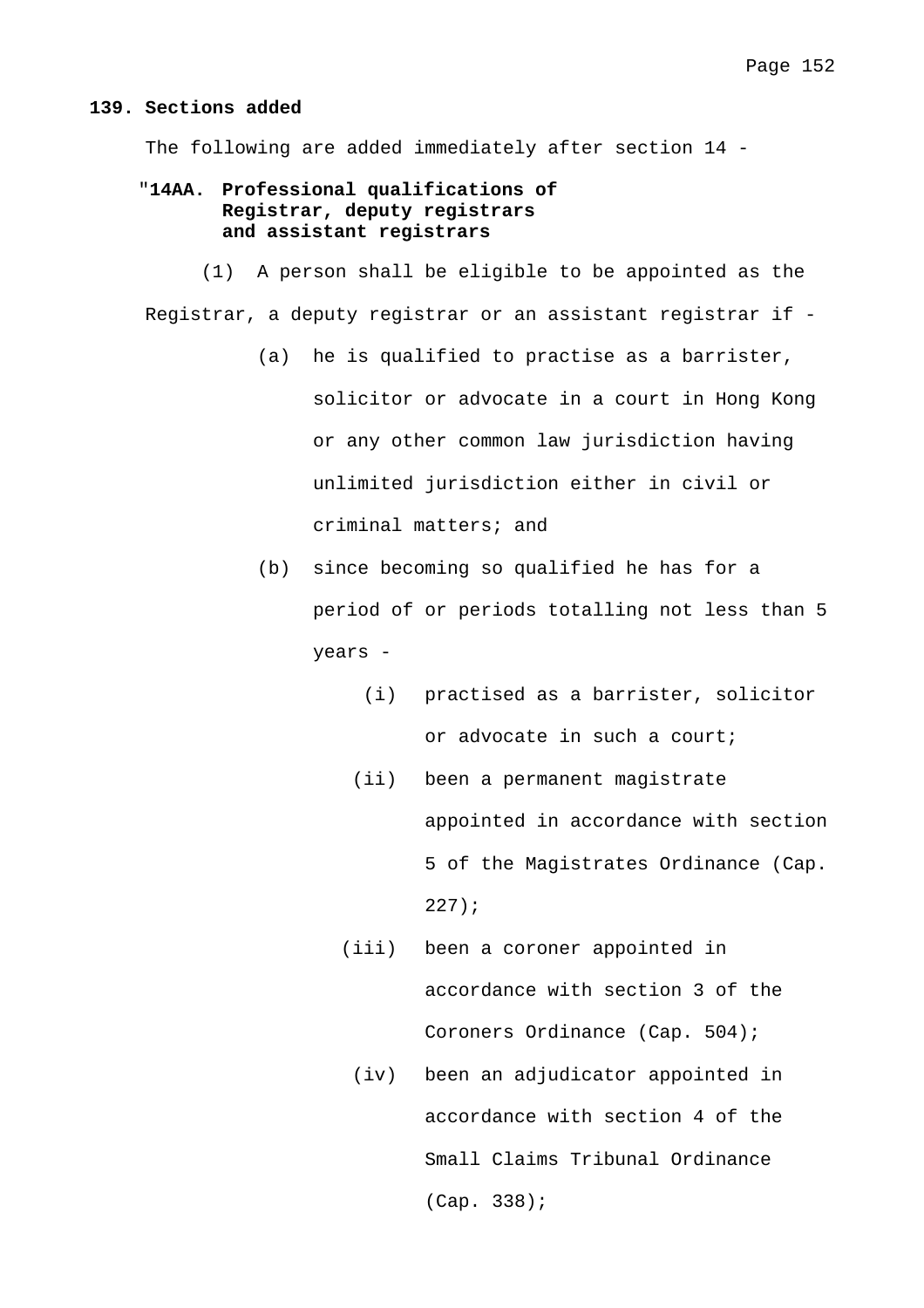**139. Sections added**

The following are added immediately after section 14 -

"**14AA. Professional qualifications of Registrar, deputy registrars and assistant registrars**

(1) A person shall be eligible to be appointed as the Registrar, a deputy registrar or an assistant registrar if -

(a) he is qualified to practise as a barrister, solicitor or advocate in a court in Hong Kong or any other common law jurisdiction having unlimited jurisdiction either in civil or criminal matters; and

(b) since becoming so qualified he has for a period of or periods totalling not less than 5 years -

(i) practised as a barrister, solicitor or advocate in such a court;

(ii) been a permanent magistrate appointed in accordance with section 5 of the Magistrates Ordinance (Cap. 227);

(iii) been a coroner appointed in accordance with section 3 of the Coroners Ordinance (Cap. 504);

(iv) been an adjudicator appointed in accordance with section 4 of the Small Claims Tribunal Ordinance (Cap. 338);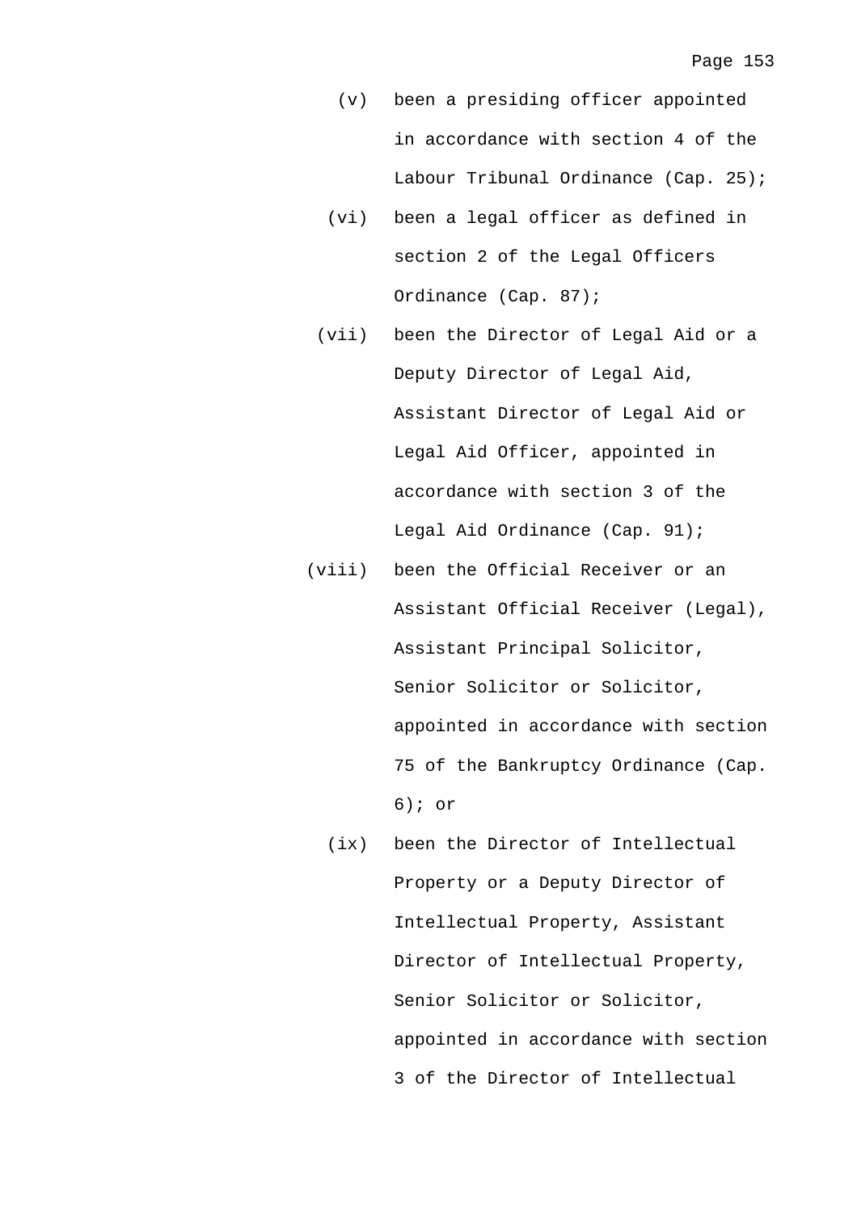(v) been a presiding officer appointed in accordance with section 4 of the Labour Tribunal Ordinance (Cap. 25);

(vi) been a legal officer as defined in section 2 of the Legal Officers Ordinance (Cap. 87);

(vii) been the Director of Legal Aid or a Deputy Director of Legal Aid, Assistant Director of Legal Aid or Legal Aid Officer, appointed in accordance with section 3 of the Legal Aid Ordinance (Cap. 91);

(viii) been the Official Receiver or an Assistant Official Receiver (Legal), Assistant Principal Solicitor, Senior Solicitor or Solicitor, appointed in accordance with section 75 of the Bankruptcy Ordinance (Cap. 6); or

(ix) been the Director of Intellectual Property or a Deputy Director of Intellectual Property, Assistant Director of Intellectual Property, Senior Solicitor or Solicitor, appointed in accordance with section 3 of the Director of Intellectual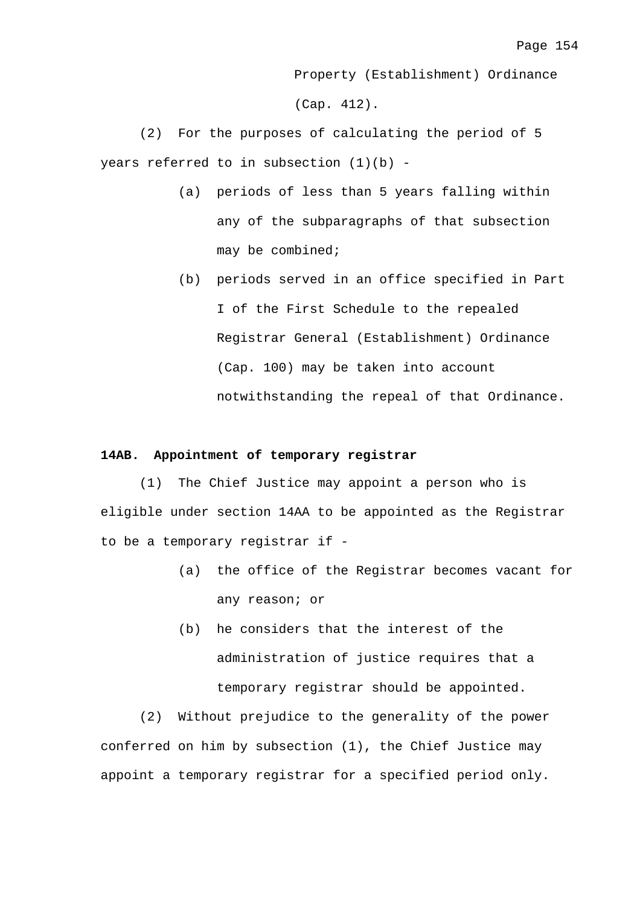Property (Establishment) Ordinance (Cap. 412).

(2) For the purposes of calculating the period of 5 years referred to in subsection (1)(b) -

(a) periods of less than 5 years falling within any of the subparagraphs of that subsection may be combined;

(b) periods served in an office specified in Part I of the First Schedule to the repealed Registrar General (Establishment) Ordinance (Cap. 100) may be taken into account notwithstanding the repeal of that Ordinance.

**14AB. Appointment of temporary registrar**

(1) The Chief Justice may appoint a person who is eligible under section 14AA to be appointed as the Registrar to be a temporary registrar if -

(a) the office of the Registrar becomes vacant for any reason; or

(b) he considers that the interest of the administration of justice requires that a temporary registrar should be appointed.

(2) Without prejudice to the generality of the power conferred on him by subsection (1), the Chief Justice may appoint a temporary registrar for a specified period only.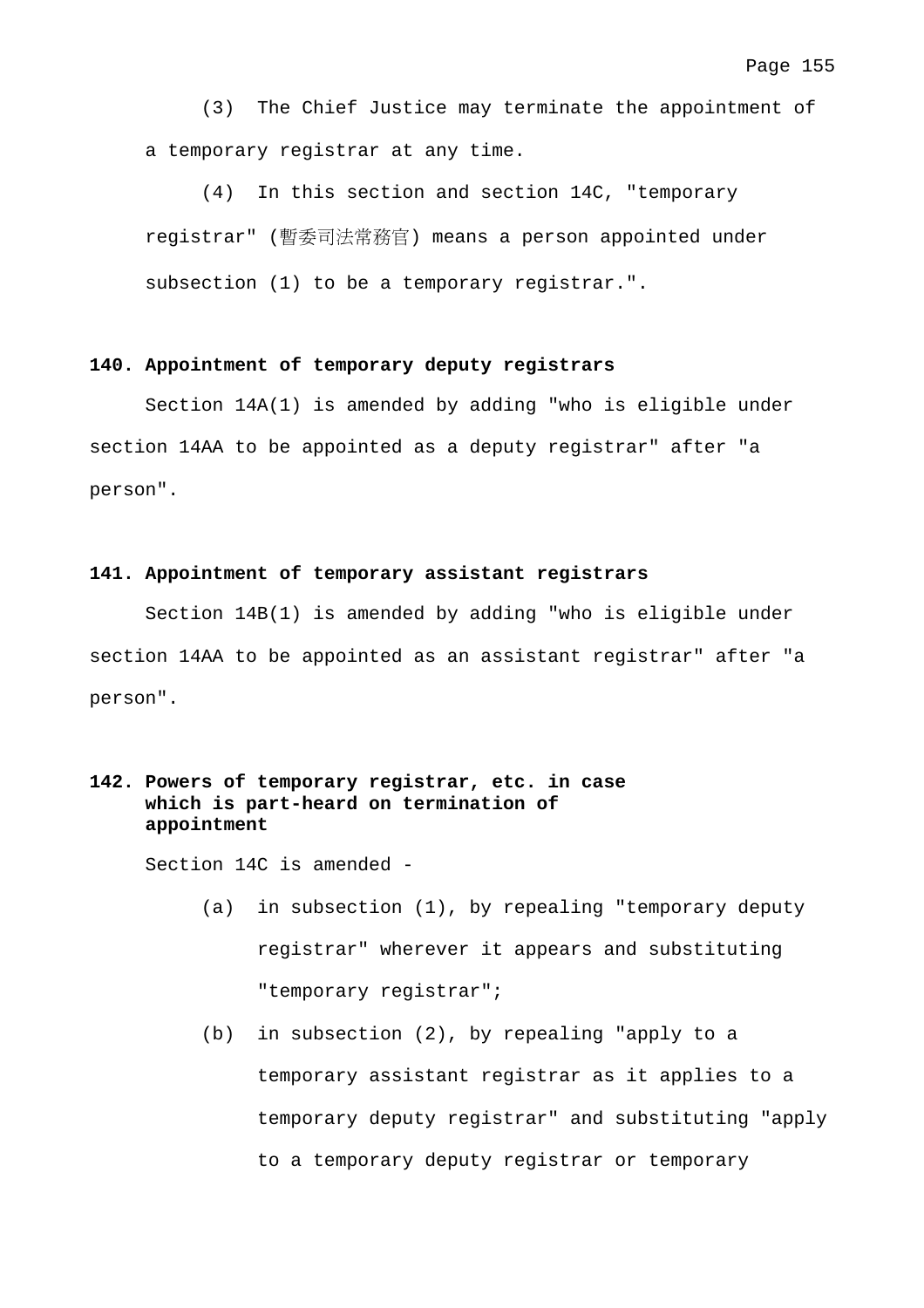(3) The Chief Justice may terminate the appointment of a temporary registrar at any time.

(4) In this section and section 14C, "temporary registrar" (暫委司法常務官) means a person appointed under subsection (1) to be a temporary registrar.".

**140. Appointment of temporary deputy registrars**

Section 14A(1) is amended by adding "who is eligible under section 14AA to be appointed as a deputy registrar" after "a person".

**141. Appointment of temporary assistant registrars**

Section 14B(1) is amended by adding "who is eligible under section 14AA to be appointed as an assistant registrar" after "a person".

**142. Powers of temporary registrar, etc. in case which is part-heard on termination of appointment**

Section 14C is amended -

(a) in subsection (1), by repealing "temporary deputy registrar" wherever it appears and substituting "temporary registrar";

(b) in subsection (2), by repealing "apply to a temporary assistant registrar as it applies to a temporary deputy registrar" and substituting "apply to a temporary deputy registrar or temporary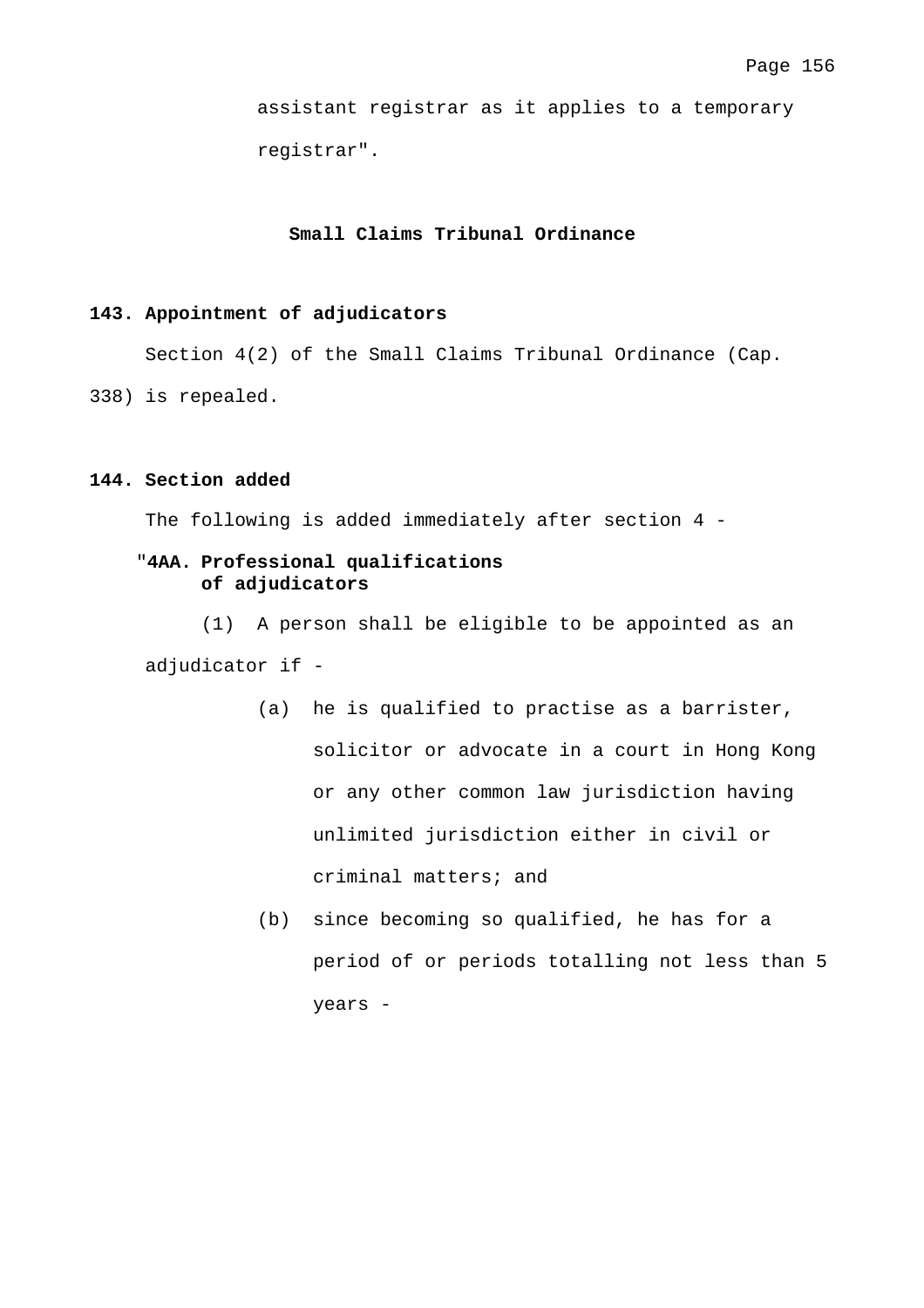assistant registrar as it applies to a temporary registrar".

## Small Claims Tribunal Ordinance

### 143. Appointment of adjudicators

Section 4(2) of the Small Claims Tribunal Ordinance (Cap. 338) is repealed.

### 144. Section added

The following is added immediately after section 4 -

"**4AA. Professional qualifications of adjudicators**

(1) A person shall be eligible to be appointed as an adjudicator if -

(a) he is qualified to practise as a barrister, solicitor or advocate in a court in Hong Kong or any other common law jurisdiction having unlimited jurisdiction either in civil or criminal matters; and

(b) since becoming so qualified, he has for a period of or periods totalling not less than 5 years -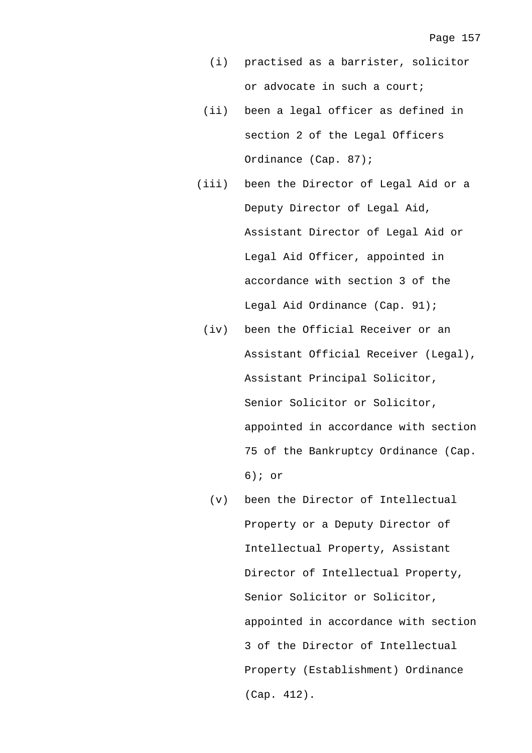(i) practised as a barrister, solicitor or advocate in such a court;

(ii) been a legal officer as defined in section 2 of the Legal Officers Ordinance (Cap. 87);

(iii) been the Director of Legal Aid or a Deputy Director of Legal Aid, Assistant Director of Legal Aid or Legal Aid Officer, appointed in accordance with section 3 of the Legal Aid Ordinance (Cap. 91);

(iv) been the Official Receiver or an Assistant Official Receiver (Legal), Assistant Principal Solicitor, Senior Solicitor or Solicitor, appointed in accordance with section 75 of the Bankruptcy Ordinance (Cap. 6); or

(v) been the Director of Intellectual Property or a Deputy Director of Intellectual Property, Assistant Director of Intellectual Property, Senior Solicitor or Solicitor, appointed in accordance with section 3 of the Director of Intellectual Property (Establishment) Ordinance (Cap. 412).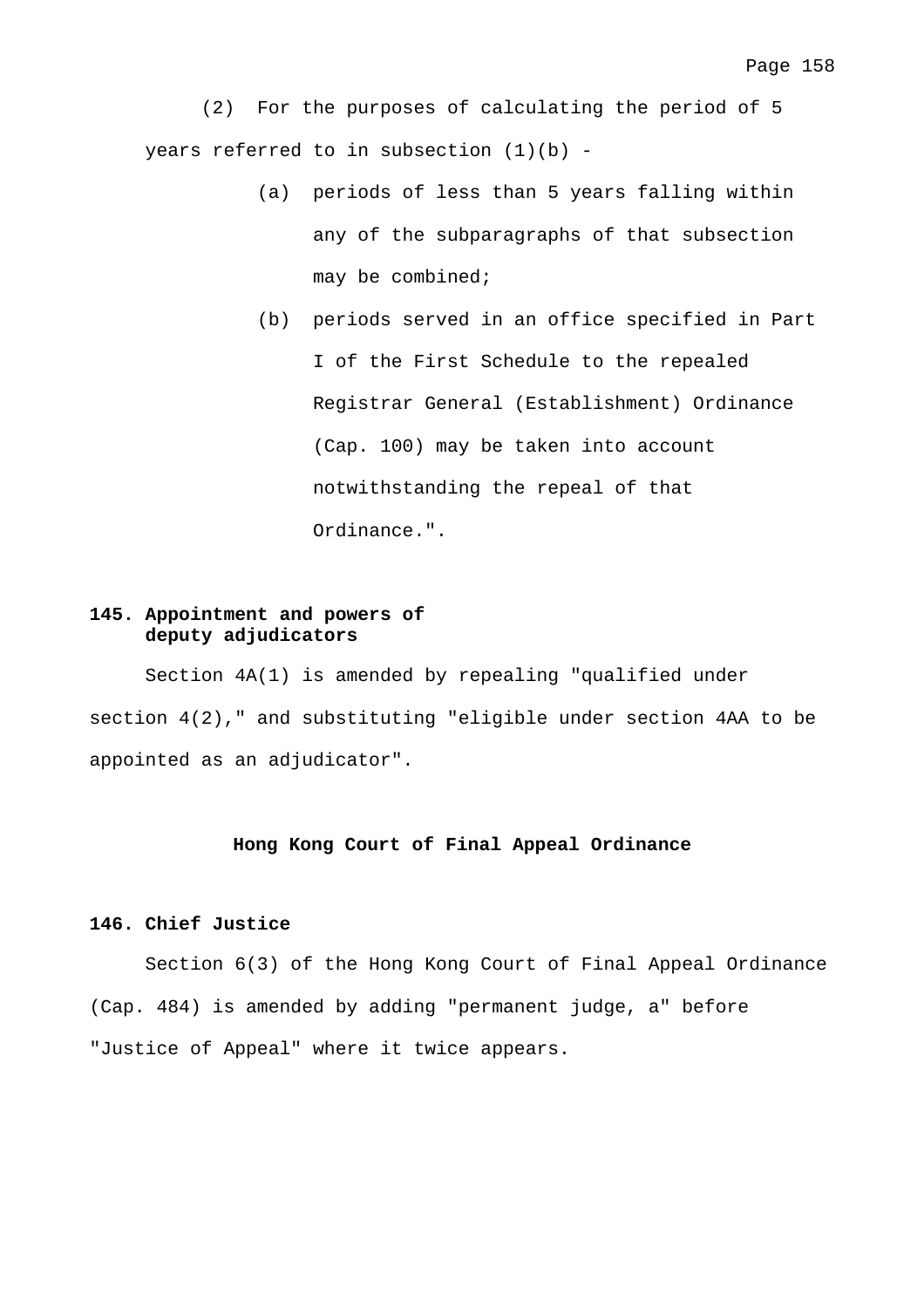(2) For the purposes of calculating the period of 5 years referred to in subsection (1)(b) -

(a) periods of less than 5 years falling within any of the subparagraphs of that subsection may be combined;

(b) periods served in an office specified in Part I of the First Schedule to the repealed Registrar General (Establishment) Ordinance (Cap. 100) may be taken into account notwithstanding the repeal of that Ordinance.".

**145. Appointment and powers of deputy adjudicators**

Section 4A(1) is amended by repealing "qualified under section 4(2)," and substituting "eligible under section 4AA to be appointed as an adjudicator".

## Hong Kong Court of Final Appeal Ordinance

**146. Chief Justice**

Section 6(3) of the Hong Kong Court of Final Appeal Ordinance (Cap. 484) is amended by adding "permanent judge, a" before "Justice of Appeal" where it twice appears.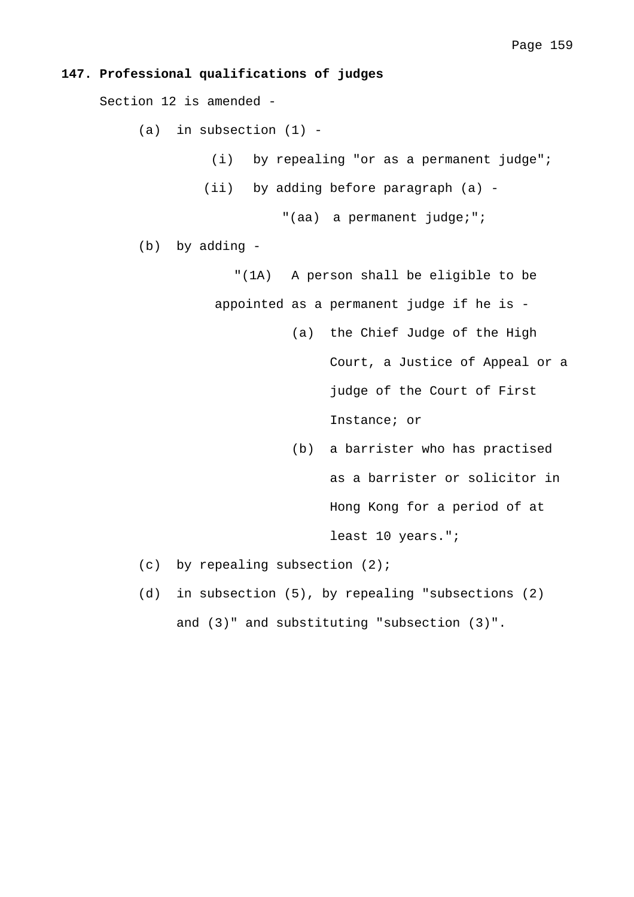**147. Professional qualifications of judges**

Section 12 is amended -

(a) in subsection (1) -

  (i) by repealing "or as a permanent judge";

  (ii) by adding before paragraph (a) -

    "(aa) a permanent judge;";

(b) by adding -

  "(1A) A person shall be eligible to be appointed as a permanent judge if he is -

    (a) the Chief Judge of the High Court, a Justice of Appeal or a judge of the Court of First Instance; or

    (b) a barrister who has practised as a barrister or solicitor in Hong Kong for a period of at least 10 years.";

(c) by repealing subsection (2);

(d) in subsection (5), by repealing "subsections (2) and (3)" and substituting "subsection (3)".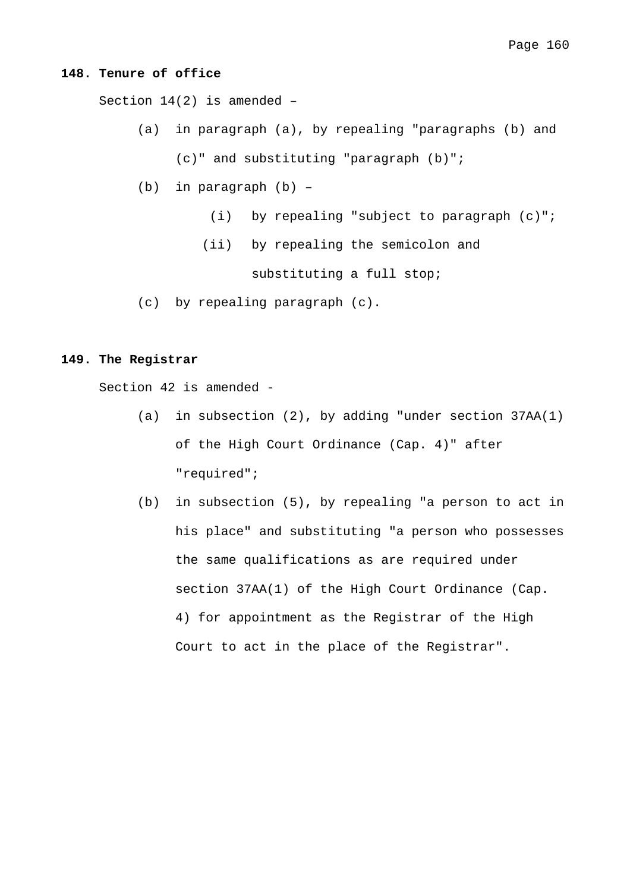**148. Tenure of office**

Section 14(2) is amended –

(a) in paragraph (a), by repealing "paragraphs (b) and (c)" and substituting "paragraph (b)";

(b) in paragraph (b) –

  (i) by repealing "subject to paragraph (c)";

  (ii) by repealing the semicolon and substituting a full stop;

(c) by repealing paragraph (c).

**149. The Registrar**

Section 42 is amended -

(a) in subsection (2), by adding "under section 37AA(1) of the High Court Ordinance (Cap. 4)" after "required";

(b) in subsection (5), by repealing "a person to act in his place" and substituting "a person who possesses the same qualifications as are required under section 37AA(1) of the High Court Ordinance (Cap. 4) for appointment as the Registrar of the High Court to act in the place of the Registrar".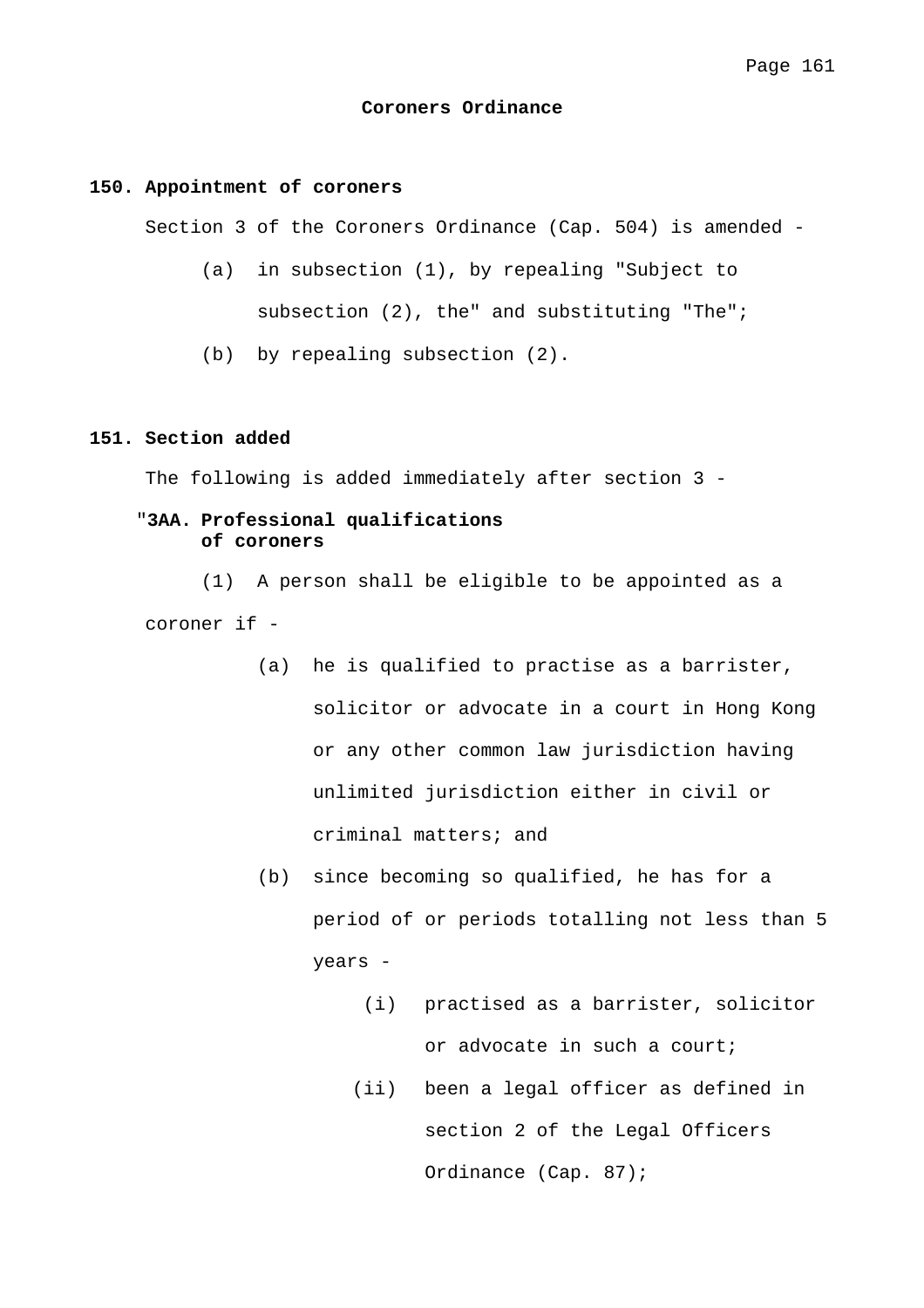## Coroners Ordinance

### 150. Appointment of coroners

Section 3 of the Coroners Ordinance (Cap. 504) is amended -

(a) in subsection (1), by repealing "Subject to subsection (2), the" and substituting "The";

(b) by repealing subsection (2).

### 151. Section added

The following is added immediately after section 3 -

**"3AA. Professional qualifications of coroners**

(1) A person shall be eligible to be appointed as a coroner if -

(a) he is qualified to practise as a barrister, solicitor or advocate in a court in Hong Kong or any other common law jurisdiction having unlimited jurisdiction either in civil or criminal matters; and

(b) since becoming so qualified, he has for a period of or periods totalling not less than 5 years -

(i) practised as a barrister, solicitor or advocate in such a court;

(ii) been a legal officer as defined in section 2 of the Legal Officers Ordinance (Cap. 87);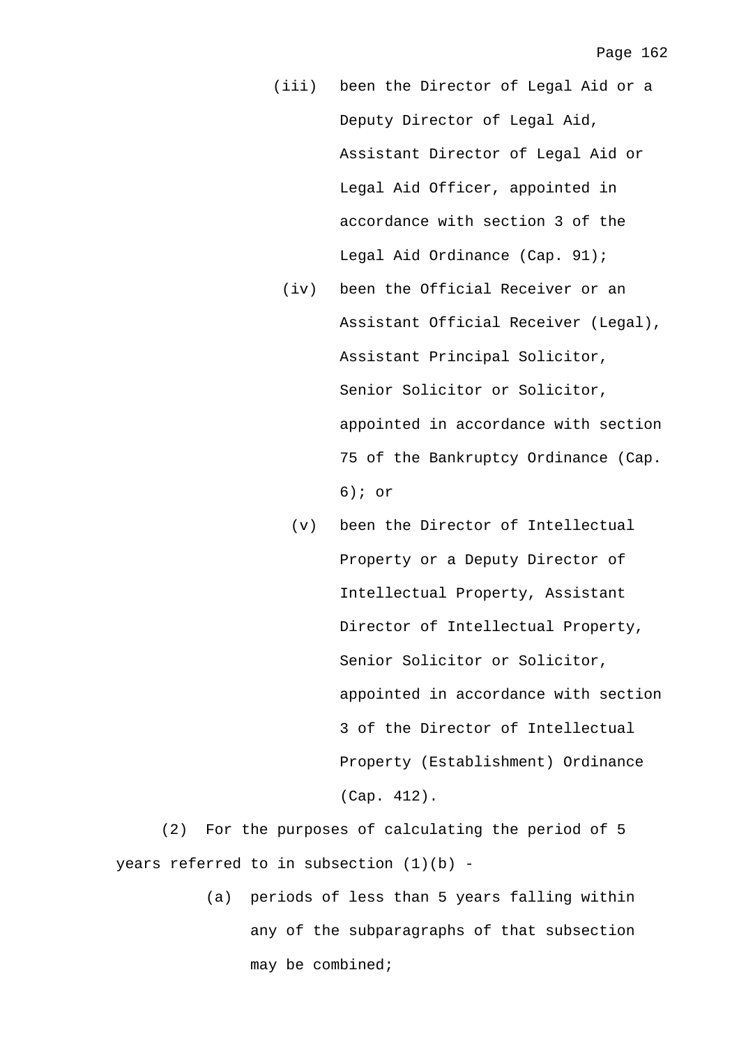(iii) been the Director of Legal Aid or a Deputy Director of Legal Aid, Assistant Director of Legal Aid or Legal Aid Officer, appointed in accordance with section 3 of the Legal Aid Ordinance (Cap. 91);

(iv) been the Official Receiver or an Assistant Official Receiver (Legal), Assistant Principal Solicitor, Senior Solicitor or Solicitor, appointed in accordance with section 75 of the Bankruptcy Ordinance (Cap. 6); or

(v) been the Director of Intellectual Property or a Deputy Director of Intellectual Property, Assistant Director of Intellectual Property, Senior Solicitor or Solicitor, appointed in accordance with section 3 of the Director of Intellectual Property (Establishment) Ordinance (Cap. 412).

(2) For the purposes of calculating the period of 5 years referred to in subsection (1)(b) -

(a) periods of less than 5 years falling within any of the subparagraphs of that subsection may be combined;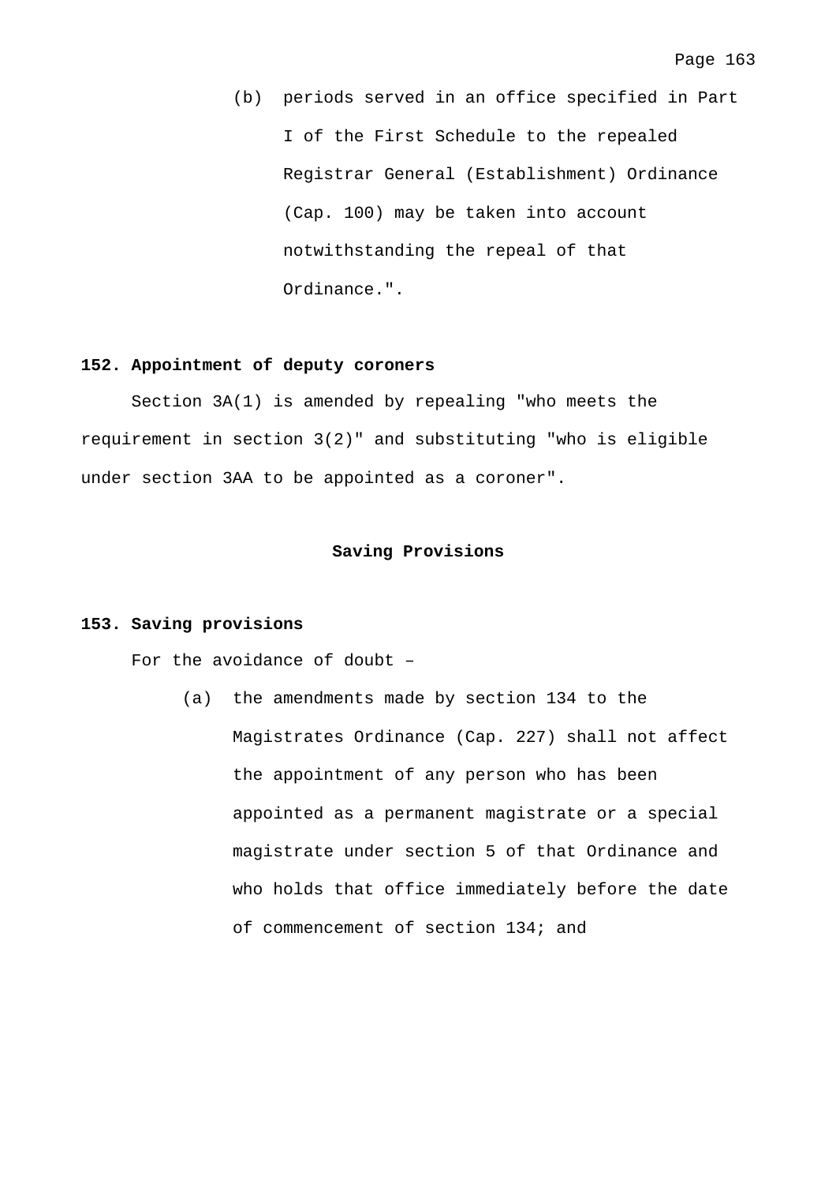(b) periods served in an office specified in Part I of the First Schedule to the repealed Registrar General (Establishment) Ordinance (Cap. 100) may be taken into account notwithstanding the repeal of that Ordinance.".

**152. Appointment of deputy coroners**

Section 3A(1) is amended by repealing "who meets the requirement in section 3(2)" and substituting "who is eligible under section 3AA to be appointed as a coroner".

## Saving Provisions

**153. Saving provisions**

For the avoidance of doubt –

(a) the amendments made by section 134 to the Magistrates Ordinance (Cap. 227) shall not affect the appointment of any person who has been appointed as a permanent magistrate or a special magistrate under section 5 of that Ordinance and who holds that office immediately before the date of commencement of section 134; and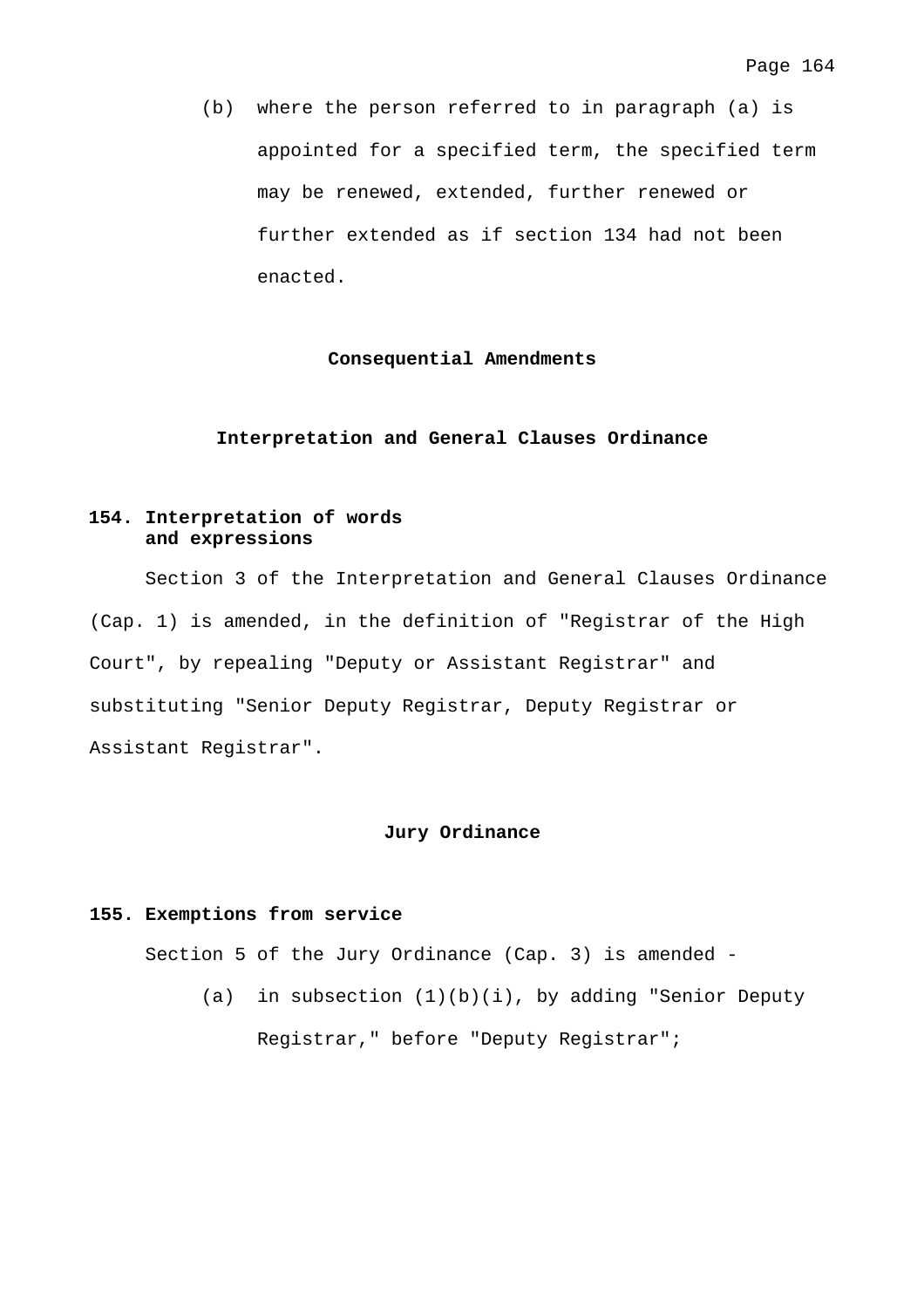(b) where the person referred to in paragraph (a) is appointed for a specified term, the specified term may be renewed, extended, further renewed or further extended as if section 134 had not been enacted.

## Consequential Amendments

## Interpretation and General Clauses Ordinance

### 154. Interpretation of words and expressions

Section 3 of the Interpretation and General Clauses Ordinance (Cap. 1) is amended, in the definition of "Registrar of the High Court", by repealing "Deputy or Assistant Registrar" and substituting "Senior Deputy Registrar, Deputy Registrar or Assistant Registrar".

## Jury Ordinance

### 155. Exemptions from service

Section 5 of the Jury Ordinance (Cap. 3) is amended -

(a) in subsection (1)(b)(i), by adding "Senior Deputy Registrar," before "Deputy Registrar";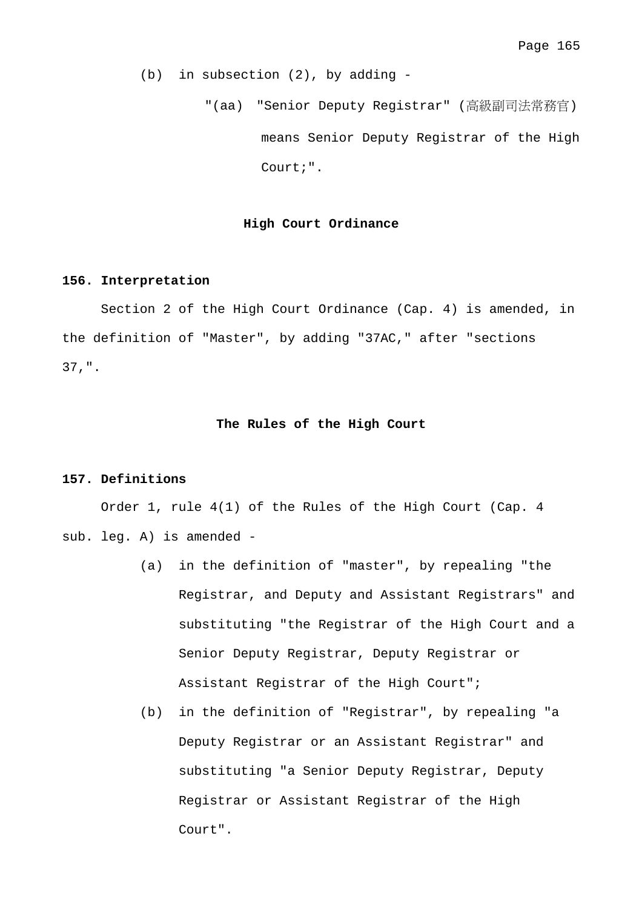(b) in subsection (2), by adding -

"(aa) "Senior Deputy Registrar" (高級副司法常務官) means Senior Deputy Registrar of the High Court;".

## High Court Ordinance

### 156. Interpretation

Section 2 of the High Court Ordinance (Cap. 4) is amended, in the definition of "Master", by adding "37AC," after "sections 37,".

## The Rules of the High Court

### 157. Definitions

Order 1, rule 4(1) of the Rules of the High Court (Cap. 4 sub. leg. A) is amended -

(a) in the definition of "master", by repealing "the Registrar, and Deputy and Assistant Registrars" and substituting "the Registrar of the High Court and a Senior Deputy Registrar, Deputy Registrar or Assistant Registrar of the High Court";

(b) in the definition of "Registrar", by repealing "a Deputy Registrar or an Assistant Registrar" and substituting "a Senior Deputy Registrar, Deputy Registrar or Assistant Registrar of the High Court".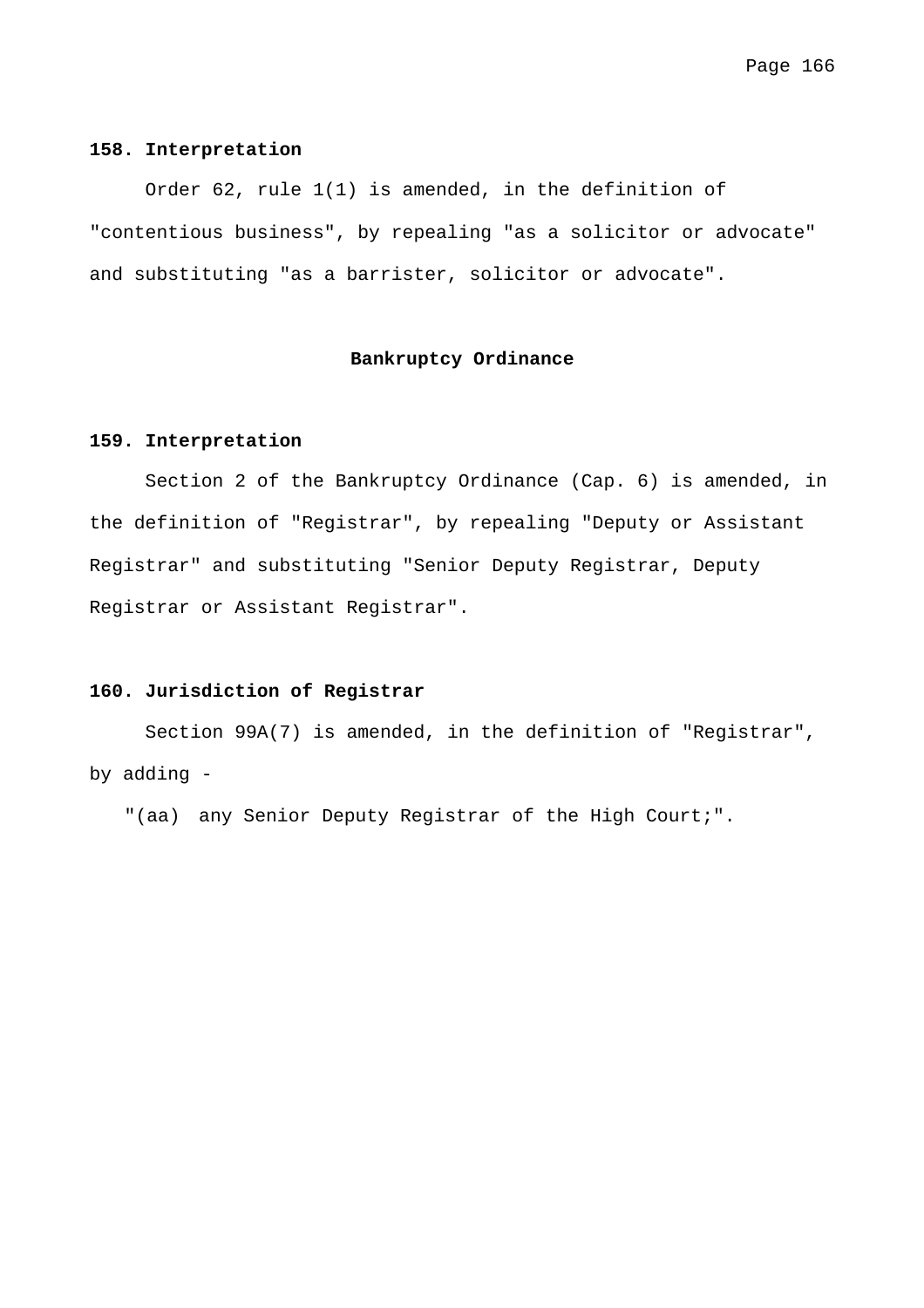**158. Interpretation**

Order 62, rule 1(1) is amended, in the definition of "contentious business", by repealing "as a solicitor or advocate" and substituting "as a barrister, solicitor or advocate".

**Bankruptcy Ordinance**

**159. Interpretation**

Section 2 of the Bankruptcy Ordinance (Cap. 6) is amended, in the definition of "Registrar", by repealing "Deputy or Assistant Registrar" and substituting "Senior Deputy Registrar, Deputy Registrar or Assistant Registrar".

**160. Jurisdiction of Registrar**

Section 99A(7) is amended, in the definition of "Registrar", by adding -

"(aa) any Senior Deputy Registrar of the High Court;".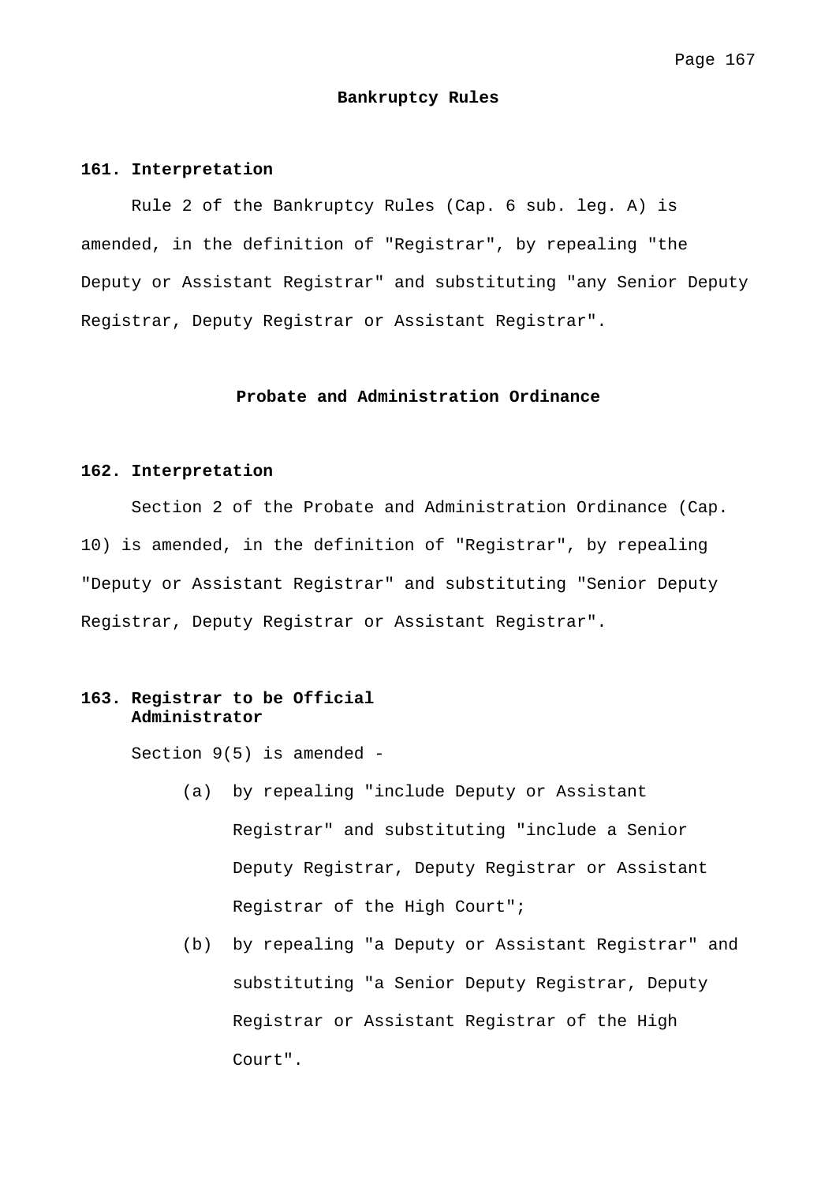## Bankruptcy Rules

### 161. Interpretation

Rule 2 of the Bankruptcy Rules (Cap. 6 sub. leg. A) is amended, in the definition of "Registrar", by repealing "the Deputy or Assistant Registrar" and substituting "any Senior Deputy Registrar, Deputy Registrar or Assistant Registrar".

## Probate and Administration Ordinance

### 162. Interpretation

Section 2 of the Probate and Administration Ordinance (Cap. 10) is amended, in the definition of "Registrar", by repealing "Deputy or Assistant Registrar" and substituting "Senior Deputy Registrar, Deputy Registrar or Assistant Registrar".

### 163. Registrar to be Official Administrator

Section 9(5) is amended -

(a) by repealing "include Deputy or Assistant Registrar" and substituting "include a Senior Deputy Registrar, Deputy Registrar or Assistant Registrar of the High Court";

(b) by repealing "a Deputy or Assistant Registrar" and substituting "a Senior Deputy Registrar, Deputy Registrar or Assistant Registrar of the High Court".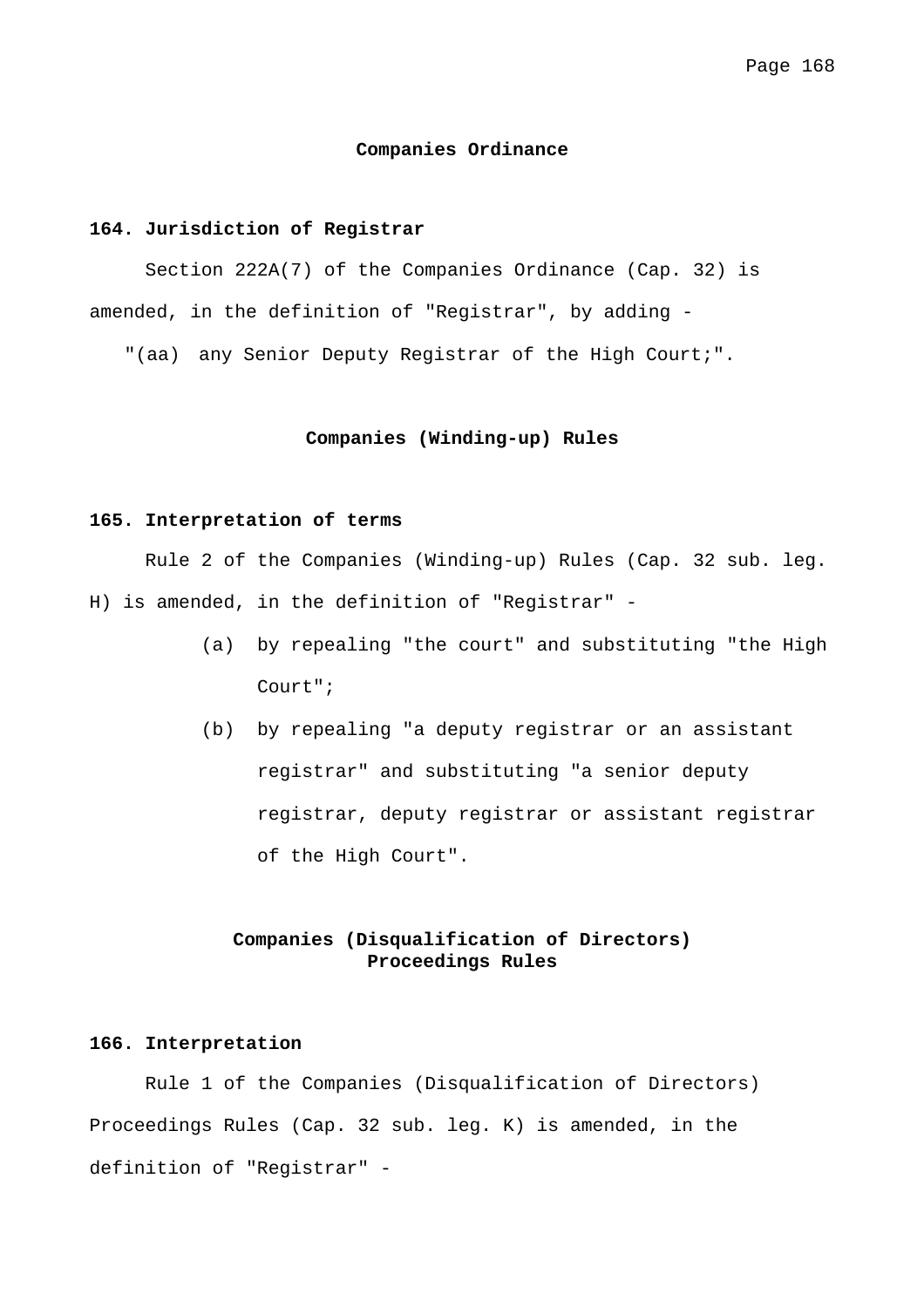## Companies Ordinance

### 164. Jurisdiction of Registrar

Section 222A(7) of the Companies Ordinance (Cap. 32) is amended, in the definition of "Registrar", by adding -

"(aa) any Senior Deputy Registrar of the High Court;".

## Companies (Winding-up) Rules

### 165. Interpretation of terms

Rule 2 of the Companies (Winding-up) Rules (Cap. 32 sub. leg. H) is amended, in the definition of "Registrar" -

(a) by repealing "the court" and substituting "the High Court";

(b) by repealing "a deputy registrar or an assistant registrar" and substituting "a senior deputy registrar, deputy registrar or assistant registrar of the High Court".

## Companies (Disqualification of Directors) Proceedings Rules

### 166. Interpretation

Rule 1 of the Companies (Disqualification of Directors) Proceedings Rules (Cap. 32 sub. leg. K) is amended, in the definition of "Registrar" -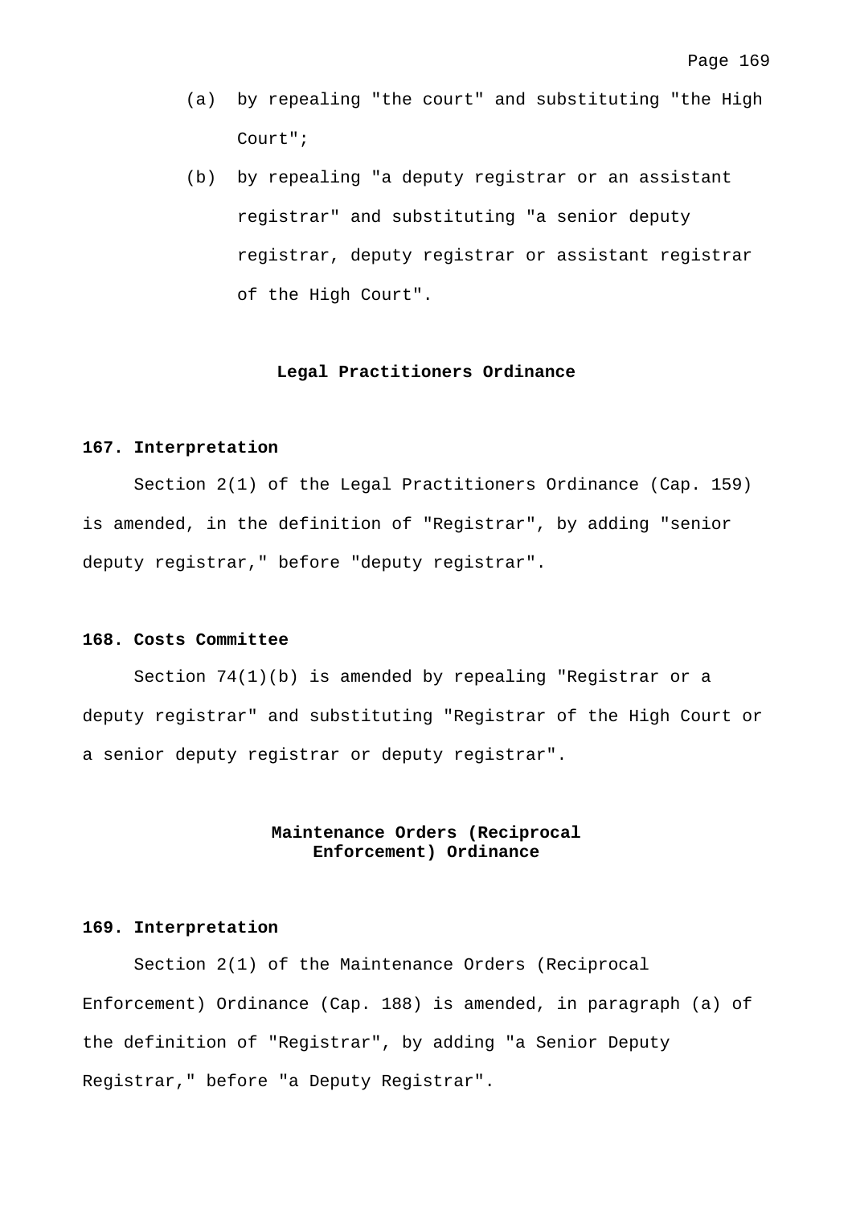(a) by repealing "the court" and substituting "the High Court";

(b) by repealing "a deputy registrar or an assistant registrar" and substituting "a senior deputy registrar, deputy registrar or assistant registrar of the High Court".

## Legal Practitioners Ordinance

**167. Interpretation**

Section 2(1) of the Legal Practitioners Ordinance (Cap. 159) is amended, in the definition of "Registrar", by adding "senior deputy registrar," before "deputy registrar".

**168. Costs Committee**

Section 74(1)(b) is amended by repealing "Registrar or a deputy registrar" and substituting "Registrar of the High Court or a senior deputy registrar or deputy registrar".

## Maintenance Orders (Reciprocal Enforcement) Ordinance

**169. Interpretation**

Section 2(1) of the Maintenance Orders (Reciprocal Enforcement) Ordinance (Cap. 188) is amended, in paragraph (a) of the definition of "Registrar", by adding "a Senior Deputy Registrar," before "a Deputy Registrar".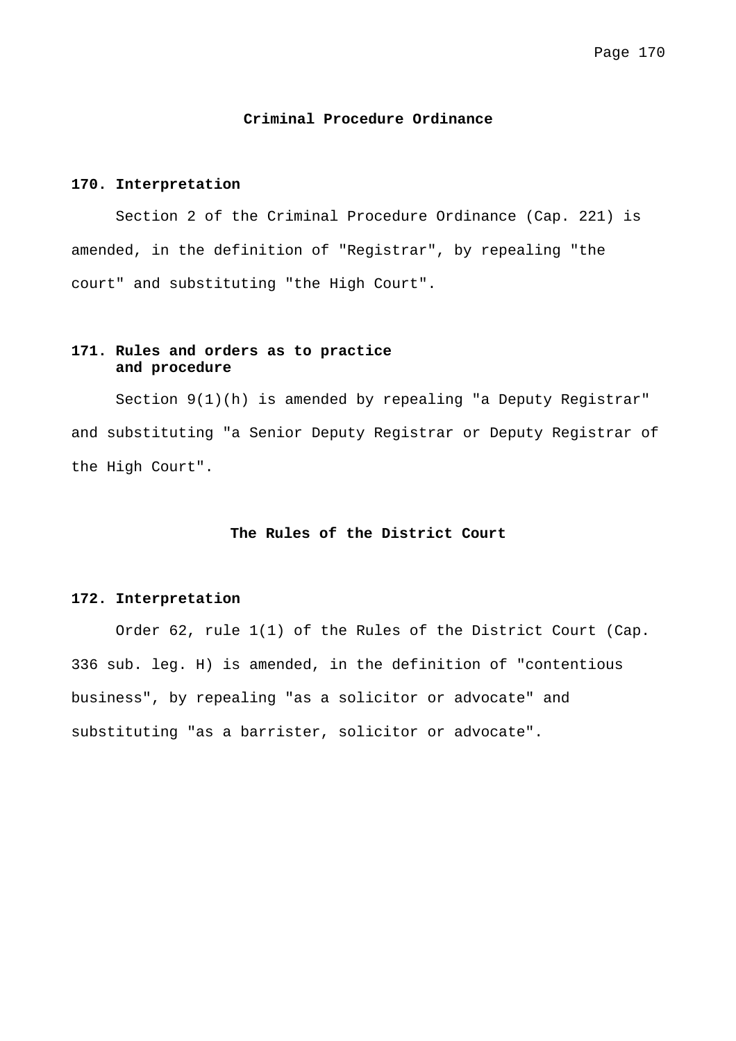## Criminal Procedure Ordinance

### 170. Interpretation

Section 2 of the Criminal Procedure Ordinance (Cap. 221) is amended, in the definition of "Registrar", by repealing "the court" and substituting "the High Court".

### 171. Rules and orders as to practice and procedure

Section 9(1)(h) is amended by repealing "a Deputy Registrar" and substituting "a Senior Deputy Registrar or Deputy Registrar of the High Court".

## The Rules of the District Court

### 172. Interpretation

Order 62, rule 1(1) of the Rules of the District Court (Cap. 336 sub. leg. H) is amended, in the definition of "contentious business", by repealing "as a solicitor or advocate" and substituting "as a barrister, solicitor or advocate".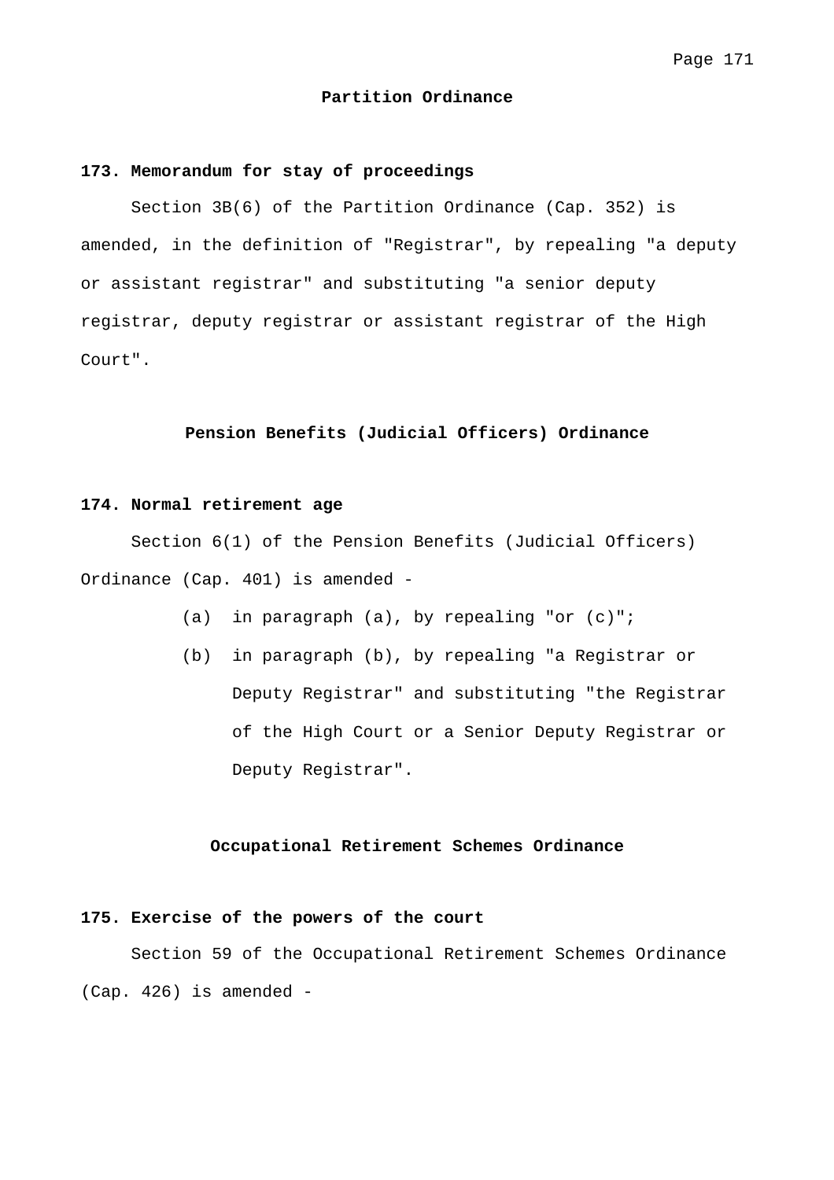## Partition Ordinance

### 173. Memorandum for stay of proceedings

Section 3B(6) of the Partition Ordinance (Cap. 352) is amended, in the definition of "Registrar", by repealing "a deputy or assistant registrar" and substituting "a senior deputy registrar, deputy registrar or assistant registrar of the High Court".

## Pension Benefits (Judicial Officers) Ordinance

### 174. Normal retirement age

Section 6(1) of the Pension Benefits (Judicial Officers) Ordinance (Cap. 401) is amended -

(a) in paragraph (a), by repealing "or (c)";

(b) in paragraph (b), by repealing "a Registrar or Deputy Registrar" and substituting "the Registrar of the High Court or a Senior Deputy Registrar or Deputy Registrar".

## Occupational Retirement Schemes Ordinance

### 175. Exercise of the powers of the court

Section 59 of the Occupational Retirement Schemes Ordinance (Cap. 426) is amended -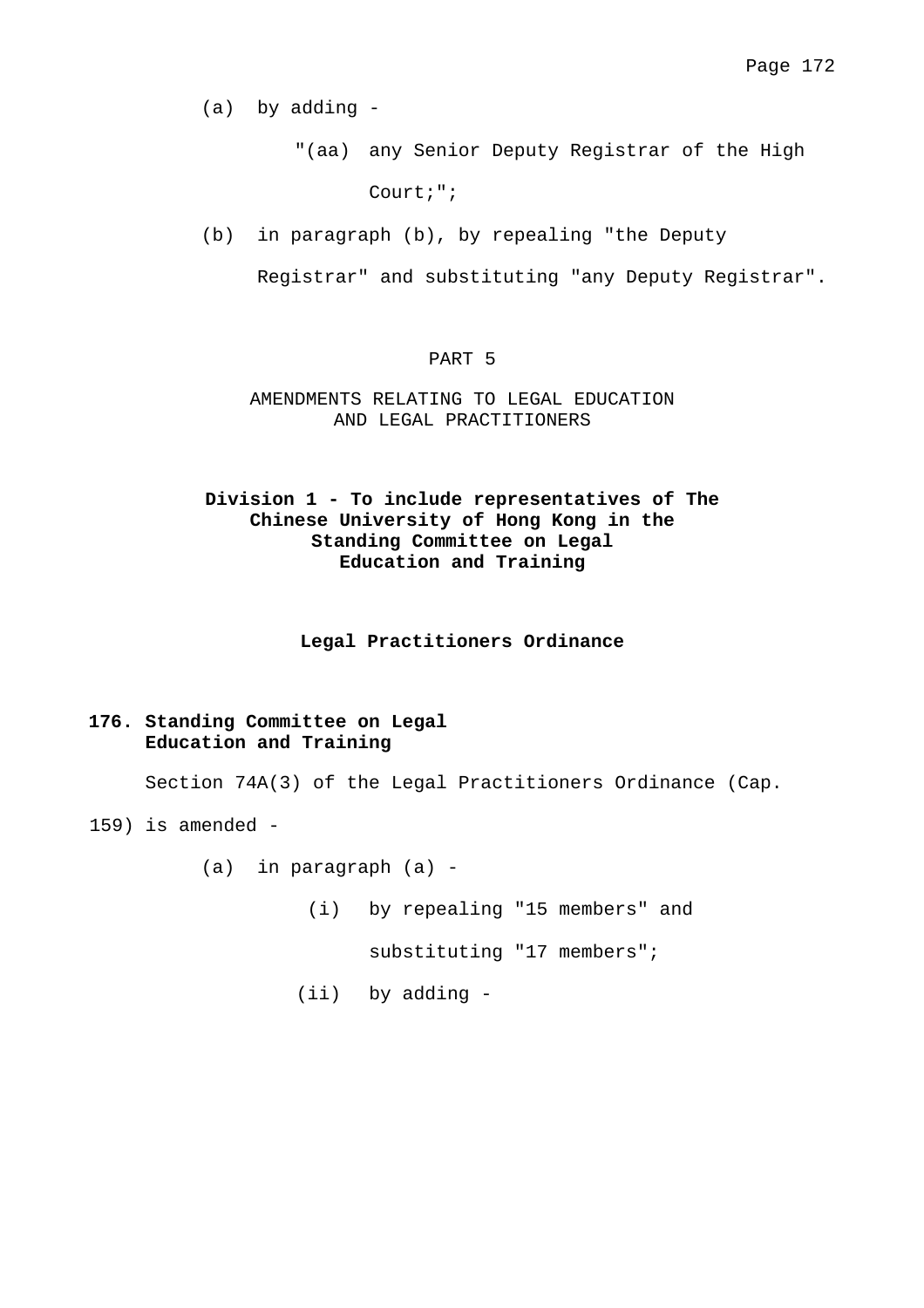(a) by adding -

"(aa) any Senior Deputy Registrar of the High Court;";

(b) in paragraph (b), by repealing "the Deputy Registrar" and substituting "any Deputy Registrar".

# PART 5

# AMENDMENTS RELATING TO LEGAL EDUCATION AND LEGAL PRACTITIONERS

## Division 1 - To include representatives of The Chinese University of Hong Kong in the Standing Committee on Legal Education and Training

### Legal Practitioners Ordinance

**176. Standing Committee on Legal Education and Training**

Section 74A(3) of the Legal Practitioners Ordinance (Cap. 159) is amended -

(a) in paragraph (a) -

(i) by repealing "15 members" and substituting "17 members";

(ii) by adding -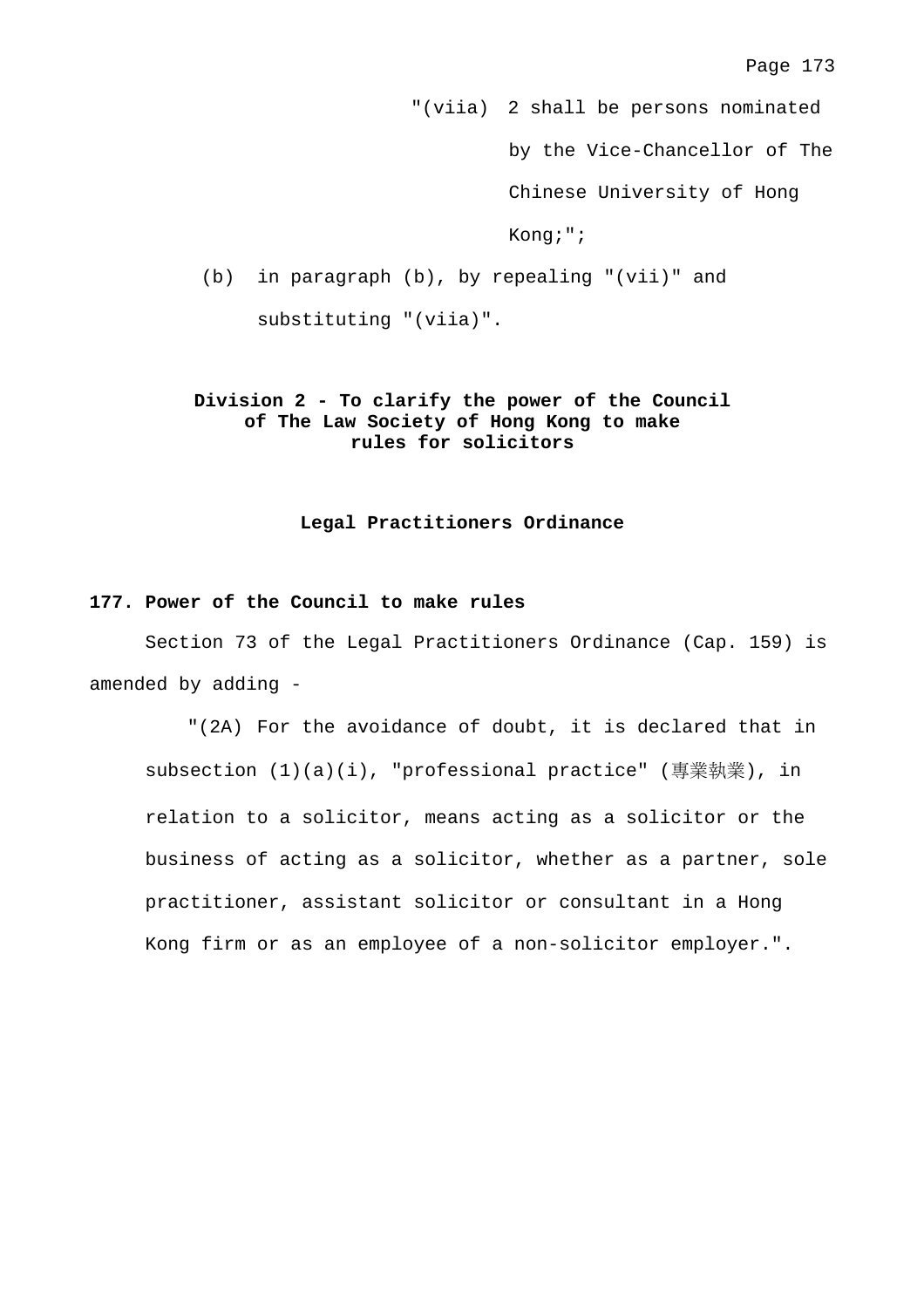"(viia) 2 shall be persons nominated by the Vice-Chancellor of The Chinese University of Hong Kong;";

(b) in paragraph (b), by repealing "(vii)" and substituting "(viia)".

## Division 2 - To clarify the power of the Council of The Law Society of Hong Kong to make rules for solicitors

### Legal Practitioners Ordinance

**177. Power of the Council to make rules**

Section 73 of the Legal Practitioners Ordinance (Cap. 159) is amended by adding -

"(2A) For the avoidance of doubt, it is declared that in subsection (1)(a)(i), "professional practice" (專業執業), in relation to a solicitor, means acting as a solicitor or the business of acting as a solicitor, whether as a partner, sole practitioner, assistant solicitor or consultant in a Hong Kong firm or as an employee of a non-solicitor employer.".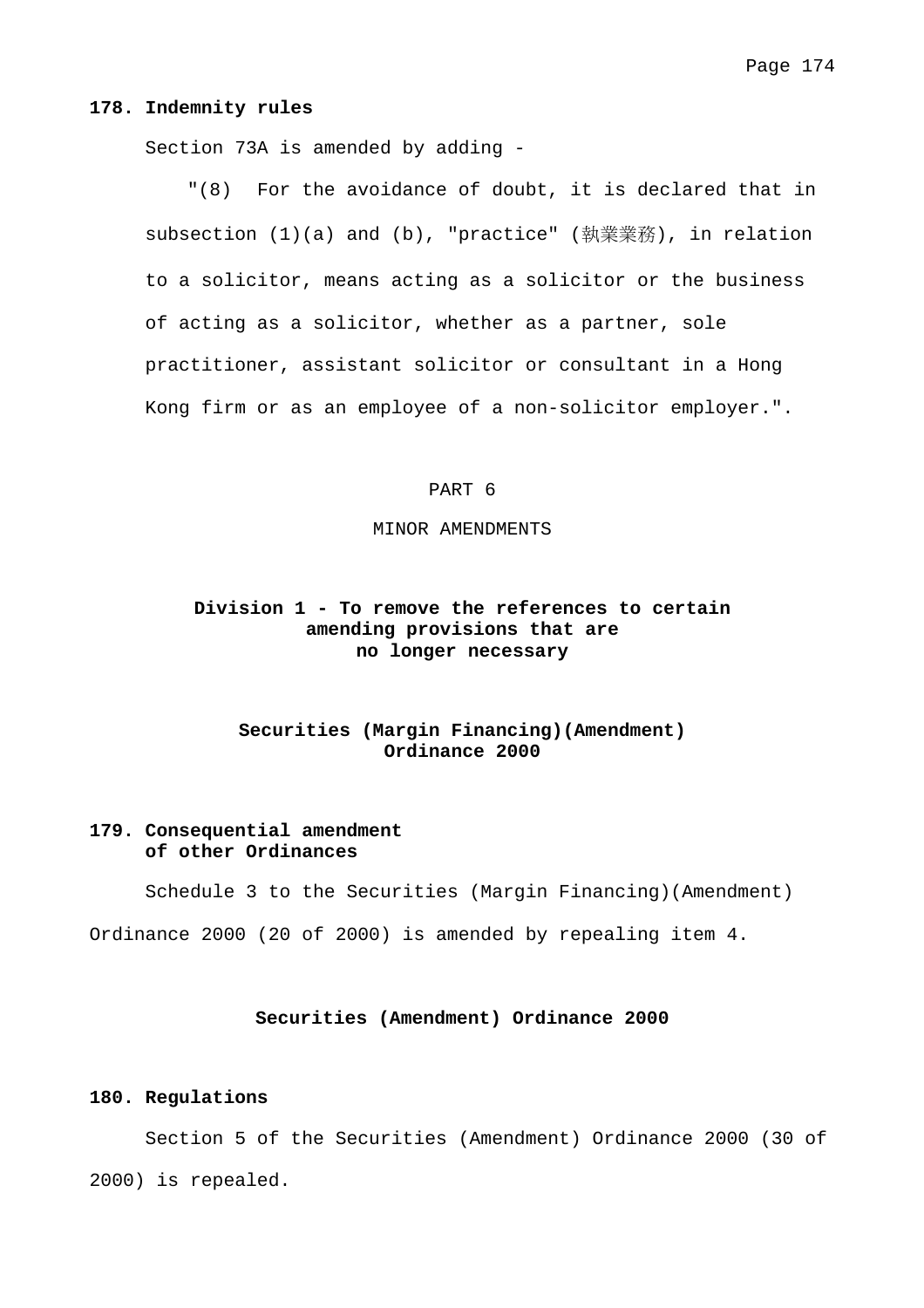**178. Indemnity rules**

Section 73A is amended by adding -

"(8) For the avoidance of doubt, it is declared that in subsection (1)(a) and (b), "practice" (執業業務), in relation to a solicitor, means acting as a solicitor or the business of acting as a solicitor, whether as a partner, sole practitioner, assistant solicitor or consultant in a Hong Kong firm or as an employee of a non-solicitor employer.".

PART 6

MINOR AMENDMENTS

**Division 1 - To remove the references to certain amending provisions that are no longer necessary**

**Securities (Margin Financing)(Amendment) Ordinance 2000**

**179. Consequential amendment of other Ordinances**

Schedule 3 to the Securities (Margin Financing)(Amendment) Ordinance 2000 (20 of 2000) is amended by repealing item 4.

**Securities (Amendment) Ordinance 2000**

**180. Regulations**

Section 5 of the Securities (Amendment) Ordinance 2000 (30 of 2000) is repealed.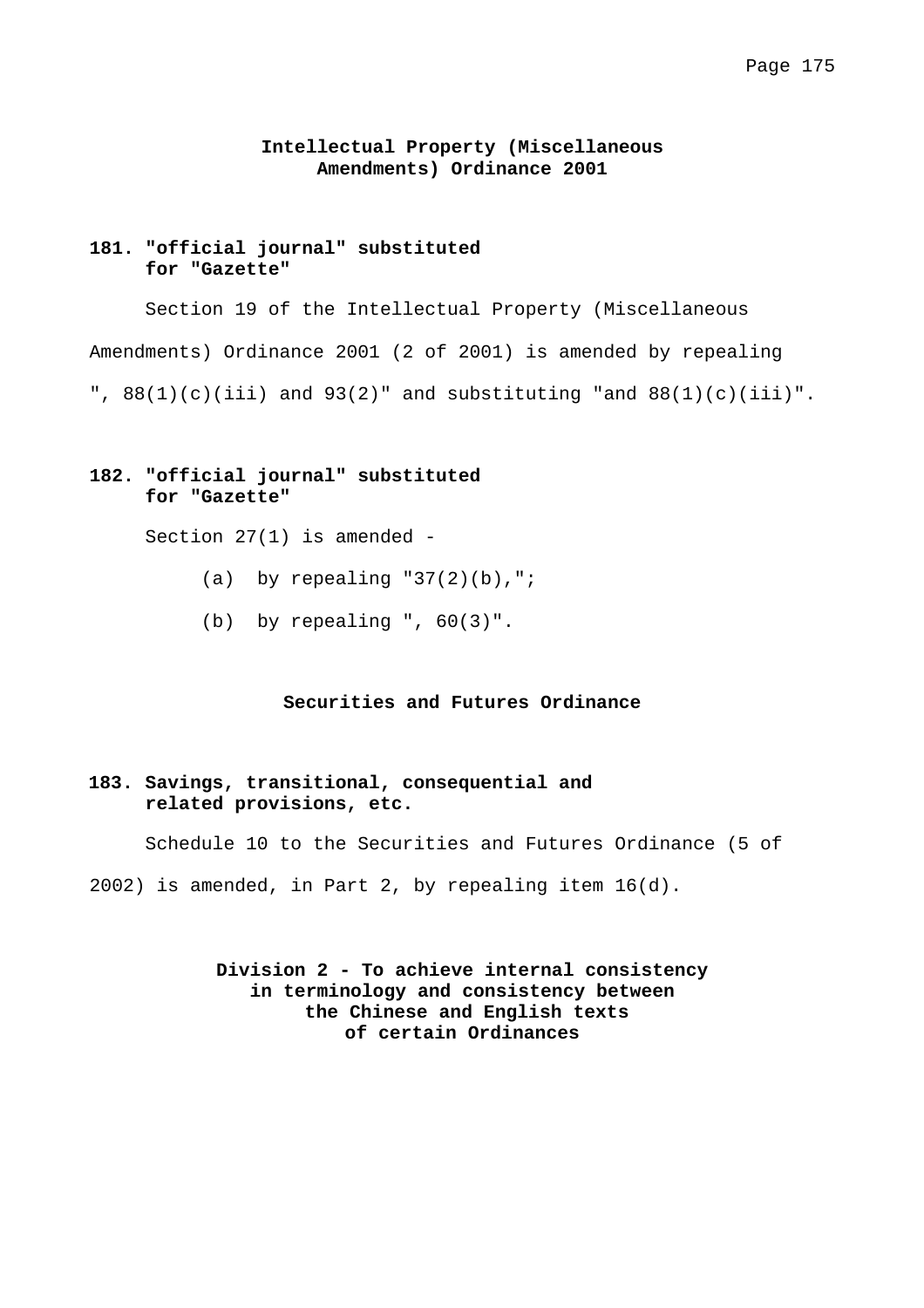## Intellectual Property (Miscellaneous Amendments) Ordinance 2001

### 181. "official journal" substituted for "Gazette"

Section 19 of the Intellectual Property (Miscellaneous Amendments) Ordinance 2001 (2 of 2001) is amended by repealing ", 88(1)(c)(iii) and 93(2)" and substituting "and 88(1)(c)(iii)".

### 182. "official journal" substituted for "Gazette"

Section 27(1) is amended -

(a) by repealing "37(2)(b),";

(b) by repealing ", 60(3)".

## Securities and Futures Ordinance

### 183. Savings, transitional, consequential and related provisions, etc.

Schedule 10 to the Securities and Futures Ordinance (5 of 2002) is amended, in Part 2, by repealing item 16(d).

## Division 2 - To achieve internal consistency in terminology and consistency between the Chinese and English texts of certain Ordinances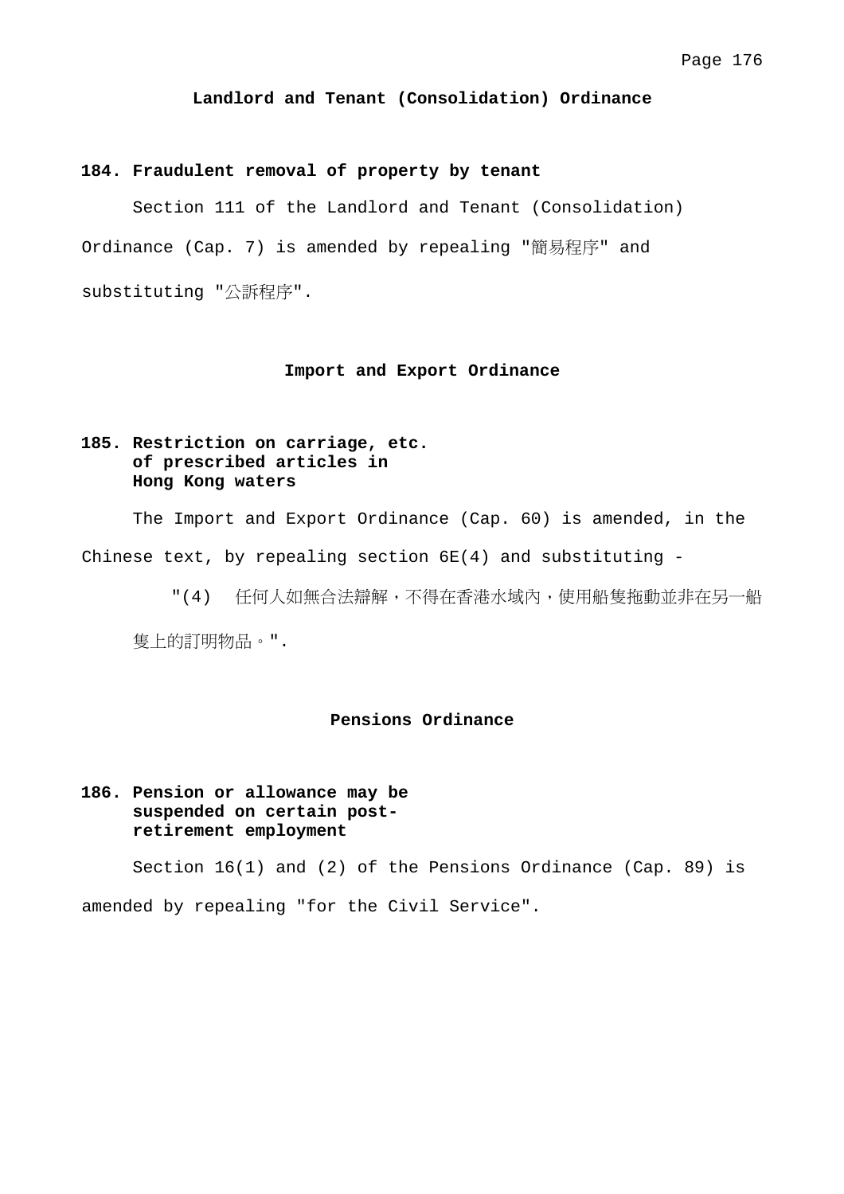## Landlord and Tenant (Consolidation) Ordinance

**184. Fraudulent removal of property by tenant**

Section 111 of the Landlord and Tenant (Consolidation) Ordinance (Cap. 7) is amended by repealing "簡易程序" and substituting "公訴程序".

## Import and Export Ordinance

**185. Restriction on carriage, etc. of prescribed articles in Hong Kong waters**

The Import and Export Ordinance (Cap. 60) is amended, in the Chinese text, by repealing section 6E(4) and substituting -

"(4) 任何人如無合法辯解，不得在香港水域內，使用船隻拖動並非在另一船隻上的訂明物品。".

## Pensions Ordinance

**186. Pension or allowance may be suspended on certain post-retirement employment**

Section 16(1) and (2) of the Pensions Ordinance (Cap. 89) is amended by repealing "for the Civil Service".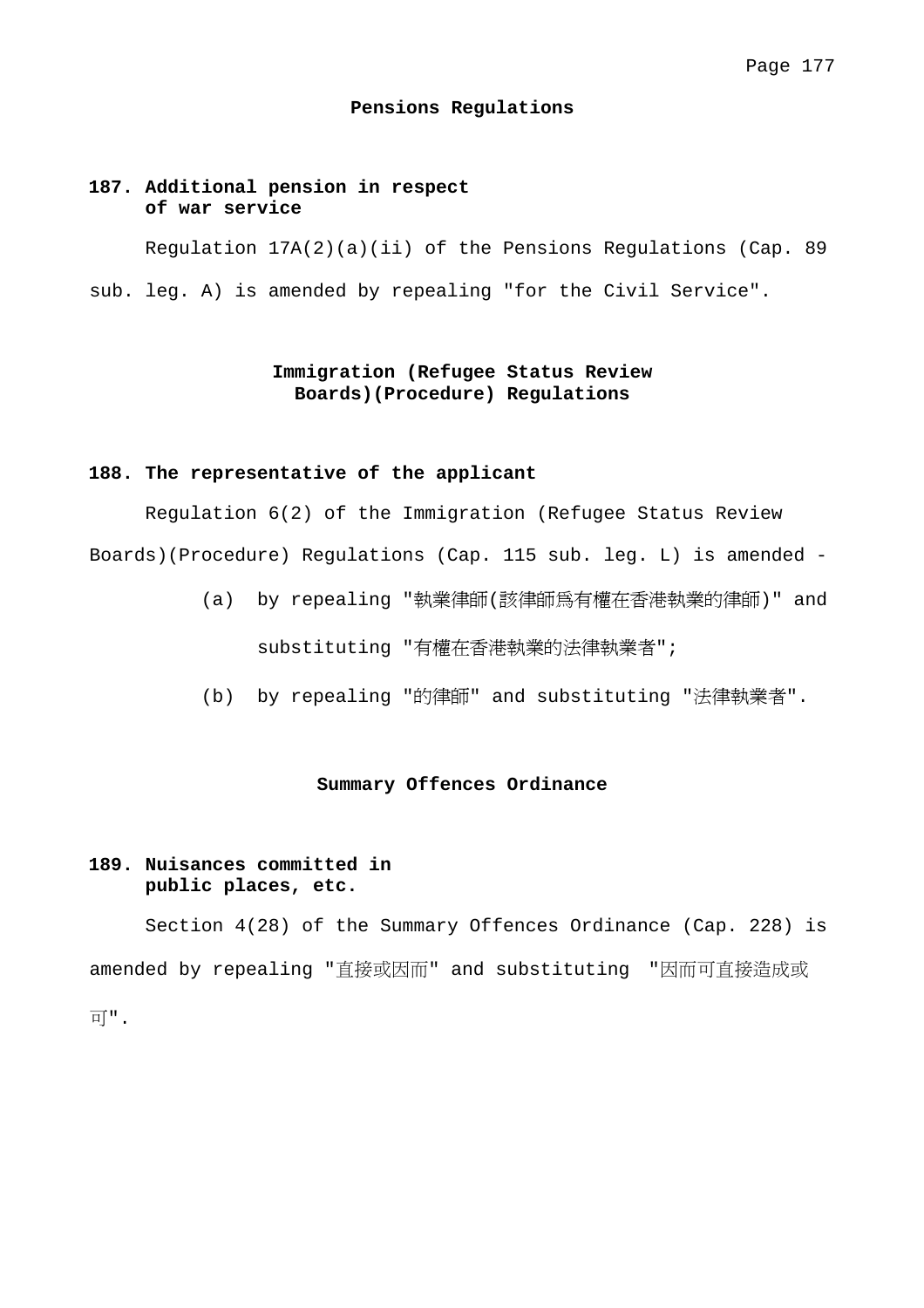## Pensions Regulations

### 187. Additional pension in respect of war service

Regulation 17A(2)(a)(ii) of the Pensions Regulations (Cap. 89 sub. leg. A) is amended by repealing "for the Civil Service".

## Immigration (Refugee Status Review Boards)(Procedure) Regulations

### 188. The representative of the applicant

Regulation 6(2) of the Immigration (Refugee Status Review Boards)(Procedure) Regulations (Cap. 115 sub. leg. L) is amended -

(a) by repealing "執業律師(該律師爲有權在香港執業的律師)" and substituting "有權在香港執業的法律執業者";

(b) by repealing "的律師" and substituting "法律執業者".

## Summary Offences Ordinance

### 189. Nuisances committed in public places, etc.

Section 4(28) of the Summary Offences Ordinance (Cap. 228) is amended by repealing "直接或因而" and substituting "因而可直接造成或可".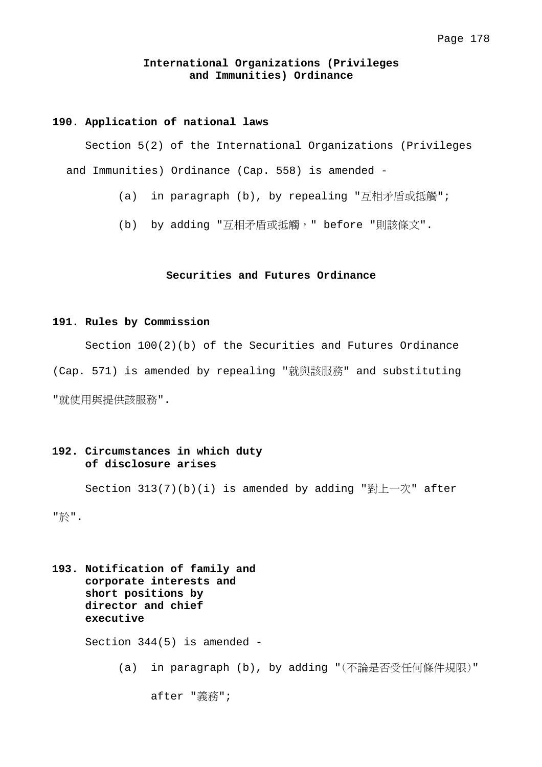## International Organizations (Privileges and Immunities) Ordinance

### 190. Application of national laws

Section 5(2) of the International Organizations (Privileges and Immunities) Ordinance (Cap. 558) is amended -

(a) in paragraph (b), by repealing "互相矛盾或抵觸";

(b) by adding "互相矛盾或抵觸，" before "則該條文".

## Securities and Futures Ordinance

### 191. Rules by Commission

Section 100(2)(b) of the Securities and Futures Ordinance (Cap. 571) is amended by repealing "就與該服務" and substituting "就使用與提供該服務".

### 192. Circumstances in which duty of disclosure arises

Section 313(7)(b)(i) is amended by adding "對上一次" after "於".

### 193. Notification of family and corporate interests and short positions by director and chief executive

Section 344(5) is amended -

(a) in paragraph (b), by adding "(不論是否受任何條件規限)" after "義務";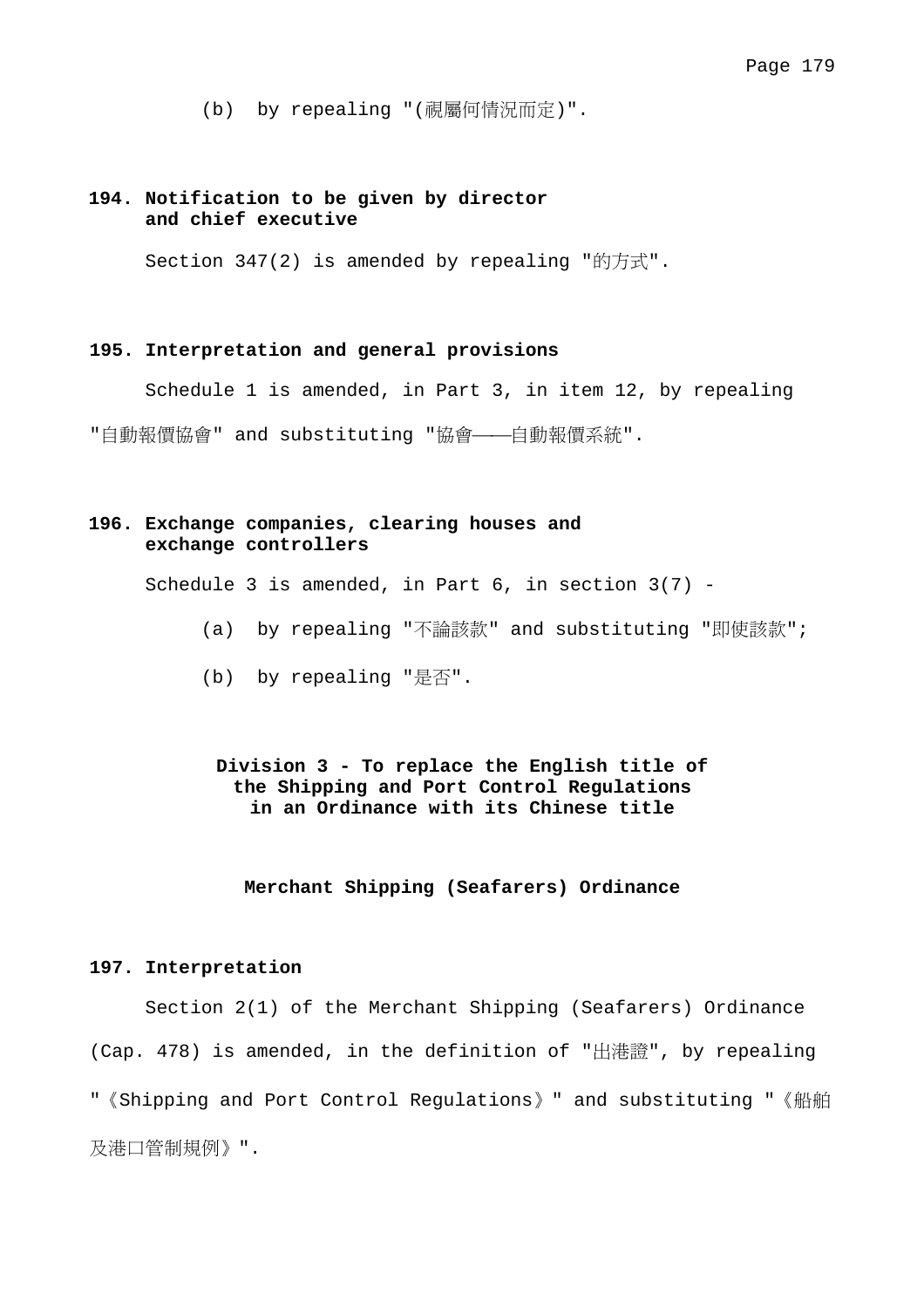(b) by repealing "(視屬何情況而定)".

**194. Notification to be given by director and chief executive**

Section 347(2) is amended by repealing "的方式".

**195. Interpretation and general provisions**

Schedule 1 is amended, in Part 3, in item 12, by repealing "自動報價協會" and substituting "協會——自動報價系統".

**196. Exchange companies, clearing houses and exchange controllers**

Schedule 3 is amended, in Part 6, in section 3(7) -

(a) by repealing "不論該款" and substituting "即使該款";

(b) by repealing "是否".

## Division 3 - To replace the English title of the Shipping and Port Control Regulations in an Ordinance with its Chinese title

### Merchant Shipping (Seafarers) Ordinance

**197. Interpretation**

Section 2(1) of the Merchant Shipping (Seafarers) Ordinance (Cap. 478) is amended, in the definition of "出港證", by repealing "《Shipping and Port Control Regulations》" and substituting "《船舶及港口管制規例》".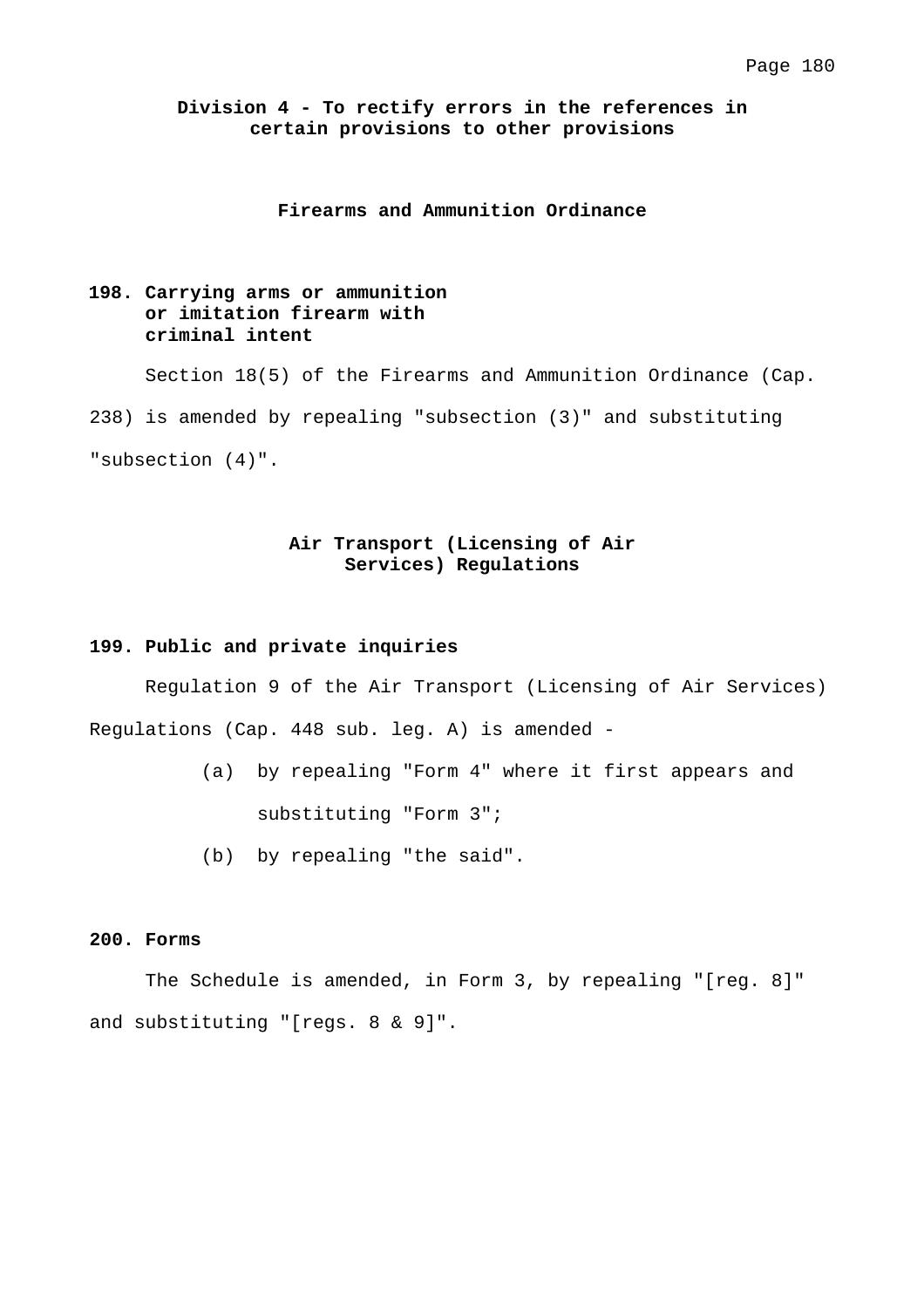## Division 4 - To rectify errors in the references in certain provisions to other provisions

### Firearms and Ammunition Ordinance

**198. Carrying arms or ammunition or imitation firearm with criminal intent**

Section 18(5) of the Firearms and Ammunition Ordinance (Cap. 238) is amended by repealing "subsection (3)" and substituting "subsection (4)".

### Air Transport (Licensing of Air Services) Regulations

**199. Public and private inquiries**

Regulation 9 of the Air Transport (Licensing of Air Services) Regulations (Cap. 448 sub. leg. A) is amended -

(a) by repealing "Form 4" where it first appears and substituting "Form 3";

(b) by repealing "the said".

**200. Forms**

The Schedule is amended, in Form 3, by repealing "[reg. 8]" and substituting "[regs. 8 & 9]".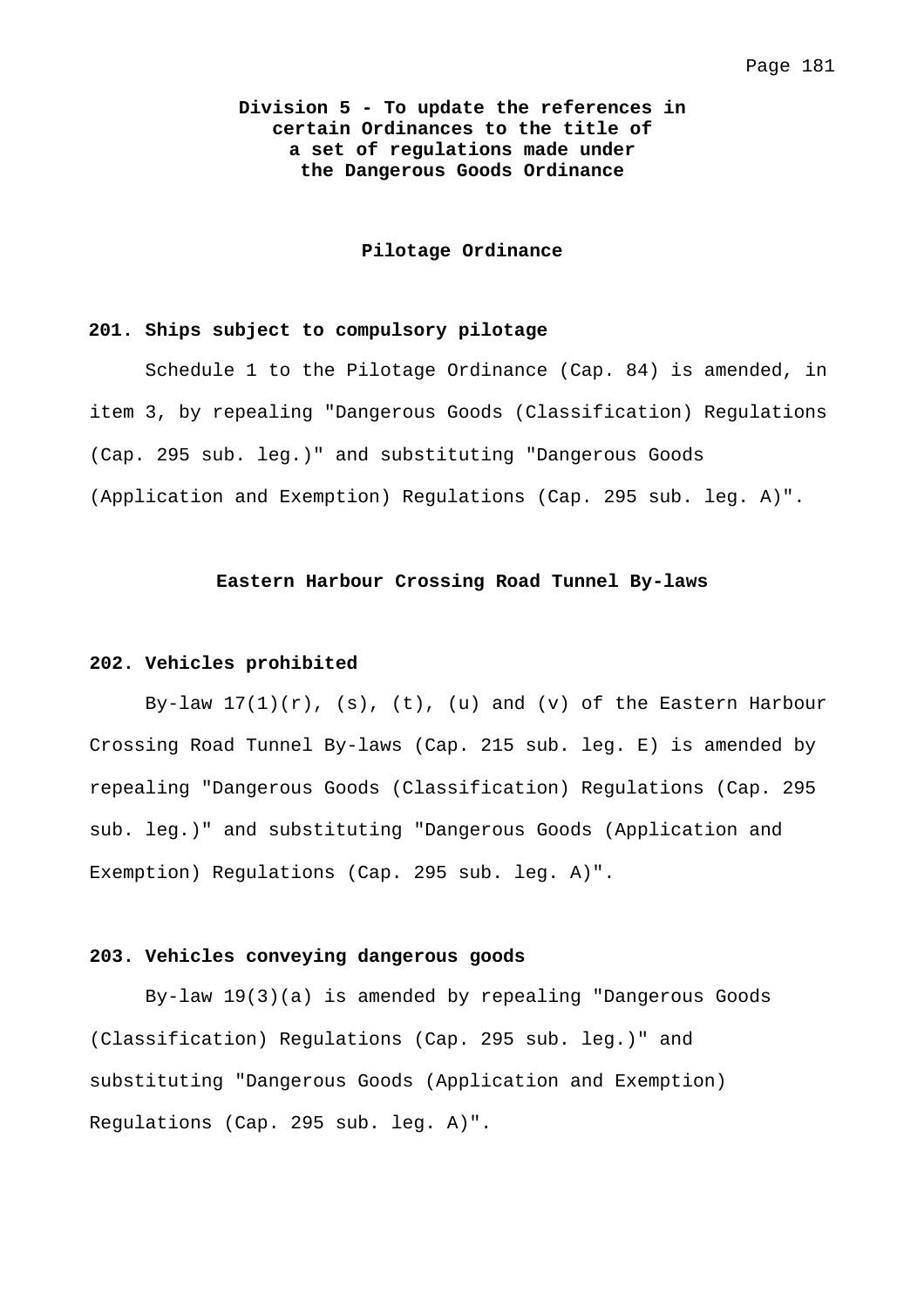## Division 5 - To update the references in certain Ordinances to the title of a set of regulations made under the Dangerous Goods Ordinance

### Pilotage Ordinance

**201. Ships subject to compulsory pilotage**

Schedule 1 to the Pilotage Ordinance (Cap. 84) is amended, in item 3, by repealing "Dangerous Goods (Classification) Regulations (Cap. 295 sub. leg.)" and substituting "Dangerous Goods (Application and Exemption) Regulations (Cap. 295 sub. leg. A)".

### Eastern Harbour Crossing Road Tunnel By-laws

**202. Vehicles prohibited**

By-law 17(1)(r), (s), (t), (u) and (v) of the Eastern Harbour Crossing Road Tunnel By-laws (Cap. 215 sub. leg. E) is amended by repealing "Dangerous Goods (Classification) Regulations (Cap. 295 sub. leg.)" and substituting "Dangerous Goods (Application and Exemption) Regulations (Cap. 295 sub. leg. A)".

**203. Vehicles conveying dangerous goods**

By-law 19(3)(a) is amended by repealing "Dangerous Goods (Classification) Regulations (Cap. 295 sub. leg.)" and substituting "Dangerous Goods (Application and Exemption) Regulations (Cap. 295 sub. leg. A)".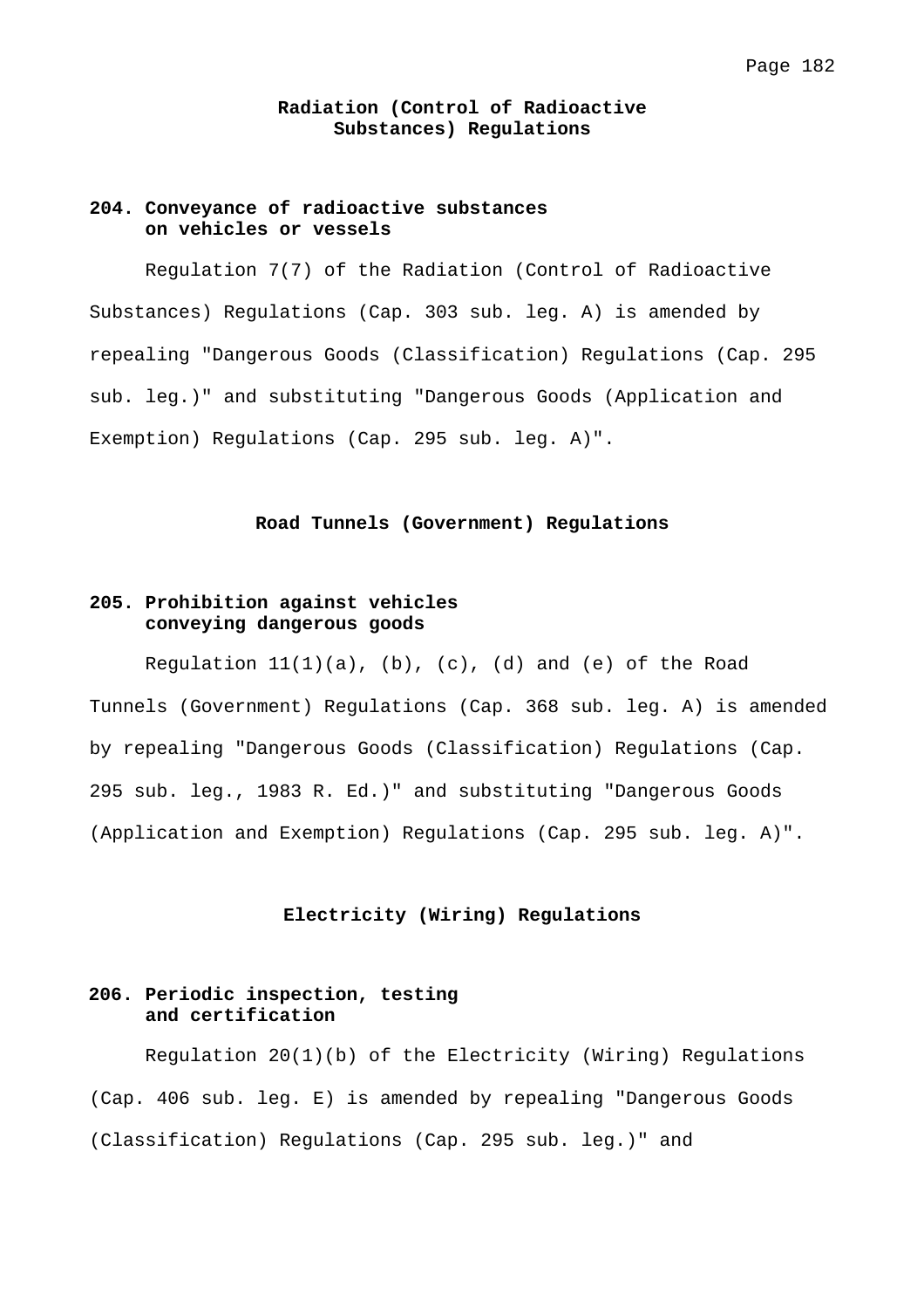## Radiation (Control of Radioactive Substances) Regulations

### 204. Conveyance of radioactive substances on vehicles or vessels

Regulation 7(7) of the Radiation (Control of Radioactive Substances) Regulations (Cap. 303 sub. leg. A) is amended by repealing "Dangerous Goods (Classification) Regulations (Cap. 295 sub. leg.)" and substituting "Dangerous Goods (Application and Exemption) Regulations (Cap. 295 sub. leg. A)".

## Road Tunnels (Government) Regulations

### 205. Prohibition against vehicles conveying dangerous goods

Regulation 11(1)(a), (b), (c), (d) and (e) of the Road Tunnels (Government) Regulations (Cap. 368 sub. leg. A) is amended by repealing "Dangerous Goods (Classification) Regulations (Cap. 295 sub. leg., 1983 R. Ed.)" and substituting "Dangerous Goods (Application and Exemption) Regulations (Cap. 295 sub. leg. A)".

## Electricity (Wiring) Regulations

### 206. Periodic inspection, testing and certification

Regulation 20(1)(b) of the Electricity (Wiring) Regulations (Cap. 406 sub. leg. E) is amended by repealing "Dangerous Goods (Classification) Regulations (Cap. 295 sub. leg.)" and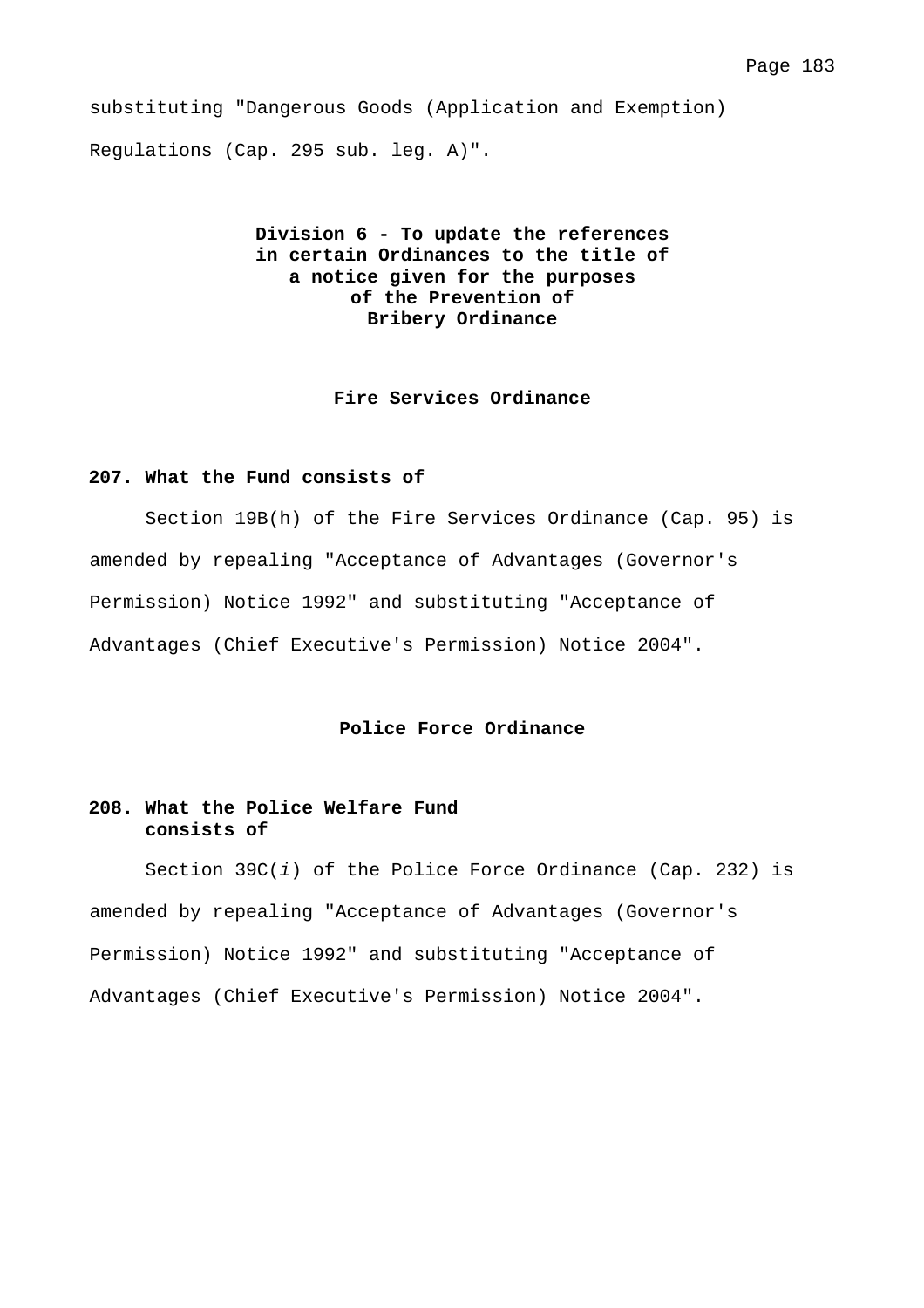substituting "Dangerous Goods (Application and Exemption) Regulations (Cap. 295 sub. leg. A)".

## Division 6 - To update the references in certain Ordinances to the title of a notice given for the purposes of the Prevention of Bribery Ordinance

### Fire Services Ordinance

**207. What the Fund consists of**

Section 19B(h) of the Fire Services Ordinance (Cap. 95) is amended by repealing "Acceptance of Advantages (Governor's Permission) Notice 1992" and substituting "Acceptance of Advantages (Chief Executive's Permission) Notice 2004".

### Police Force Ordinance

**208. What the Police Welfare Fund consists of**

Section 39C(*i*) of the Police Force Ordinance (Cap. 232) is amended by repealing "Acceptance of Advantages (Governor's Permission) Notice 1992" and substituting "Acceptance of Advantages (Chief Executive's Permission) Notice 2004".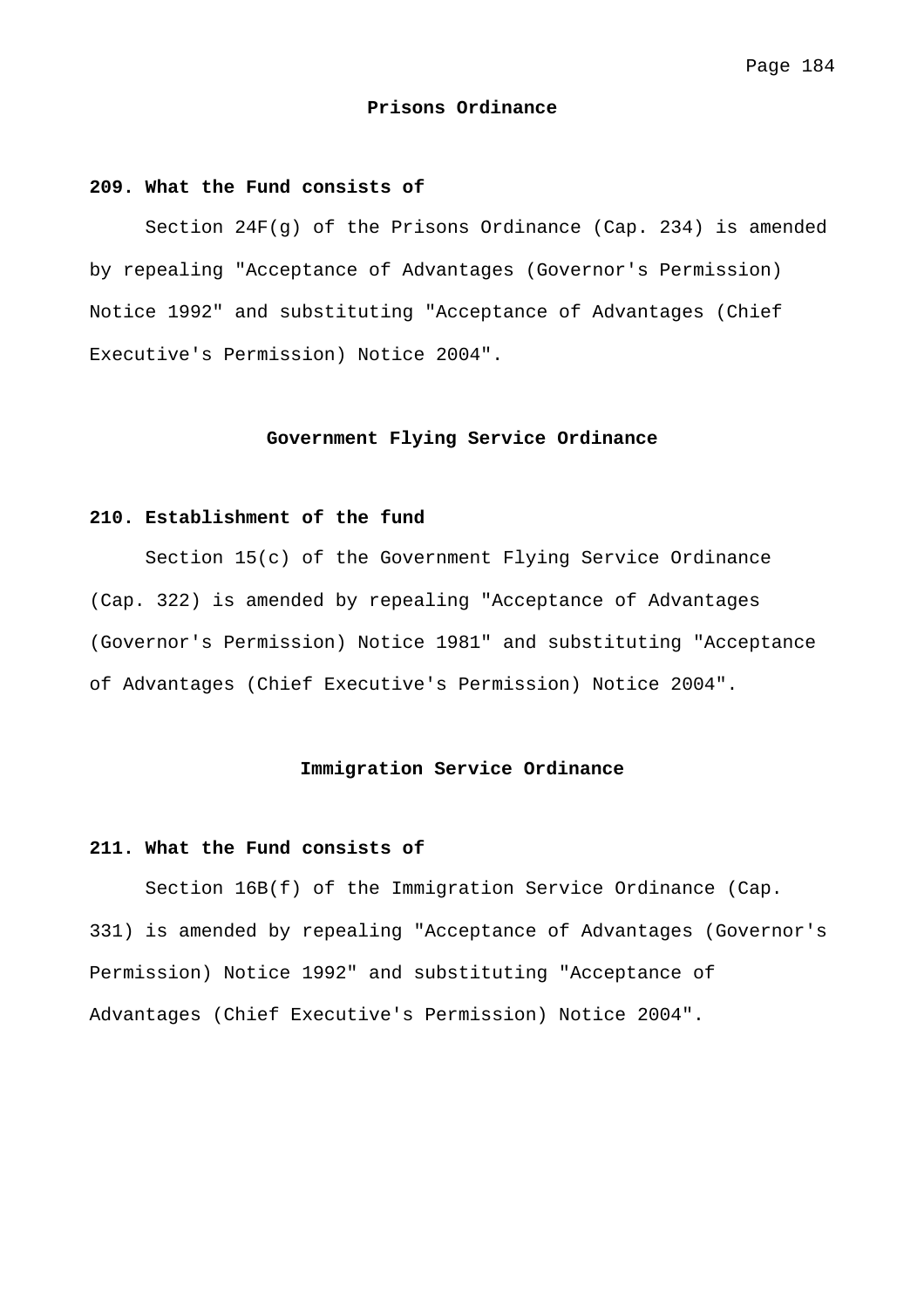## Prisons Ordinance

### 209. What the Fund consists of

Section 24F(g) of the Prisons Ordinance (Cap. 234) is amended by repealing "Acceptance of Advantages (Governor's Permission) Notice 1992" and substituting "Acceptance of Advantages (Chief Executive's Permission) Notice 2004".

## Government Flying Service Ordinance

### 210. Establishment of the fund

Section 15(c) of the Government Flying Service Ordinance (Cap. 322) is amended by repealing "Acceptance of Advantages (Governor's Permission) Notice 1981" and substituting "Acceptance of Advantages (Chief Executive's Permission) Notice 2004".

## Immigration Service Ordinance

### 211. What the Fund consists of

Section 16B(f) of the Immigration Service Ordinance (Cap. 331) is amended by repealing "Acceptance of Advantages (Governor's Permission) Notice 1992" and substituting "Acceptance of Advantages (Chief Executive's Permission) Notice 2004".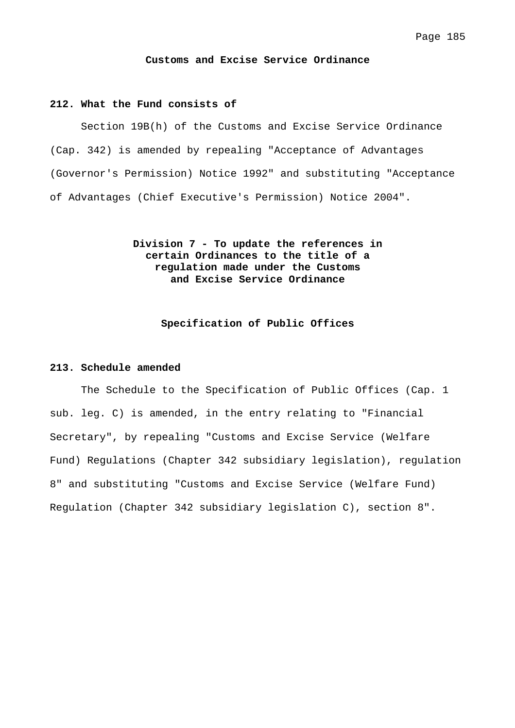**Customs and Excise Service Ordinance**

**212. What the Fund consists of**

Section 19B(h) of the Customs and Excise Service Ordinance (Cap. 342) is amended by repealing "Acceptance of Advantages (Governor's Permission) Notice 1992" and substituting "Acceptance of Advantages (Chief Executive's Permission) Notice 2004".

**Division 7 - To update the references in certain Ordinances to the title of a regulation made under the Customs and Excise Service Ordinance**

**Specification of Public Offices**

**213. Schedule amended**

The Schedule to the Specification of Public Offices (Cap. 1 sub. leg. C) is amended, in the entry relating to "Financial Secretary", by repealing "Customs and Excise Service (Welfare Fund) Regulations (Chapter 342 subsidiary legislation), regulation 8" and substituting "Customs and Excise Service (Welfare Fund) Regulation (Chapter 342 subsidiary legislation C), section 8".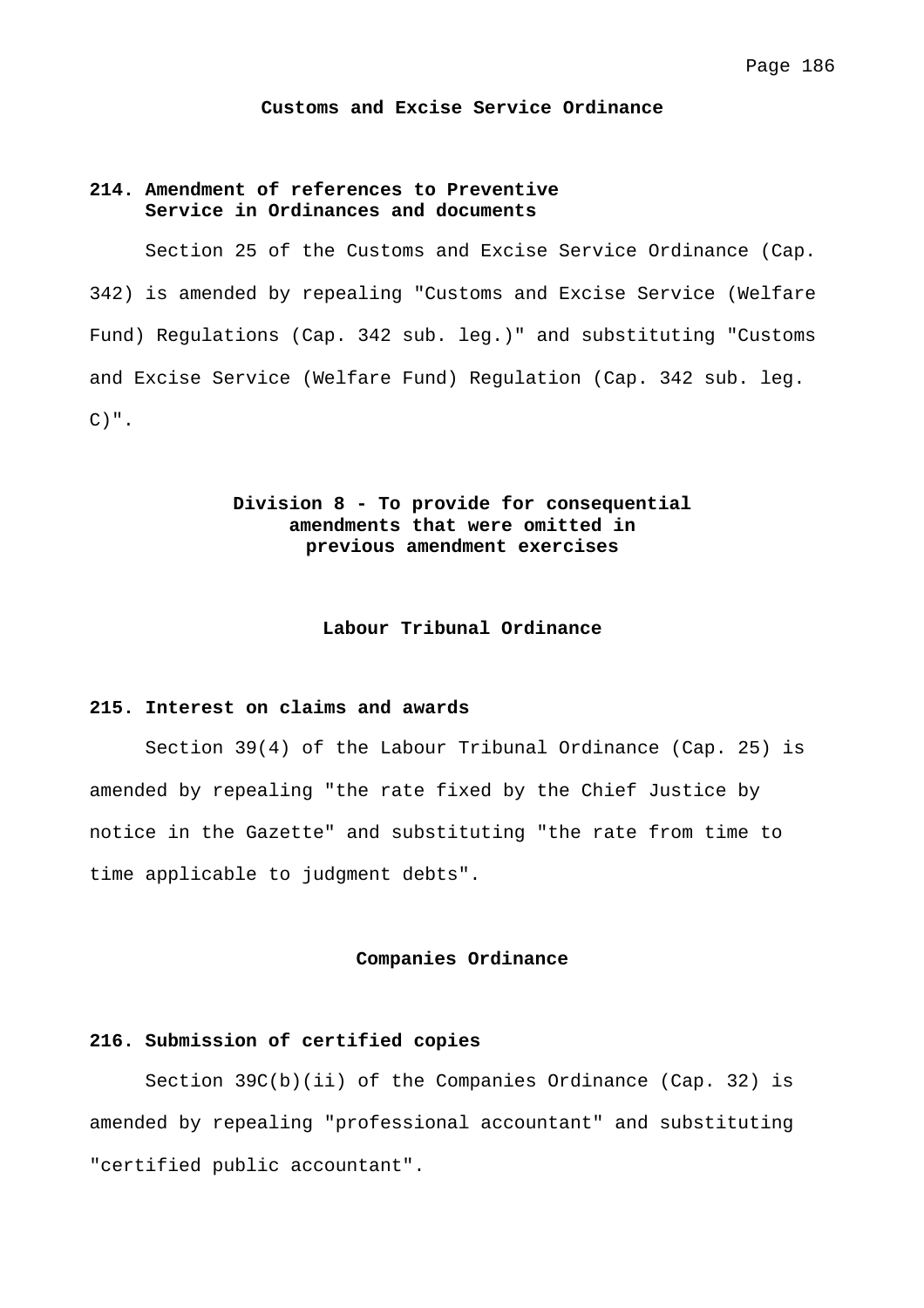## Customs and Excise Service Ordinance

### 214. Amendment of references to Preventive Service in Ordinances and documents

Section 25 of the Customs and Excise Service Ordinance (Cap. 342) is amended by repealing "Customs and Excise Service (Welfare Fund) Regulations (Cap. 342 sub. leg.)" and substituting "Customs and Excise Service (Welfare Fund) Regulation (Cap. 342 sub. leg. C)".

## Division 8 - To provide for consequential amendments that were omitted in previous amendment exercises

## Labour Tribunal Ordinance

### 215. Interest on claims and awards

Section 39(4) of the Labour Tribunal Ordinance (Cap. 25) is amended by repealing "the rate fixed by the Chief Justice by notice in the Gazette" and substituting "the rate from time to time applicable to judgment debts".

## Companies Ordinance

### 216. Submission of certified copies

Section 39C(b)(ii) of the Companies Ordinance (Cap. 32) is amended by repealing "professional accountant" and substituting "certified public accountant".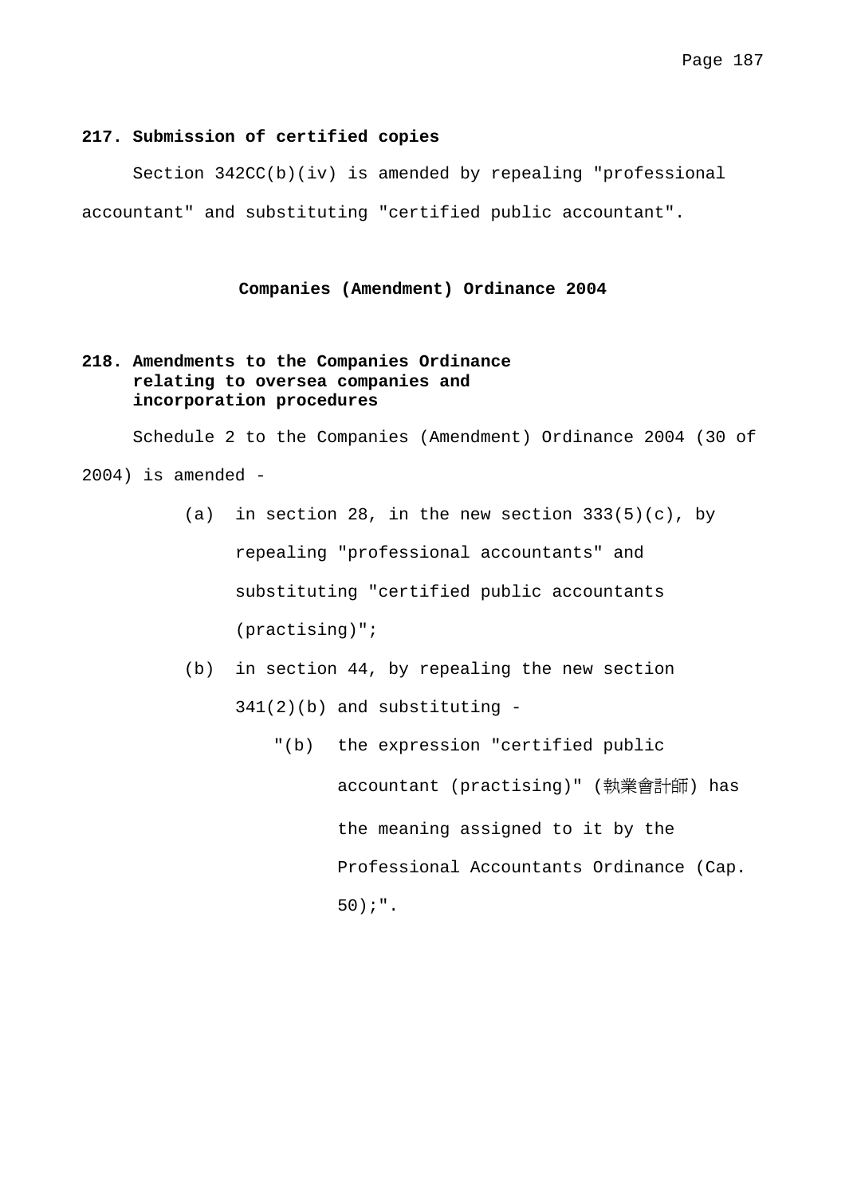**217. Submission of certified copies**

Section 342CC(b)(iv) is amended by repealing "professional accountant" and substituting "certified public accountant".

**Companies (Amendment) Ordinance 2004**

**218. Amendments to the Companies Ordinance relating to oversea companies and incorporation procedures**

Schedule 2 to the Companies (Amendment) Ordinance 2004 (30 of 2004) is amended -

(a) in section 28, in the new section 333(5)(c), by repealing "professional accountants" and substituting "certified public accountants (practising)";

(b) in section 44, by repealing the new section 341(2)(b) and substituting -

"(b) the expression "certified public accountant (practising)" (執業會計師) has the meaning assigned to it by the Professional Accountants Ordinance (Cap. 50);".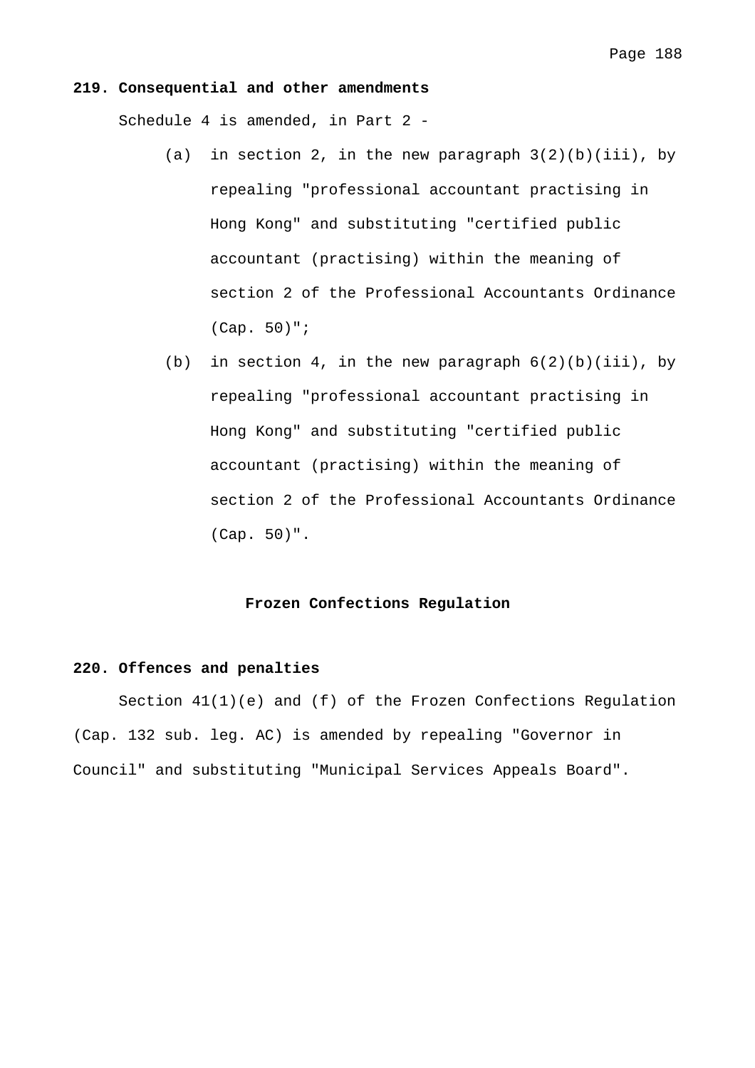**219. Consequential and other amendments**

Schedule 4 is amended, in Part 2 -

(a) in section 2, in the new paragraph 3(2)(b)(iii), by repealing "professional accountant practising in Hong Kong" and substituting "certified public accountant (practising) within the meaning of section 2 of the Professional Accountants Ordinance (Cap. 50)";

(b) in section 4, in the new paragraph 6(2)(b)(iii), by repealing "professional accountant practising in Hong Kong" and substituting "certified public accountant (practising) within the meaning of section 2 of the Professional Accountants Ordinance (Cap. 50)".

## Frozen Confections Regulation

**220. Offences and penalties**

Section 41(1)(e) and (f) of the Frozen Confections Regulation (Cap. 132 sub. leg. AC) is amended by repealing "Governor in Council" and substituting "Municipal Services Appeals Board".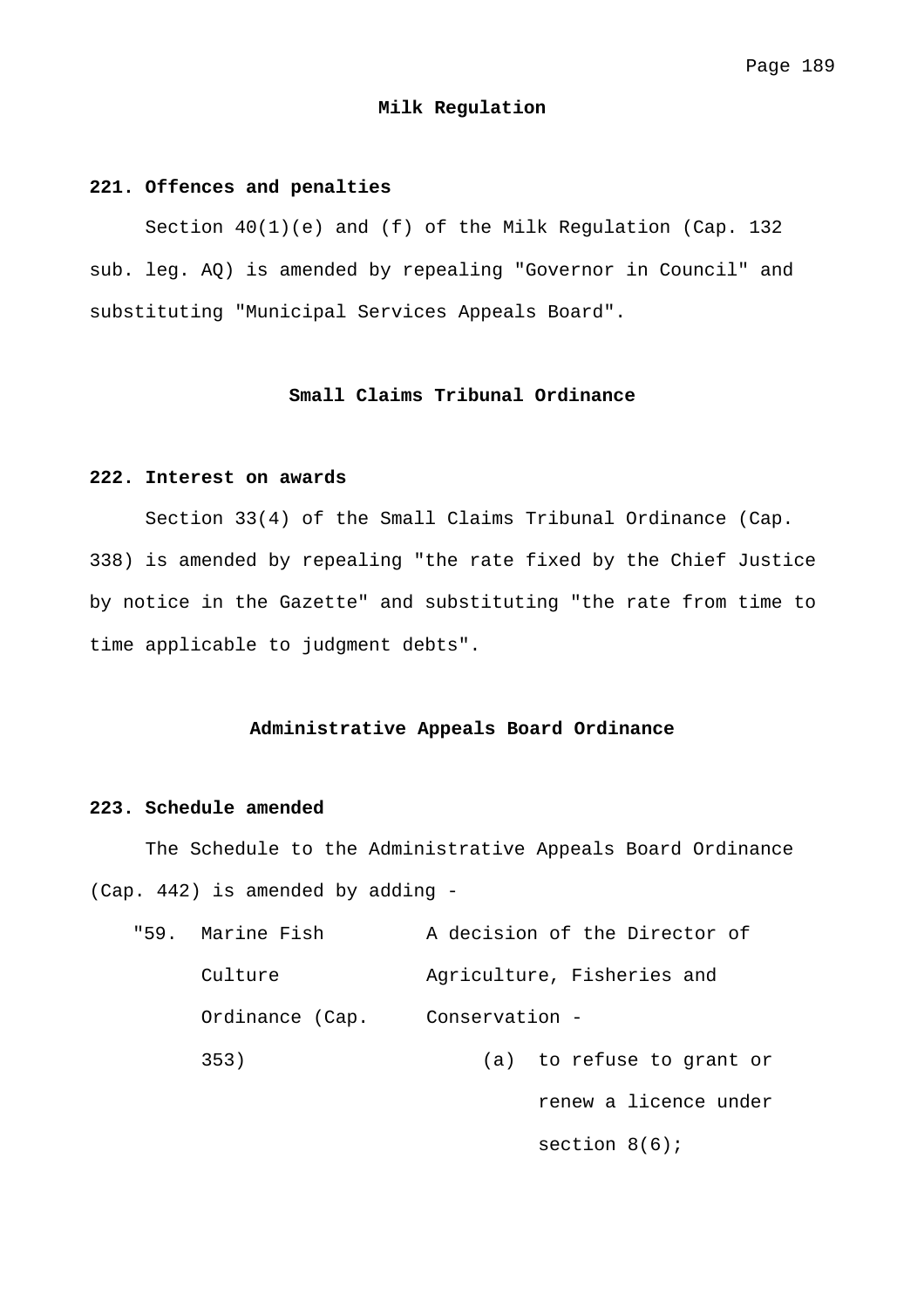## Milk Regulation

**221. Offences and penalties**

Section 40(1)(e) and (f) of the Milk Regulation (Cap. 132 sub. leg. AQ) is amended by repealing "Governor in Council" and substituting "Municipal Services Appeals Board".

## Small Claims Tribunal Ordinance

**222. Interest on awards**

Section 33(4) of the Small Claims Tribunal Ordinance (Cap. 338) is amended by repealing "the rate fixed by the Chief Justice by notice in the Gazette" and substituting "the rate from time to time applicable to judgment debts".

## Administrative Appeals Board Ordinance

**223. Schedule amended**

The Schedule to the Administrative Appeals Board Ordinance (Cap. 442) is amended by adding -

| | | |
|---|---|---|
| "59. | Marine Fish Culture Ordinance (Cap. 353) | A decision of the Director of Agriculture, Fisheries and Conservation -<br>(a) to refuse to grant or renew a licence under section 8(6); |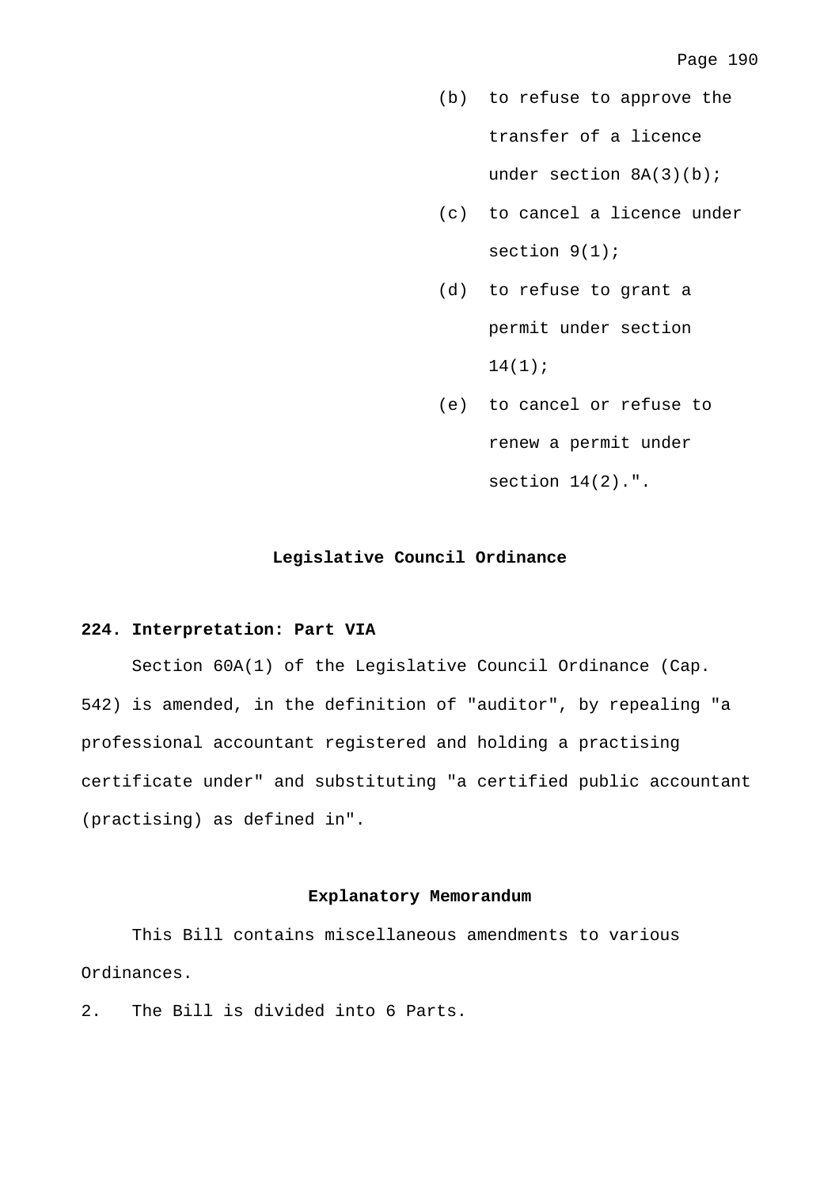(b) to refuse to approve the transfer of a licence under section 8A(3)(b);

(c) to cancel a licence under section 9(1);

(d) to refuse to grant a permit under section 14(1);

(e) to cancel or refuse to renew a permit under section 14(2).".

## Legislative Council Ordinance

**224. Interpretation: Part VIA**

Section 60A(1) of the Legislative Council Ordinance (Cap. 542) is amended, in the definition of "auditor", by repealing "a professional accountant registered and holding a practising certificate under" and substituting "a certified public accountant (practising) as defined in".

## Explanatory Memorandum

This Bill contains miscellaneous amendments to various Ordinances.

2. The Bill is divided into 6 Parts.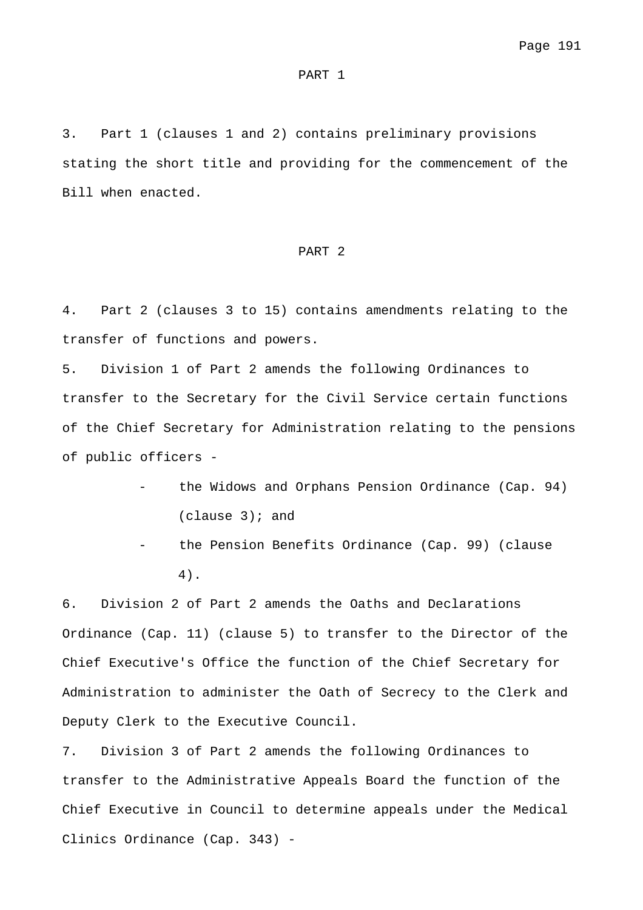## PART 1

3. Part 1 (clauses 1 and 2) contains preliminary provisions stating the short title and providing for the commencement of the Bill when enacted.

## PART 2

4. Part 2 (clauses 3 to 15) contains amendments relating to the transfer of functions and powers.

5. Division 1 of Part 2 amends the following Ordinances to transfer to the Secretary for the Civil Service certain functions of the Chief Secretary for Administration relating to the pensions of public officers -

- the Widows and Orphans Pension Ordinance (Cap. 94) (clause 3); and
- the Pension Benefits Ordinance (Cap. 99) (clause 4).

6. Division 2 of Part 2 amends the Oaths and Declarations Ordinance (Cap. 11) (clause 5) to transfer to the Director of the Chief Executive's Office the function of the Chief Secretary for Administration to administer the Oath of Secrecy to the Clerk and Deputy Clerk to the Executive Council.

7. Division 3 of Part 2 amends the following Ordinances to transfer to the Administrative Appeals Board the function of the Chief Executive in Council to determine appeals under the Medical Clinics Ordinance (Cap. 343) -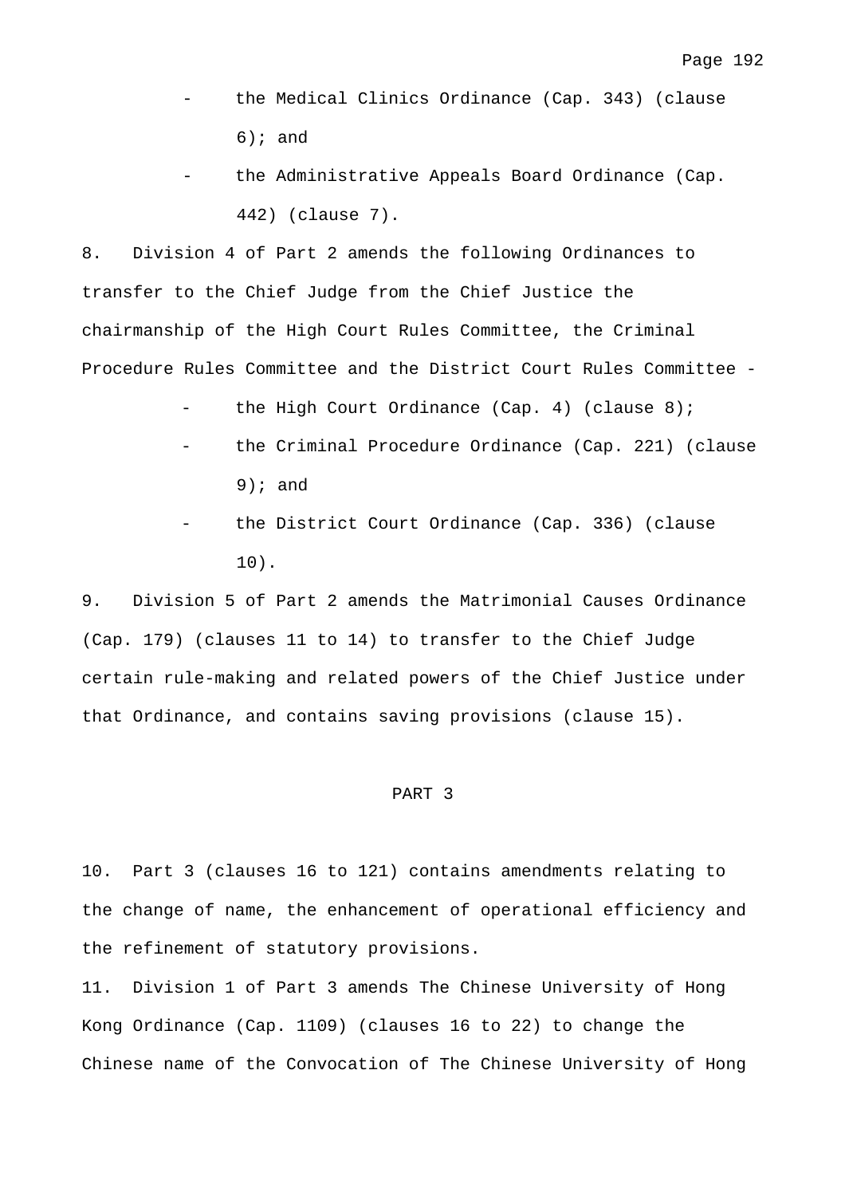- the Medical Clinics Ordinance (Cap. 343) (clause 6); and
- the Administrative Appeals Board Ordinance (Cap. 442) (clause 7).

8. Division 4 of Part 2 amends the following Ordinances to transfer to the Chief Judge from the Chief Justice the chairmanship of the High Court Rules Committee, the Criminal Procedure Rules Committee and the District Court Rules Committee -

- the High Court Ordinance (Cap. 4) (clause 8);
- the Criminal Procedure Ordinance (Cap. 221) (clause 9); and
- the District Court Ordinance (Cap. 336) (clause 10).

9. Division 5 of Part 2 amends the Matrimonial Causes Ordinance (Cap. 179) (clauses 11 to 14) to transfer to the Chief Judge certain rule-making and related powers of the Chief Justice under that Ordinance, and contains saving provisions (clause 15).

PART 3

10. Part 3 (clauses 16 to 121) contains amendments relating to the change of name, the enhancement of operational efficiency and the refinement of statutory provisions.

11. Division 1 of Part 3 amends The Chinese University of Hong Kong Ordinance (Cap. 1109) (clauses 16 to 22) to change the Chinese name of the Convocation of The Chinese University of Hong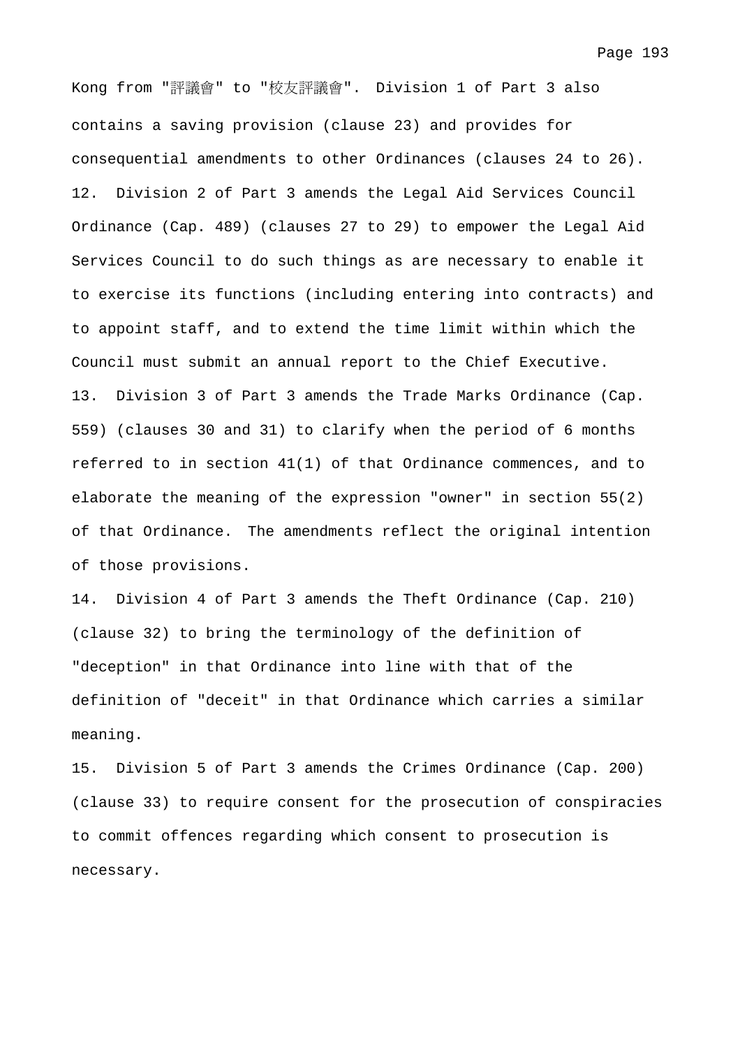Kong from "評議會" to "校友評議會". Division 1 of Part 3 also contains a saving provision (clause 23) and provides for consequential amendments to other Ordinances (clauses 24 to 26).

12. Division 2 of Part 3 amends the Legal Aid Services Council Ordinance (Cap. 489) (clauses 27 to 29) to empower the Legal Aid Services Council to do such things as are necessary to enable it to exercise its functions (including entering into contracts) and to appoint staff, and to extend the time limit within which the Council must submit an annual report to the Chief Executive.

13. Division 3 of Part 3 amends the Trade Marks Ordinance (Cap. 559) (clauses 30 and 31) to clarify when the period of 6 months referred to in section 41(1) of that Ordinance commences, and to elaborate the meaning of the expression "owner" in section 55(2) of that Ordinance. The amendments reflect the original intention of those provisions.

14. Division 4 of Part 3 amends the Theft Ordinance (Cap. 210) (clause 32) to bring the terminology of the definition of "deception" in that Ordinance into line with that of the definition of "deceit" in that Ordinance which carries a similar meaning.

15. Division 5 of Part 3 amends the Crimes Ordinance (Cap. 200) (clause 33) to require consent for the prosecution of conspiracies to commit offences regarding which consent to prosecution is necessary.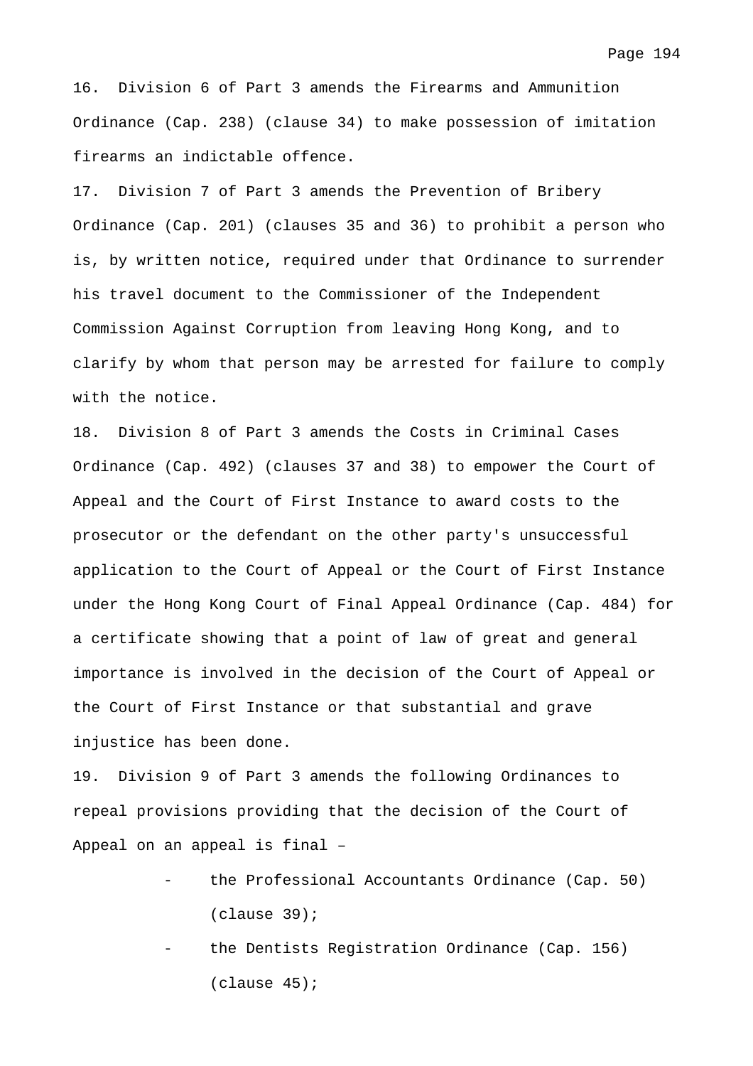16. Division 6 of Part 3 amends the Firearms and Ammunition Ordinance (Cap. 238) (clause 34) to make possession of imitation firearms an indictable offence.

17. Division 7 of Part 3 amends the Prevention of Bribery Ordinance (Cap. 201) (clauses 35 and 36) to prohibit a person who is, by written notice, required under that Ordinance to surrender his travel document to the Commissioner of the Independent Commission Against Corruption from leaving Hong Kong, and to clarify by whom that person may be arrested for failure to comply with the notice.

18. Division 8 of Part 3 amends the Costs in Criminal Cases Ordinance (Cap. 492) (clauses 37 and 38) to empower the Court of Appeal and the Court of First Instance to award costs to the prosecutor or the defendant on the other party's unsuccessful application to the Court of Appeal or the Court of First Instance under the Hong Kong Court of Final Appeal Ordinance (Cap. 484) for a certificate showing that a point of law of great and general importance is involved in the decision of the Court of Appeal or the Court of First Instance or that substantial and grave injustice has been done.

19. Division 9 of Part 3 amends the following Ordinances to repeal provisions providing that the decision of the Court of Appeal on an appeal is final –

- the Professional Accountants Ordinance (Cap. 50) (clause 39);
- the Dentists Registration Ordinance (Cap. 156) (clause 45);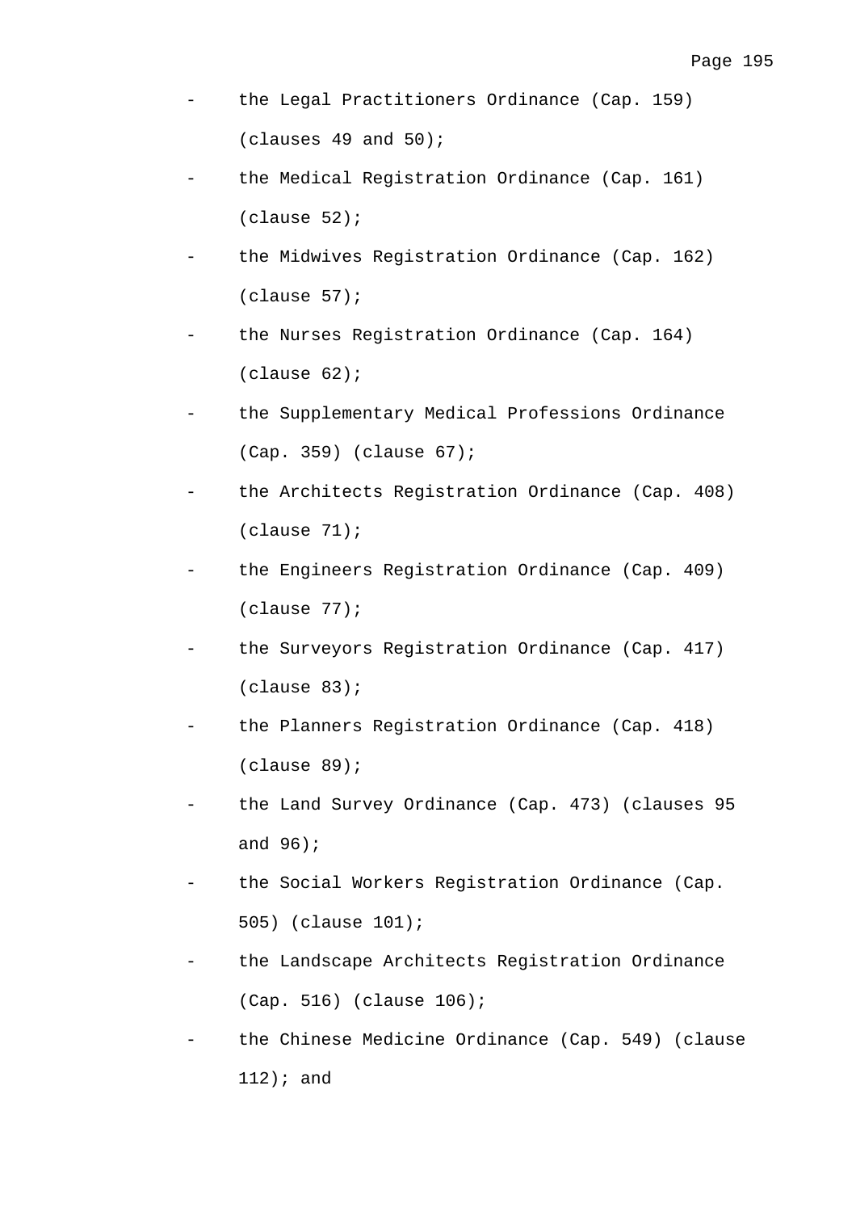- the Legal Practitioners Ordinance (Cap. 159) (clauses 49 and 50);
- the Medical Registration Ordinance (Cap. 161) (clause 52);
- the Midwives Registration Ordinance (Cap. 162) (clause 57);
- the Nurses Registration Ordinance (Cap. 164) (clause 62);
- the Supplementary Medical Professions Ordinance (Cap. 359) (clause 67);
- the Architects Registration Ordinance (Cap. 408) (clause 71);
- the Engineers Registration Ordinance (Cap. 409) (clause 77);
- the Surveyors Registration Ordinance (Cap. 417) (clause 83);
- the Planners Registration Ordinance (Cap. 418) (clause 89);
- the Land Survey Ordinance (Cap. 473) (clauses 95 and 96);
- the Social Workers Registration Ordinance (Cap. 505) (clause 101);
- the Landscape Architects Registration Ordinance (Cap. 516) (clause 106);
- the Chinese Medicine Ordinance (Cap. 549) (clause 112); and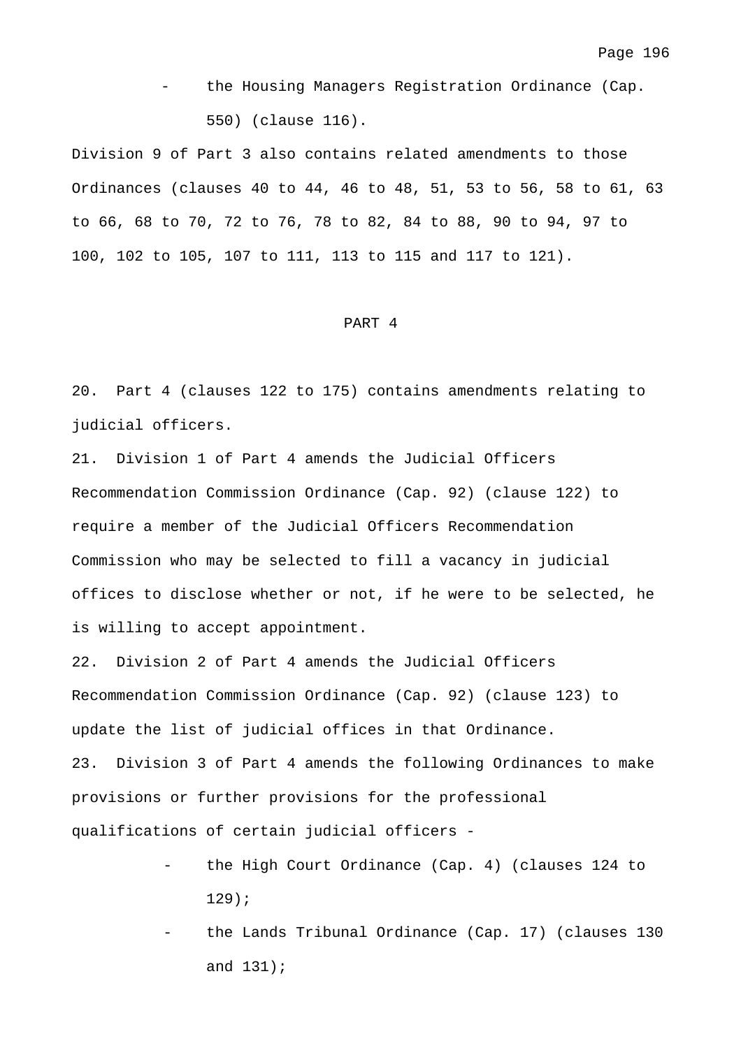- the Housing Managers Registration Ordinance (Cap. 550) (clause 116).

Division 9 of Part 3 also contains related amendments to those Ordinances (clauses 40 to 44, 46 to 48, 51, 53 to 56, 58 to 61, 63 to 66, 68 to 70, 72 to 76, 78 to 82, 84 to 88, 90 to 94, 97 to 100, 102 to 105, 107 to 111, 113 to 115 and 117 to 121).

## PART 4

20. Part 4 (clauses 122 to 175) contains amendments relating to judicial officers.

21. Division 1 of Part 4 amends the Judicial Officers Recommendation Commission Ordinance (Cap. 92) (clause 122) to require a member of the Judicial Officers Recommendation Commission who may be selected to fill a vacancy in judicial offices to disclose whether or not, if he were to be selected, he is willing to accept appointment.

22. Division 2 of Part 4 amends the Judicial Officers Recommendation Commission Ordinance (Cap. 92) (clause 123) to update the list of judicial offices in that Ordinance.

23. Division 3 of Part 4 amends the following Ordinances to make provisions or further provisions for the professional qualifications of certain judicial officers -

- the High Court Ordinance (Cap. 4) (clauses 124 to 129);
- the Lands Tribunal Ordinance (Cap. 17) (clauses 130 and 131);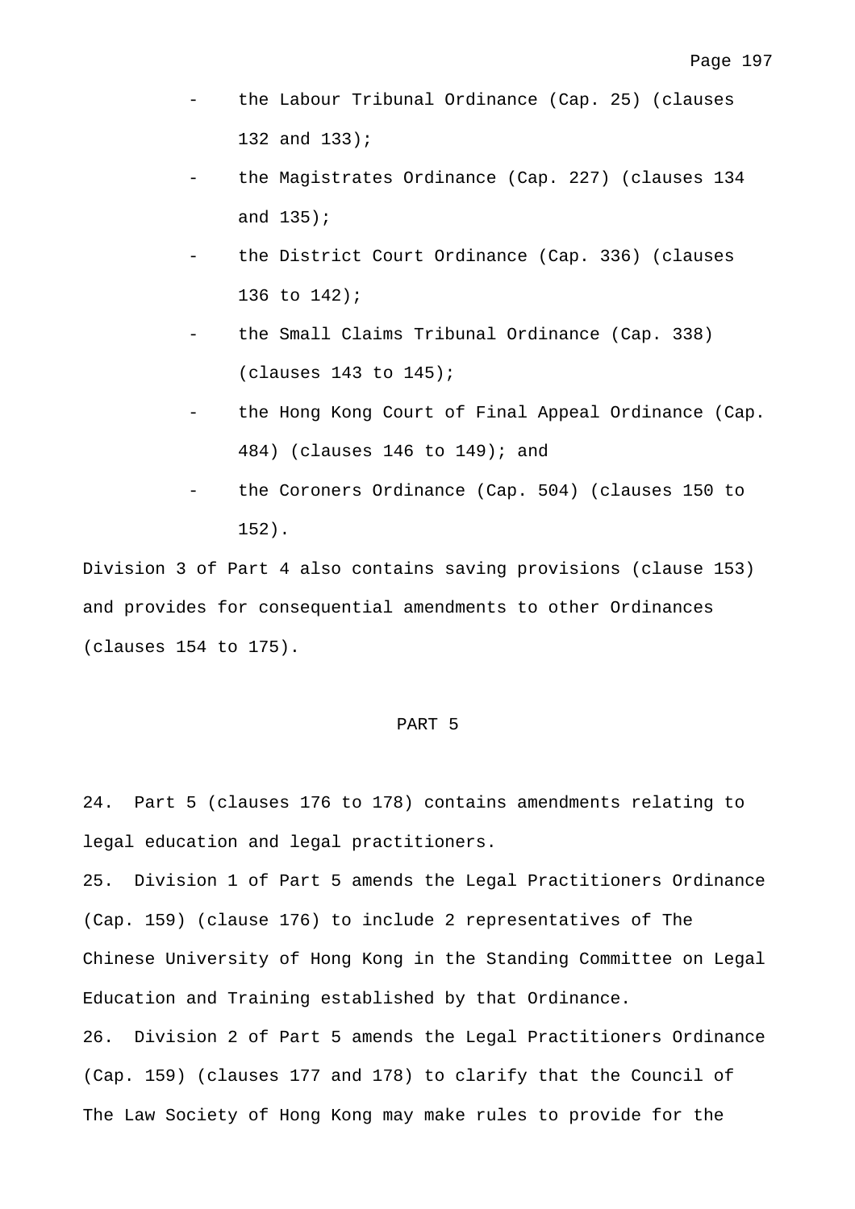- the Labour Tribunal Ordinance (Cap. 25) (clauses 132 and 133);
- the Magistrates Ordinance (Cap. 227) (clauses 134 and 135);
- the District Court Ordinance (Cap. 336) (clauses 136 to 142);
- the Small Claims Tribunal Ordinance (Cap. 338) (clauses 143 to 145);
- the Hong Kong Court of Final Appeal Ordinance (Cap. 484) (clauses 146 to 149); and
- the Coroners Ordinance (Cap. 504) (clauses 150 to 152).

Division 3 of Part 4 also contains saving provisions (clause 153) and provides for consequential amendments to other Ordinances (clauses 154 to 175).

## PART 5

24. Part 5 (clauses 176 to 178) contains amendments relating to legal education and legal practitioners.

25. Division 1 of Part 5 amends the Legal Practitioners Ordinance (Cap. 159) (clause 176) to include 2 representatives of The Chinese University of Hong Kong in the Standing Committee on Legal Education and Training established by that Ordinance.

26. Division 2 of Part 5 amends the Legal Practitioners Ordinance (Cap. 159) (clauses 177 and 178) to clarify that the Council of The Law Society of Hong Kong may make rules to provide for the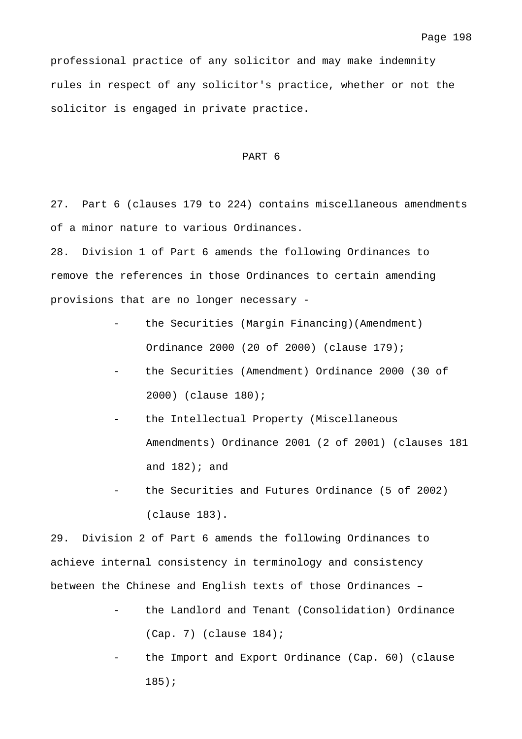professional practice of any solicitor and may make indemnity rules in respect of any solicitor's practice, whether or not the solicitor is engaged in private practice.

## PART 6

27. Part 6 (clauses 179 to 224) contains miscellaneous amendments of a minor nature to various Ordinances.

28. Division 1 of Part 6 amends the following Ordinances to remove the references in those Ordinances to certain amending provisions that are no longer necessary -

- the Securities (Margin Financing)(Amendment) Ordinance 2000 (20 of 2000) (clause 179);
- the Securities (Amendment) Ordinance 2000 (30 of 2000) (clause 180);
- the Intellectual Property (Miscellaneous Amendments) Ordinance 2001 (2 of 2001) (clauses 181 and 182); and
- the Securities and Futures Ordinance (5 of 2002) (clause 183).

29. Division 2 of Part 6 amends the following Ordinances to achieve internal consistency in terminology and consistency between the Chinese and English texts of those Ordinances –

- the Landlord and Tenant (Consolidation) Ordinance (Cap. 7) (clause 184);
- the Import and Export Ordinance (Cap. 60) (clause 185);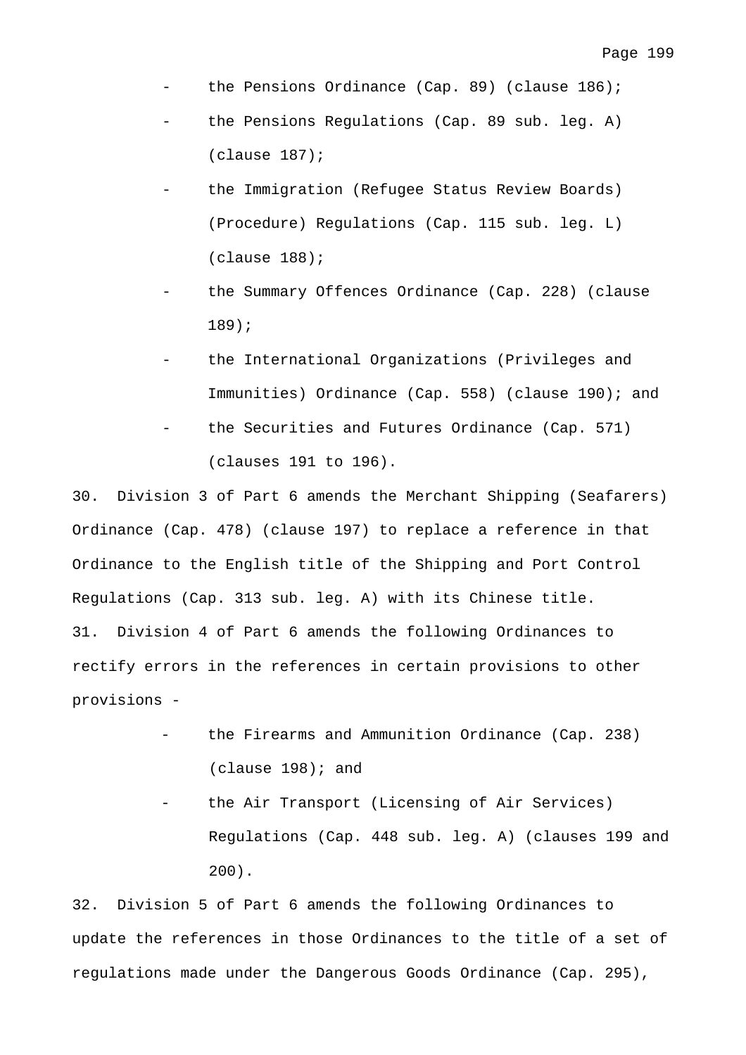- the Pensions Ordinance (Cap. 89) (clause 186);
- the Pensions Regulations (Cap. 89 sub. leg. A) (clause 187);
- the Immigration (Refugee Status Review Boards) (Procedure) Regulations (Cap. 115 sub. leg. L) (clause 188);
- the Summary Offences Ordinance (Cap. 228) (clause 189);
- the International Organizations (Privileges and Immunities) Ordinance (Cap. 558) (clause 190); and
- the Securities and Futures Ordinance (Cap. 571) (clauses 191 to 196).

30. Division 3 of Part 6 amends the Merchant Shipping (Seafarers) Ordinance (Cap. 478) (clause 197) to replace a reference in that Ordinance to the English title of the Shipping and Port Control Regulations (Cap. 313 sub. leg. A) with its Chinese title.

31. Division 4 of Part 6 amends the following Ordinances to rectify errors in the references in certain provisions to other provisions -

- the Firearms and Ammunition Ordinance (Cap. 238) (clause 198); and
- the Air Transport (Licensing of Air Services) Regulations (Cap. 448 sub. leg. A) (clauses 199 and 200).

32. Division 5 of Part 6 amends the following Ordinances to update the references in those Ordinances to the title of a set of regulations made under the Dangerous Goods Ordinance (Cap. 295),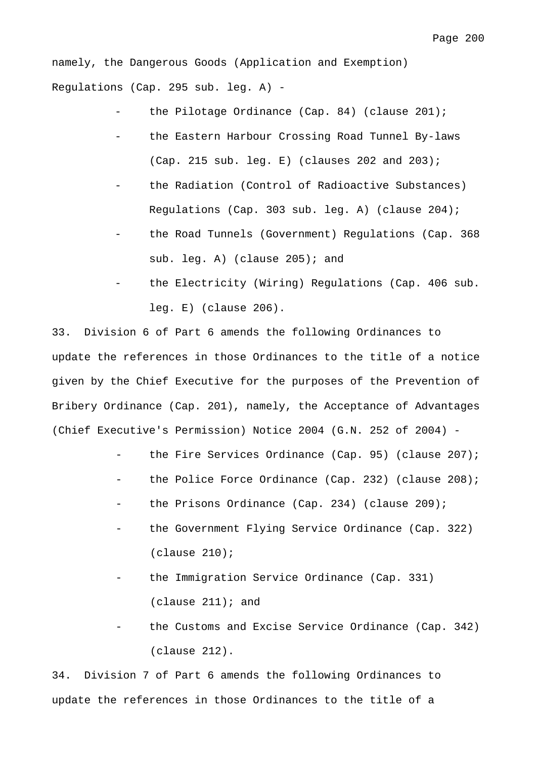namely, the Dangerous Goods (Application and Exemption) Regulations (Cap. 295 sub. leg. A) -

- the Pilotage Ordinance (Cap. 84) (clause 201);
- the Eastern Harbour Crossing Road Tunnel By-laws (Cap. 215 sub. leg. E) (clauses 202 and 203);
- the Radiation (Control of Radioactive Substances) Regulations (Cap. 303 sub. leg. A) (clause 204);
- the Road Tunnels (Government) Regulations (Cap. 368 sub. leg. A) (clause 205); and
- the Electricity (Wiring) Regulations (Cap. 406 sub. leg. E) (clause 206).

33. Division 6 of Part 6 amends the following Ordinances to update the references in those Ordinances to the title of a notice given by the Chief Executive for the purposes of the Prevention of Bribery Ordinance (Cap. 201), namely, the Acceptance of Advantages (Chief Executive's Permission) Notice 2004 (G.N. 252 of 2004) -

- the Fire Services Ordinance (Cap. 95) (clause 207);
- the Police Force Ordinance (Cap. 232) (clause 208);
- the Prisons Ordinance (Cap. 234) (clause 209);
- the Government Flying Service Ordinance (Cap. 322) (clause 210);
- the Immigration Service Ordinance (Cap. 331) (clause 211); and
- the Customs and Excise Service Ordinance (Cap. 342) (clause 212).

34. Division 7 of Part 6 amends the following Ordinances to update the references in those Ordinances to the title of a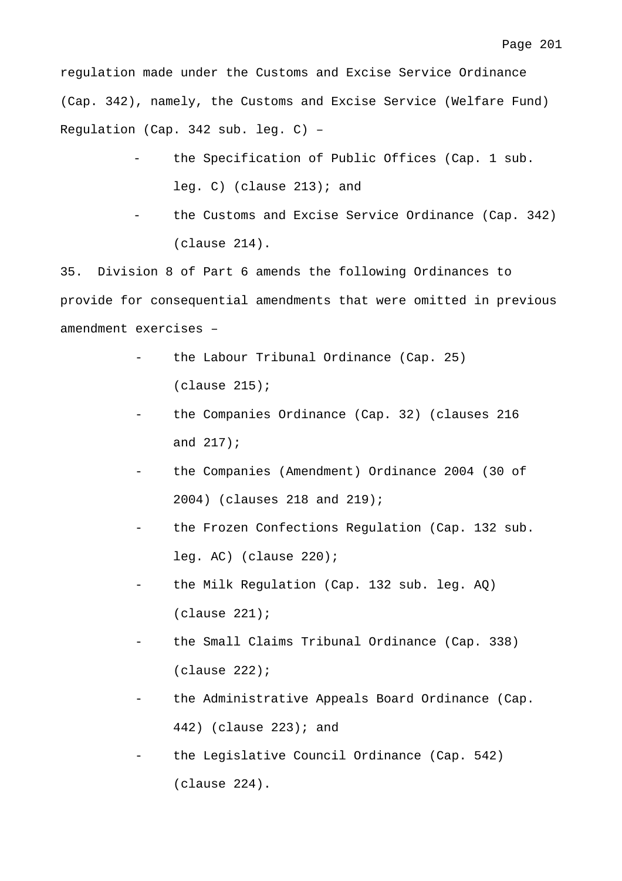regulation made under the Customs and Excise Service Ordinance (Cap. 342), namely, the Customs and Excise Service (Welfare Fund) Regulation (Cap. 342 sub. leg. C) –

- the Specification of Public Offices (Cap. 1 sub. leg. C) (clause 213); and
- the Customs and Excise Service Ordinance (Cap. 342) (clause 214).

35. Division 8 of Part 6 amends the following Ordinances to provide for consequential amendments that were omitted in previous amendment exercises –

- the Labour Tribunal Ordinance (Cap. 25) (clause 215);
- the Companies Ordinance (Cap. 32) (clauses 216 and 217);
- the Companies (Amendment) Ordinance 2004 (30 of 2004) (clauses 218 and 219);
- the Frozen Confections Regulation (Cap. 132 sub. leg. AC) (clause 220);
- the Milk Regulation (Cap. 132 sub. leg. AQ) (clause 221);
- the Small Claims Tribunal Ordinance (Cap. 338) (clause 222);
- the Administrative Appeals Board Ordinance (Cap. 442) (clause 223); and
- the Legislative Council Ordinance (Cap. 542) (clause 224).